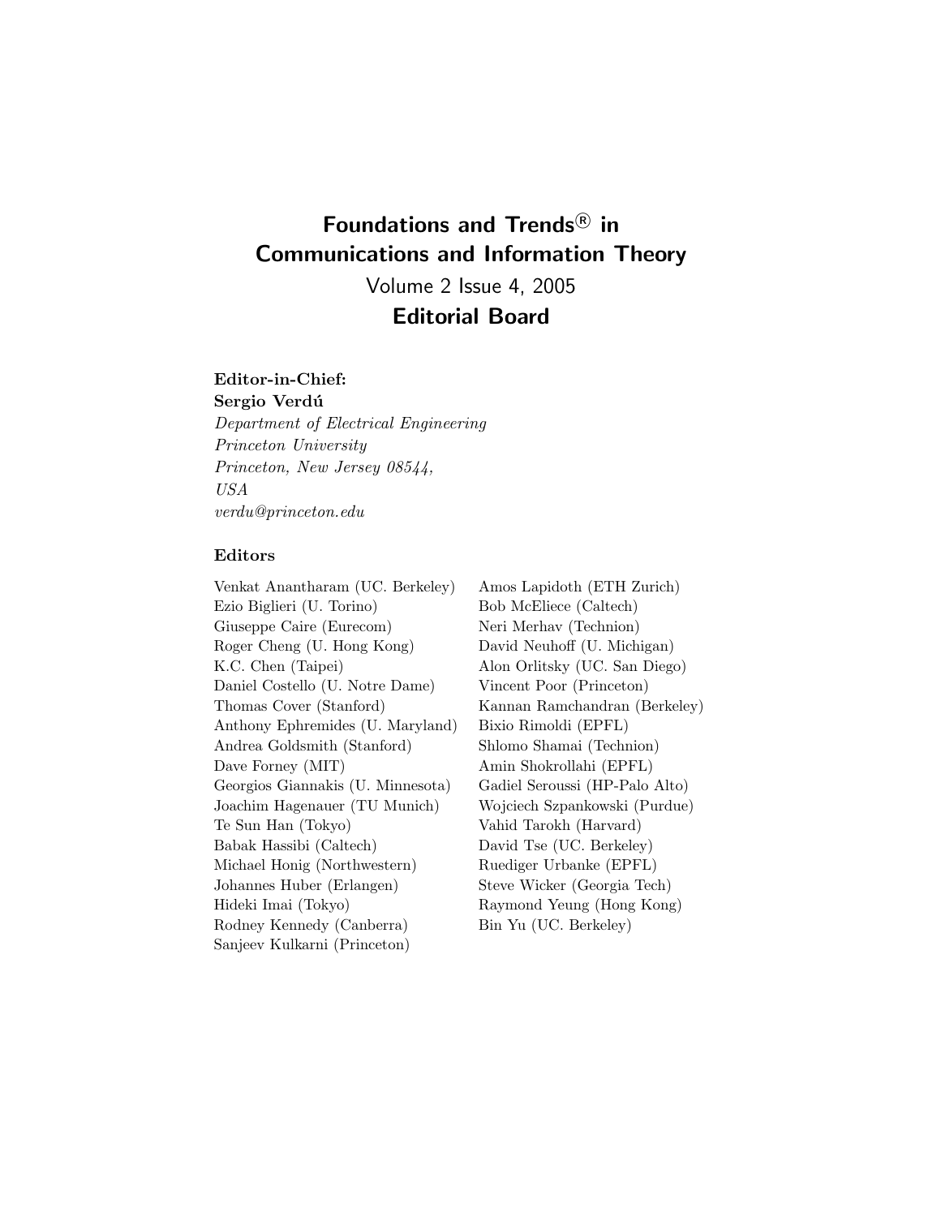# Foundations and Trends® in Communications and Information Theory

Volume 2 Issue 4, 2005

## Editorial Board

**Editor-in-Chief:**
**Sergio Verdú**
*Department of Electrical Engineering*
*Princeton University*
*Princeton, New Jersey 08544,*
*USA*
*verdu@princeton.edu*

**Editors**

Venkat Anantharam (UC. Berkeley)
Ezio Biglieri (U. Torino)
Giuseppe Caire (Eurecom)
Roger Cheng (U. Hong Kong)
K.C. Chen (Taipei)
Daniel Costello (U. Notre Dame)
Thomas Cover (Stanford)
Anthony Ephremides (U. Maryland)
Andrea Goldsmith (Stanford)
Dave Forney (MIT)
Georgios Giannakis (U. Minnesota)
Joachim Hagenauer (TU Munich)
Te Sun Han (Tokyo)
Babak Hassibi (Caltech)
Michael Honig (Northwestern)
Johannes Huber (Erlangen)
Hideki Imai (Tokyo)
Rodney Kennedy (Canberra)
Sanjeev Kulkarni (Princeton)
Amos Lapidoth (ETH Zurich)
Bob McEliece (Caltech)
Neri Merhav (Technion)
David Neuhoff (U. Michigan)
Alon Orlitsky (UC. San Diego)
Vincent Poor (Princeton)
Kannan Ramchandran (Berkeley)
Bixio Rimoldi (EPFL)
Shlomo Shamai (Technion)
Amin Shokrollahi (EPFL)
Gadiel Seroussi (HP-Palo Alto)
Wojciech Szpankowski (Purdue)
Vahid Tarokh (Harvard)
David Tse (UC. Berkeley)
Ruediger Urbanke (EPFL)
Steve Wicker (Georgia Tech)
Raymond Yeung (Hong Kong)
Bin Yu (UC. Berkeley)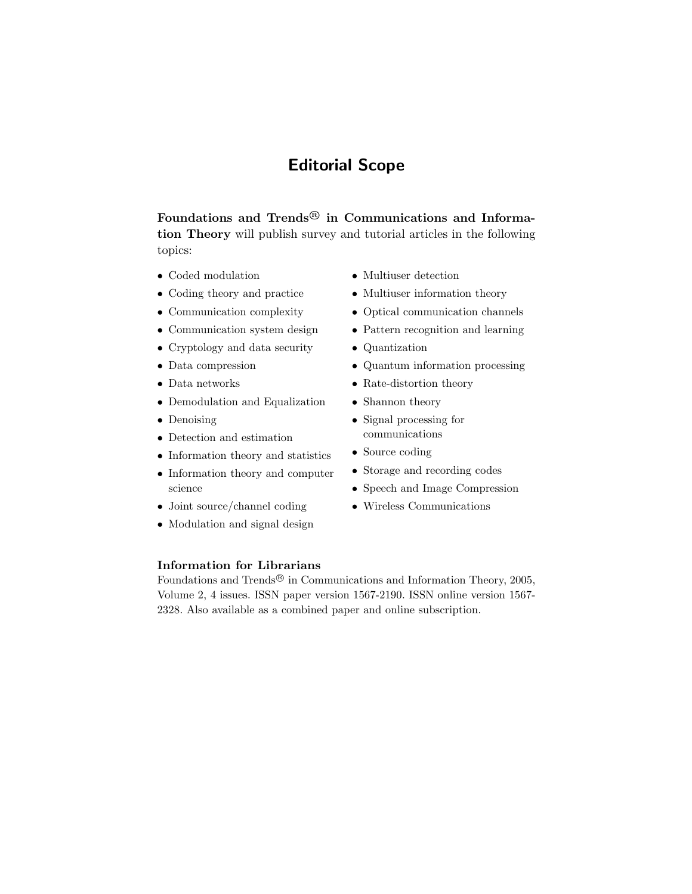# Editorial Scope

**Foundations and Trends® in Communications and Information Theory** will publish survey and tutorial articles in the following topics:

- Coded modulation
- Coding theory and practice
- Communication complexity
- Communication system design
- Cryptology and data security
- Data compression
- Data networks
- Demodulation and Equalization
- Denoising
- Detection and estimation
- Information theory and statistics
- Information theory and computer science
- Joint source/channel coding
- Modulation and signal design
- Multiuser detection
- Multiuser information theory
- Optical communication channels
- Pattern recognition and learning
- Quantization
- Quantum information processing
- Rate-distortion theory
- Shannon theory
- Signal processing for communications
- Source coding
- Storage and recording codes
- Speech and Image Compression
- Wireless Communications

### Information for Librarians

Foundations and Trends® in Communications and Information Theory, 2005, Volume 2, 4 issues. ISSN paper version 1567-2190. ISSN online version 1567-2328. Also available as a combined paper and online subscription.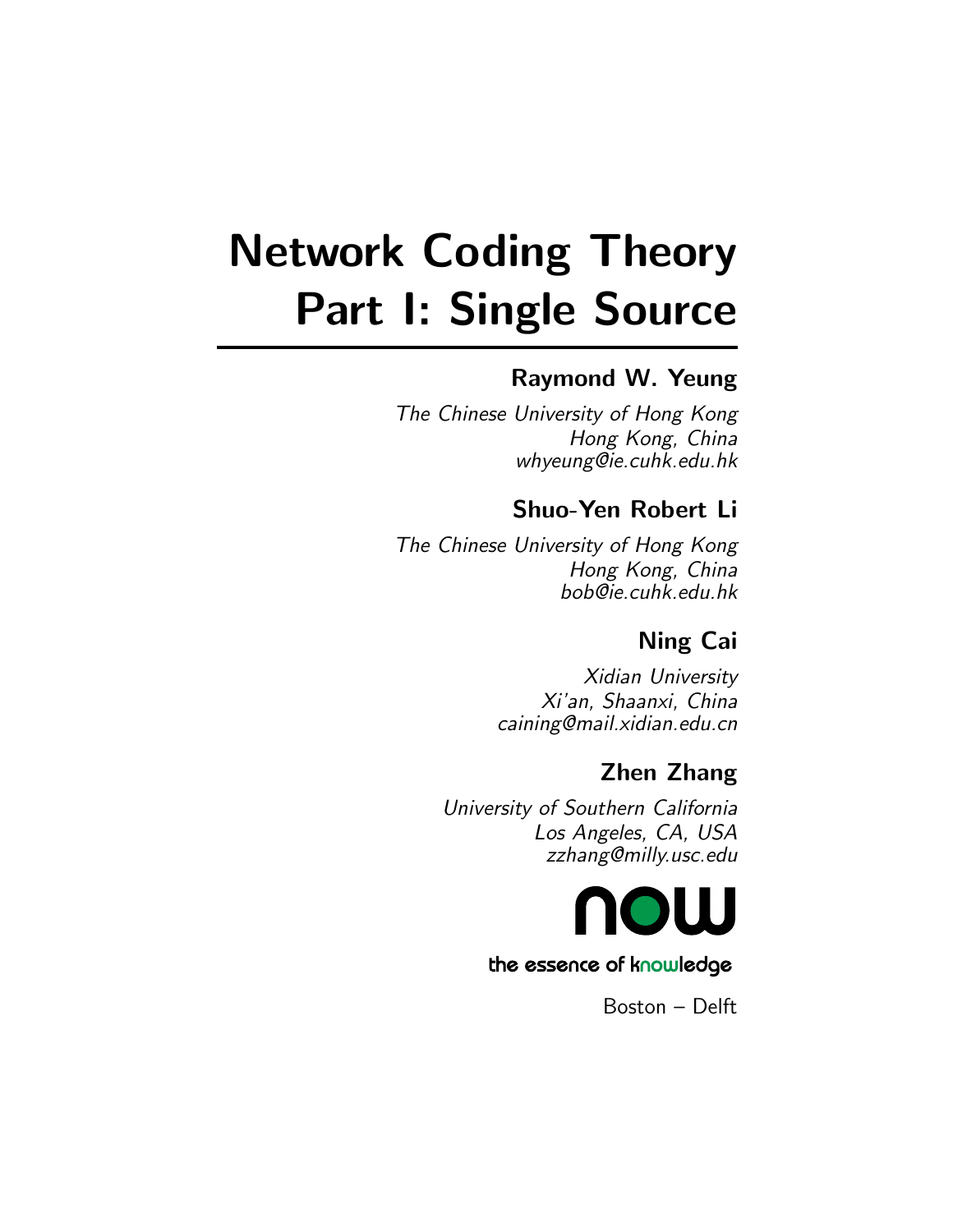# Network Coding Theory Part I: Single Source

**Raymond W. Yeung**

*The Chinese University of Hong Kong*
*Hong Kong, China*
*whyeung@ie.cuhk.edu.hk*

**Shuo-Yen Robert Li**

*The Chinese University of Hong Kong*
*Hong Kong, China*
*bob@ie.cuhk.edu.hk*

**Ning Cai**

*Xidian University*
*Xi'an, Shaanxi, China*
*caining@mail.xidian.edu.cn*

**Zhen Zhang**

*University of Southern California*
*Los Angeles, CA, USA*
*zzhang@milly.usc.edu*

now

the essence of knowledge

Boston – Delft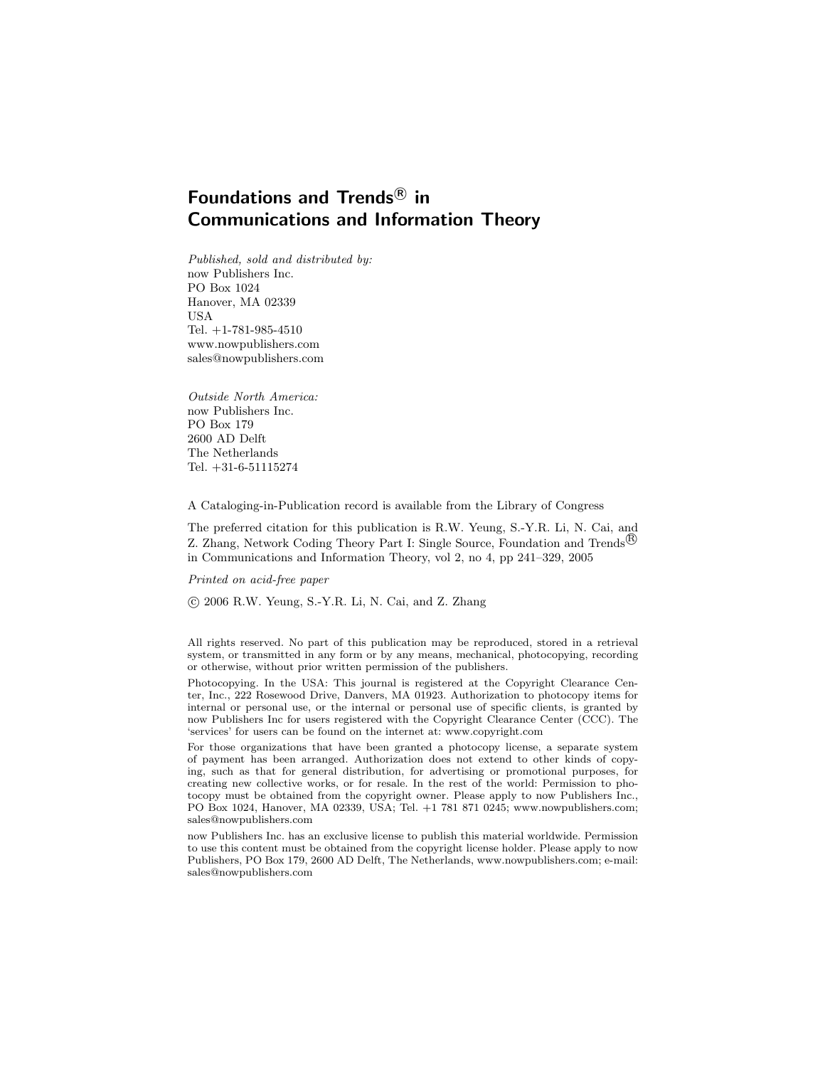# Foundations and Trends$^{®}$ in Communications and Information Theory

*Published, sold and distributed by:*
now Publishers Inc.
PO Box 1024
Hanover, MA 02339
USA
Tel. +1-781-985-4510
www.nowpublishers.com
sales@nowpublishers.com

*Outside North America:*
now Publishers Inc.
PO Box 179
2600 AD Delft
The Netherlands
Tel. +31-6-51115274

A Cataloging-in-Publication record is available from the Library of Congress

The preferred citation for this publication is R.W. Yeung, S.-Y.R. Li, N. Cai, and Z. Zhang, Network Coding Theory Part I: Single Source, Foundation and Trends$^{®}$ in Communications and Information Theory, vol 2, no 4, pp 241–329, 2005

*Printed on acid-free paper*

© 2006 R.W. Yeung, S.-Y.R. Li, N. Cai, and Z. Zhang

All rights reserved. No part of this publication may be reproduced, stored in a retrieval system, or transmitted in any form or by any means, mechanical, photocopying, recording or otherwise, without prior written permission of the publishers.

Photocopying. In the USA: This journal is registered at the Copyright Clearance Center, Inc., 222 Rosewood Drive, Danvers, MA 01923. Authorization to photocopy items for internal or personal use, or the internal or personal use of specific clients, is granted by now Publishers Inc for users registered with the Copyright Clearance Center (CCC). The 'services' for users can be found on the internet at: www.copyright.com

For those organizations that have been granted a photocopy license, a separate system of payment has been arranged. Authorization does not extend to other kinds of copying, such as that for general distribution, for advertising or promotional purposes, for creating new collective works, or for resale. In the rest of the world: Permission to photocopy must be obtained from the copyright owner. Please apply to now Publishers Inc., PO Box 1024, Hanover, MA 02339, USA; Tel. +1 781 871 0245; www.nowpublishers.com; sales@nowpublishers.com

now Publishers Inc. has an exclusive license to publish this material worldwide. Permission to use this content must be obtained from the copyright license holder. Please apply to now Publishers, PO Box 179, 2600 AD Delft, The Netherlands, www.nowpublishers.com; e-mail: sales@nowpublishers.com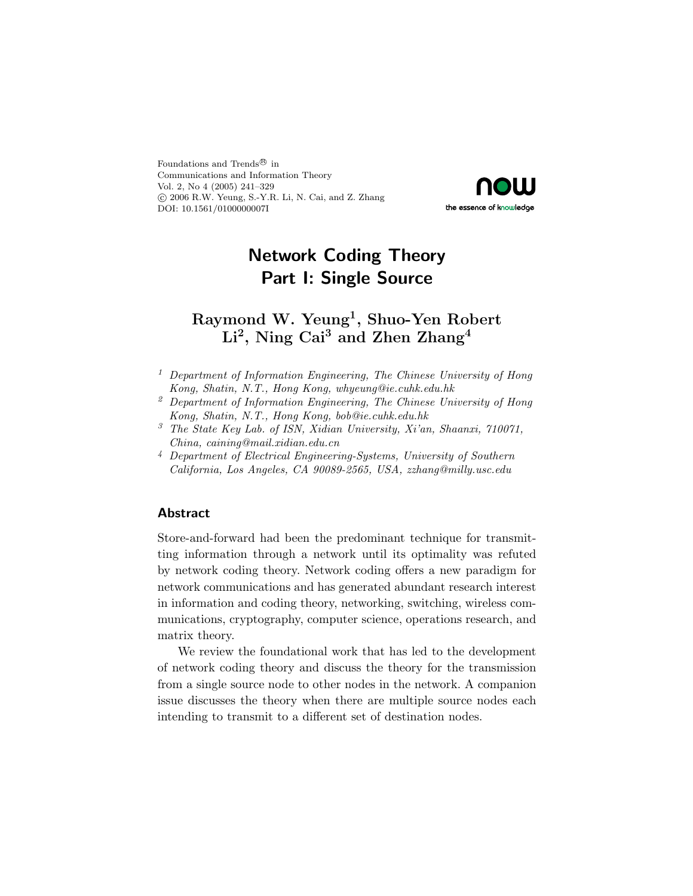Foundations and Trends® in
Communications and Information Theory
Vol. 2, No 4 (2005) 241–329
© 2006 R.W. Yeung, S.-Y.R. Li, N. Cai, and Z. Zhang
DOI: 10.1561/0100000007I

now
the essence of knowledge

# Network Coding Theory
# Part I: Single Source

**Raymond W. Yeung[1], Shuo-Yen Robert Li[2], Ning Cai[3] and Zhen Zhang[4]**

[1] *Department of Information Engineering, The Chinese University of Hong Kong, Shatin, N.T., Hong Kong, whyeung@ie.cuhk.edu.hk*

[2] *Department of Information Engineering, The Chinese University of Hong Kong, Shatin, N.T., Hong Kong, bob@ie.cuhk.edu.hk*

[3] *The State Key Lab. of ISN, Xidian University, Xi'an, Shaanxi, 710071, China, caining@mail.xidian.edu.cn*

[4] *Department of Electrical Engineering-Systems, University of Southern California, Los Angeles, CA 90089-2565, USA, zzhang@milly.usc.edu*

## Abstract

Store-and-forward had been the predominant technique for transmitting information through a network until its optimality was refuted by network coding theory. Network coding offers a new paradigm for network communications and has generated abundant research interest in information and coding theory, networking, switching, wireless communications, cryptography, computer science, operations research, and matrix theory.

We review the foundational work that has led to the development of network coding theory and discuss the theory for the transmission from a single source node to other nodes in the network. A companion issue discusses the theory when there are multiple source nodes each intending to transmit to a different set of destination nodes.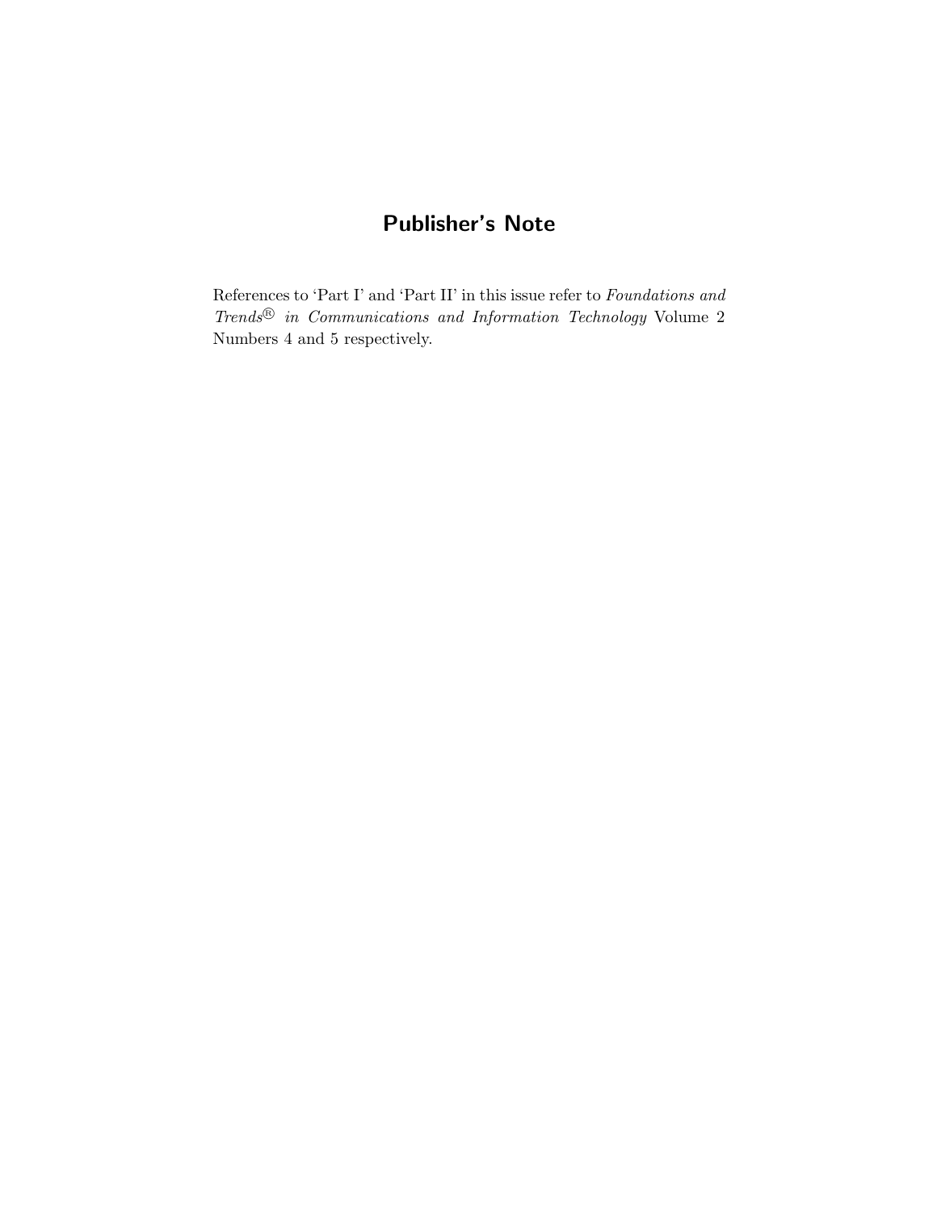# Publisher's Note

References to 'Part I' and 'Part II' in this issue refer to *Foundations and Trends® in Communications and Information Technology* Volume 2 Numbers 4 and 5 respectively.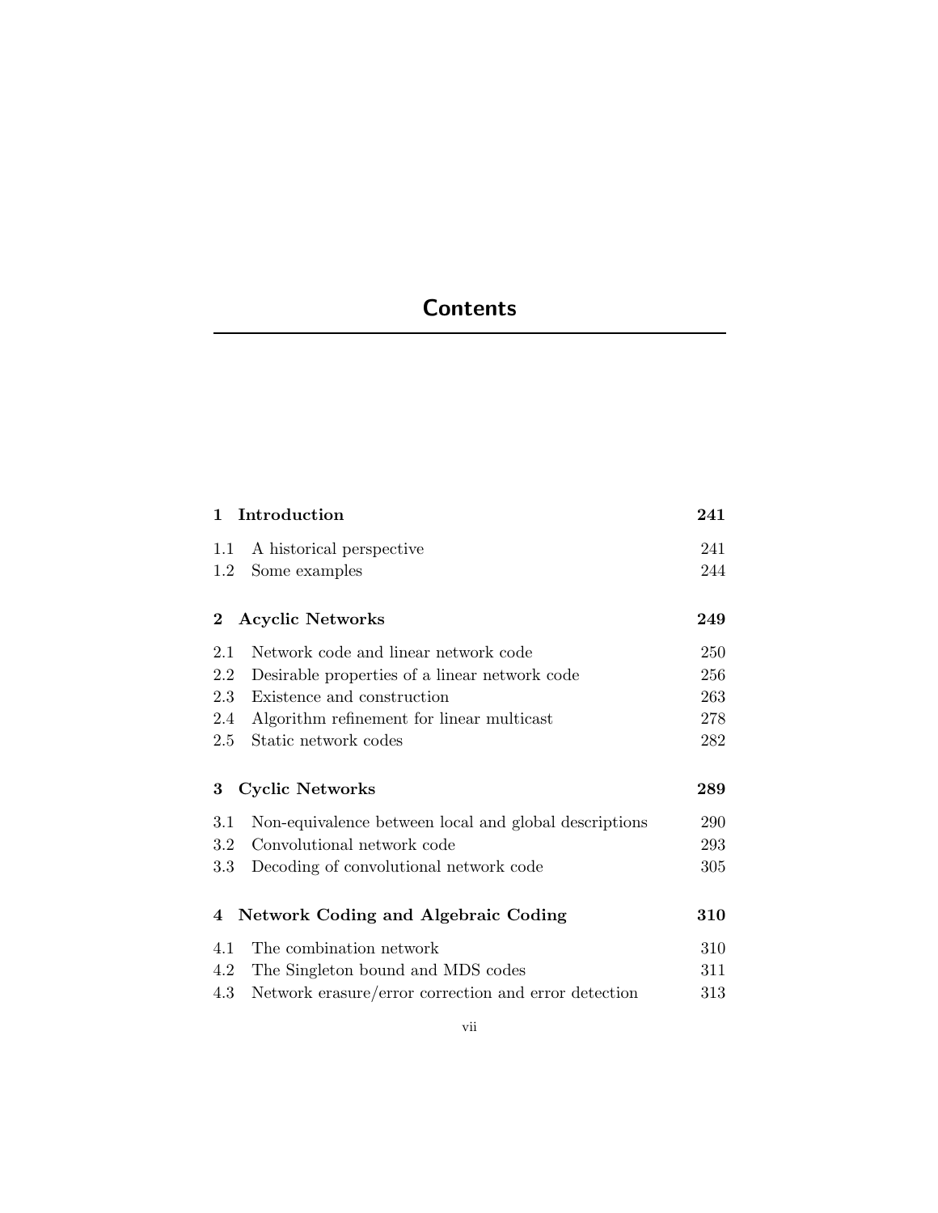# Contents

| | | |
|---|---|---|
| **1** | **Introduction** | **241** |
| 1.1 | A historical perspective | 241 |
| 1.2 | Some examples | 244 |
| **2** | **Acyclic Networks** | **249** |
| 2.1 | Network code and linear network code | 250 |
| 2.2 | Desirable properties of a linear network code | 256 |
| 2.3 | Existence and construction | 263 |
| 2.4 | Algorithm refinement for linear multicast | 278 |
| 2.5 | Static network codes | 282 |
| **3** | **Cyclic Networks** | **289** |
| 3.1 | Non-equivalence between local and global descriptions | 290 |
| 3.2 | Convolutional network code | 293 |
| 3.3 | Decoding of convolutional network code | 305 |
| **4** | **Network Coding and Algebraic Coding** | **310** |
| 4.1 | The combination network | 310 |
| 4.2 | The Singleton bound and MDS codes | 311 |
| 4.3 | Network erasure/error correction and error detection | 313 |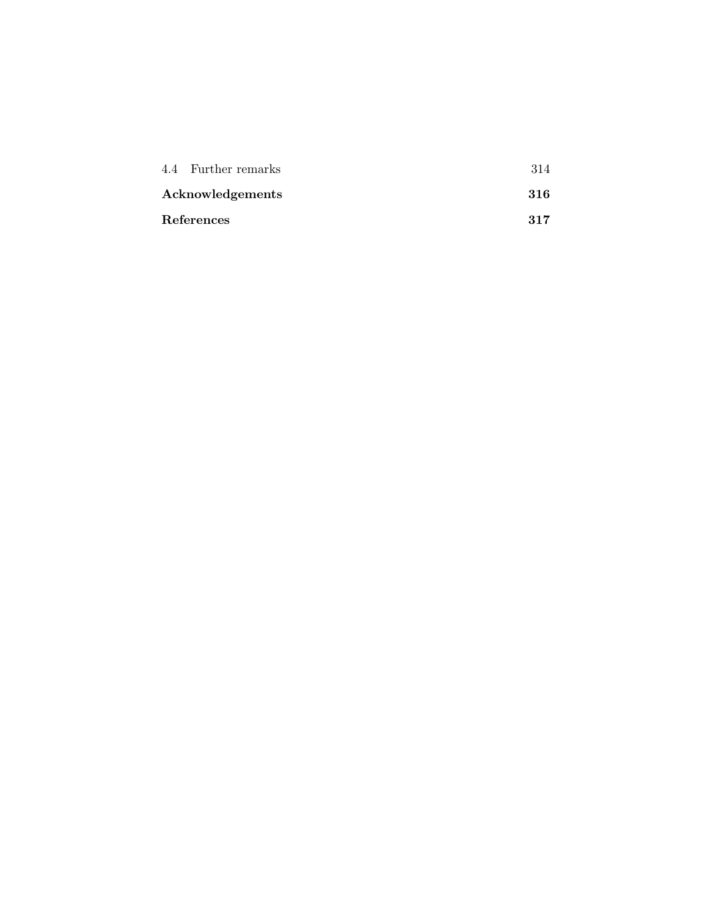4.4 Further remarks 314

**Acknowledgements** **316**

**References** **317**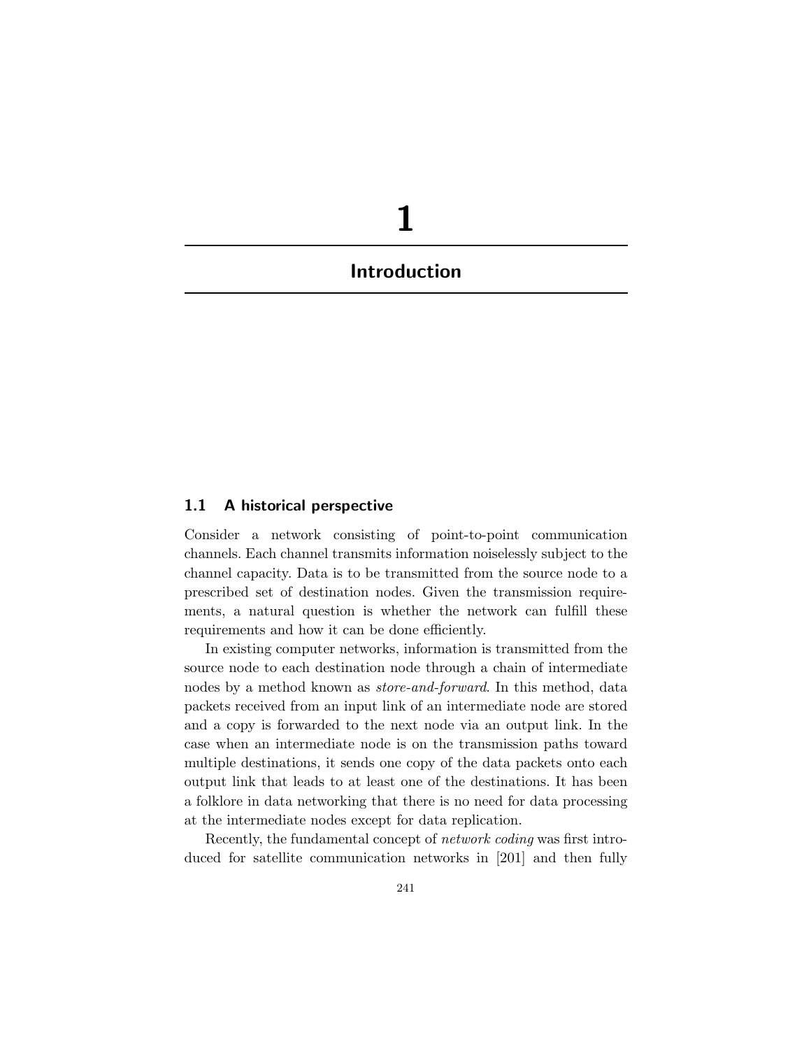# 1

# Introduction

## 1.1 A historical perspective

Consider a network consisting of point-to-point communication channels. Each channel transmits information noiselessly subject to the channel capacity. Data is to be transmitted from the source node to a prescribed set of destination nodes. Given the transmission requirements, a natural question is whether the network can fulfill these requirements and how it can be done efficiently.

In existing computer networks, information is transmitted from the source node to each destination node through a chain of intermediate nodes by a method known as *store-and-forward*. In this method, data packets received from an input link of an intermediate node are stored and a copy is forwarded to the next node via an output link. In the case when an intermediate node is on the transmission paths toward multiple destinations, it sends one copy of the data packets onto each output link that leads to at least one of the destinations. It has been a folklore in data networking that there is no need for data processing at the intermediate nodes except for data replication.

Recently, the fundamental concept of *network coding* was first introduced for satellite communication networks in [201] and then fully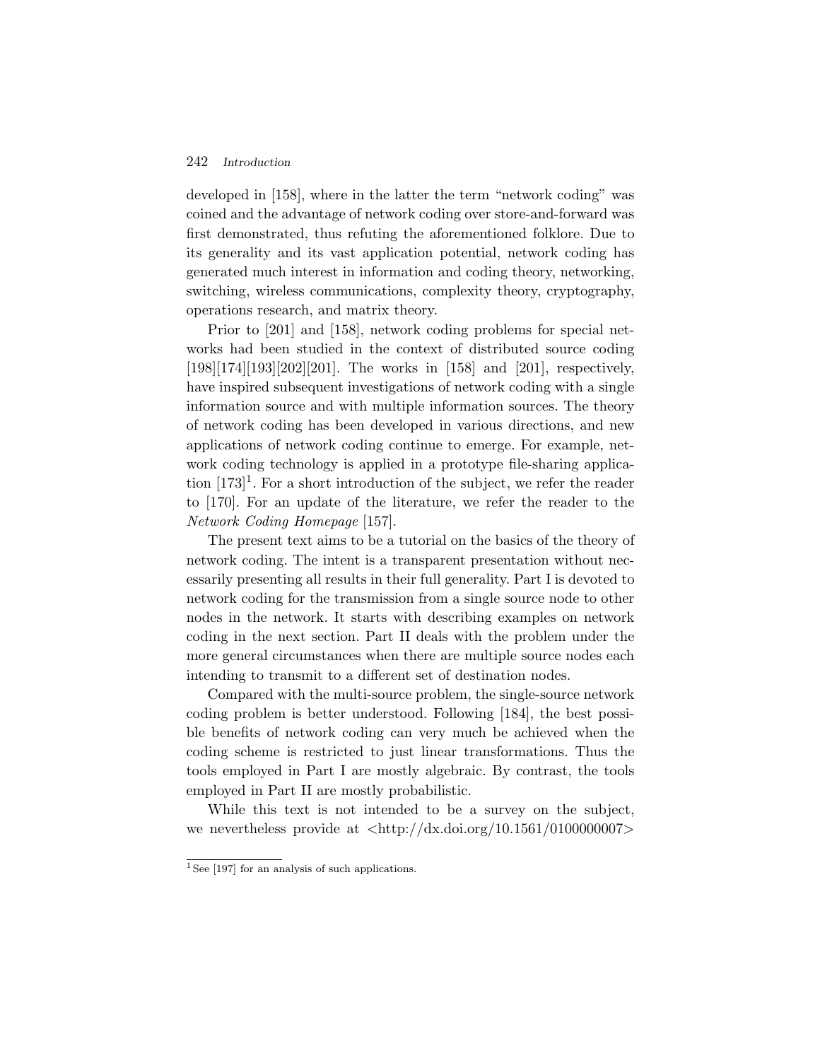developed in [158], where in the latter the term "network coding" was coined and the advantage of network coding over store-and-forward was first demonstrated, thus refuting the aforementioned folklore. Due to its generality and its vast application potential, network coding has generated much interest in information and coding theory, networking, switching, wireless communications, complexity theory, cryptography, operations research, and matrix theory.

Prior to [201] and [158], network coding problems for special networks had been studied in the context of distributed source coding [198][174][193][202][201]. The works in [158] and [201], respectively, have inspired subsequent investigations of network coding with a single information source and with multiple information sources. The theory of network coding has been developed in various directions, and new applications of network coding continue to emerge. For example, network coding technology is applied in a prototype file-sharing application [173][1]. For a short introduction of the subject, we refer the reader to [170]. For an update of the literature, we refer the reader to the *Network Coding Homepage* [157].

The present text aims to be a tutorial on the basics of the theory of network coding. The intent is a transparent presentation without necessarily presenting all results in their full generality. Part I is devoted to network coding for the transmission from a single source node to other nodes in the network. It starts with describing examples on network coding in the next section. Part II deals with the problem under the more general circumstances when there are multiple source nodes each intending to transmit to a different set of destination nodes.

Compared with the multi-source problem, the single-source network coding problem is better understood. Following [184], the best possible benefits of network coding can very much be achieved when the coding scheme is restricted to just linear transformations. Thus the tools employed in Part I are mostly algebraic. By contrast, the tools employed in Part II are mostly probabilistic.

While this text is not intended to be a survey on the subject, we nevertheless provide at <http://dx.doi.org/10.1561/0100000007>

[1] See [197] for an analysis of such applications.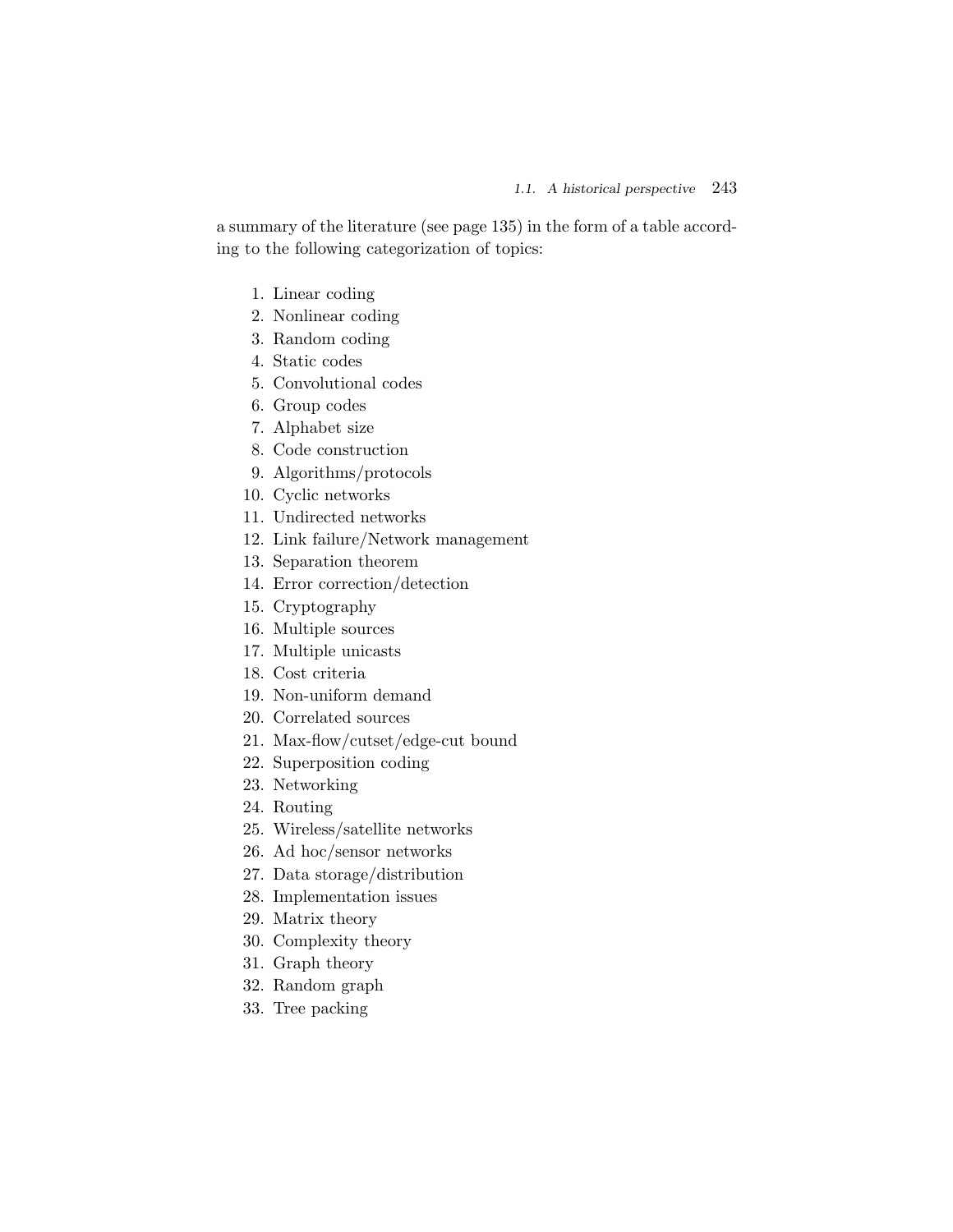a summary of the literature (see page 135) in the form of a table according to the following categorization of topics:

1. Linear coding
2. Nonlinear coding
3. Random coding
4. Static codes
5. Convolutional codes
6. Group codes
7. Alphabet size
8. Code construction
9. Algorithms/protocols
10. Cyclic networks
11. Undirected networks
12. Link failure/Network management
13. Separation theorem
14. Error correction/detection
15. Cryptography
16. Multiple sources
17. Multiple unicasts
18. Cost criteria
19. Non-uniform demand
20. Correlated sources
21. Max-flow/cutset/edge-cut bound
22. Superposition coding
23. Networking
24. Routing
25. Wireless/satellite networks
26. Ad hoc/sensor networks
27. Data storage/distribution
28. Implementation issues
29. Matrix theory
30. Complexity theory
31. Graph theory
32. Random graph
33. Tree packing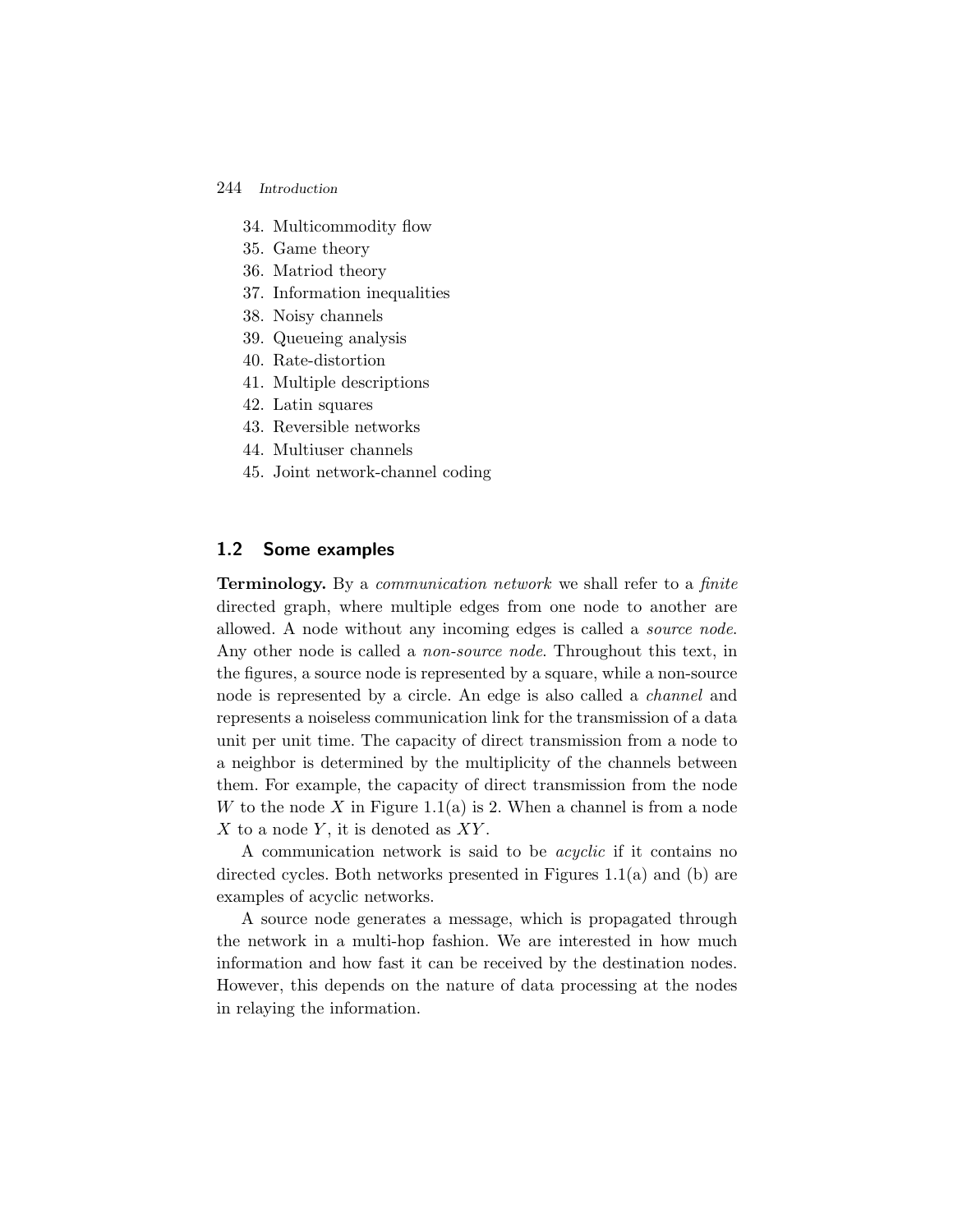34. Multicommodity flow
35. Game theory
36. Matriod theory
37. Information inequalities
38. Noisy channels
39. Queueing analysis
40. Rate-distortion
41. Multiple descriptions
42. Latin squares
43. Reversible networks
44. Multiuser channels
45. Joint network-channel coding

## 1.2 Some examples

**Terminology.** By a *communication network* we shall refer to a *finite* directed graph, where multiple edges from one node to another are allowed. A node without any incoming edges is called a *source node*. Any other node is called a *non-source node*. Throughout this text, in the figures, a source node is represented by a square, while a non-source node is represented by a circle. An edge is also called a *channel* and represents a noiseless communication link for the transmission of a data unit per unit time. The capacity of direct transmission from a node to a neighbor is determined by the multiplicity of the channels between them. For example, the capacity of direct transmission from the node $W$ to the node $X$ in Figure 1.1(a) is 2. When a channel is from a node $X$ to a node $Y$, it is denoted as $XY$.

A communication network is said to be *acyclic* if it contains no directed cycles. Both networks presented in Figures 1.1(a) and (b) are examples of acyclic networks.

A source node generates a message, which is propagated through the network in a multi-hop fashion. We are interested in how much information and how fast it can be received by the destination nodes. However, this depends on the nature of data processing at the nodes in relaying the information.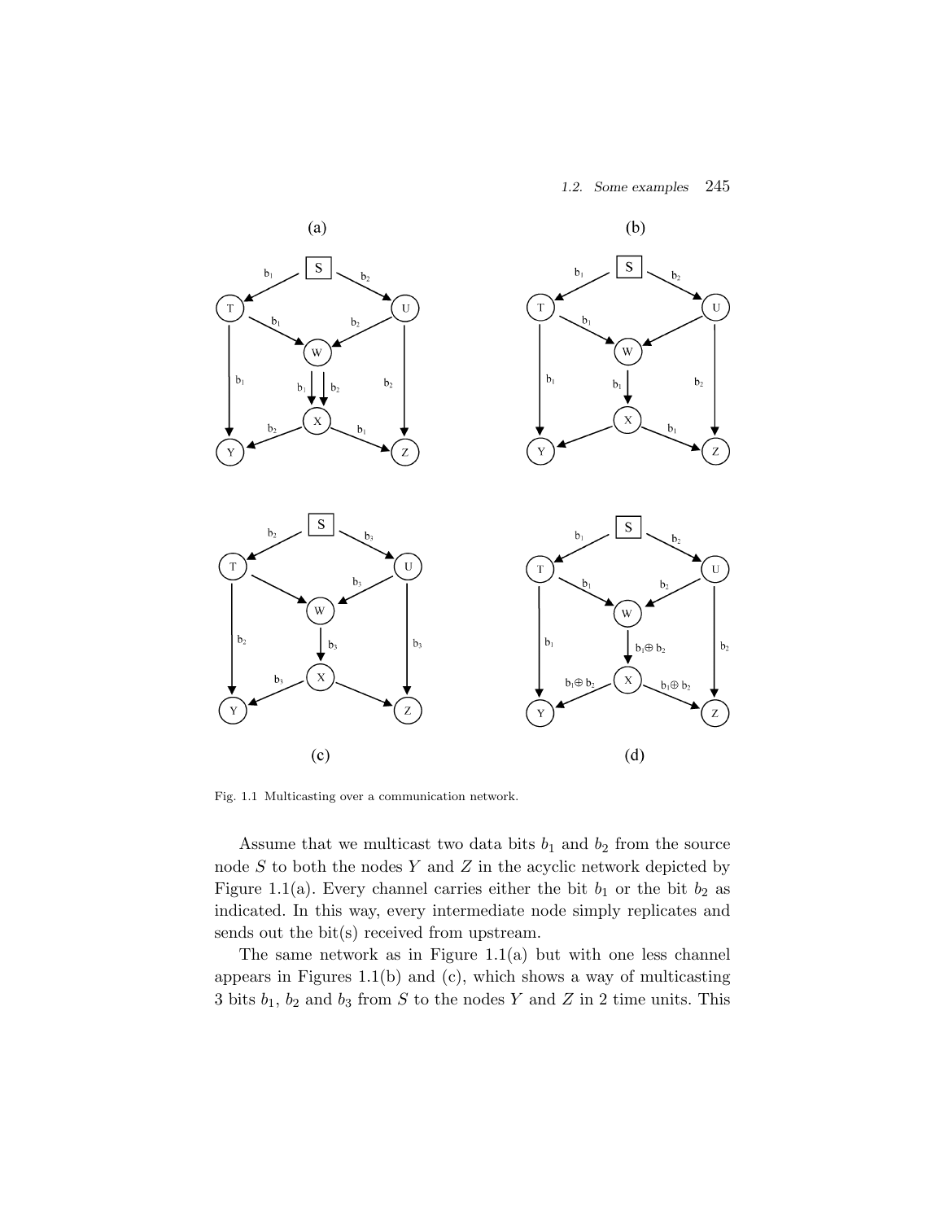Fig. 1.1 Multicasting over a communication network.

Assume that we multicast two data bits $b_1$ and $b_2$ from the source node $S$ to both the nodes $Y$ and $Z$ in the acyclic network depicted by Figure 1.1(a). Every channel carries either the bit $b_1$ or the bit $b_2$ as indicated. In this way, every intermediate node simply replicates and sends out the bit(s) received from upstream.

The same network as in Figure 1.1(a) but with one less channel appears in Figures 1.1(b) and (c), which shows a way of multicasting 3 bits $b_1$, $b_2$ and $b_3$ from $S$ to the nodes $Y$ and $Z$ in 2 time units. This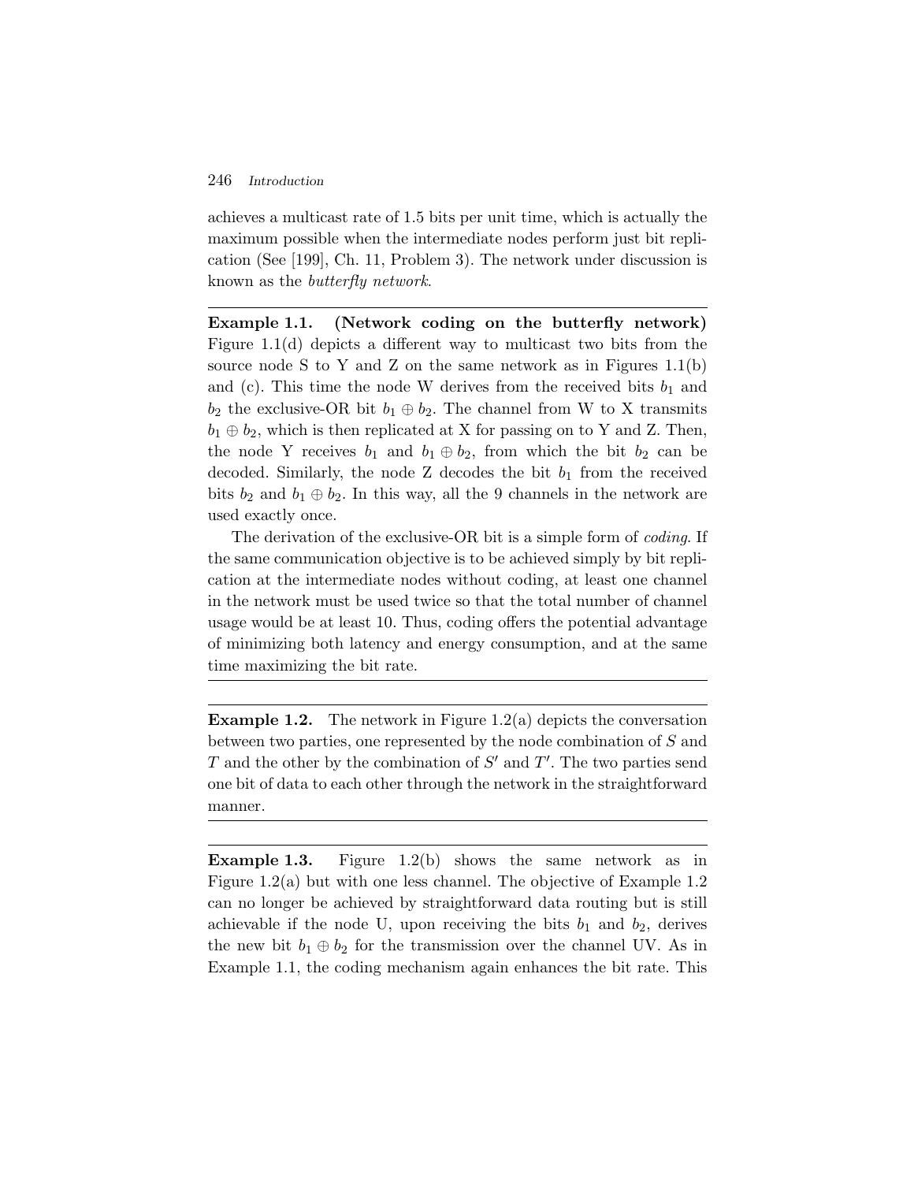achieves a multicast rate of 1.5 bits per unit time, which is actually the maximum possible when the intermediate nodes perform just bit replication (See [199], Ch. 11, Problem 3). The network under discussion is known as the *butterfly network*.

---

**Example 1.1. (Network coding on the butterfly network)** Figure 1.1(d) depicts a different way to multicast two bits from the source node S to Y and Z on the same network as in Figures 1.1(b) and (c). This time the node W derives from the received bits $b_1$ and $b_2$ the exclusive-OR bit $b_1 \oplus b_2$. The channel from W to X transmits $b_1 \oplus b_2$, which is then replicated at X for passing on to Y and Z. Then, the node Y receives $b_1$ and $b_1 \oplus b_2$, from which the bit $b_2$ can be decoded. Similarly, the node Z decodes the bit $b_1$ from the received bits $b_2$ and $b_1 \oplus b_2$. In this way, all the 9 channels in the network are used exactly once.

The derivation of the exclusive-OR bit is a simple form of *coding*. If the same communication objective is to be achieved simply by bit replication at the intermediate nodes without coding, at least one channel in the network must be used twice so that the total number of channel usage would be at least 10. Thus, coding offers the potential advantage of minimizing both latency and energy consumption, and at the same time maximizing the bit rate.

---

**Example 1.2.** The network in Figure 1.2(a) depicts the conversation between two parties, one represented by the node combination of $S$ and $T$ and the other by the combination of $S'$ and $T'$. The two parties send one bit of data to each other through the network in the straightforward manner.

---

**Example 1.3.** Figure 1.2(b) shows the same network as in Figure 1.2(a) but with one less channel. The objective of Example 1.2 can no longer be achieved by straightforward data routing but is still achievable if the node U, upon receiving the bits $b_1$ and $b_2$, derives the new bit $b_1 \oplus b_2$ for the transmission over the channel UV. As in Example 1.1, the coding mechanism again enhances the bit rate. This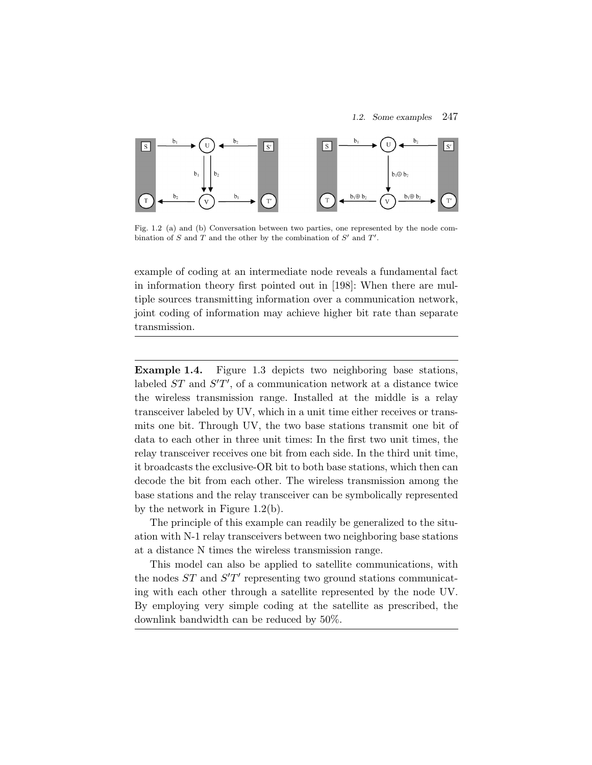Fig. 1.2 (a) and (b) Conversation between two parties, one represented by the node combination of $S$ and $T$ and the other by the combination of $S'$ and $T'$.

example of coding at an intermediate node reveals a fundamental fact in information theory first pointed out in [198]: When there are multiple sources transmitting information over a communication network, joint coding of information may achieve higher bit rate than separate transmission.

---

**Example 1.4.** Figure 1.3 depicts two neighboring base stations, labeled $ST$ and $S'T'$, of a communication network at a distance twice the wireless transmission range. Installed at the middle is a relay transceiver labeled by UV, which in a unit time either receives or transmits one bit. Through UV, the two base stations transmit one bit of data to each other in three unit times: In the first two unit times, the relay transceiver receives one bit from each side. In the third unit time, it broadcasts the exclusive-OR bit to both base stations, which then can decode the bit from each other. The wireless transmission among the base stations and the relay transceiver can be symbolically represented by the network in Figure 1.2(b).

The principle of this example can readily be generalized to the situation with N-1 relay transceivers between two neighboring base stations at a distance N times the wireless transmission range.

This model can also be applied to satellite communications, with the nodes $ST$ and $S'T'$ representing two ground stations communicating with each other through a satellite represented by the node UV. By employing very simple coding at the satellite as prescribed, the downlink bandwidth can be reduced by 50%.

---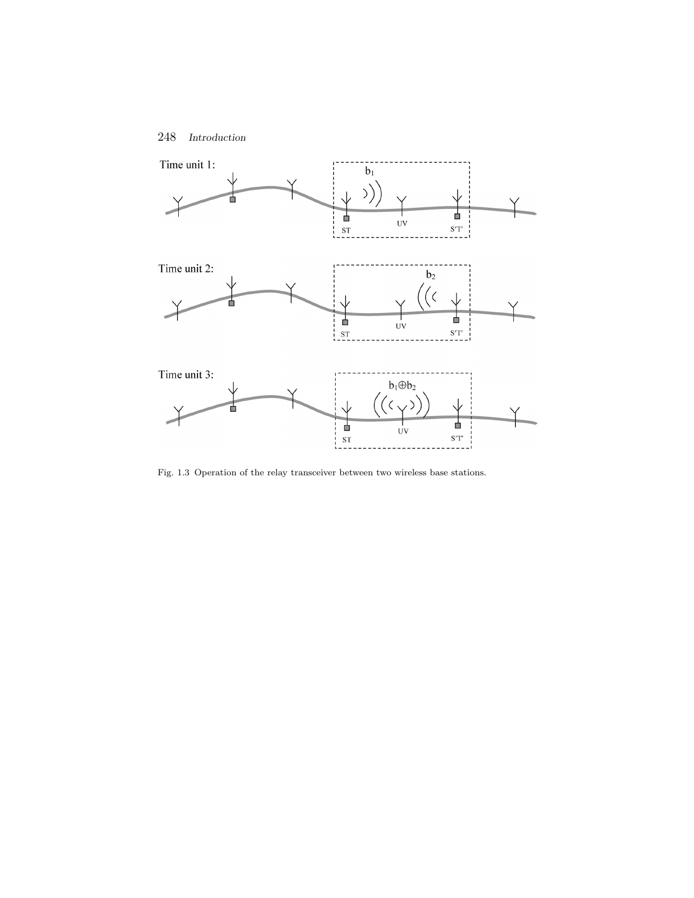Time unit 1:

$b_1$

ST UV S'T'

Time unit 2:

$b_2$

ST UV S'T'

Time unit 3:

$b_1 \oplus b_2$

ST UV S'T'

Fig. 1.3 Operation of the relay transceiver between two wireless base stations.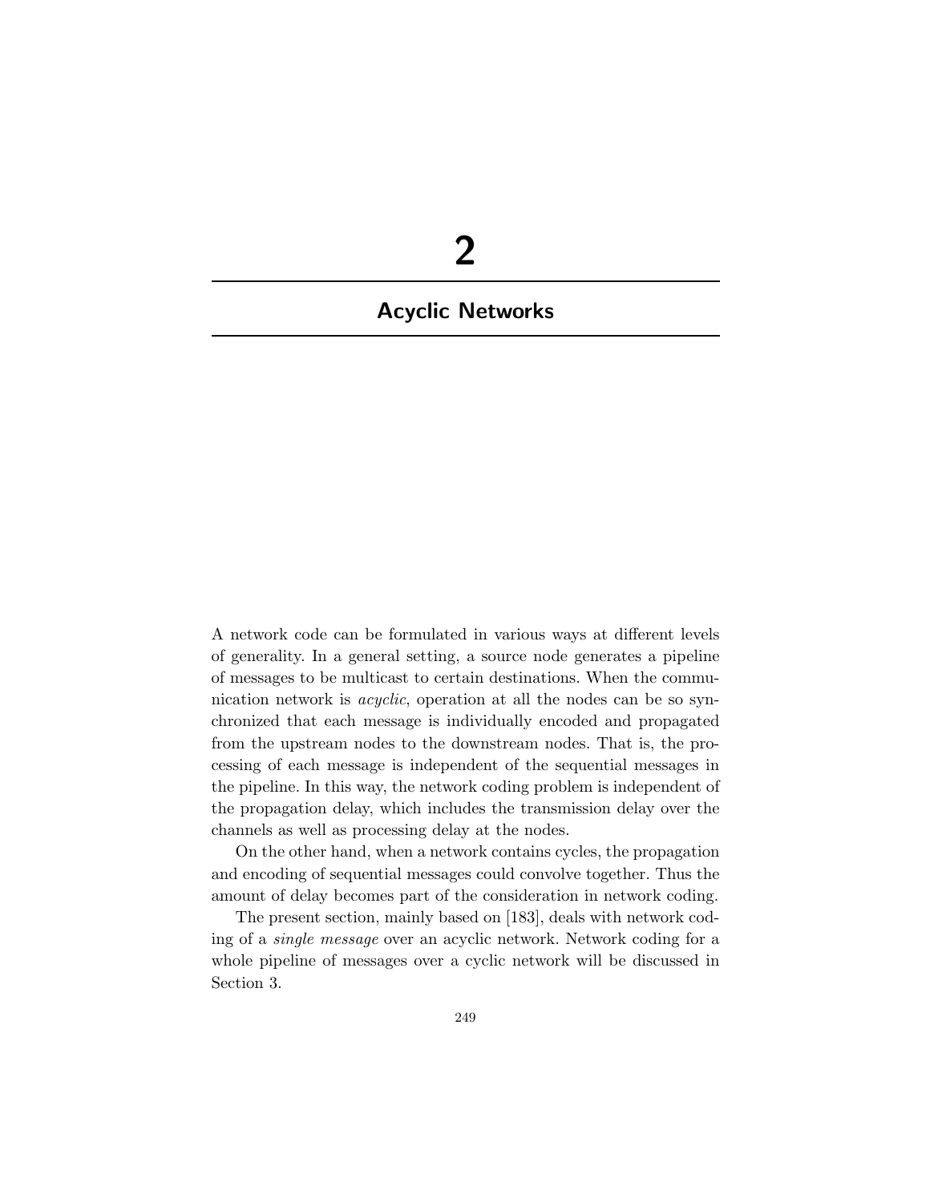# 2

# Acyclic Networks

A network code can be formulated in various ways at different levels of generality. In a general setting, a source node generates a pipeline of messages to be multicast to certain destinations. When the communication network is *acyclic*, operation at all the nodes can be so synchronized that each message is individually encoded and propagated from the upstream nodes to the downstream nodes. That is, the processing of each message is independent of the sequential messages in the pipeline. In this way, the network coding problem is independent of the propagation delay, which includes the transmission delay over the channels as well as processing delay at the nodes.

On the other hand, when a network contains cycles, the propagation and encoding of sequential messages could convolve together. Thus the amount of delay becomes part of the consideration in network coding.

The present section, mainly based on [183], deals with network coding of a *single message* over an acyclic network. Network coding for a whole pipeline of messages over a cyclic network will be discussed in Section 3.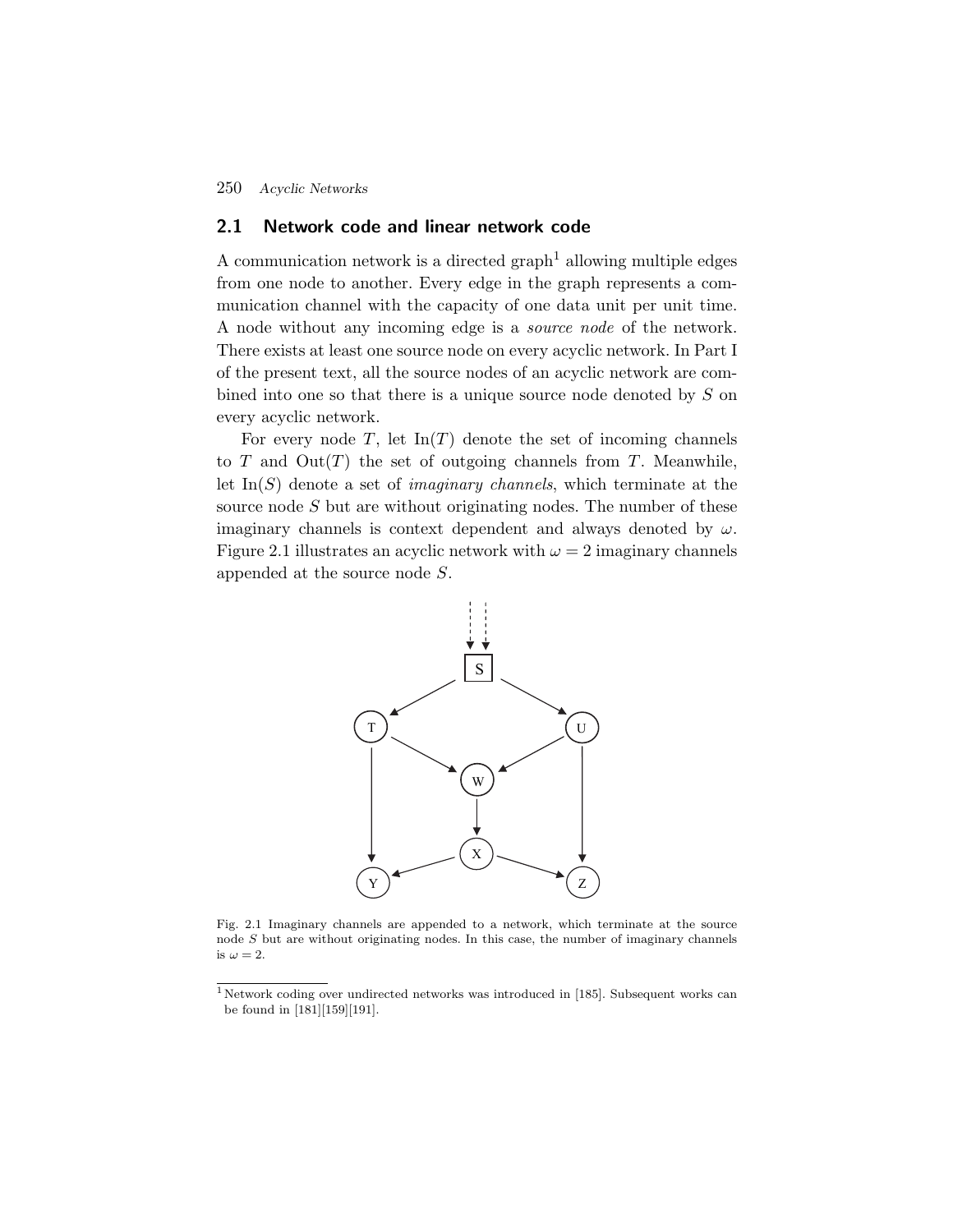## 2.1 Network code and linear network code

A communication network is a directed graph[1] allowing multiple edges from one node to another. Every edge in the graph represents a communication channel with the capacity of one data unit per unit time. A node without any incoming edge is a *source node* of the network. There exists at least one source node on every acyclic network. In Part I of the present text, all the source nodes of an acyclic network are combined into one so that there is a unique source node denoted by $S$ on every acyclic network.

For every node $T$, let $\mathrm{In}(T)$ denote the set of incoming channels to $T$ and $\mathrm{Out}(T)$ the set of outgoing channels from $T$. Meanwhile, let $\mathrm{In}(S)$ denote a set of *imaginary channels*, which terminate at the source node $S$ but are without originating nodes. The number of these imaginary channels is context dependent and always denoted by $\omega$. Figure 2.1 illustrates an acyclic network with $\omega = 2$ imaginary channels appended at the source node $S$.

Fig. 2.1 Imaginary channels are appended to a network, which terminate at the source node $S$ but are without originating nodes. In this case, the number of imaginary channels is $\omega = 2$.

[1] Network coding over undirected networks was introduced in [185]. Subsequent works can be found in [181][159][191].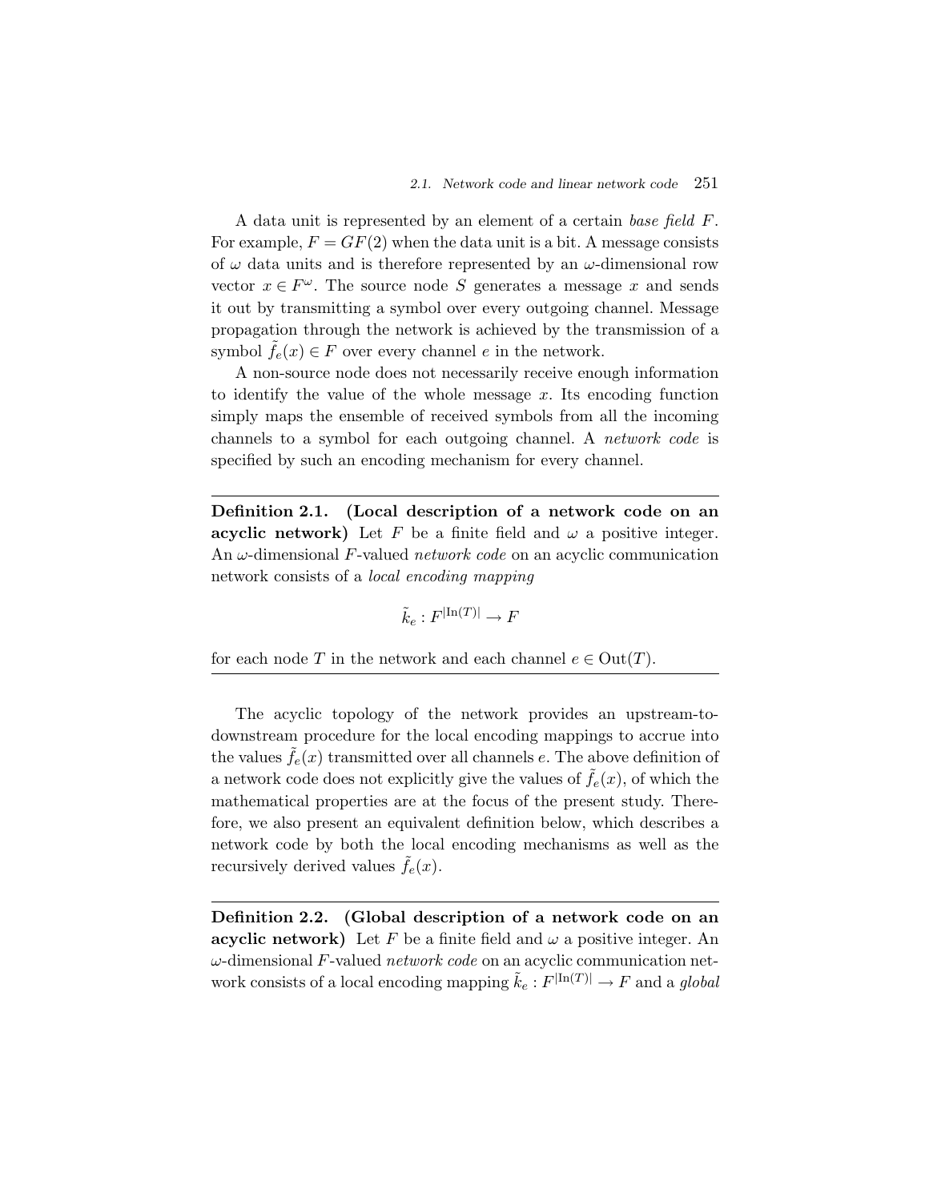A data unit is represented by an element of a certain *base field* $F$. For example, $F = GF(2)$ when the data unit is a bit. A message consists of $\omega$ data units and is therefore represented by an $\omega$-dimensional row vector $x \in F^{\omega}$. The source node $S$ generates a message $x$ and sends it out by transmitting a symbol over every outgoing channel. Message propagation through the network is achieved by the transmission of a symbol $\tilde{f}_e(x) \in F$ over every channel $e$ in the network.

A non-source node does not necessarily receive enough information to identify the value of the whole message $x$. Its encoding function simply maps the ensemble of received symbols from all the incoming channels to a symbol for each outgoing channel. A *network code* is specified by such an encoding mechanism for every channel.

---

**Definition 2.1. (Local description of a network code on an acyclic network)** Let $F$ be a finite field and $\omega$ a positive integer. An $\omega$-dimensional $F$-valued *network code* on an acyclic communication network consists of a *local encoding mapping*

$$\tilde{k}_e : F^{|\mathrm{In}(T)|} \to F$$

for each node $T$ in the network and each channel $e \in \mathrm{Out}(T)$.

---

The acyclic topology of the network provides an upstream-to-downstream procedure for the local encoding mappings to accrue into the values $\tilde{f}_e(x)$ transmitted over all channels $e$. The above definition of a network code does not explicitly give the values of $\tilde{f}_e(x)$, of which the mathematical properties are at the focus of the present study. Therefore, we also present an equivalent definition below, which describes a network code by both the local encoding mechanisms as well as the recursively derived values $\tilde{f}_e(x)$.

---

**Definition 2.2. (Global description of a network code on an acyclic network)** Let $F$ be a finite field and $\omega$ a positive integer. An $\omega$-dimensional $F$-valued *network code* on an acyclic communication network consists of a local encoding mapping $\tilde{k}_e : F^{|\mathrm{In}(T)|} \to F$ and a *global*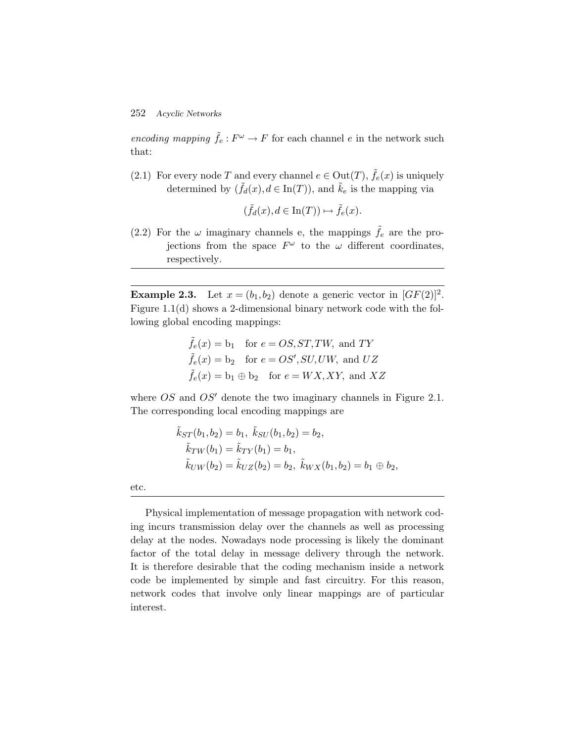*encoding mapping* $\tilde{f}_e : F^\omega \to F$ for each channel $e$ in the network such that:

(2.1) For every node $T$ and every channel $e \in \mathrm{Out}(T)$, $\tilde{f}_e(x)$ is uniquely determined by $(\tilde{f}_d(x), d \in \mathrm{In}(T))$, and $\tilde{k}_e$ is the mapping via

$$(\tilde{f}_d(x), d \in \mathrm{In}(T)) \mapsto \tilde{f}_e(x).$$

(2.2) For the $\omega$ imaginary channels e, the mappings $\tilde{f}_e$ are the projections from the space $F^\omega$ to the $\omega$ different coordinates, respectively.

---

**Example 2.3.** Let $x = (b_1, b_2)$ denote a generic vector in $[GF(2)]^2$. Figure 1.1(d) shows a 2-dimensional binary network code with the following global encoding mappings:

$$\tilde{f}_e(x) = \mathrm{b}_1 \quad \text{for } e = OS, ST, TW, \text{ and } TY$$
$$\tilde{f}_e(x) = \mathrm{b}_2 \quad \text{for } e = OS', SU, UW, \text{ and } UZ$$
$$\tilde{f}_e(x) = \mathrm{b}_1 \oplus \mathrm{b}_2 \quad \text{for } e = WX, XY, \text{ and } XZ$$

where $OS$ and $OS'$ denote the two imaginary channels in Figure 2.1. The corresponding local encoding mappings are

$$\tilde{k}_{ST}(b_1, b_2) = b_1,\ \tilde{k}_{SU}(b_1, b_2) = b_2,$$
$$\tilde{k}_{TW}(b_1) = \tilde{k}_{TY}(b_1) = b_1,$$
$$\tilde{k}_{UW}(b_2) = \tilde{k}_{UZ}(b_2) = b_2,\ \tilde{k}_{WX}(b_1, b_2) = b_1 \oplus b_2,$$

etc.

---

Physical implementation of message propagation with network coding incurs transmission delay over the channels as well as processing delay at the nodes. Nowadays node processing is likely the dominant factor of the total delay in message delivery through the network. It is therefore desirable that the coding mechanism inside a network code be implemented by simple and fast circuitry. For this reason, network codes that involve only linear mappings are of particular interest.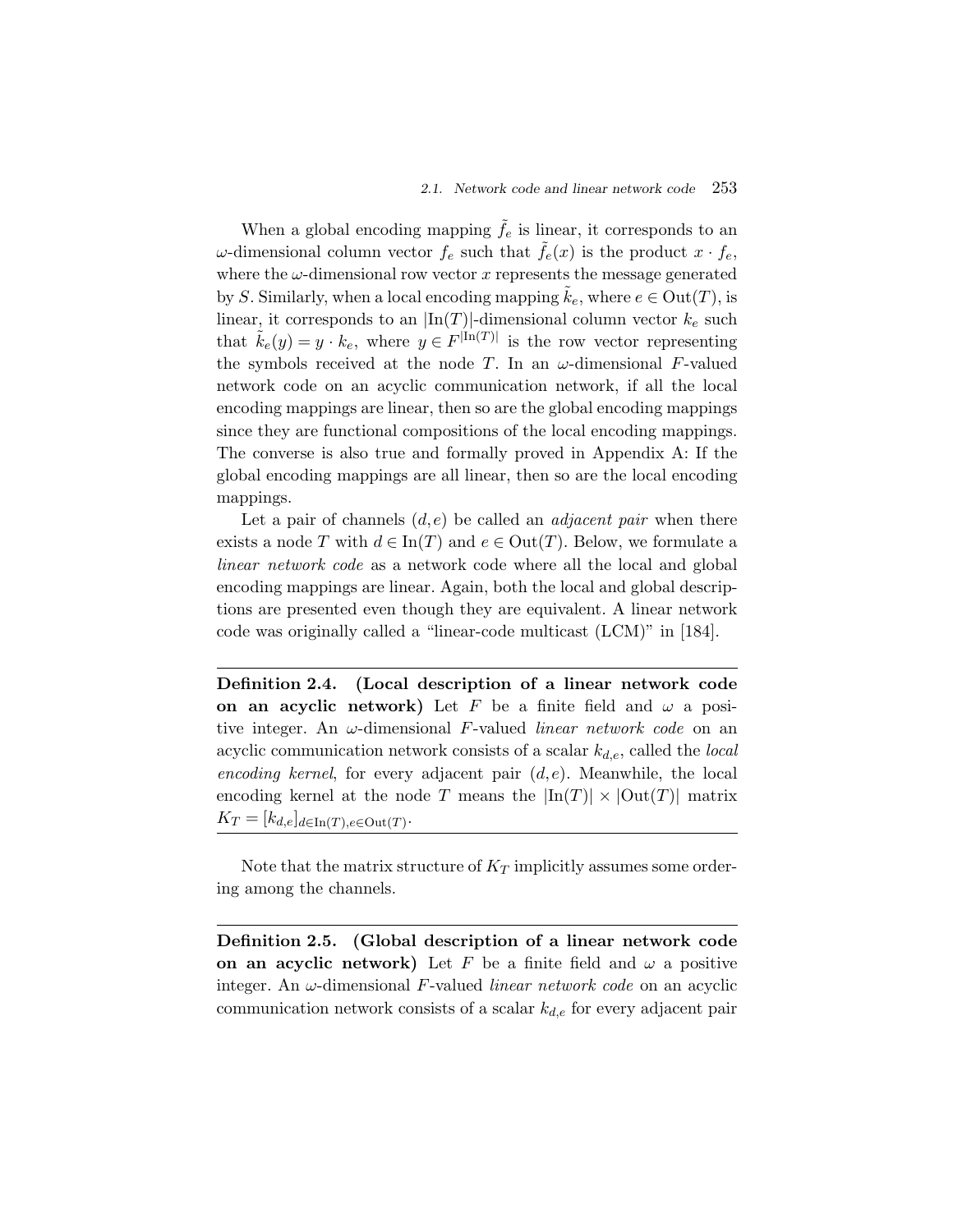When a global encoding mapping $\tilde{f}_e$ is linear, it corresponds to an $\omega$-dimensional column vector $f_e$ such that $\tilde{f}_e(x)$ is the product $x \cdot f_e$, where the $\omega$-dimensional row vector $x$ represents the message generated by $S$. Similarly, when a local encoding mapping $\tilde{k}_e$, where $e \in \mathrm{Out}(T)$, is linear, it corresponds to an $|\mathrm{In}(T)|$-dimensional column vector $k_e$ such that $\tilde{k}_e(y) = y \cdot k_e$, where $y \in F^{|\mathrm{In}(T)|}$ is the row vector representing the symbols received at the node $T$. In an $\omega$-dimensional $F$-valued network code on an acyclic communication network, if all the local encoding mappings are linear, then so are the global encoding mappings since they are functional compositions of the local encoding mappings. The converse is also true and formally proved in Appendix A: If the global encoding mappings are all linear, then so are the local encoding mappings.

Let a pair of channels $(d, e)$ be called an *adjacent pair* when there exists a node $T$ with $d \in \mathrm{In}(T)$ and $e \in \mathrm{Out}(T)$. Below, we formulate a *linear network code* as a network code where all the local and global encoding mappings are linear. Again, both the local and global descriptions are presented even though they are equivalent. A linear network code was originally called a "linear-code multicast (LCM)" in [184].

---

**Definition 2.4. (Local description of a linear network code on an acyclic network)** Let $F$ be a finite field and $\omega$ a positive integer. An $\omega$-dimensional $F$-valued *linear network code* on an acyclic communication network consists of a scalar $k_{d,e}$, called the *local encoding kernel*, for every adjacent pair $(d, e)$. Meanwhile, the local encoding kernel at the node $T$ means the $|\mathrm{In}(T)| \times |\mathrm{Out}(T)|$ matrix $K_T = [k_{d,e}]_{d \in \mathrm{In}(T), e \in \mathrm{Out}(T)}$.

---

Note that the matrix structure of $K_T$ implicitly assumes some ordering among the channels.

---

**Definition 2.5. (Global description of a linear network code on an acyclic network)** Let $F$ be a finite field and $\omega$ a positive integer. An $\omega$-dimensional $F$-valued *linear network code* on an acyclic communication network consists of a scalar $k_{d,e}$ for every adjacent pair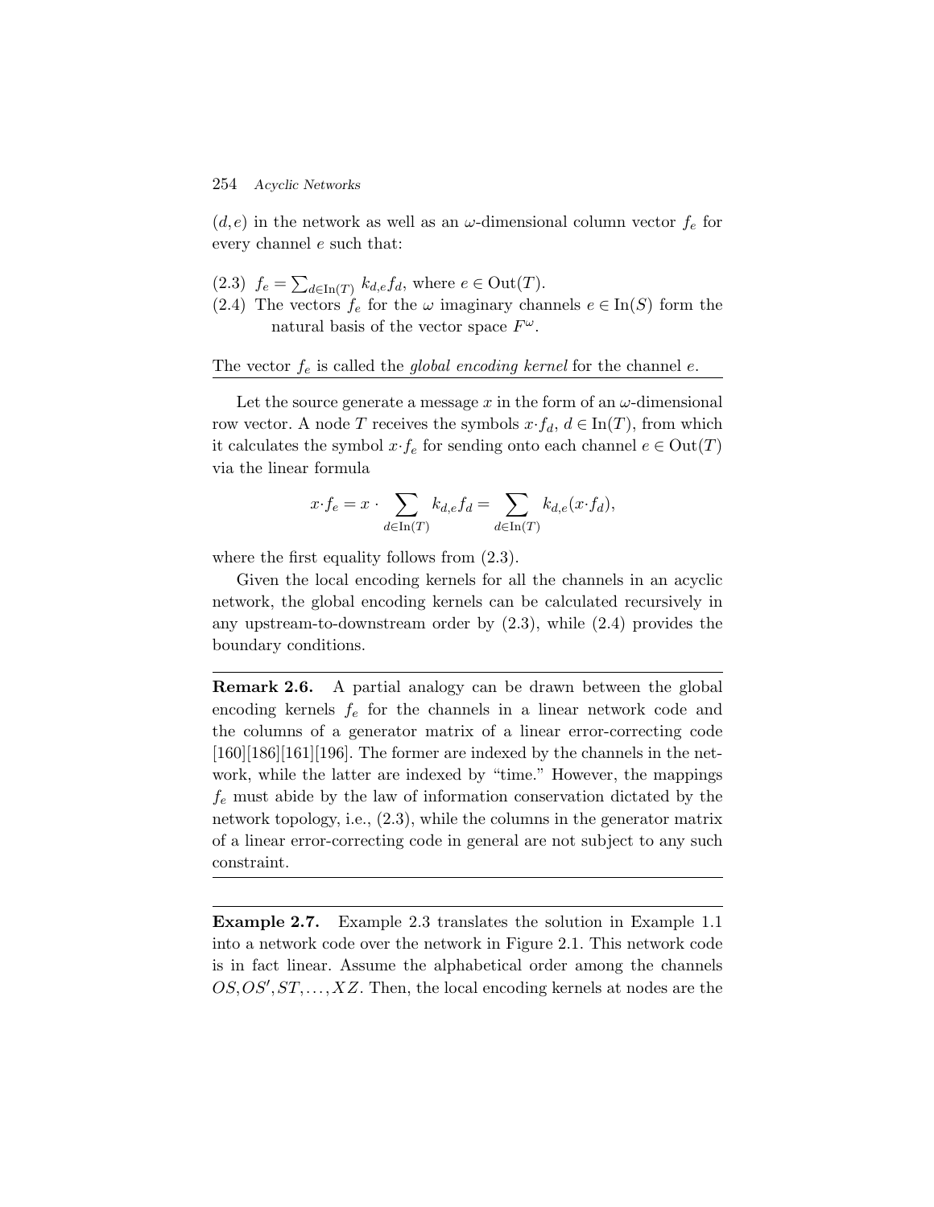$(d,e)$ in the network as well as an $\omega$-dimensional column vector $f_e$ for every channel $e$ such that:

(2.3) $f_e = \sum_{d \in \mathrm{In}(T)} k_{d,e} f_d$, where $e \in \mathrm{Out}(T)$.

(2.4) The vectors $f_e$ for the $\omega$ imaginary channels $e \in \mathrm{In}(S)$ form the natural basis of the vector space $F^\omega$.

The vector $f_e$ is called the *global encoding kernel* for the channel $e$.

---

Let the source generate a message $x$ in the form of an $\omega$-dimensional row vector. A node $T$ receives the symbols $x \cdot f_d$, $d \in \mathrm{In}(T)$, from which it calculates the symbol $x \cdot f_e$ for sending onto each channel $e \in \mathrm{Out}(T)$ via the linear formula

$$x \cdot f_e = x \cdot \sum_{d \in \mathrm{In}(T)} k_{d,e} f_d = \sum_{d \in \mathrm{In}(T)} k_{d,e}(x \cdot f_d),$$

where the first equality follows from (2.3).

Given the local encoding kernels for all the channels in an acyclic network, the global encoding kernels can be calculated recursively in any upstream-to-downstream order by (2.3), while (2.4) provides the boundary conditions.

---

**Remark 2.6.** A partial analogy can be drawn between the global encoding kernels $f_e$ for the channels in a linear network code and the columns of a generator matrix of a linear error-correcting code [160][186][161][196]. The former are indexed by the channels in the network, while the latter are indexed by "time." However, the mappings $f_e$ must abide by the law of information conservation dictated by the network topology, i.e., (2.3), while the columns in the generator matrix of a linear error-correcting code in general are not subject to any such constraint.

---

**Example 2.7.** Example 2.3 translates the solution in Example 1.1 into a network code over the network in Figure 2.1. This network code is in fact linear. Assume the alphabetical order among the channels $OS, OS', ST, \ldots, XZ$. Then, the local encoding kernels at nodes are the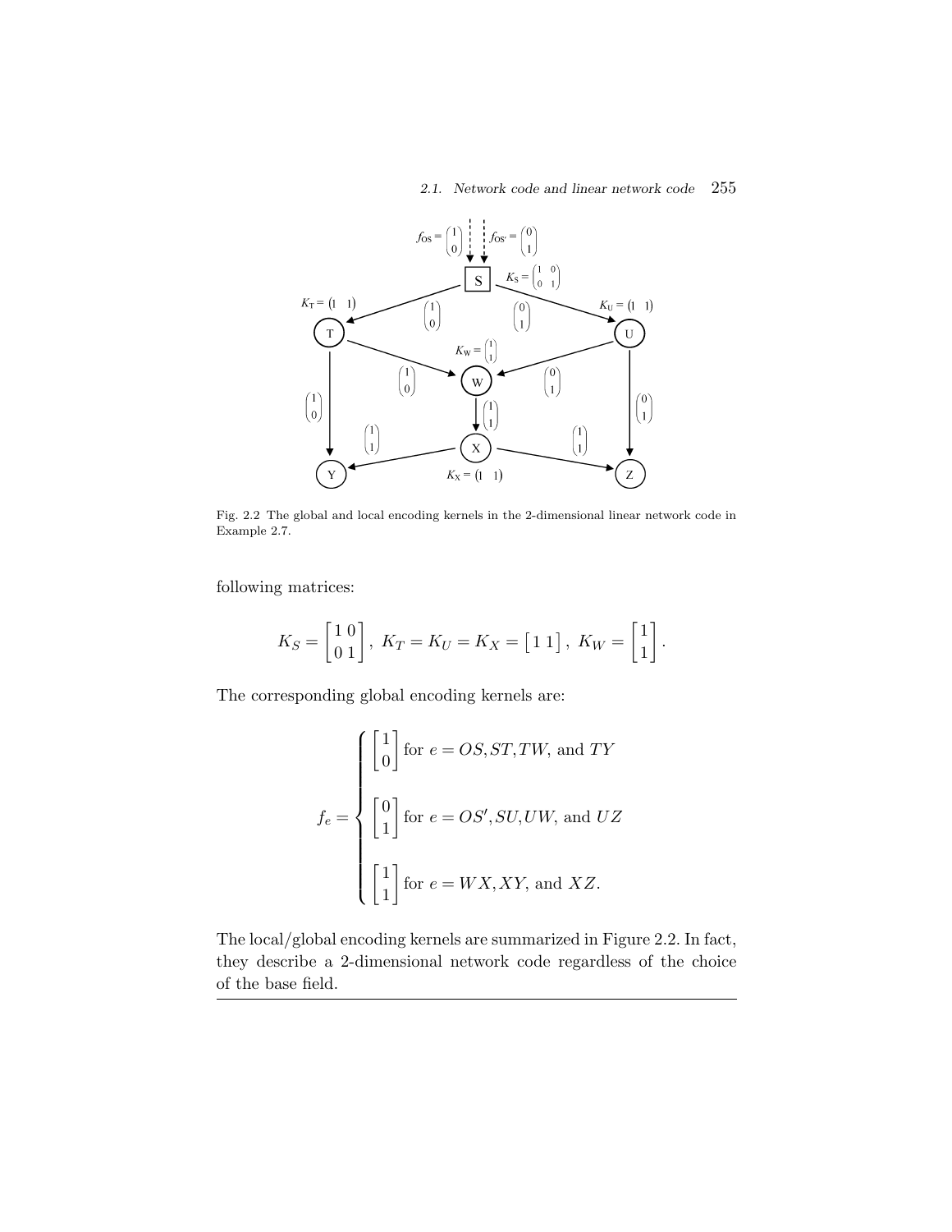Fig. 2.2 The global and local encoding kernels in the 2-dimensional linear network code in Example 2.7.

following matrices:

$$K_S = \begin{bmatrix} 1 & 0 \\ 0 & 1 \end{bmatrix}, \ K_T = K_U = K_X = \begin{bmatrix} 1 & 1 \end{bmatrix}, \ K_W = \begin{bmatrix} 1 \\ 1 \end{bmatrix}.$$

The corresponding global encoding kernels are:

$$f_e = \begin{cases} \begin{bmatrix} 1 \\ 0 \end{bmatrix} \text{for } e = OS, ST, TW, \text{ and } TY \\ \begin{bmatrix} 0 \\ 1 \end{bmatrix} \text{for } e = OS', SU, UW, \text{ and } UZ \\ \begin{bmatrix} 1 \\ 1 \end{bmatrix} \text{for } e = WX, XY, \text{ and } XZ. \end{cases}$$

The local/global encoding kernels are summarized in Figure 2.2. In fact, they describe a 2-dimensional network code regardless of the choice of the base field.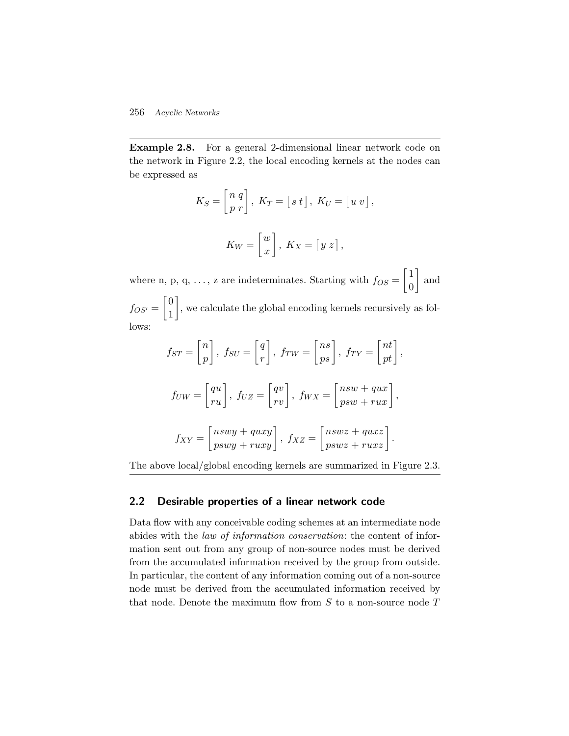**Example 2.8.** For a general 2-dimensional linear network code on the network in Figure 2.2, the local encoding kernels at the nodes can be expressed as

$$K_S = \begin{bmatrix} n\ q \\ p\ r \end{bmatrix},\ K_T = \begin{bmatrix} s\ t \end{bmatrix},\ K_U = \begin{bmatrix} u\ v \end{bmatrix},$$

$$K_W = \begin{bmatrix} w \\ x \end{bmatrix},\ K_X = \begin{bmatrix} y\ z \end{bmatrix},$$

where n, p, q, ..., z are indeterminates. Starting with $f_{OS} = \begin{bmatrix} 1 \\ 0 \end{bmatrix}$ and $f_{OS'} = \begin{bmatrix} 0 \\ 1 \end{bmatrix}$, we calculate the global encoding kernels recursively as follows:

$$f_{ST} = \begin{bmatrix} n \\ p \end{bmatrix},\ f_{SU} = \begin{bmatrix} q \\ r \end{bmatrix},\ f_{TW} = \begin{bmatrix} ns \\ ps \end{bmatrix},\ f_{TY} = \begin{bmatrix} nt \\ pt \end{bmatrix},$$

$$f_{UW} = \begin{bmatrix} qu \\ ru \end{bmatrix},\ f_{UZ} = \begin{bmatrix} qv \\ rv \end{bmatrix},\ f_{WX} = \begin{bmatrix} nsw + qux \\ psw + rux \end{bmatrix},$$

$$f_{XY} = \begin{bmatrix} nswy + quxy \\ pswy + ruxy \end{bmatrix},\ f_{XZ} = \begin{bmatrix} nswz + quxz \\ pswz + ruxz \end{bmatrix}.$$

The above local/global encoding kernels are summarized in Figure 2.3.

## 2.2 Desirable properties of a linear network code

Data flow with any conceivable coding schemes at an intermediate node abides with the *law of information conservation*: the content of information sent out from any group of non-source nodes must be derived from the accumulated information received by the group from outside. In particular, the content of any information coming out of a non-source node must be derived from the accumulated information received by that node. Denote the maximum flow from $S$ to a non-source node $T$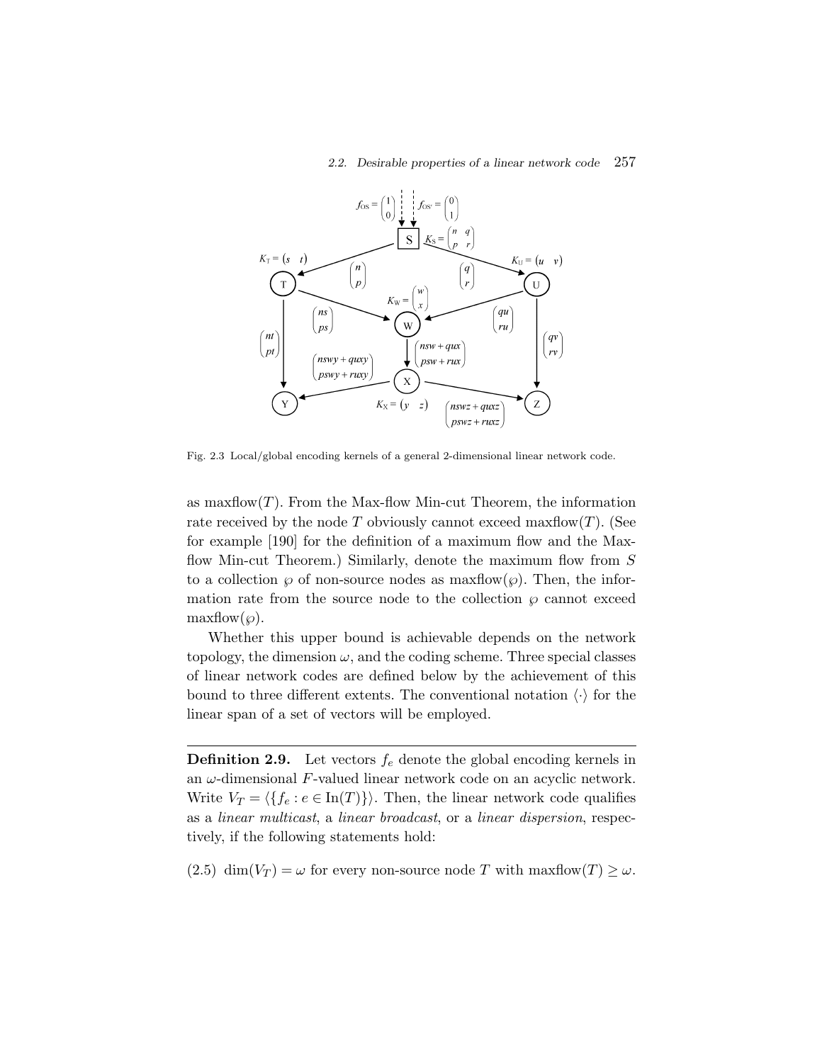Fig. 2.3 Local/global encoding kernels of a general 2-dimensional linear network code.

as maxflow($T$). From the Max-flow Min-cut Theorem, the information rate received by the node $T$ obviously cannot exceed maxflow($T$). (See for example [190] for the definition of a maximum flow and the Max-flow Min-cut Theorem.) Similarly, denote the maximum flow from $S$ to a collection $\wp$ of non-source nodes as maxflow($\wp$). Then, the information rate from the source node to the collection $\wp$ cannot exceed maxflow($\wp$).

Whether this upper bound is achievable depends on the network topology, the dimension $\omega$, and the coding scheme. Three special classes of linear network codes are defined below by the achievement of this bound to three different extents. The conventional notation $\langle\cdot\rangle$ for the linear span of a set of vectors will be employed.

---

**Definition 2.9.** Let vectors $f_e$ denote the global encoding kernels in an $\omega$-dimensional $F$-valued linear network code on an acyclic network. Write $V_T = \langle\{f_e : e \in \mathrm{In}(T)\}\rangle$. Then, the linear network code qualifies as a *linear multicast*, a *linear broadcast*, or a *linear dispersion*, respectively, if the following statements hold:

(2.5) $\dim(V_T) = \omega$ for every non-source node $T$ with maxflow$(T) \geq \omega$.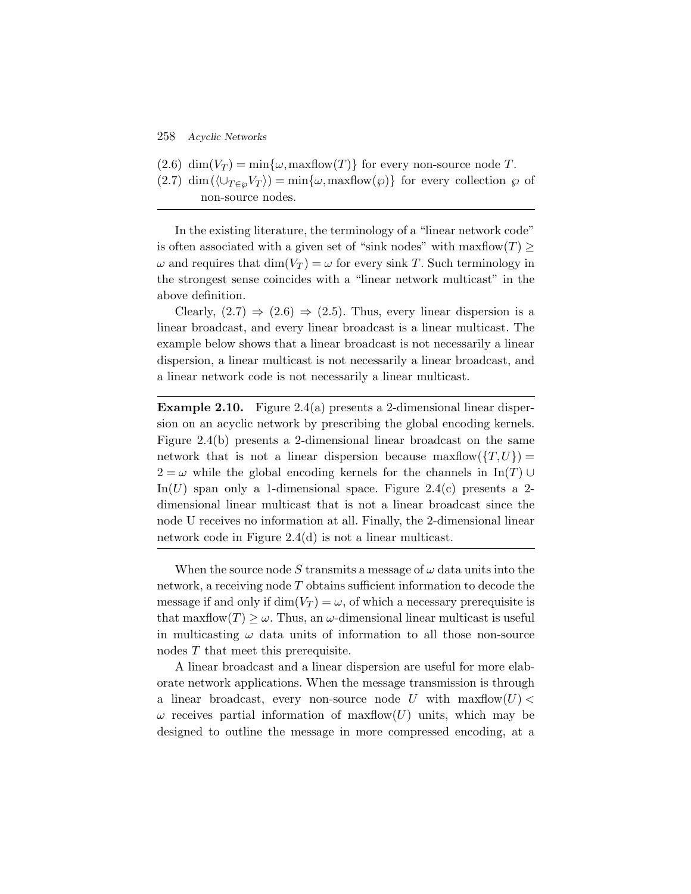(2.6) $\dim(V_T) = \min\{\omega, \text{maxflow}(T)\}$ for every non-source node $T$.

(2.7) $\dim(\langle \cup_{T \in \wp} V_T \rangle) = \min\{\omega, \text{maxflow}(\wp)\}$ for every collection $\wp$ of non-source nodes.

---

In the existing literature, the terminology of a "linear network code" is often associated with a given set of "sink nodes" with $\text{maxflow}(T) \geq \omega$ and requires that $\dim(V_T) = \omega$ for every sink $T$. Such terminology in the strongest sense coincides with a "linear network multicast" in the above definition.

Clearly, (2.7) $\Rightarrow$ (2.6) $\Rightarrow$ (2.5). Thus, every linear dispersion is a linear broadcast, and every linear broadcast is a linear multicast. The example below shows that a linear broadcast is not necessarily a linear dispersion, a linear multicast is not necessarily a linear broadcast, and a linear network code is not necessarily a linear multicast.

---

**Example 2.10.** Figure 2.4(a) presents a 2-dimensional linear dispersion on an acyclic network by prescribing the global encoding kernels. Figure 2.4(b) presents a 2-dimensional linear broadcast on the same network that is not a linear dispersion because $\text{maxflow}(\{T, U\}) = 2 = \omega$ while the global encoding kernels for the channels in $\text{In}(T) \cup \text{In}(U)$ span only a 1-dimensional space. Figure 2.4(c) presents a 2-dimensional linear multicast that is not a linear broadcast since the node U receives no information at all. Finally, the 2-dimensional linear network code in Figure 2.4(d) is not a linear multicast.

---

When the source node $S$ transmits a message of $\omega$ data units into the network, a receiving node $T$ obtains sufficient information to decode the message if and only if $\dim(V_T) = \omega$, of which a necessary prerequisite is that $\text{maxflow}(T) \geq \omega$. Thus, an $\omega$-dimensional linear multicast is useful in multicasting $\omega$ data units of information to all those non-source nodes $T$ that meet this prerequisite.

A linear broadcast and a linear dispersion are useful for more elaborate network applications. When the message transmission is through a linear broadcast, every non-source node $U$ with $\text{maxflow}(U) < \omega$ receives partial information of $\text{maxflow}(U)$ units, which may be designed to outline the message in more compressed encoding, at a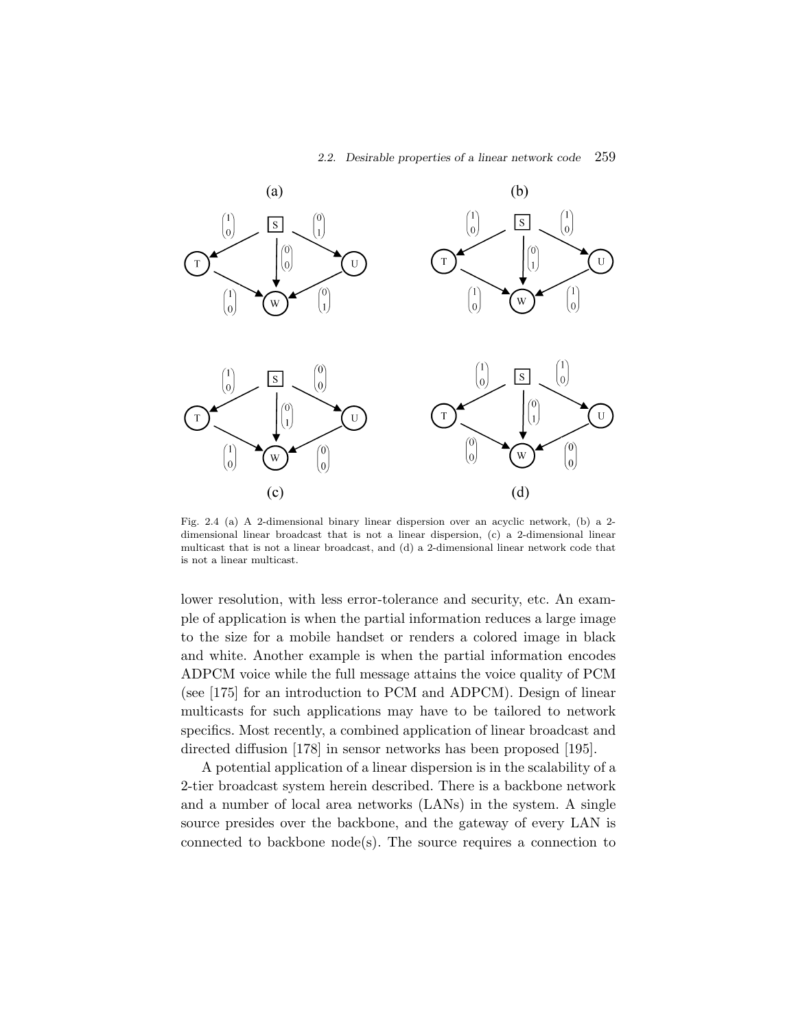Fig. 2.4 (a) A 2-dimensional binary linear dispersion over an acyclic network, (b) a 2-dimensional linear broadcast that is not a linear dispersion, (c) a 2-dimensional linear multicast that is not a linear broadcast, and (d) a 2-dimensional linear network code that is not a linear multicast.

lower resolution, with less error-tolerance and security, etc. An example of application is when the partial information reduces a large image to the size for a mobile handset or renders a colored image in black and white. Another example is when the partial information encodes ADPCM voice while the full message attains the voice quality of PCM (see [175] for an introduction to PCM and ADPCM). Design of linear multicasts for such applications may have to be tailored to network specifics. Most recently, a combined application of linear broadcast and directed diffusion [178] in sensor networks has been proposed [195].

A potential application of a linear dispersion is in the scalability of a 2-tier broadcast system herein described. There is a backbone network and a number of local area networks (LANs) in the system. A single source presides over the backbone, and the gateway of every LAN is connected to backbone node(s). The source requires a connection to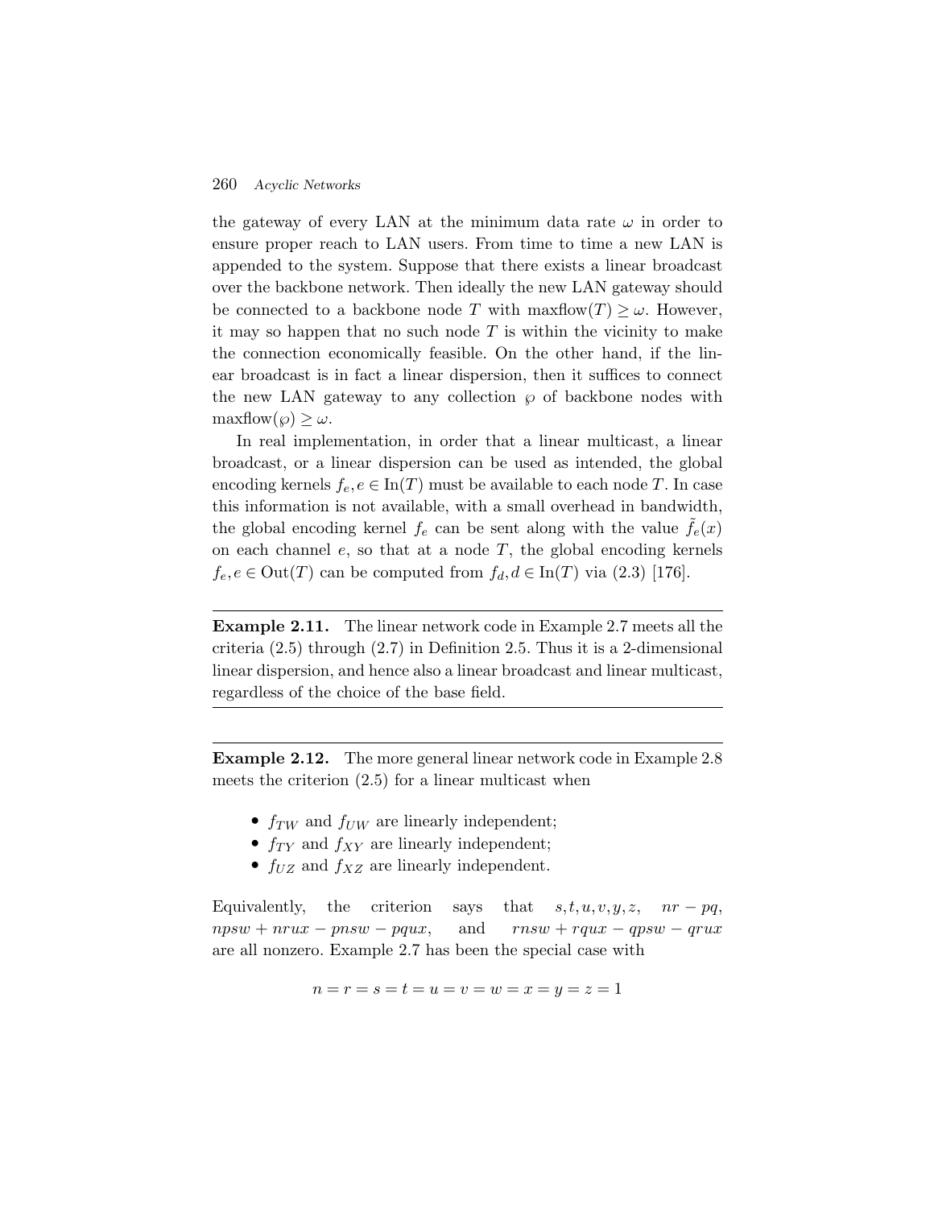the gateway of every LAN at the minimum data rate $\omega$ in order to ensure proper reach to LAN users. From time to time a new LAN is appended to the system. Suppose that there exists a linear broadcast over the backbone network. Then ideally the new LAN gateway should be connected to a backbone node $T$ with $\text{maxflow}(T) \geq \omega$. However, it may so happen that no such node $T$ is within the vicinity to make the connection economically feasible. On the other hand, if the linear broadcast is in fact a linear dispersion, then it suffices to connect the new LAN gateway to any collection $\wp$ of backbone nodes with $\text{maxflow}(\wp) \geq \omega$.

In real implementation, in order that a linear multicast, a linear broadcast, or a linear dispersion can be used as intended, the global encoding kernels $f_e, e \in \text{In}(T)$ must be available to each node $T$. In case this information is not available, with a small overhead in bandwidth, the global encoding kernel $f_e$ can be sent along with the value $\tilde{f}_e(x)$ on each channel $e$, so that at a node $T$, the global encoding kernels $f_e, e \in \text{Out}(T)$ can be computed from $f_d, d \in \text{In}(T)$ via (2.3) [176].

---

**Example 2.11.** The linear network code in Example 2.7 meets all the criteria (2.5) through (2.7) in Definition 2.5. Thus it is a 2-dimensional linear dispersion, and hence also a linear broadcast and linear multicast, regardless of the choice of the base field.

---

**Example 2.12.** The more general linear network code in Example 2.8 meets the criterion (2.5) for a linear multicast when

- $f_{TW}$ and $f_{UW}$ are linearly independent;
- $f_{TY}$ and $f_{XY}$ are linearly independent;
- $f_{UZ}$ and $f_{XZ}$ are linearly independent.

Equivalently, the criterion says that $s, t, u, v, y, z$, $nr - pq$, $npsw + nrux - pnsw - pqux$, and $rnsw + rqux - qpsw - qrux$ are all nonzero. Example 2.7 has been the special case with

$$n = r = s = t = u = v = w = x = y = z = 1$$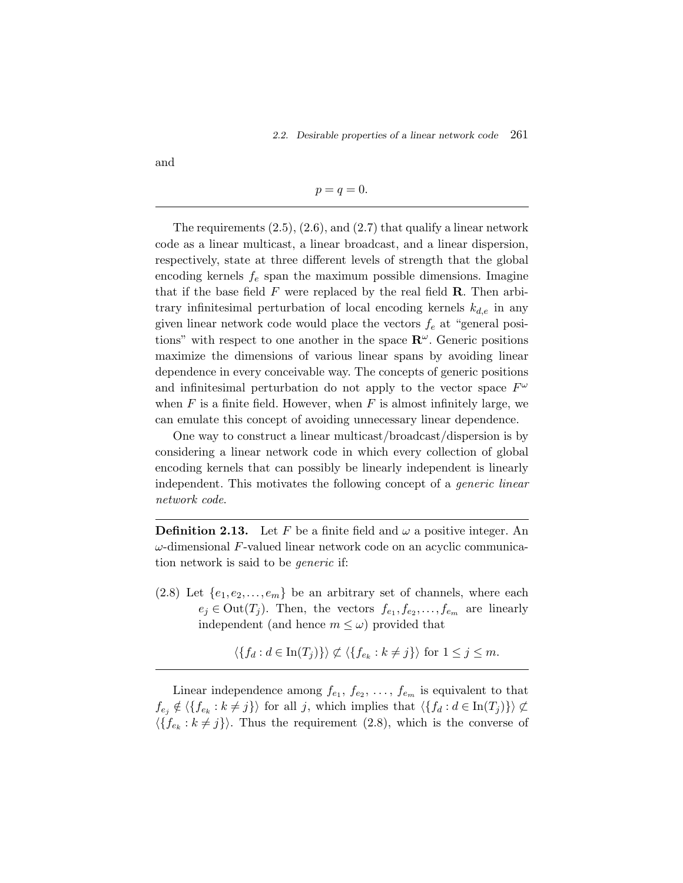and

$$p = q = 0.$$

---

The requirements (2.5), (2.6), and (2.7) that qualify a linear network code as a linear multicast, a linear broadcast, and a linear dispersion, respectively, state at three different levels of strength that the global encoding kernels $f_e$ span the maximum possible dimensions. Imagine that if the base field $F$ were replaced by the real field $\mathbf{R}$. Then arbitrary infinitesimal perturbation of local encoding kernels $k_{d,e}$ in any given linear network code would place the vectors $f_e$ at "general positions" with respect to one another in the space $\mathbf{R}^\omega$. Generic positions maximize the dimensions of various linear spans by avoiding linear dependence in every conceivable way. The concepts of generic positions and infinitesimal perturbation do not apply to the vector space $F^\omega$ when $F$ is a finite field. However, when $F$ is almost infinitely large, we can emulate this concept of avoiding unnecessary linear dependence.

One way to construct a linear multicast/broadcast/dispersion is by considering a linear network code in which every collection of global encoding kernels that can possibly be linearly independent is linearly independent. This motivates the following concept of a *generic linear network code*.

---

**Definition 2.13.** Let $F$ be a finite field and $\omega$ a positive integer. An $\omega$-dimensional $F$-valued linear network code on an acyclic communication network is said to be *generic* if:

(2.8) Let $\{e_1, e_2, \ldots, e_m\}$ be an arbitrary set of channels, where each $e_j \in \mathrm{Out}(T_j)$. Then, the vectors $f_{e_1}, f_{e_2}, \ldots, f_{e_m}$ are linearly independent (and hence $m \leq \omega$) provided that

$$\langle \{f_d : d \in \mathrm{In}(T_j)\} \rangle \not\subset \langle \{f_{e_k} : k \neq j\} \rangle \text{ for } 1 \leq j \leq m.$$

---

Linear independence among $f_{e_1}$, $f_{e_2}$, $\ldots$, $f_{e_m}$ is equivalent to that $f_{e_j} \notin \langle \{f_{e_k} : k \neq j\} \rangle$ for all $j$, which implies that $\langle \{f_d : d \in \mathrm{In}(T_j)\} \rangle \not\subset \langle \{f_{e_k} : k \neq j\} \rangle$. Thus the requirement (2.8), which is the converse of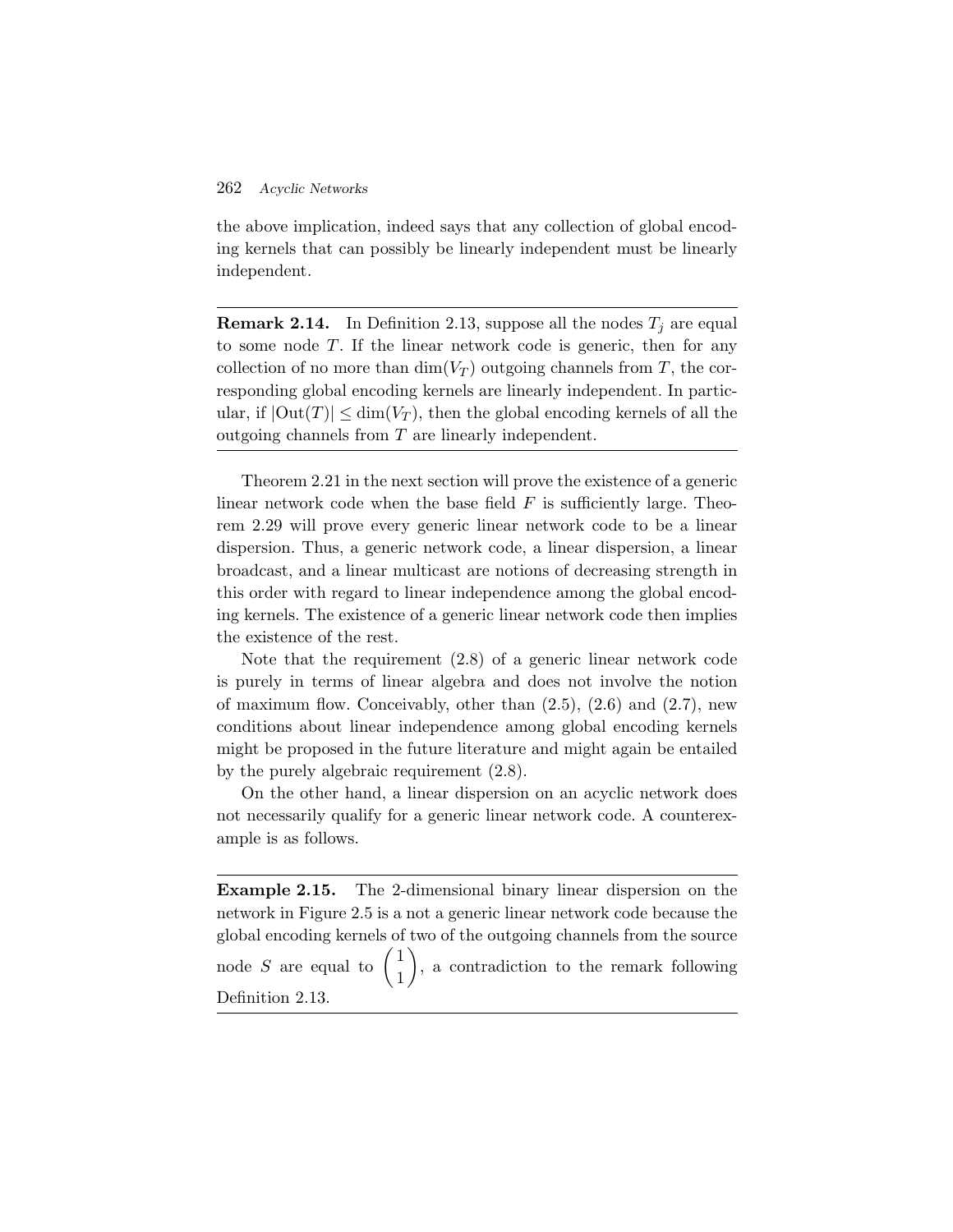the above implication, indeed says that any collection of global encoding kernels that can possibly be linearly independent must be linearly independent.

---

**Remark 2.14.** In Definition 2.13, suppose all the nodes $T_j$ are equal to some node $T$. If the linear network code is generic, then for any collection of no more than $\dim(V_T)$ outgoing channels from $T$, the corresponding global encoding kernels are linearly independent. In particular, if $|\text{Out}(T)| \leq \dim(V_T)$, then the global encoding kernels of all the outgoing channels from $T$ are linearly independent.

---

Theorem 2.21 in the next section will prove the existence of a generic linear network code when the base field $F$ is sufficiently large. Theorem 2.29 will prove every generic linear network code to be a linear dispersion. Thus, a generic network code, a linear dispersion, a linear broadcast, and a linear multicast are notions of decreasing strength in this order with regard to linear independence among the global encoding kernels. The existence of a generic linear network code then implies the existence of the rest.

Note that the requirement (2.8) of a generic linear network code is purely in terms of linear algebra and does not involve the notion of maximum flow. Conceivably, other than (2.5), (2.6) and (2.7), new conditions about linear independence among global encoding kernels might be proposed in the future literature and might again be entailed by the purely algebraic requirement (2.8).

On the other hand, a linear dispersion on an acyclic network does not necessarily qualify for a generic linear network code. A counterexample is as follows.

---

**Example 2.15.** The 2-dimensional binary linear dispersion on the network in Figure 2.5 is a not a generic linear network code because the global encoding kernels of two of the outgoing channels from the source node $S$ are equal to $\begin{pmatrix} 1 \\ 1 \end{pmatrix}$, a contradiction to the remark following Definition 2.13.

---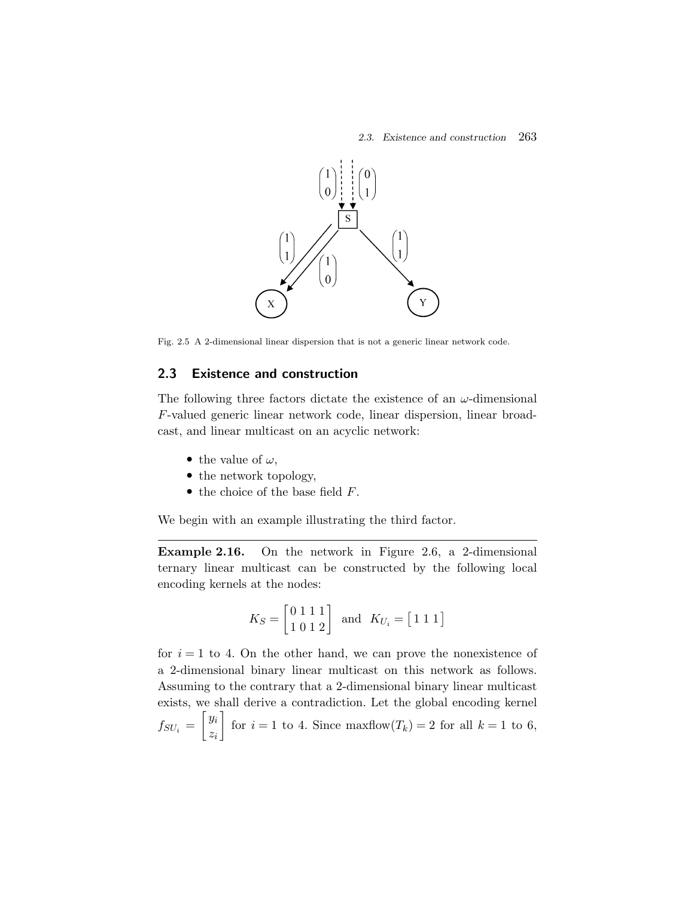Fig. 2.5 A 2-dimensional linear dispersion that is not a generic linear network code.

## 2.3 Existence and construction

The following three factors dictate the existence of an $\omega$-dimensional $F$-valued generic linear network code, linear dispersion, linear broadcast, and linear multicast on an acyclic network:

- the value of $\omega$,
- the network topology,
- the choice of the base field $F$.

We begin with an example illustrating the third factor.

---

**Example 2.16.** On the network in Figure 2.6, a 2-dimensional ternary linear multicast can be constructed by the following local encoding kernels at the nodes:

$$K_S = \begin{bmatrix} 0 & 1 & 1 & 1 \\ 1 & 0 & 1 & 2 \end{bmatrix} \text{ and } K_{U_i} = \begin{bmatrix} 1 & 1 & 1 \end{bmatrix}$$

for $i = 1$ to 4. On the other hand, we can prove the nonexistence of a 2-dimensional binary linear multicast on this network as follows. Assuming to the contrary that a 2-dimensional binary linear multicast exists, we shall derive a contradiction. Let the global encoding kernel $f_{SU_i} = \begin{bmatrix} y_i \\ z_i \end{bmatrix}$ for $i = 1$ to 4. Since $\text{maxflow}(T_k) = 2$ for all $k = 1$ to 6,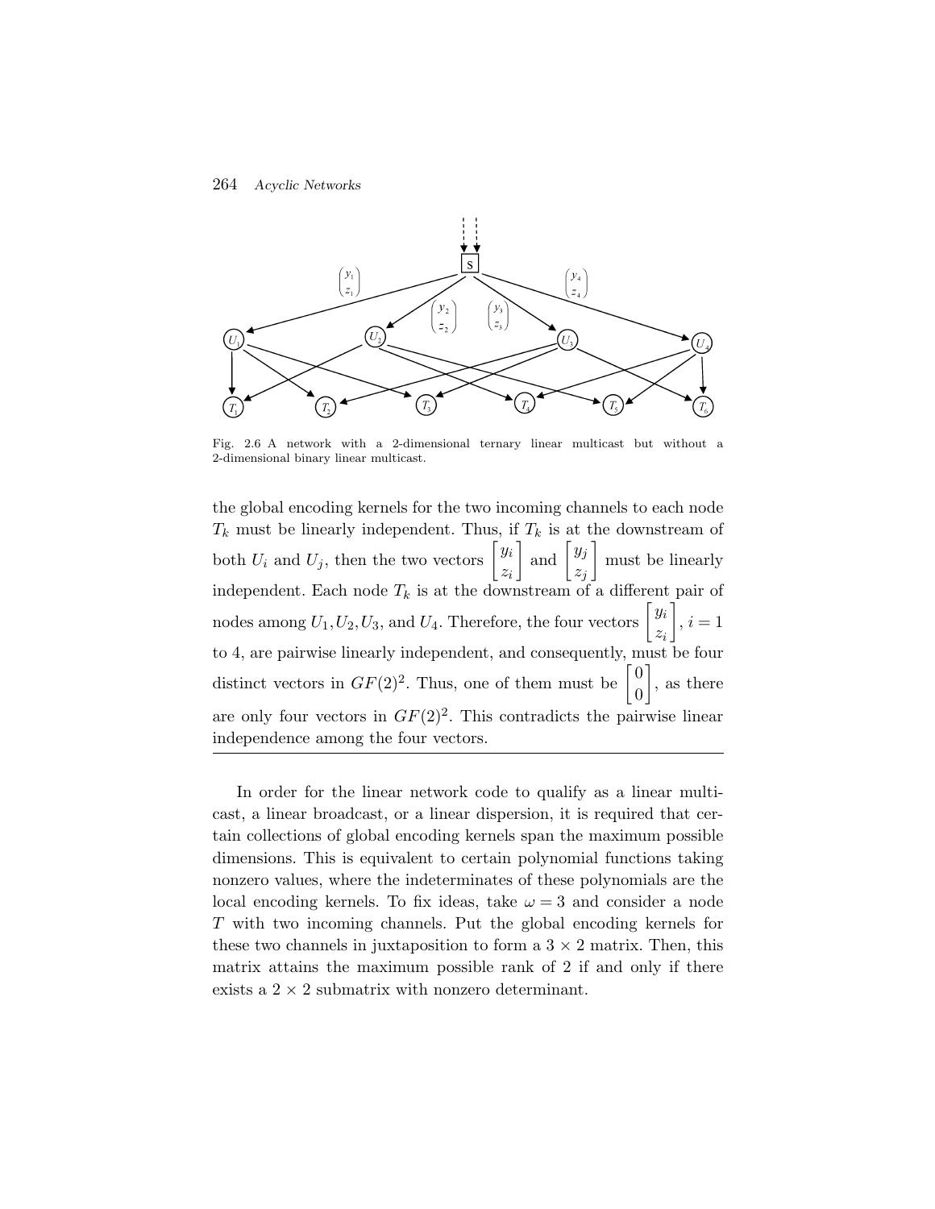Fig. 2.6 A network with a 2-dimensional ternary linear multicast but without a 2-dimensional binary linear multicast.

the global encoding kernels for the two incoming channels to each node $T_k$ must be linearly independent. Thus, if $T_k$ is at the downstream of both $U_i$ and $U_j$, then the two vectors $\begin{bmatrix} y_i \\ z_i \end{bmatrix}$ and $\begin{bmatrix} y_j \\ z_j \end{bmatrix}$ must be linearly independent. Each node $T_k$ is at the downstream of a different pair of nodes among $U_1, U_2, U_3$, and $U_4$. Therefore, the four vectors $\begin{bmatrix} y_i \\ z_i \end{bmatrix}$, $i = 1$ to 4, are pairwise linearly independent, and consequently, must be four distinct vectors in $GF(2)^2$. Thus, one of them must be $\begin{bmatrix} 0 \\ 0 \end{bmatrix}$, as there are only four vectors in $GF(2)^2$. This contradicts the pairwise linear independence among the four vectors.

---

In order for the linear network code to qualify as a linear multicast, a linear broadcast, or a linear dispersion, it is required that certain collections of global encoding kernels span the maximum possible dimensions. This is equivalent to certain polynomial functions taking nonzero values, where the indeterminates of these polynomials are the local encoding kernels. To fix ideas, take $\omega = 3$ and consider a node $T$ with two incoming channels. Put the global encoding kernels for these two channels in juxtaposition to form a $3 \times 2$ matrix. Then, this matrix attains the maximum possible rank of 2 if and only if there exists a $2 \times 2$ submatrix with nonzero determinant.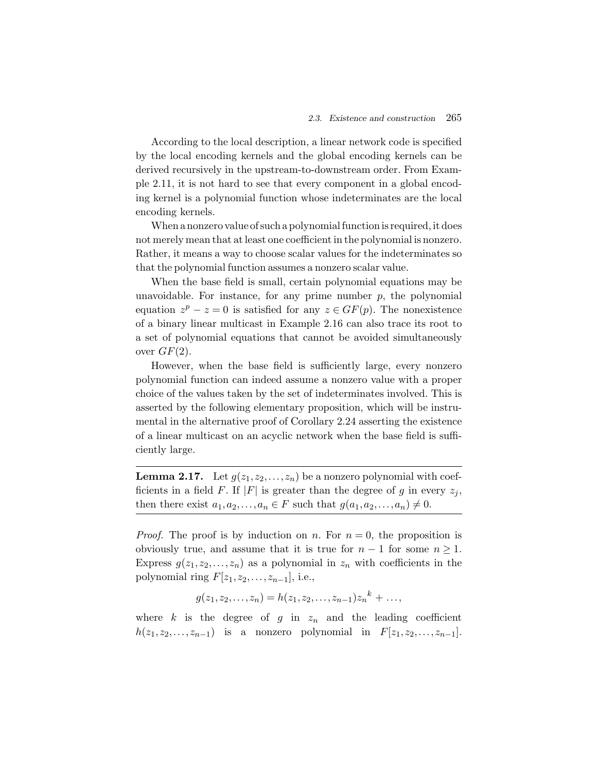According to the local description, a linear network code is specified by the local encoding kernels and the global encoding kernels can be derived recursively in the upstream-to-downstream order. From Example 2.11, it is not hard to see that every component in a global encoding kernel is a polynomial function whose indeterminates are the local encoding kernels.

When a nonzero value of such a polynomial function is required, it does not merely mean that at least one coefficient in the polynomial is nonzero. Rather, it means a way to choose scalar values for the indeterminates so that the polynomial function assumes a nonzero scalar value.

When the base field is small, certain polynomial equations may be unavoidable. For instance, for any prime number $p$, the polynomial equation $z^p - z = 0$ is satisfied for any $z \in GF(p)$. The nonexistence of a binary linear multicast in Example 2.16 can also trace its root to a set of polynomial equations that cannot be avoided simultaneously over $GF(2)$.

However, when the base field is sufficiently large, every nonzero polynomial function can indeed assume a nonzero value with a proper choice of the values taken by the set of indeterminates involved. This is asserted by the following elementary proposition, which will be instrumental in the alternative proof of Corollary 2.24 asserting the existence of a linear multicast on an acyclic network when the base field is sufficiently large.

**Lemma 2.17.** Let $g(z_1, z_2, \ldots, z_n)$ be a nonzero polynomial with coefficients in a field $F$. If $|F|$ is greater than the degree of $g$ in every $z_j$, then there exist $a_1, a_2, \ldots, a_n \in F$ such that $g(a_1, a_2, \ldots, a_n) \neq 0$.

*Proof.* The proof is by induction on $n$. For $n = 0$, the proposition is obviously true, and assume that it is true for $n - 1$ for some $n \geq 1$. Express $g(z_1, z_2, \ldots, z_n)$ as a polynomial in $z_n$ with coefficients in the polynomial ring $F[z_1, z_2, \ldots, z_{n-1}]$, i.e.,

$$g(z_1, z_2, \ldots, z_n) = h(z_1, z_2, \ldots, z_{n-1}){z_n}^k + \ldots,$$

where $k$ is the degree of $g$ in $z_n$ and the leading coefficient $h(z_1, z_2, \ldots, z_{n-1})$ is a nonzero polynomial in $F[z_1, z_2, \ldots, z_{n-1}]$.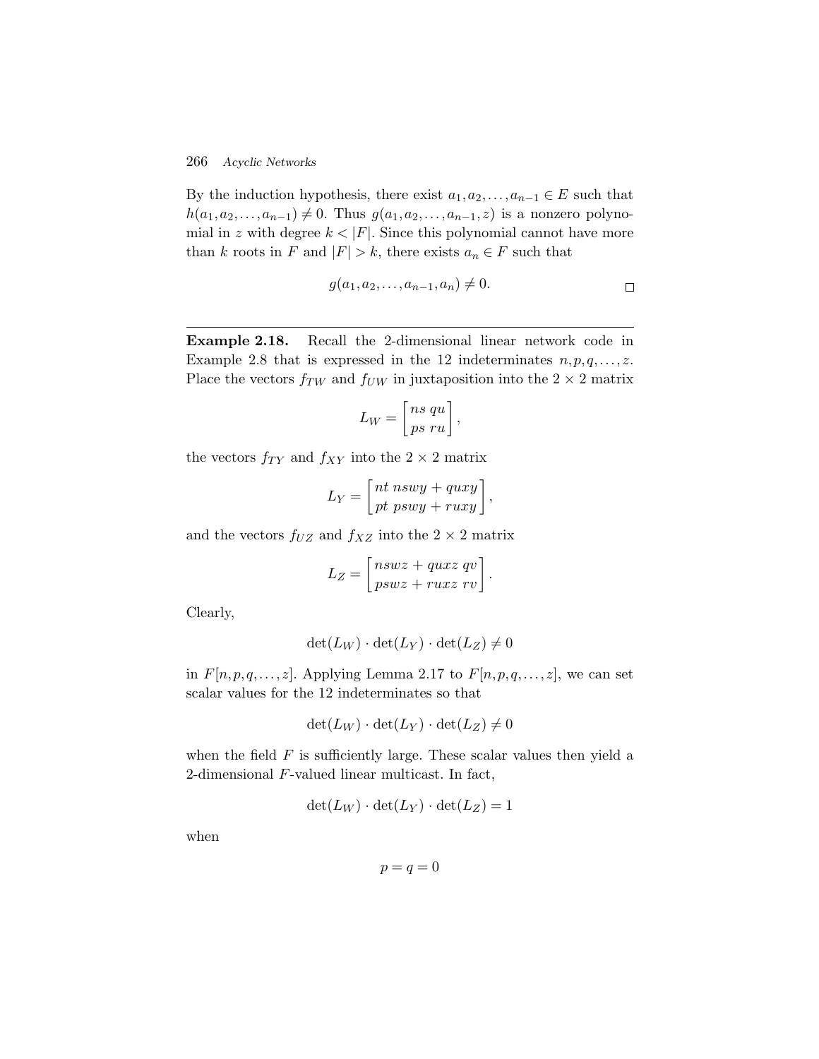By the induction hypothesis, there exist $a_1, a_2, \ldots, a_{n-1} \in E$ such that $h(a_1, a_2, \ldots, a_{n-1}) \neq 0$. Thus $g(a_1, a_2, \ldots, a_{n-1}, z)$ is a nonzero polynomial in $z$ with degree $k < |F|$. Since this polynomial cannot have more than $k$ roots in $F$ and $|F| > k$, there exists $a_n \in F$ such that

$$g(a_1, a_2, \ldots, a_{n-1}, a_n) \neq 0.$$

□

---

**Example 2.18.** Recall the 2-dimensional linear network code in Example 2.8 that is expressed in the 12 indeterminates $n, p, q, \ldots, z$. Place the vectors $f_{TW}$ and $f_{UW}$ in juxtaposition into the $2 \times 2$ matrix

$$L_W = \begin{bmatrix} ns & qu \\ ps & ru \end{bmatrix},$$

the vectors $f_{TY}$ and $f_{XY}$ into the $2 \times 2$ matrix

$$L_Y = \begin{bmatrix} nt & nswy + quxy \\ pt & pswy + ruxy \end{bmatrix},$$

and the vectors $f_{UZ}$ and $f_{XZ}$ into the $2 \times 2$ matrix

$$L_Z = \begin{bmatrix} nswz + quxz & qv \\ pswz + ruxz & rv \end{bmatrix}.$$

Clearly,

$$\det(L_W) \cdot \det(L_Y) \cdot \det(L_Z) \neq 0$$

in $F[n, p, q, \ldots, z]$. Applying Lemma 2.17 to $F[n, p, q, \ldots, z]$, we can set scalar values for the 12 indeterminates so that

$$\det(L_W) \cdot \det(L_Y) \cdot \det(L_Z) \neq 0$$

when the field $F$ is sufficiently large. These scalar values then yield a 2-dimensional $F$-valued linear multicast. In fact,

$$\det(L_W) \cdot \det(L_Y) \cdot \det(L_Z) = 1$$

when

$$p = q = 0$$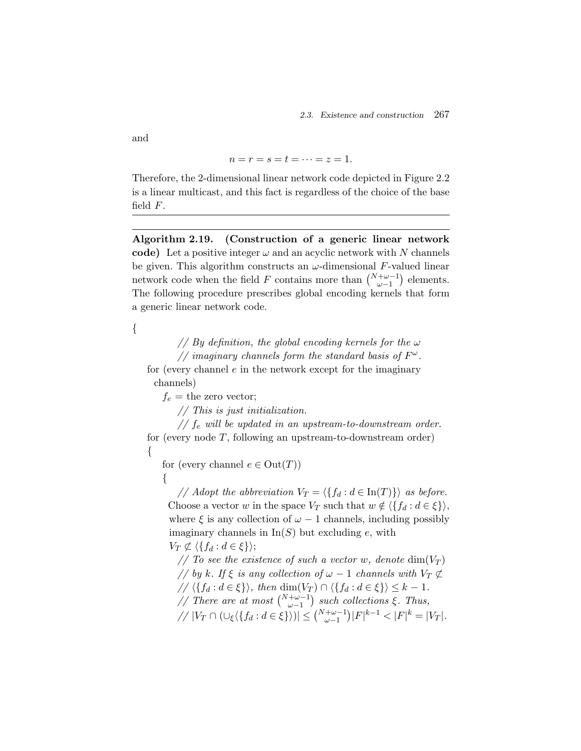and

$$n = r = s = t = \cdots = z = 1.$$

Therefore, the 2-dimensional linear network code depicted in Figure 2.2 is a linear multicast, and this fact is regardless of the choice of the base field $F$.

---

**Algorithm 2.19. (Construction of a generic linear network code)** Let a positive integer $\omega$ and an acyclic network with $N$ channels be given. This algorithm constructs an $\omega$-dimensional $F$-valued linear network code when the field $F$ contains more than $\binom{N+\omega-1}{\omega-1}$ elements. The following procedure prescribes global encoding kernels that form a generic linear network code.

```
{
        // By definition, the global encoding kernels for the ω
        // imaginary channels form the standard basis of F^ω.
  for (every channel e in the network except for the imaginary
     channels)
     f_e = the zero vector;
        // This is just initialization.
        // f_e will be updated in an upstream-to-downstream order.
  for (every node T, following an upstream-to-downstream order)
  {
     for (every channel e ∈ Out(T))
     {
        // Adopt the abbreviation V_T = ⟨{f_d : d ∈ In(T)}⟩ as before.
       Choose a vector w in the space V_T such that w ∉ ⟨{f_d : d ∈ ξ}⟩,
       where ξ is any collection of ω − 1 channels, including possibly
       imaginary channels in In(S) but excluding e, with
       V_T ⊄ ⟨{f_d : d ∈ ξ}⟩;
        // To see the existence of such a vector w, denote dim(V_T)
        // by k. If ξ is any collection of ω − 1 channels with V_T ⊄
        // ⟨{f_d : d ∈ ξ}⟩, then dim(V_T) ∩ ⟨{f_d : d ∈ ξ}⟩ ≤ k − 1.
        // There are at most C(N+ω−1, ω−1) such collections ξ. Thus,
        // |V_T ∩ (∪_ξ⟨{f_d : d ∈ ξ}⟩)| ≤ C(N+ω−1, ω−1)|F|^(k−1) < |F|^k = |V_T|.
```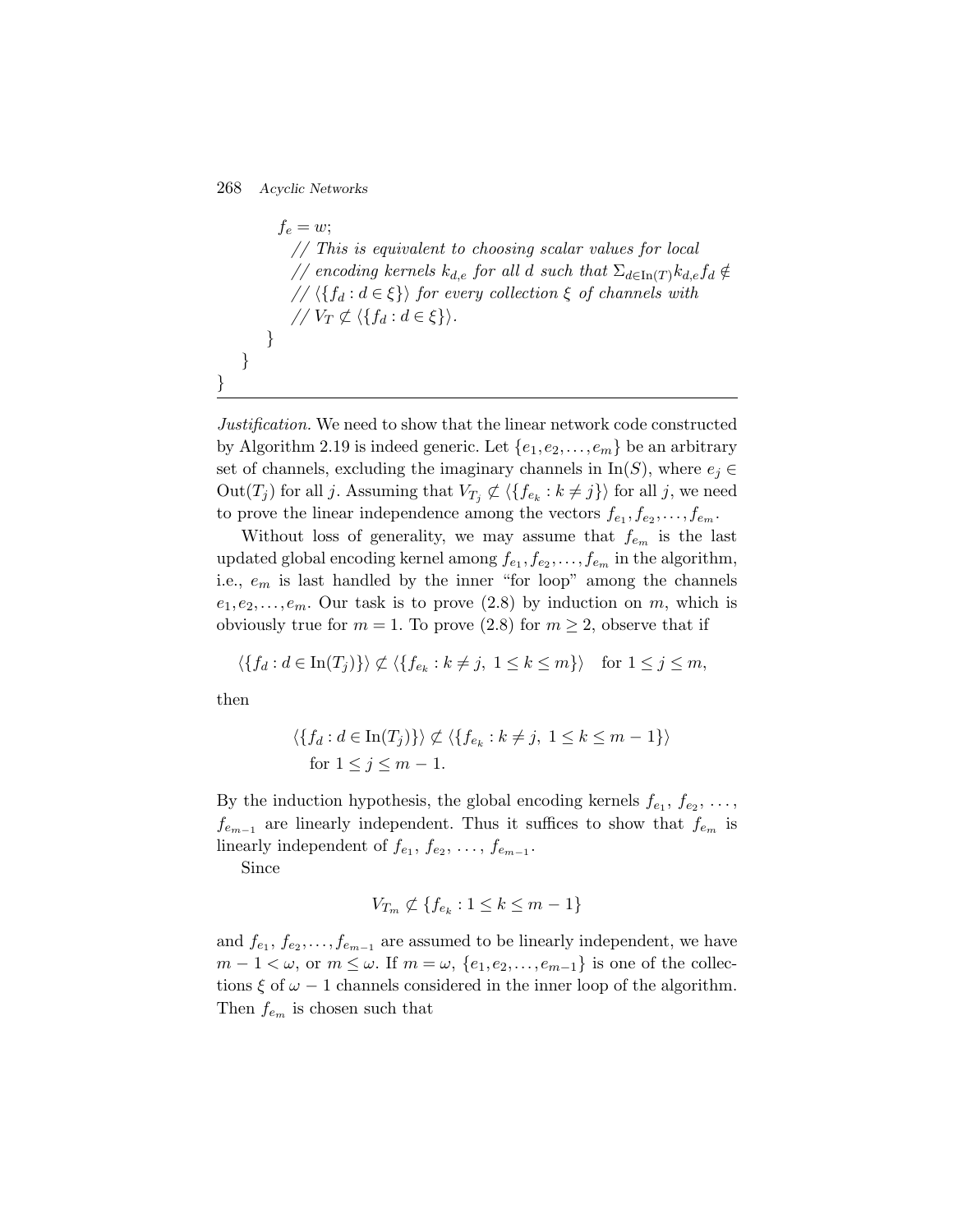```
            f_e = w;
              // This is equivalent to choosing scalar values for local
              // encoding kernels k_{d,e} for all d such that Σ_{d∈In(T)} k_{d,e} f_d ∉
              // ⟨{f_d : d ∈ ξ}⟩ for every collection ξ of channels with
              // V_T ⊄ ⟨{f_d : d ∈ ξ}⟩.
        }
    }
}
```

*Justification.* We need to show that the linear network code constructed by Algorithm 2.19 is indeed generic. Let $\{e_1, e_2, \ldots, e_m\}$ be an arbitrary set of channels, excluding the imaginary channels in $\mathrm{In}(S)$, where $e_j \in \mathrm{Out}(T_j)$ for all $j$. Assuming that $V_{T_j} \not\subset \langle \{f_{e_k} : k \neq j\} \rangle$ for all $j$, we need to prove the linear independence among the vectors $f_{e_1}, f_{e_2}, \ldots, f_{e_m}$.

Without loss of generality, we may assume that $f_{e_m}$ is the last updated global encoding kernel among $f_{e_1}, f_{e_2}, \ldots, f_{e_m}$ in the algorithm, i.e., $e_m$ is last handled by the inner "for loop" among the channels $e_1, e_2, \ldots, e_m$. Our task is to prove (2.8) by induction on $m$, which is obviously true for $m = 1$. To prove (2.8) for $m \geq 2$, observe that if

$$\langle \{f_d : d \in \mathrm{In}(T_j)\} \rangle \not\subset \langle \{f_{e_k} : k \neq j,\ 1 \leq k \leq m\} \rangle \quad \text{for } 1 \leq j \leq m,$$

then

$$\langle \{f_d : d \in \mathrm{In}(T_j)\} \rangle \not\subset \langle \{f_{e_k} : k \neq j,\ 1 \leq k \leq m-1\} \rangle$$
$$\text{for } 1 \leq j \leq m-1.$$

By the induction hypothesis, the global encoding kernels $f_{e_1}, f_{e_2}, \ldots, f_{e_{m-1}}$ are linearly independent. Thus it suffices to show that $f_{e_m}$ is linearly independent of $f_{e_1}, f_{e_2}, \ldots, f_{e_{m-1}}$.

Since

$$V_{T_m} \not\subset \{f_{e_k} : 1 \leq k \leq m-1\}$$

and $f_{e_1}, f_{e_2}, \ldots, f_{e_{m-1}}$ are assumed to be linearly independent, we have $m - 1 < \omega$, or $m \leq \omega$. If $m = \omega$, $\{e_1, e_2, \ldots, e_{m-1}\}$ is one of the collections $\xi$ of $\omega - 1$ channels considered in the inner loop of the algorithm. Then $f_{e_m}$ is chosen such that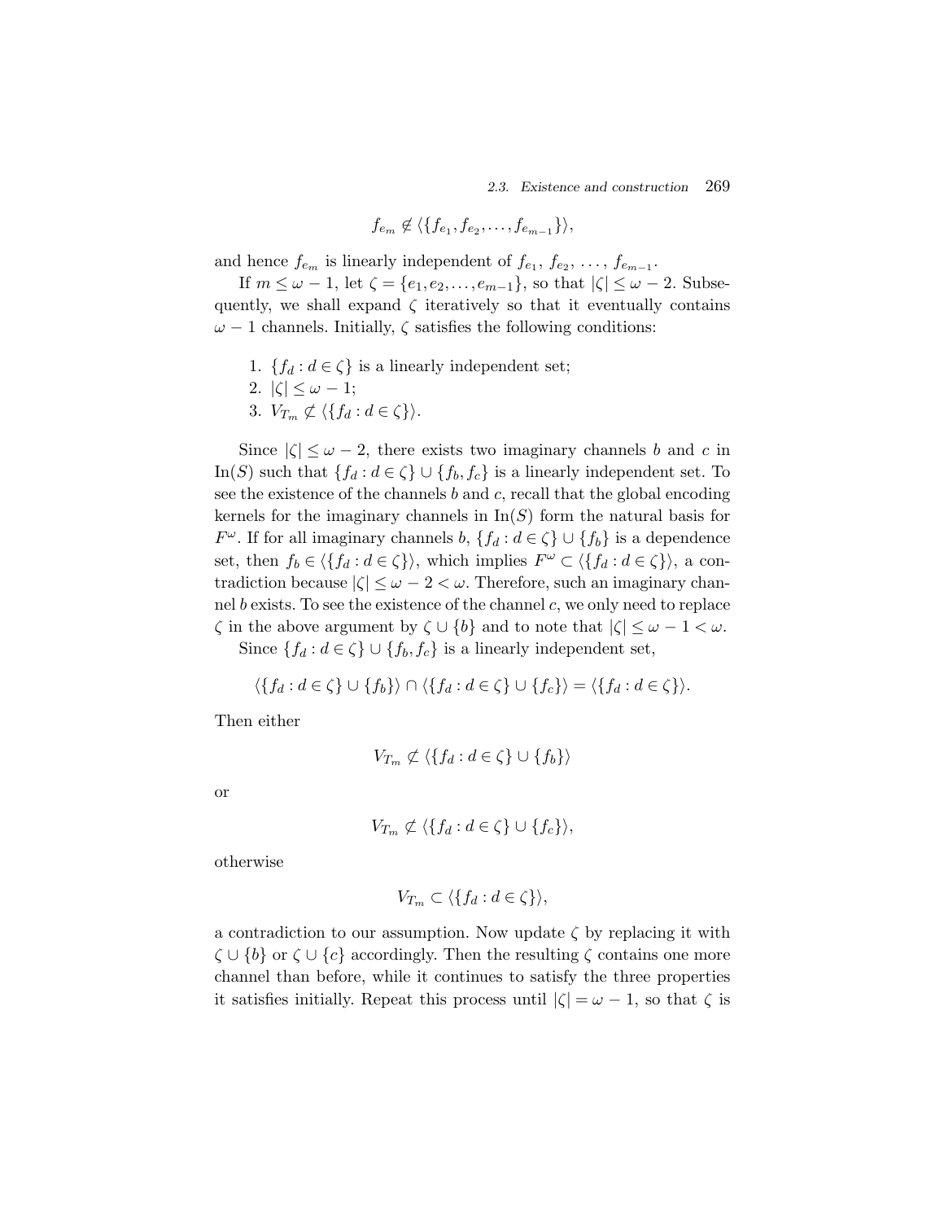$$f_{e_m} \notin \langle \{f_{e_1}, f_{e_2}, \ldots, f_{e_{m-1}}\} \rangle,$$

and hence $f_{e_m}$ is linearly independent of $f_{e_1}$, $f_{e_2}$, $\ldots$, $f_{e_{m-1}}$.

If $m \leq \omega - 1$, let $\zeta = \{e_1, e_2, \ldots, e_{m-1}\}$, so that $|\zeta| \leq \omega - 2$. Subsequently, we shall expand $\zeta$ iteratively so that it eventually contains $\omega - 1$ channels. Initially, $\zeta$ satisfies the following conditions:

1. $\{f_d : d \in \zeta\}$ is a linearly independent set;
2. $|\zeta| \leq \omega - 1$;
3. $V_{T_m} \not\subset \langle \{f_d : d \in \zeta\} \rangle$.

Since $|\zeta| \leq \omega - 2$, there exists two imaginary channels $b$ and $c$ in $\text{In}(S)$ such that $\{f_d : d \in \zeta\} \cup \{f_b, f_c\}$ is a linearly independent set. To see the existence of the channels $b$ and $c$, recall that the global encoding kernels for the imaginary channels in $\text{In}(S)$ form the natural basis for $F^\omega$. If for all imaginary channels $b$, $\{f_d : d \in \zeta\} \cup \{f_b\}$ is a dependence set, then $f_b \in \langle \{f_d : d \in \zeta\} \rangle$, which implies $F^\omega \subset \langle \{f_d : d \in \zeta\} \rangle$, a contradiction because $|\zeta| \leq \omega - 2 < \omega$. Therefore, such an imaginary channel $b$ exists. To see the existence of the channel $c$, we only need to replace $\zeta$ in the above argument by $\zeta \cup \{b\}$ and to note that $|\zeta| \leq \omega - 1 < \omega$.

Since $\{f_d : d \in \zeta\} \cup \{f_b, f_c\}$ is a linearly independent set,

$$\langle \{f_d : d \in \zeta\} \cup \{f_b\} \rangle \cap \langle \{f_d : d \in \zeta\} \cup \{f_c\} \rangle = \langle \{f_d : d \in \zeta\} \rangle.$$

Then either

$$V_{T_m} \not\subset \langle \{f_d : d \in \zeta\} \cup \{f_b\} \rangle$$

or

$$V_{T_m} \not\subset \langle \{f_d : d \in \zeta\} \cup \{f_c\} \rangle,$$

otherwise

$$V_{T_m} \subset \langle \{f_d : d \in \zeta\} \rangle,$$

a contradiction to our assumption. Now update $\zeta$ by replacing it with $\zeta \cup \{b\}$ or $\zeta \cup \{c\}$ accordingly. Then the resulting $\zeta$ contains one more channel than before, while it continues to satisfy the three properties it satisfies initially. Repeat this process until $|\zeta| = \omega - 1$, so that $\zeta$ is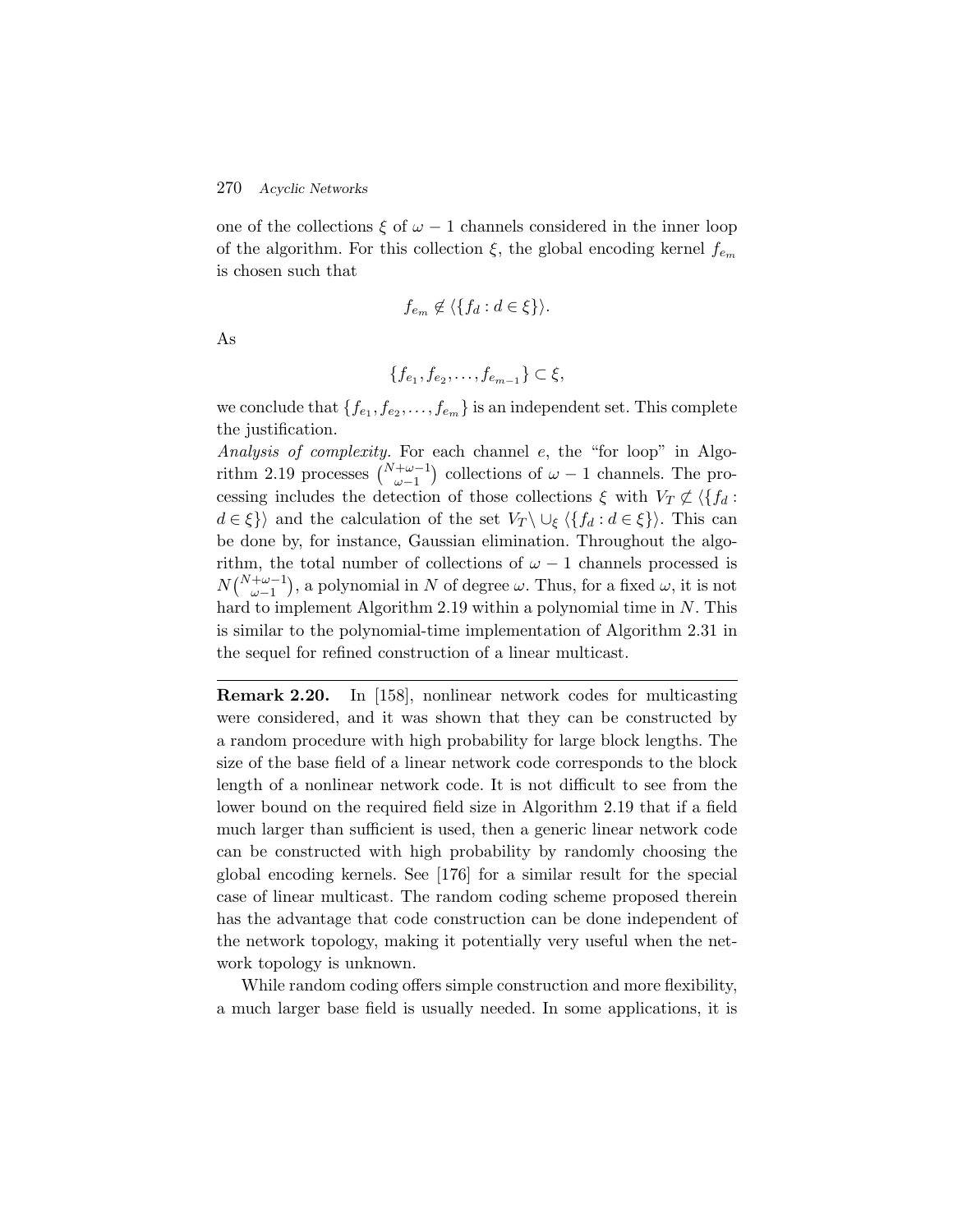one of the collections $\xi$ of $\omega - 1$ channels considered in the inner loop of the algorithm. For this collection $\xi$, the global encoding kernel $f_{e_m}$ is chosen such that

$$f_{e_m} \notin \langle \{f_d : d \in \xi\} \rangle.$$

As

$$\{f_{e_1}, f_{e_2}, \ldots, f_{e_{m-1}}\} \subset \xi,$$

we conclude that $\{f_{e_1}, f_{e_2}, \ldots, f_{e_m}\}$ is an independent set. This complete the justification.

*Analysis of complexity.* For each channel $e$, the "for loop" in Algorithm 2.19 processes $\binom{N+\omega-1}{\omega-1}$ collections of $\omega - 1$ channels. The processing includes the detection of those collections $\xi$ with $V_T \not\subset \langle \{f_d : d \in \xi\} \rangle$ and the calculation of the set $V_T \setminus \cup_\xi \langle \{f_d : d \in \xi\} \rangle$. This can be done by, for instance, Gaussian elimination. Throughout the algorithm, the total number of collections of $\omega - 1$ channels processed is $N\binom{N+\omega-1}{\omega-1}$, a polynomial in $N$ of degree $\omega$. Thus, for a fixed $\omega$, it is not hard to implement Algorithm 2.19 within a polynomial time in $N$. This is similar to the polynomial-time implementation of Algorithm 2.31 in the sequel for refined construction of a linear multicast.

---

**Remark 2.20.** In [158], nonlinear network codes for multicasting were considered, and it was shown that they can be constructed by a random procedure with high probability for large block lengths. The size of the base field of a linear network code corresponds to the block length of a nonlinear network code. It is not difficult to see from the lower bound on the required field size in Algorithm 2.19 that if a field much larger than sufficient is used, then a generic linear network code can be constructed with high probability by randomly choosing the global encoding kernels. See [176] for a similar result for the special case of linear multicast. The random coding scheme proposed therein has the advantage that code construction can be done independent of the network topology, making it potentially very useful when the network topology is unknown.

While random coding offers simple construction and more flexibility, a much larger base field is usually needed. In some applications, it is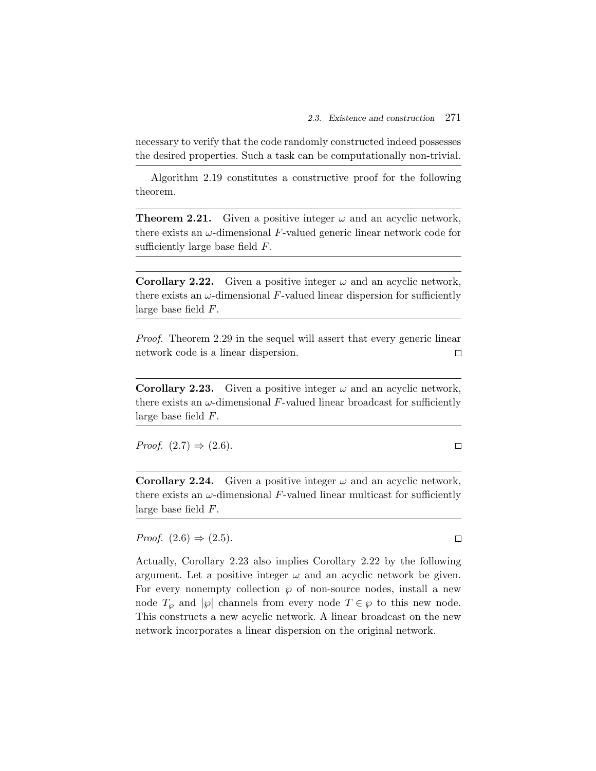necessary to verify that the code randomly constructed indeed possesses the desired properties. Such a task can be computationally non-trivial.

---

Algorithm 2.19 constitutes a constructive proof for the following theorem.

---

**Theorem 2.21.** Given a positive integer $\omega$ and an acyclic network, there exists an $\omega$-dimensional $F$-valued generic linear network code for sufficiently large base field $F$.

---

**Corollary 2.22.** Given a positive integer $\omega$ and an acyclic network, there exists an $\omega$-dimensional $F$-valued linear dispersion for sufficiently large base field $F$.

---

*Proof.* Theorem 2.29 in the sequel will assert that every generic linear network code is a linear dispersion. □

---

**Corollary 2.23.** Given a positive integer $\omega$ and an acyclic network, there exists an $\omega$-dimensional $F$-valued linear broadcast for sufficiently large base field $F$.

---

*Proof.* (2.7) $\Rightarrow$ (2.6). □

---

**Corollary 2.24.** Given a positive integer $\omega$ and an acyclic network, there exists an $\omega$-dimensional $F$-valued linear multicast for sufficiently large base field $F$.

---

*Proof.* (2.6) $\Rightarrow$ (2.5). □

Actually, Corollary 2.23 also implies Corollary 2.22 by the following argument. Let a positive integer $\omega$ and an acyclic network be given. For every nonempty collection $\wp$ of non-source nodes, install a new node $T_\wp$ and $|\wp|$ channels from every node $T \in \wp$ to this new node. This constructs a new acyclic network. A linear broadcast on the new network incorporates a linear dispersion on the original network.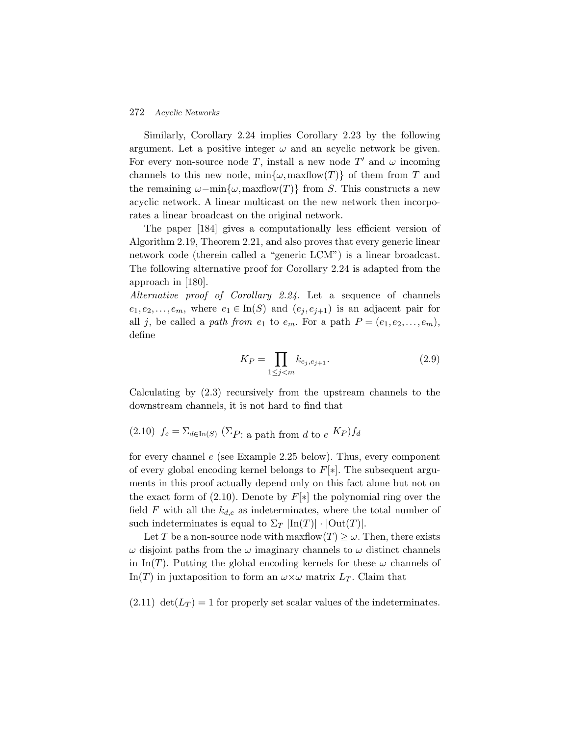Similarly, Corollary 2.24 implies Corollary 2.23 by the following argument. Let a positive integer $\omega$ and an acyclic network be given. For every non-source node $T$, install a new node $T'$ and $\omega$ incoming channels to this new node, $\min\{\omega, \text{maxflow}(T)\}$ of them from $T$ and the remaining $\omega - \min\{\omega, \text{maxflow}(T)\}$ from $S$. This constructs a new acyclic network. A linear multicast on the new network then incorporates a linear broadcast on the original network.

The paper [184] gives a computationally less efficient version of Algorithm 2.19, Theorem 2.21, and also proves that every generic linear network code (therein called a "generic LCM") is a linear broadcast. The following alternative proof for Corollary 2.24 is adapted from the approach in [180].

*Alternative proof of Corollary 2.24.* Let a sequence of channels $e_1, e_2, \ldots, e_m$, where $e_1 \in \text{In}(S)$ and $(e_j, e_{j+1})$ is an adjacent pair for all $j$, be called a *path from* $e_1$ to $e_m$. For a path $P = (e_1, e_2, \ldots, e_m)$, define

$$K_P = \prod_{1 \leq j < m} k_{e_j, e_{j+1}}. \tag{2.9}$$

Calculating by (2.3) recursively from the upstream channels to the downstream channels, it is not hard to find that

(2.10) $f_e = \Sigma_{d \in \text{In}(S)} \, (\Sigma_{P\text{: a path from } d \text{ to } e} \, K_P) f_d$

for every channel $e$ (see Example 2.25 below). Thus, every component of every global encoding kernel belongs to $F[*]$. The subsequent arguments in this proof actually depend only on this fact alone but not on the exact form of (2.10). Denote by $F[*]$ the polynomial ring over the field $F$ with all the $k_{d,e}$ as indeterminates, where the total number of such indeterminates is equal to $\Sigma_T \, |\text{In}(T)| \cdot |\text{Out}(T)|$.

Let $T$ be a non-source node with $\text{maxflow}(T) \geq \omega$. Then, there exists $\omega$ disjoint paths from the $\omega$ imaginary channels to $\omega$ distinct channels in $\text{In}(T)$. Putting the global encoding kernels for these $\omega$ channels of $\text{In}(T)$ in juxtaposition to form an $\omega \times \omega$ matrix $L_T$. Claim that

(2.11) $\det(L_T) = 1$ for properly set scalar values of the indeterminates.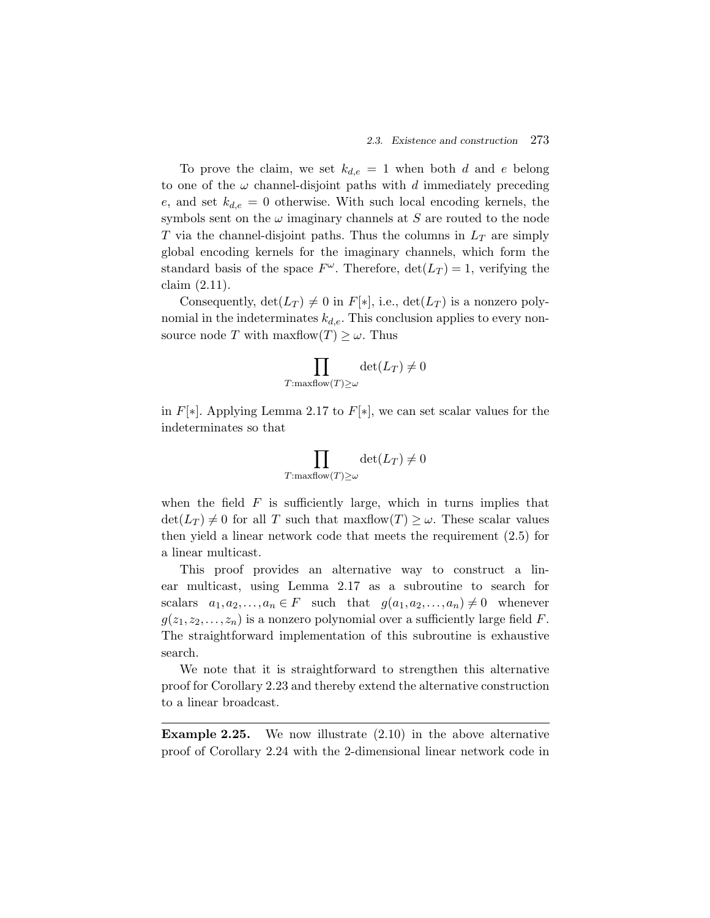To prove the claim, we set $k_{d,e} = 1$ when both $d$ and $e$ belong to one of the $\omega$ channel-disjoint paths with $d$ immediately preceding $e$, and set $k_{d,e} = 0$ otherwise. With such local encoding kernels, the symbols sent on the $\omega$ imaginary channels at $S$ are routed to the node $T$ via the channel-disjoint paths. Thus the columns in $L_T$ are simply global encoding kernels for the imaginary channels, which form the standard basis of the space $F^\omega$. Therefore, $\det(L_T) = 1$, verifying the claim (2.11).

Consequently, $\det(L_T) \neq 0$ in $F[*]$, i.e., $\det(L_T)$ is a nonzero polynomial in the indeterminates $k_{d,e}$. This conclusion applies to every non-source node $T$ with $\text{maxflow}(T) \geq \omega$. Thus

$$\prod_{T:\text{maxflow}(T) \geq \omega} \det(L_T) \neq 0$$

in $F[*]$. Applying Lemma 2.17 to $F[*]$, we can set scalar values for the indeterminates so that

$$\prod_{T:\text{maxflow}(T) \geq \omega} \det(L_T) \neq 0$$

when the field $F$ is sufficiently large, which in turns implies that $\det(L_T) \neq 0$ for all $T$ such that $\text{maxflow}(T) \geq \omega$. These scalar values then yield a linear network code that meets the requirement (2.5) for a linear multicast.

This proof provides an alternative way to construct a linear multicast, using Lemma 2.17 as a subroutine to search for scalars $a_1, a_2, \ldots, a_n \in F$ such that $g(a_1, a_2, \ldots, a_n) \neq 0$ whenever $g(z_1, z_2, \ldots, z_n)$ is a nonzero polynomial over a sufficiently large field $F$. The straightforward implementation of this subroutine is exhaustive search.

We note that it is straightforward to strengthen this alternative proof for Corollary 2.23 and thereby extend the alternative construction to a linear broadcast.

---

**Example 2.25.** We now illustrate (2.10) in the above alternative proof of Corollary 2.24 with the 2-dimensional linear network code in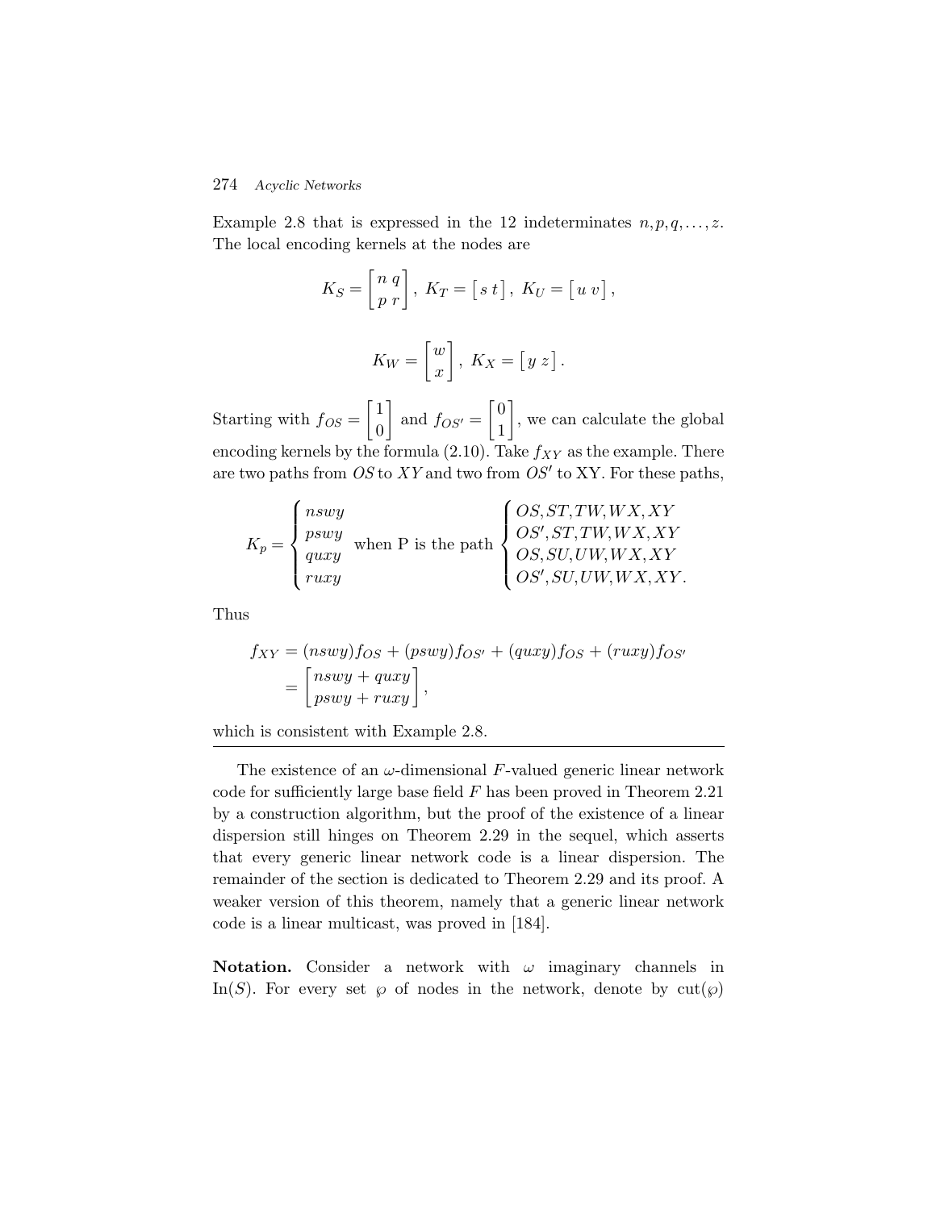Example 2.8 that is expressed in the 12 indeterminates $n, p, q, \ldots, z$. The local encoding kernels at the nodes are

$$K_S = \begin{bmatrix} n & q \\ p & r \end{bmatrix},\ K_T = \begin{bmatrix} s & t \end{bmatrix},\ K_U = \begin{bmatrix} u & v \end{bmatrix},$$

$$K_W = \begin{bmatrix} w \\ x \end{bmatrix},\ K_X = \begin{bmatrix} y & z \end{bmatrix}.$$

Starting with $f_{OS} = \begin{bmatrix} 1 \\ 0 \end{bmatrix}$ and $f_{OS'} = \begin{bmatrix} 0 \\ 1 \end{bmatrix}$, we can calculate the global encoding kernels by the formula (2.10). Take $f_{XY}$ as the example. There are two paths from $OS$ to $XY$ and two from $OS'$ to XY. For these paths,

$$K_p = \begin{cases} nswy \\ pswy \\ quxy \\ ruxy \end{cases} \text{when P is the path} \begin{cases} OS, ST, TW, WX, XY \\ OS', ST, TW, WX, XY \\ OS, SU, UW, WX, XY \\ OS', SU, UW, WX, XY. \end{cases}$$

Thus

$$\begin{aligned} f_{XY} &= (nswy) f_{OS} + (pswy) f_{OS'} + (quxy) f_{OS} + (ruxy) f_{OS'} \\ &= \begin{bmatrix} nswy + quxy \\ pswy + ruxy \end{bmatrix}, \end{aligned}$$

which is consistent with Example 2.8.

---

The existence of an $\omega$-dimensional $F$-valued generic linear network code for sufficiently large base field $F$ has been proved in Theorem 2.21 by a construction algorithm, but the proof of the existence of a linear dispersion still hinges on Theorem 2.29 in the sequel, which asserts that every generic linear network code is a linear dispersion. The remainder of the section is dedicated to Theorem 2.29 and its proof. A weaker version of this theorem, namely that a generic linear network code is a linear multicast, was proved in [184].

**Notation.** Consider a network with $\omega$ imaginary channels in $\text{In}(S)$. For every set $\wp$ of nodes in the network, denote by $\text{cut}(\wp)$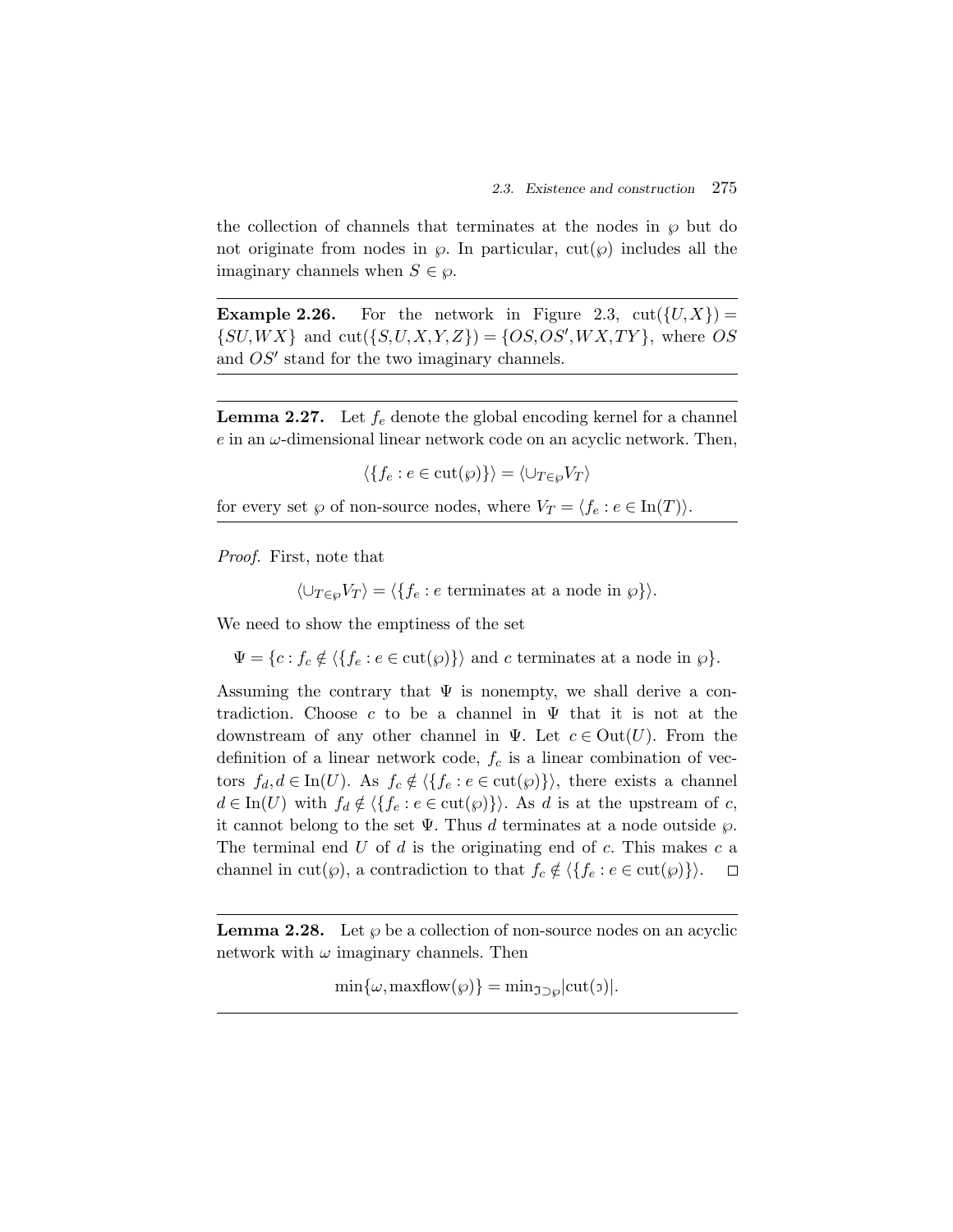the collection of channels that terminates at the nodes in $\wp$ but do not originate from nodes in $\wp$. In particular, $\mathrm{cut}(\wp)$ includes all the imaginary channels when $S \in \wp$.

---

**Example 2.26.** For the network in Figure 2.3, $\mathrm{cut}(\{U,X\}) = \{SU,WX\}$ and $\mathrm{cut}(\{S,U,X,Y,Z\}) = \{OS,OS',WX,TY\}$, where $OS$ and $OS'$ stand for the two imaginary channels.

---

**Lemma 2.27.** Let $f_e$ denote the global encoding kernel for a channel $e$ in an $\omega$-dimensional linear network code on an acyclic network. Then,

$$\langle \{f_e : e \in \mathrm{cut}(\wp)\} \rangle = \langle \cup_{T \in \wp} V_T \rangle$$

for every set $\wp$ of non-source nodes, where $V_T = \langle f_e : e \in \mathrm{In}(T) \rangle$.

---

*Proof.* First, note that

$$\langle \cup_{T \in \wp} V_T \rangle = \langle \{f_e : e \text{ terminates at a node in } \wp\} \rangle.$$

We need to show the emptiness of the set

$$\Psi = \{c : f_c \notin \langle \{f_e : e \in \mathrm{cut}(\wp)\} \rangle \text{ and } c \text{ terminates at a node in } \wp\}.$$

Assuming the contrary that $\Psi$ is nonempty, we shall derive a contradiction. Choose $c$ to be a channel in $\Psi$ that it is not at the downstream of any other channel in $\Psi$. Let $c \in \mathrm{Out}(U)$. From the definition of a linear network code, $f_c$ is a linear combination of vectors $f_d, d \in \mathrm{In}(U)$. As $f_c \notin \langle \{f_e : e \in \mathrm{cut}(\wp)\} \rangle$, there exists a channel $d \in \mathrm{In}(U)$ with $f_d \notin \langle \{f_e : e \in \mathrm{cut}(\wp)\} \rangle$. As $d$ is at the upstream of $c$, it cannot belong to the set $\Psi$. Thus $d$ terminates at a node outside $\wp$. The terminal end $U$ of $d$ is the originating end of $c$. This makes $c$ a channel in $\mathrm{cut}(\wp)$, a contradiction to that $f_c \notin \langle \{f_e : e \in \mathrm{cut}(\wp)\} \rangle$. $\square$

---

**Lemma 2.28.** Let $\wp$ be a collection of non-source nodes on an acyclic network with $\omega$ imaginary channels. Then

$$\min\{\omega, \mathrm{maxflow}(\wp)\} = \min_{\beth \supset \wp} |\mathrm{cut}(\beth)|.$$

---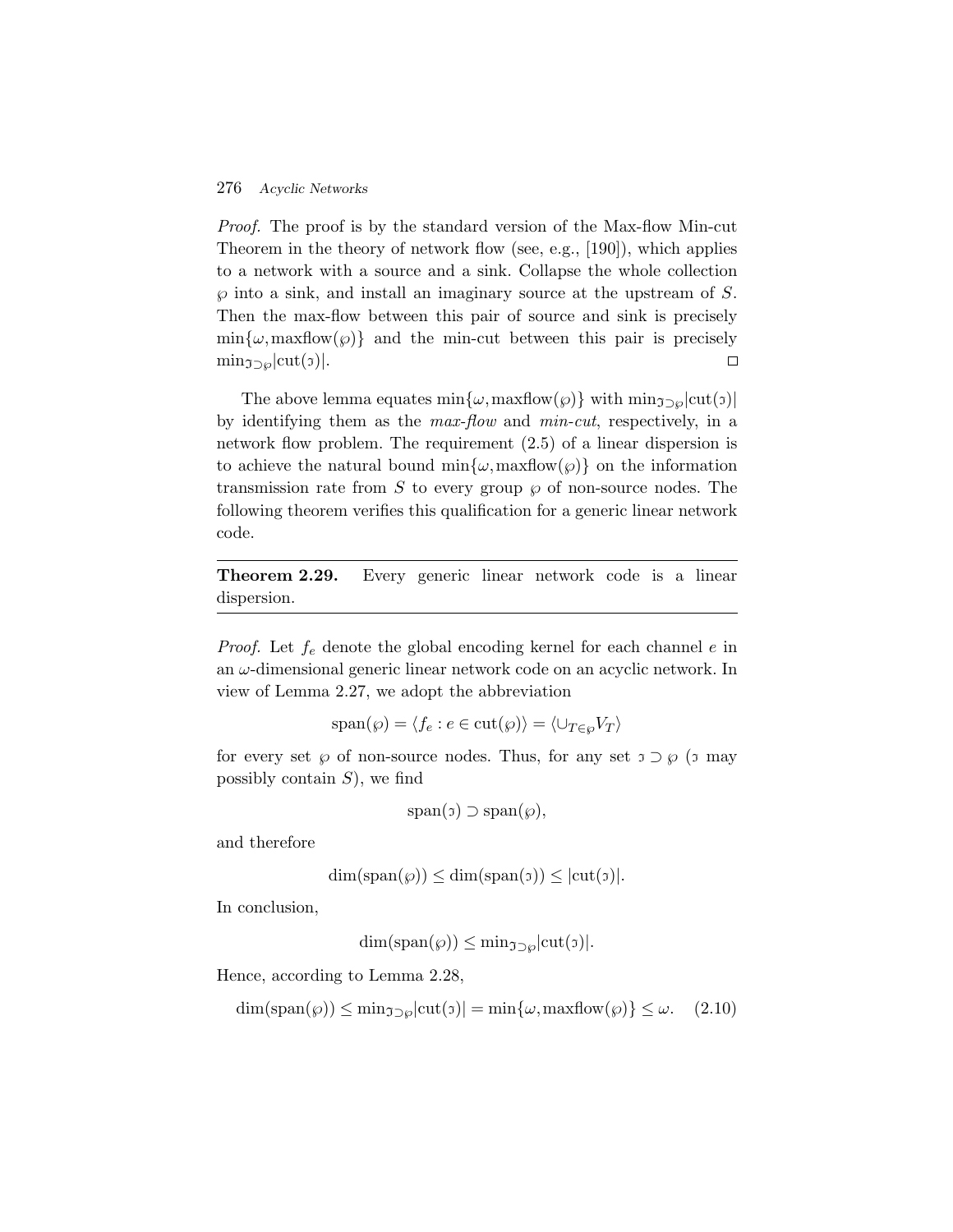*Proof.* The proof is by the standard version of the Max-flow Min-cut Theorem in the theory of network flow (see, e.g., [190]), which applies to a network with a source and a sink. Collapse the whole collection $\wp$ into a sink, and install an imaginary source at the upstream of $S$. Then the max-flow between this pair of source and sink is precisely $\min\{\omega, \text{maxflow}(\wp)\}$ and the min-cut between this pair is precisely $\min_{\mathfrak{I}\supset\wp}|\text{cut}(\mathfrak{I})|$. □

The above lemma equates $\min\{\omega, \text{maxflow}(\wp)\}$ with $\min_{\mathfrak{I}\supset\wp}|\text{cut}(\mathfrak{I})|$ by identifying them as the *max-flow* and *min-cut*, respectively, in a network flow problem. The requirement (2.5) of a linear dispersion is to achieve the natural bound $\min\{\omega, \text{maxflow}(\wp)\}$ on the information transmission rate from $S$ to every group $\wp$ of non-source nodes. The following theorem verifies this qualification for a generic linear network code.

**Theorem 2.29.** Every generic linear network code is a linear dispersion.

*Proof.* Let $f_e$ denote the global encoding kernel for each channel $e$ in an $\omega$-dimensional generic linear network code on an acyclic network. In view of Lemma 2.27, we adopt the abbreviation

$$\text{span}(\wp) = \langle f_e : e \in \text{cut}(\wp)\rangle = \langle \cup_{T\in\wp} V_T\rangle$$

for every set $\wp$ of non-source nodes. Thus, for any set $\mathfrak{I} \supset \wp$ ($\mathfrak{I}$ may possibly contain $S$), we find

$$\text{span}(\mathfrak{I}) \supset \text{span}(\wp),$$

and therefore

$$\dim(\text{span}(\wp)) \leq \dim(\text{span}(\mathfrak{I})) \leq |\text{cut}(\mathfrak{I})|.$$

In conclusion,

$$\dim(\text{span}(\wp)) \leq \min_{\mathfrak{I}\supset\wp}|\text{cut}(\mathfrak{I})|.$$

Hence, according to Lemma 2.28,

$$\dim(\text{span}(\wp)) \leq \min_{\mathfrak{I}\supset\wp}|\text{cut}(\mathfrak{I})| = \min\{\omega, \text{maxflow}(\wp)\} \leq \omega. \quad (2.10)$$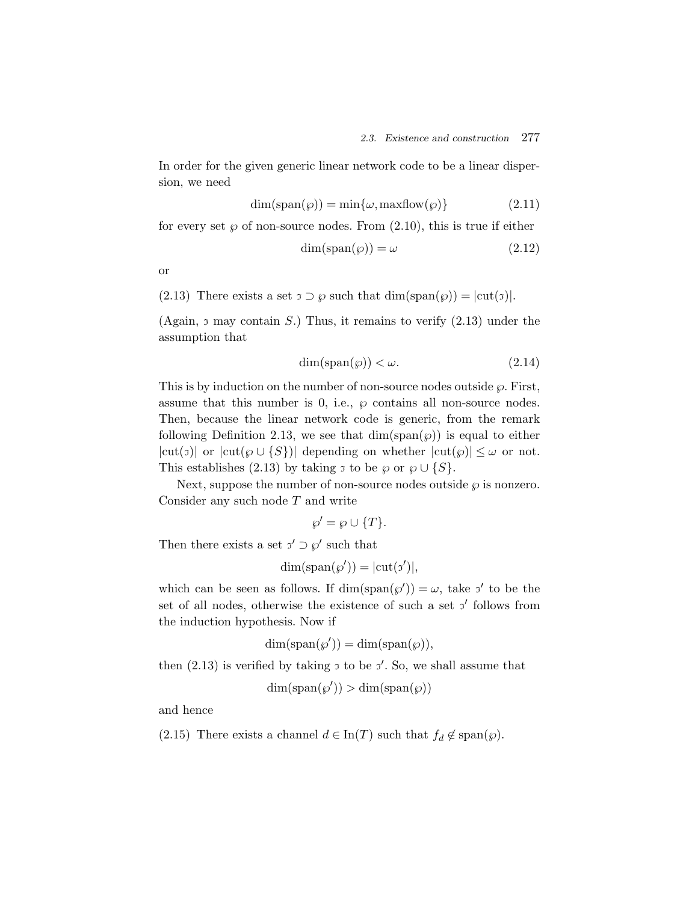In order for the given generic linear network code to be a linear dispersion, we need

$$\dim(\text{span}(\wp)) = \min\{\omega, \text{maxflow}(\wp)\} \tag{2.11}$$

for every set $\wp$ of non-source nodes. From (2.10), this is true if either

$$\dim(\text{span}(\wp)) = \omega \tag{2.12}$$

or

(2.13) There exists a set $\beth \supset \wp$ such that $\dim(\text{span}(\wp)) = |\text{cut}(\beth)|$.

(Again, $\beth$ may contain $S$.) Thus, it remains to verify (2.13) under the assumption that

$$\dim(\text{span}(\wp)) < \omega. \tag{2.14}$$

This is by induction on the number of non-source nodes outside $\wp$. First, assume that this number is 0, i.e., $\wp$ contains all non-source nodes. Then, because the linear network code is generic, from the remark following Definition 2.13, we see that $\dim(\text{span}(\wp))$ is equal to either $|\text{cut}(\beth)|$ or $|\text{cut}(\wp \cup \{S\})|$ depending on whether $|\text{cut}(\wp)| \leq \omega$ or not. This establishes (2.13) by taking $\beth$ to be $\wp$ or $\wp \cup \{S\}$.

Next, suppose the number of non-source nodes outside $\wp$ is nonzero. Consider any such node $T$ and write

$$\wp' = \wp \cup \{T\}.$$

Then there exists a set $\beth' \supset \wp'$ such that

$$\dim(\text{span}(\wp')) = |\text{cut}(\beth')|,$$

which can be seen as follows. If $\dim(\text{span}(\wp')) = \omega$, take $\beth'$ to be the set of all nodes, otherwise the existence of such a set $\beth'$ follows from the induction hypothesis. Now if

$$\dim(\text{span}(\wp')) = \dim(\text{span}(\wp)),$$

then (2.13) is verified by taking $\beth$ to be $\beth'$. So, we shall assume that

$$\dim(\text{span}(\wp')) > \dim(\text{span}(\wp))$$

and hence

(2.15) There exists a channel $d \in \text{In}(T)$ such that $f_d \notin \text{span}(\wp)$.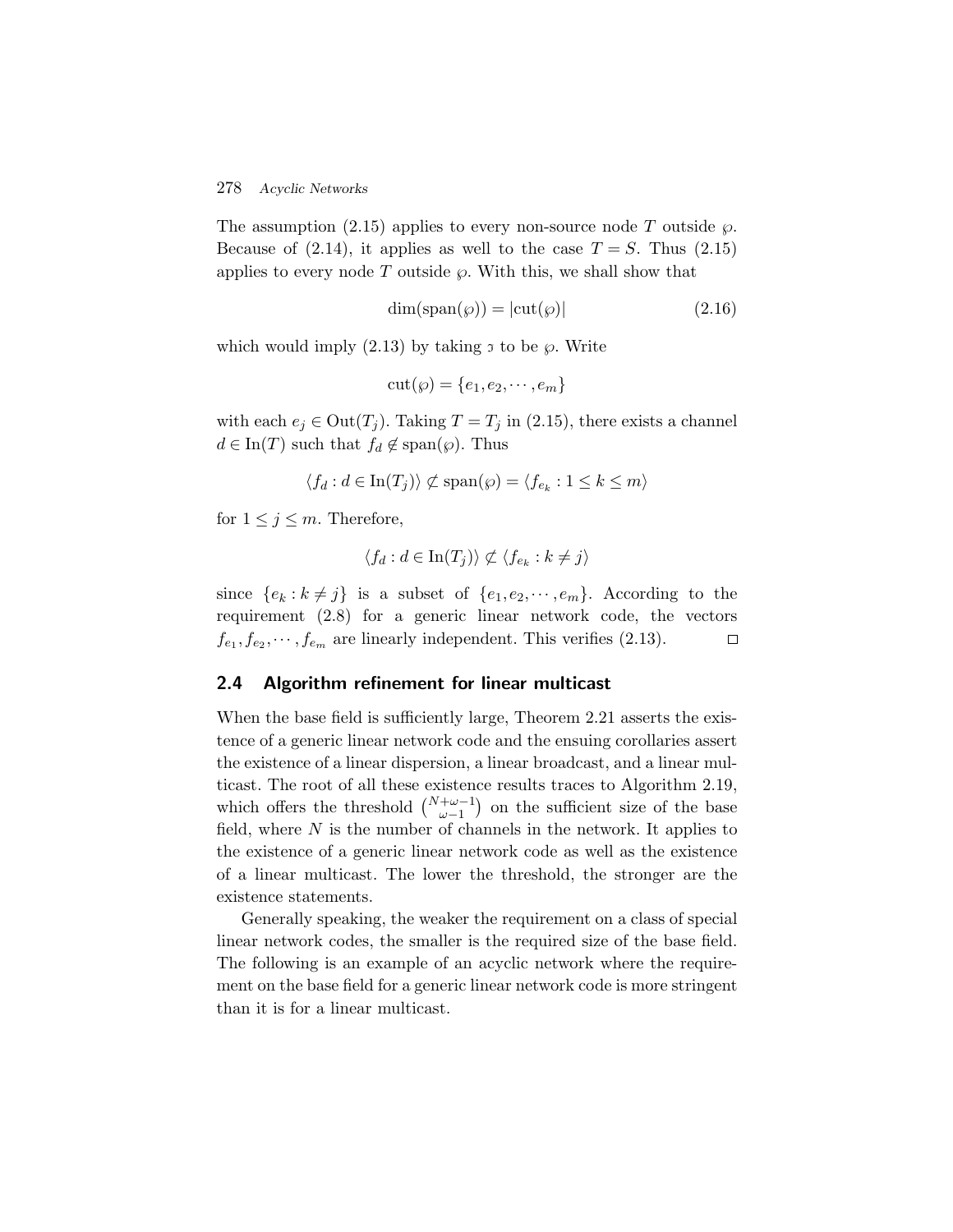The assumption (2.15) applies to every non-source node $T$ outside $\wp$. Because of (2.14), it applies as well to the case $T = S$. Thus (2.15) applies to every node $T$ outside $\wp$. With this, we shall show that

$$\dim(\mathrm{span}(\wp)) = |\mathrm{cut}(\wp)| \tag{2.16}$$

which would imply (2.13) by taking $\beth$ to be $\wp$. Write

$$\mathrm{cut}(\wp) = \{e_1, e_2, \cdots, e_m\}$$

with each $e_j \in \mathrm{Out}(T_j)$. Taking $T = T_j$ in (2.15), there exists a channel $d \in \mathrm{In}(T)$ such that $f_d \notin \mathrm{span}(\wp)$. Thus

$$\langle f_d : d \in \mathrm{In}(T_j)\rangle \not\subset \mathrm{span}(\wp) = \langle f_{e_k} : 1 \le k \le m\rangle$$

for $1 \le j \le m$. Therefore,

$$\langle f_d : d \in \mathrm{In}(T_j)\rangle \not\subset \langle f_{e_k} : k \ne j\rangle$$

since $\{e_k : k \ne j\}$ is a subset of $\{e_1, e_2, \cdots, e_m\}$. According to the requirement (2.8) for a generic linear network code, the vectors $f_{e_1}, f_{e_2}, \cdots, f_{e_m}$ are linearly independent. This verifies (2.13). $\square$

## 2.4 Algorithm refinement for linear multicast

When the base field is sufficiently large, Theorem 2.21 asserts the existence of a generic linear network code and the ensuing corollaries assert the existence of a linear dispersion, a linear broadcast, and a linear multicast. The root of all these existence results traces to Algorithm 2.19, which offers the threshold $\binom{N+\omega-1}{\omega-1}$ on the sufficient size of the base field, where $N$ is the number of channels in the network. It applies to the existence of a generic linear network code as well as the existence of a linear multicast. The lower the threshold, the stronger are the existence statements.

Generally speaking, the weaker the requirement on a class of special linear network codes, the smaller is the required size of the base field. The following is an example of an acyclic network where the requirement on the base field for a generic linear network code is more stringent than it is for a linear multicast.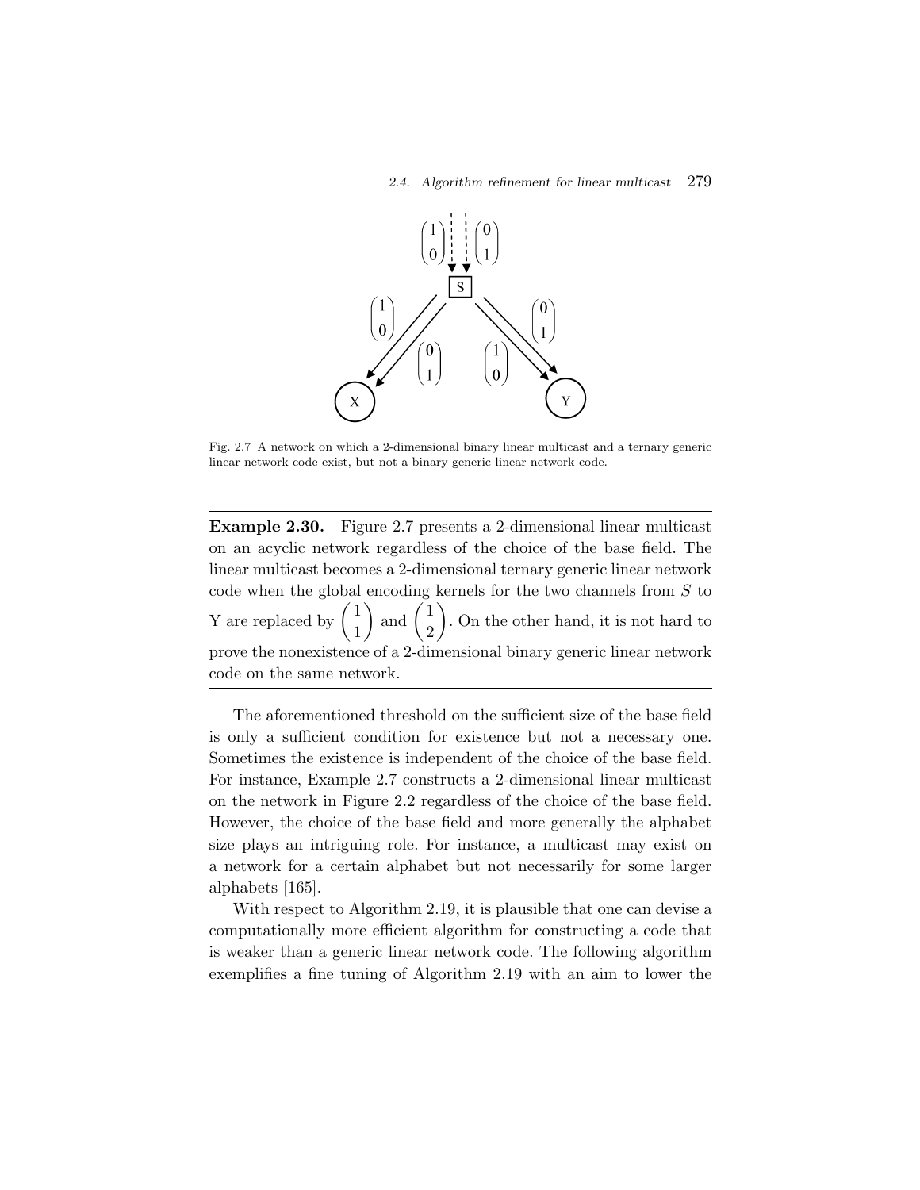Fig. 2.7 A network on which a 2-dimensional binary linear multicast and a ternary generic linear network code exist, but not a binary generic linear network code.

---

**Example 2.30.** Figure 2.7 presents a 2-dimensional linear multicast on an acyclic network regardless of the choice of the base field. The linear multicast becomes a 2-dimensional ternary generic linear network code when the global encoding kernels for the two channels from $S$ to Y are replaced by $\begin{pmatrix} 1 \\ 1 \end{pmatrix}$ and $\begin{pmatrix} 1 \\ 2 \end{pmatrix}$. On the other hand, it is not hard to prove the nonexistence of a 2-dimensional binary generic linear network code on the same network.

---

The aforementioned threshold on the sufficient size of the base field is only a sufficient condition for existence but not a necessary one. Sometimes the existence is independent of the choice of the base field. For instance, Example 2.7 constructs a 2-dimensional linear multicast on the network in Figure 2.2 regardless of the choice of the base field. However, the choice of the base field and more generally the alphabet size plays an intriguing role. For instance, a multicast may exist on a network for a certain alphabet but not necessarily for some larger alphabets [165].

With respect to Algorithm 2.19, it is plausible that one can devise a computationally more efficient algorithm for constructing a code that is weaker than a generic linear network code. The following algorithm exemplifies a fine tuning of Algorithm 2.19 with an aim to lower the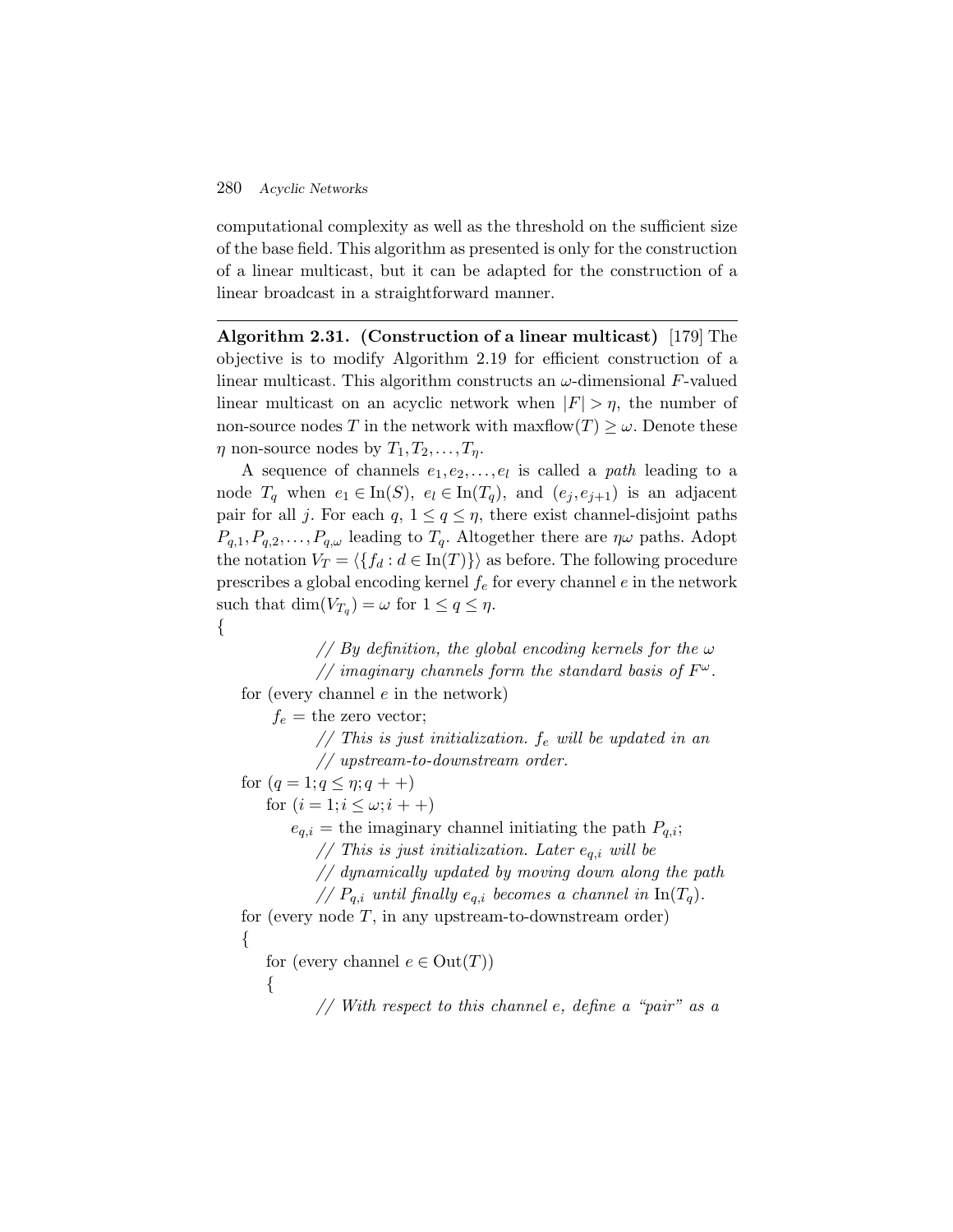computational complexity as well as the threshold on the sufficient size of the base field. This algorithm as presented is only for the construction of a linear multicast, but it can be adapted for the construction of a linear broadcast in a straightforward manner.

---

**Algorithm 2.31. (Construction of a linear multicast)** [179] The objective is to modify Algorithm 2.19 for efficient construction of a linear multicast. This algorithm constructs an $\omega$-dimensional $F$-valued linear multicast on an acyclic network when $|F| > \eta$, the number of non-source nodes $T$ in the network with $\text{maxflow}(T) \geq \omega$. Denote these $\eta$ non-source nodes by $T_1, T_2, \ldots, T_\eta$.

A sequence of channels $e_1, e_2, \ldots, e_l$ is called a *path* leading to a node $T_q$ when $e_1 \in \text{In}(S)$, $e_l \in \text{In}(T_q)$, and $(e_j, e_{j+1})$ is an adjacent pair for all $j$. For each $q$, $1 \leq q \leq \eta$, there exist channel-disjoint paths $P_{q,1}, P_{q,2}, \ldots, P_{q,\omega}$ leading to $T_q$. Altogether there are $\eta\omega$ paths. Adopt the notation $V_T = \langle \{f_d : d \in \text{In}(T)\} \rangle$ as before. The following procedure prescribes a global encoding kernel $f_e$ for every channel $e$ in the network such that $\dim(V_{T_q}) = \omega$ for $1 \leq q \leq \eta$.

```
{
            // By definition, the global encoding kernels for the ω
            // imaginary channels form the standard basis of F^ω.
   for (every channel e in the network)
      f_e = the zero vector;
            // This is just initialization. f_e will be updated in an
            // upstream-to-downstream order.
   for (q = 1; q ≤ η; q++)
      for (i = 1; i ≤ ω; i++)
         e_{q,i} = the imaginary channel initiating the path P_{q,i};
            // This is just initialization. Later e_{q,i} will be
            // dynamically updated by moving down along the path
            // P_{q,i} until finally e_{q,i} becomes a channel in In(T_q).
   for (every node T, in any upstream-to-downstream order)
   {
      for (every channel e ∈ Out(T))
      {
            // With respect to this channel e, define a "pair" as a
```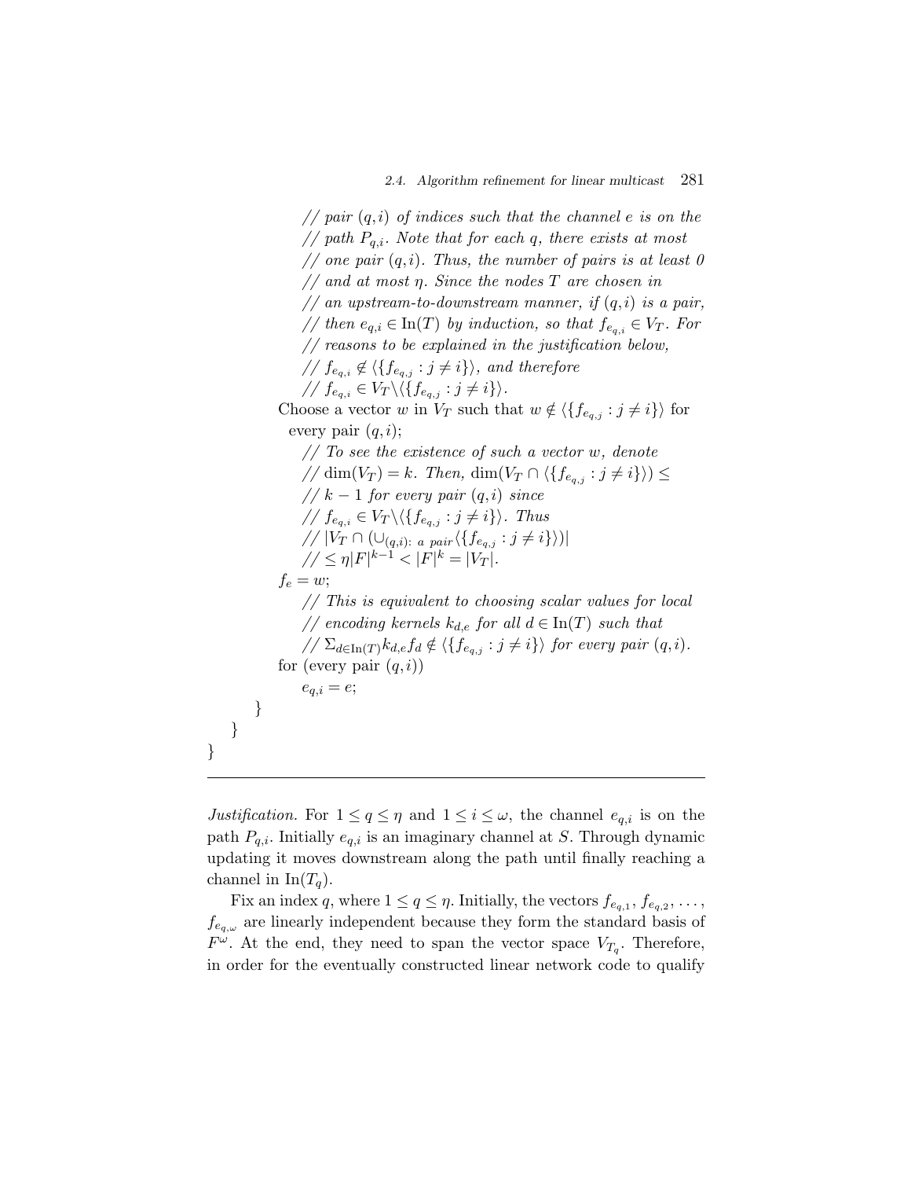```
            // pair (q,i) of indices such that the channel e is on the
            // path P_{q,i}. Note that for each q, there exists at most
            // one pair (q,i). Thus, the number of pairs is at least 0
            // and at most η. Since the nodes T are chosen in
            // an upstream-to-downstream manner, if (q,i) is a pair,
            // then e_{q,i} ∈ In(T) by induction, so that f_{e_{q,i}} ∈ V_T. For
            // reasons to be explained in the justification below,
            // f_{e_{q,i}} ∉ ⟨{f_{e_{q,j}} : j ≠ i}⟩, and therefore
            // f_{e_{q,i}} ∈ V_T \ ⟨{f_{e_{q,j}} : j ≠ i}⟩.
        Choose a vector w in V_T such that w ∉ ⟨{f_{e_{q,j}} : j ≠ i}⟩ for
          every pair (q,i);
            // To see the existence of such a vector w, denote
            // dim(V_T) = k. Then, dim(V_T ∩ ⟨{f_{e_{q,j}} : j ≠ i}⟩) ≤
            // k − 1 for every pair (q,i) since
            // f_{e_{q,i}} ∈ V_T \ ⟨{f_{e_{q,j}} : j ≠ i}⟩. Thus
            // |V_T ∩ (∪_{(q,i): a pair} ⟨{f_{e_{q,j}} : j ≠ i}⟩)|
            // ≤ η|F|^{k−1} < |F|^k = |V_T|.
        f_e = w;
            // This is equivalent to choosing scalar values for local
            // encoding kernels k_{d,e} for all d ∈ In(T) such that
            // Σ_{d∈In(T)} k_{d,e} f_d ∉ ⟨{f_{e_{q,j}} : j ≠ i}⟩ for every pair (q,i).
        for (every pair (q,i))
            e_{q,i} = e;
      }
   }
}
```

*Justification.* For $1 \leq q \leq \eta$ and $1 \leq i \leq \omega$, the channel $e_{q,i}$ is on the path $P_{q,i}$. Initially $e_{q,i}$ is an imaginary channel at $S$. Through dynamic updating it moves downstream along the path until finally reaching a channel in $\mathrm{In}(T_q)$.

Fix an index $q$, where $1 \leq q \leq \eta$. Initially, the vectors $f_{e_{q,1}}, f_{e_{q,2}}, \ldots, f_{e_{q,\omega}}$ are linearly independent because they form the standard basis of $F^{\omega}$. At the end, they need to span the vector space $V_{T_q}$. Therefore, in order for the eventually constructed linear network code to qualify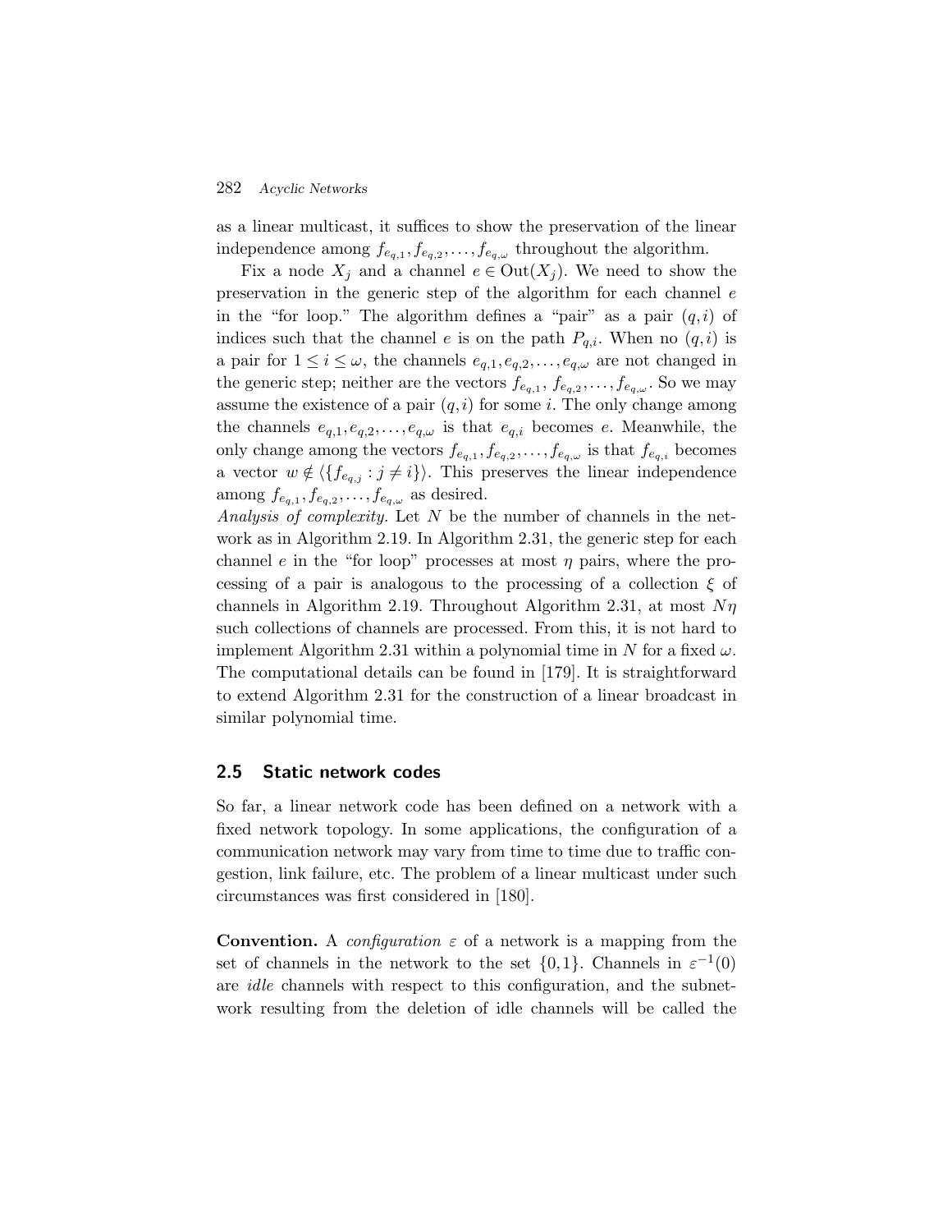as a linear multicast, it suffices to show the preservation of the linear independence among $f_{e_{q,1}}, f_{e_{q,2}}, \ldots, f_{e_{q,\omega}}$ throughout the algorithm.

Fix a node $X_j$ and a channel $e \in \mathrm{Out}(X_j)$. We need to show the preservation in the generic step of the algorithm for each channel $e$ in the "for loop." The algorithm defines a "pair" as a pair $(q,i)$ of indices such that the channel $e$ is on the path $P_{q,i}$. When no $(q,i)$ is a pair for $1 \leq i \leq \omega$, the channels $e_{q,1}, e_{q,2}, \ldots, e_{q,\omega}$ are not changed in the generic step; neither are the vectors $f_{e_{q,1}}, f_{e_{q,2}}, \ldots, f_{e_{q,\omega}}$. So we may assume the existence of a pair $(q,i)$ for some $i$. The only change among the channels $e_{q,1}, e_{q,2}, \ldots, e_{q,\omega}$ is that $e_{q,i}$ becomes $e$. Meanwhile, the only change among the vectors $f_{e_{q,1}}, f_{e_{q,2}}, \ldots, f_{e_{q,\omega}}$ is that $f_{e_{q,i}}$ becomes a vector $w \notin \langle \{ f_{e_{q,j}} : j \neq i \} \rangle$. This preserves the linear independence among $f_{e_{q,1}}, f_{e_{q,2}}, \ldots, f_{e_{q,\omega}}$ as desired.

*Analysis of complexity.* Let $N$ be the number of channels in the network as in Algorithm 2.19. In Algorithm 2.31, the generic step for each channel $e$ in the "for loop" processes at most $\eta$ pairs, where the processing of a pair is analogous to the processing of a collection $\xi$ of channels in Algorithm 2.19. Throughout Algorithm 2.31, at most $N\eta$ such collections of channels are processed. From this, it is not hard to implement Algorithm 2.31 within a polynomial time in $N$ for a fixed $\omega$. The computational details can be found in [179]. It is straightforward to extend Algorithm 2.31 for the construction of a linear broadcast in similar polynomial time.

## 2.5 Static network codes

So far, a linear network code has been defined on a network with a fixed network topology. In some applications, the configuration of a communication network may vary from time to time due to traffic congestion, link failure, etc. The problem of a linear multicast under such circumstances was first considered in [180].

**Convention.** A *configuration* $\varepsilon$ of a network is a mapping from the set of channels in the network to the set $\{0,1\}$. Channels in $\varepsilon^{-1}(0)$ are *idle* channels with respect to this configuration, and the subnetwork resulting from the deletion of idle channels will be called the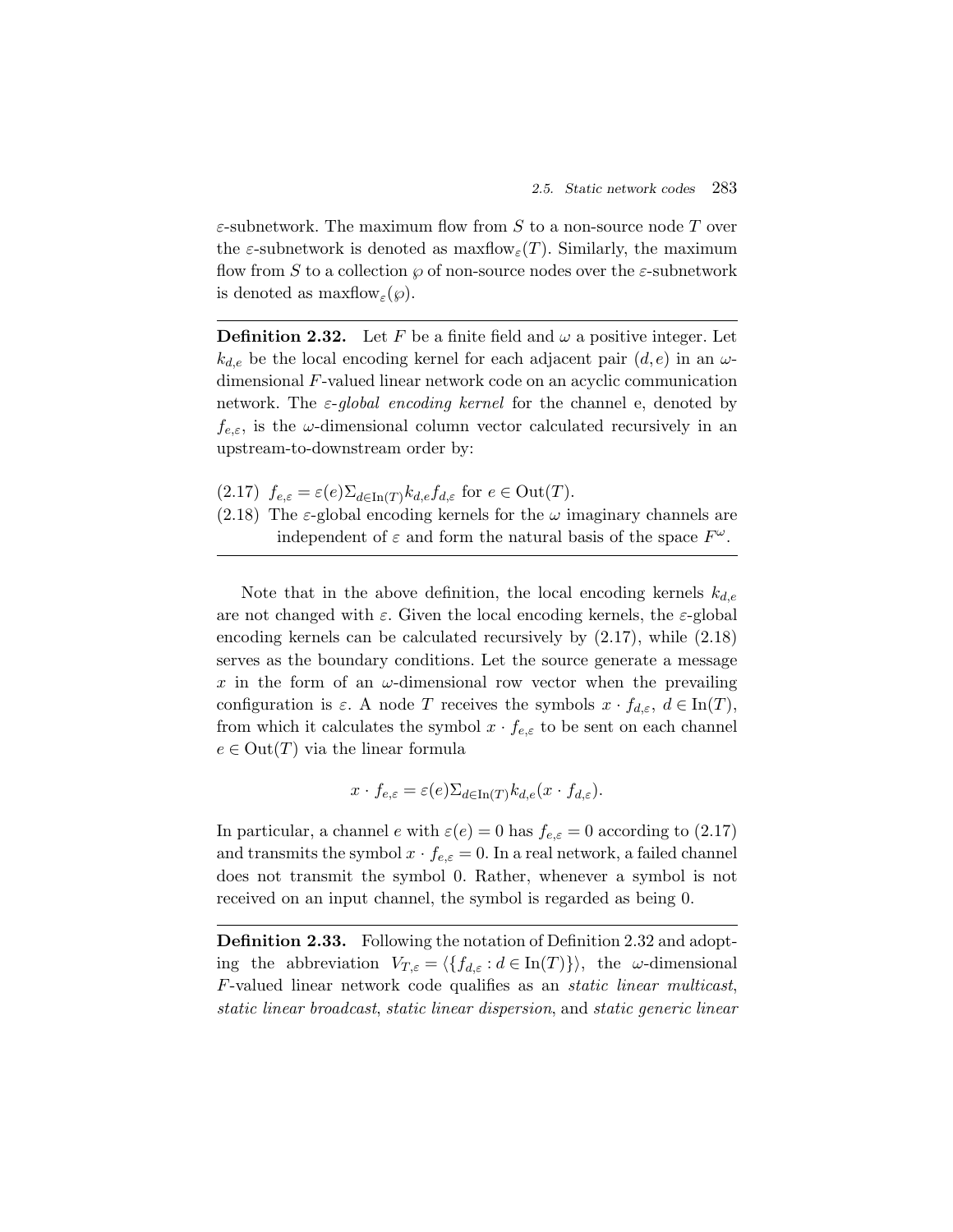$\varepsilon$-subnetwork. The maximum flow from $S$ to a non-source node $T$ over the $\varepsilon$-subnetwork is denoted as $\text{maxflow}_\varepsilon(T)$. Similarly, the maximum flow from $S$ to a collection $\wp$ of non-source nodes over the $\varepsilon$-subnetwork is denoted as $\text{maxflow}_\varepsilon(\wp)$.

---

**Definition 2.32.** Let $F$ be a finite field and $\omega$ a positive integer. Let $k_{d,e}$ be the local encoding kernel for each adjacent pair $(d,e)$ in an $\omega$-dimensional $F$-valued linear network code on an acyclic communication network. The *$\varepsilon$-global encoding kernel* for the channel e, denoted by $f_{e,\varepsilon}$, is the $\omega$-dimensional column vector calculated recursively in an upstream-to-downstream order by:

(2.17) $f_{e,\varepsilon} = \varepsilon(e)\Sigma_{d\in\text{In}(T)} k_{d,e} f_{d,\varepsilon}$ for $e \in \text{Out}(T)$.

(2.18) The $\varepsilon$-global encoding kernels for the $\omega$ imaginary channels are independent of $\varepsilon$ and form the natural basis of the space $F^\omega$.

---

Note that in the above definition, the local encoding kernels $k_{d,e}$ are not changed with $\varepsilon$. Given the local encoding kernels, the $\varepsilon$-global encoding kernels can be calculated recursively by (2.17), while (2.18) serves as the boundary conditions. Let the source generate a message $x$ in the form of an $\omega$-dimensional row vector when the prevailing configuration is $\varepsilon$. A node $T$ receives the symbols $x \cdot f_{d,\varepsilon}$, $d \in \text{In}(T)$, from which it calculates the symbol $x \cdot f_{e,\varepsilon}$ to be sent on each channel $e \in \text{Out}(T)$ via the linear formula

$$x \cdot f_{e,\varepsilon} = \varepsilon(e)\Sigma_{d\in\text{In}(T)} k_{d,e}(x \cdot f_{d,\varepsilon}).$$

In particular, a channel $e$ with $\varepsilon(e) = 0$ has $f_{e,\varepsilon} = 0$ according to (2.17) and transmits the symbol $x \cdot f_{e,\varepsilon} = 0$. In a real network, a failed channel does not transmit the symbol 0. Rather, whenever a symbol is not received on an input channel, the symbol is regarded as being 0.

---

**Definition 2.33.** Following the notation of Definition 2.32 and adopting the abbreviation $V_{T,\varepsilon} = \langle\{f_{d,\varepsilon} : d \in \text{In}(T)\}\rangle$, the $\omega$-dimensional $F$-valued linear network code qualifies as an *static linear multicast*, *static linear broadcast*, *static linear dispersion*, and *static generic linear*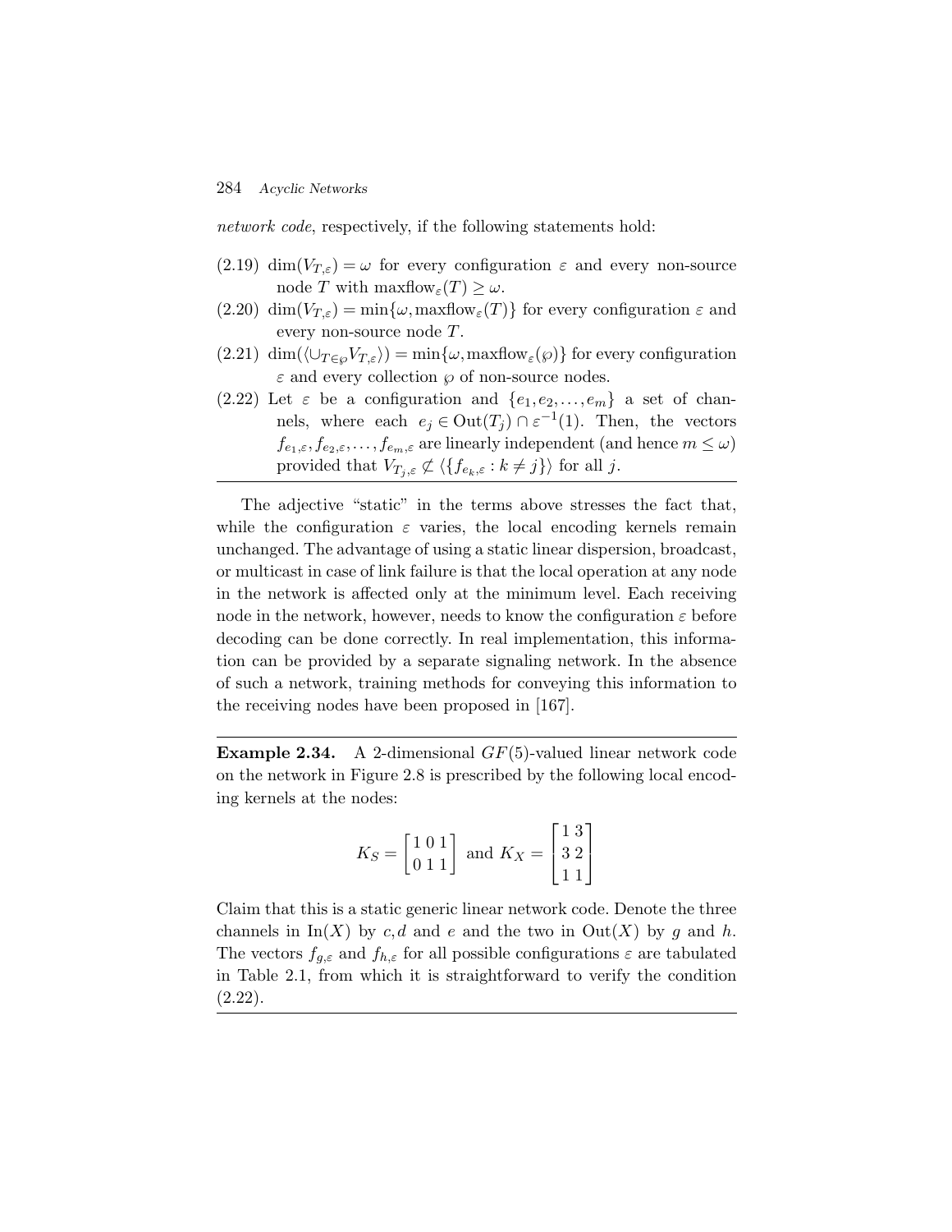*network code*, respectively, if the following statements hold:

(2.19) $\dim(V_{T,\varepsilon}) = \omega$ for every configuration $\varepsilon$ and every non-source node $T$ with $\text{maxflow}_\varepsilon(T) \geq \omega$.

(2.20) $\dim(V_{T,\varepsilon}) = \min\{\omega, \text{maxflow}_\varepsilon(T)\}$ for every configuration $\varepsilon$ and every non-source node $T$.

(2.21) $\dim(\langle \cup_{T \in \wp} V_{T,\varepsilon} \rangle) = \min\{\omega, \text{maxflow}_\varepsilon(\wp)\}$ for every configuration $\varepsilon$ and every collection $\wp$ of non-source nodes.

(2.22) Let $\varepsilon$ be a configuration and $\{e_1, e_2, \ldots, e_m\}$ a set of channels, where each $e_j \in \text{Out}(T_j) \cap \varepsilon^{-1}(1)$. Then, the vectors $f_{e_1,\varepsilon}, f_{e_2,\varepsilon}, \ldots, f_{e_m,\varepsilon}$ are linearly independent (and hence $m \leq \omega$) provided that $V_{T_j,\varepsilon} \not\subset \langle \{f_{e_k,\varepsilon} : k \neq j\} \rangle$ for all $j$.

---

The adjective "static" in the terms above stresses the fact that, while the configuration $\varepsilon$ varies, the local encoding kernels remain unchanged. The advantage of using a static linear dispersion, broadcast, or multicast in case of link failure is that the local operation at any node in the network is affected only at the minimum level. Each receiving node in the network, however, needs to know the configuration $\varepsilon$ before decoding can be done correctly. In real implementation, this information can be provided by a separate signaling network. In the absence of such a network, training methods for conveying this information to the receiving nodes have been proposed in [167].

---

**Example 2.34.** A 2-dimensional $GF(5)$-valued linear network code on the network in Figure 2.8 is prescribed by the following local encoding kernels at the nodes:

$$K_S = \begin{bmatrix} 1 & 0 & 1 \\ 0 & 1 & 1 \end{bmatrix} \text{ and } K_X = \begin{bmatrix} 1 & 3 \\ 3 & 2 \\ 1 & 1 \end{bmatrix}$$

Claim that this is a static generic linear network code. Denote the three channels in $\text{In}(X)$ by $c, d$ and $e$ and the two in $\text{Out}(X)$ by $g$ and $h$. The vectors $f_{g,\varepsilon}$ and $f_{h,\varepsilon}$ for all possible configurations $\varepsilon$ are tabulated in Table 2.1, from which it is straightforward to verify the condition (2.22).

---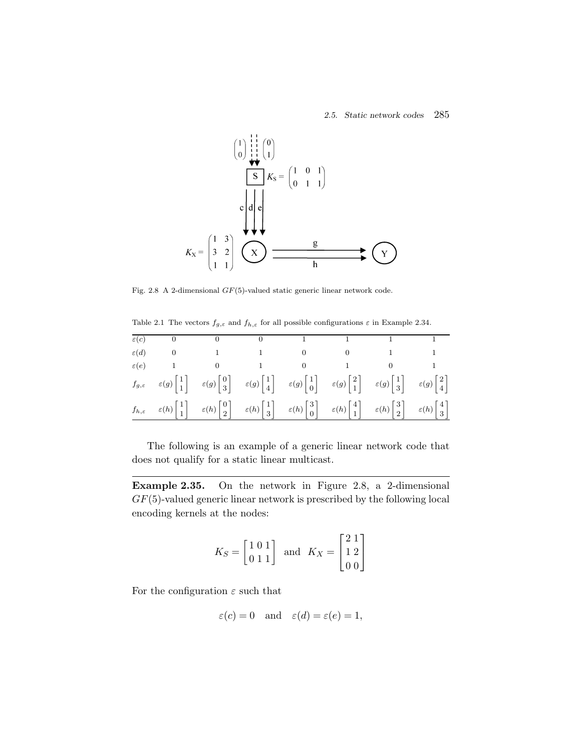Fig. 2.8 A 2-dimensional $GF(5)$-valued static generic linear network code.

Table 2.1 The vectors $f_{g,\varepsilon}$ and $f_{h,\varepsilon}$ for all possible configurations $\varepsilon$ in Example 2.34.

| $\varepsilon(c)$ | 0 | 0 | 0 | 1 | 1 | 1 | 1 |
|---|---|---|---|---|---|---|---|
| $\varepsilon(d)$ | 0 | 1 | 1 | 0 | 0 | 1 | 1 |
| $\varepsilon(e)$ | 1 | 0 | 1 | 0 | 1 | 0 | 1 |
| $f_{g,\varepsilon}$ | $\varepsilon(g)\begin{bmatrix}1\\1\end{bmatrix}$ | $\varepsilon(g)\begin{bmatrix}0\\3\end{bmatrix}$ | $\varepsilon(g)\begin{bmatrix}1\\4\end{bmatrix}$ | $\varepsilon(g)\begin{bmatrix}1\\0\end{bmatrix}$ | $\varepsilon(g)\begin{bmatrix}2\\1\end{bmatrix}$ | $\varepsilon(g)\begin{bmatrix}1\\3\end{bmatrix}$ | $\varepsilon(g)\begin{bmatrix}2\\4\end{bmatrix}$ |
| $f_{h,\varepsilon}$ | $\varepsilon(h)\begin{bmatrix}1\\1\end{bmatrix}$ | $\varepsilon(h)\begin{bmatrix}0\\2\end{bmatrix}$ | $\varepsilon(h)\begin{bmatrix}1\\3\end{bmatrix}$ | $\varepsilon(h)\begin{bmatrix}3\\0\end{bmatrix}$ | $\varepsilon(h)\begin{bmatrix}4\\1\end{bmatrix}$ | $\varepsilon(h)\begin{bmatrix}3\\2\end{bmatrix}$ | $\varepsilon(h)\begin{bmatrix}4\\3\end{bmatrix}$ |

The following is an example of a generic linear network code that does not qualify for a static linear multicast.

**Example 2.35.** On the network in Figure 2.8, a 2-dimensional $GF(5)$-valued generic linear network is prescribed by the following local encoding kernels at the nodes:

$$K_S = \begin{bmatrix} 1 & 0 & 1 \\ 0 & 1 & 1 \end{bmatrix} \quad \text{and} \quad K_X = \begin{bmatrix} 2 & 1 \\ 1 & 2 \\ 0 & 0 \end{bmatrix}$$

For the configuration $\varepsilon$ such that

$$\varepsilon(c) = 0 \quad \text{and} \quad \varepsilon(d) = \varepsilon(e) = 1,$$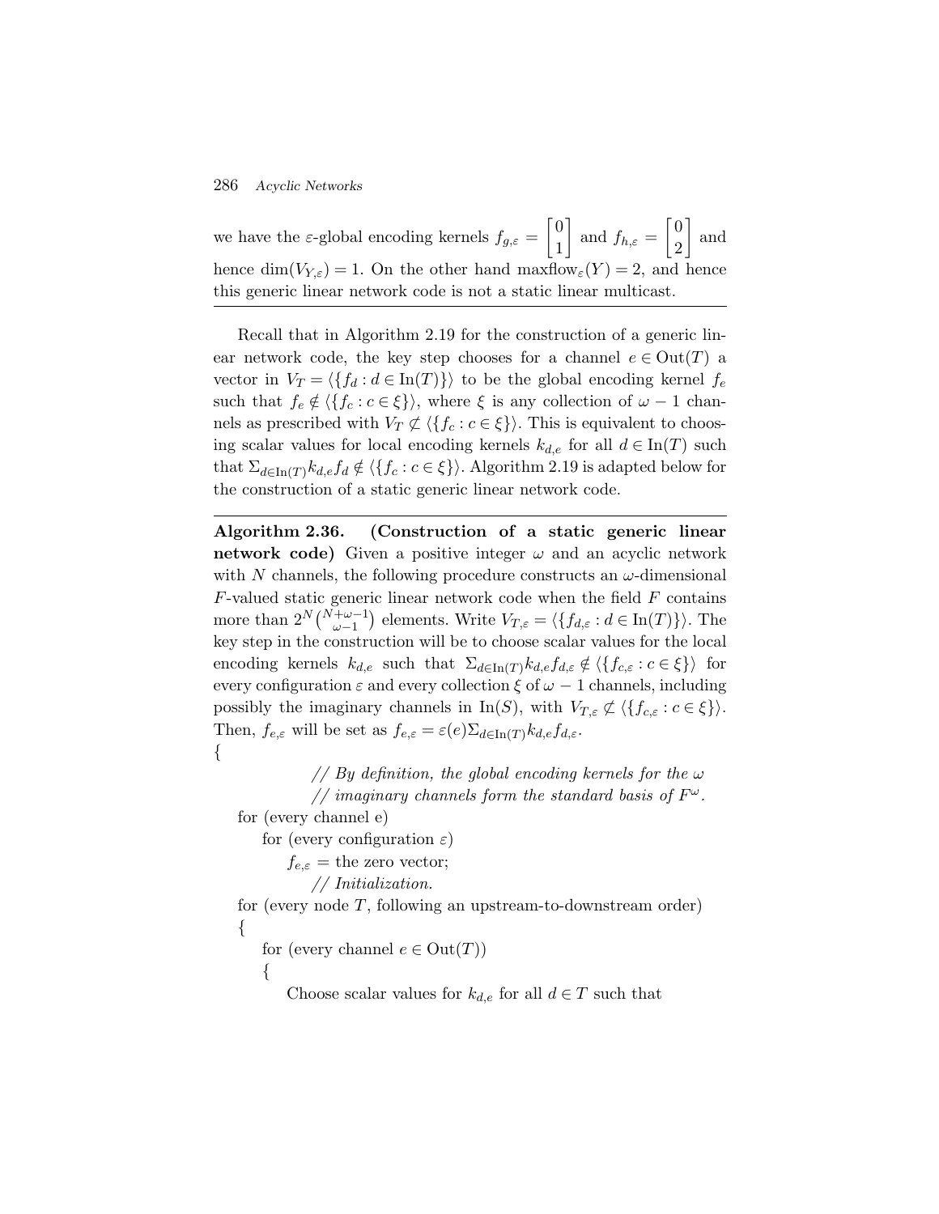we have the $\varepsilon$-global encoding kernels $f_{g,\varepsilon} = \begin{bmatrix} 0 \\ 1 \end{bmatrix}$ and $f_{h,\varepsilon} = \begin{bmatrix} 0 \\ 2 \end{bmatrix}$ and hence $\dim(V_{Y,\varepsilon}) = 1$. On the other hand $\text{maxflow}_\varepsilon(Y) = 2$, and hence this generic linear network code is not a static linear multicast.

---

Recall that in Algorithm 2.19 for the construction of a generic linear network code, the key step chooses for a channel $e \in \text{Out}(T)$ a vector in $V_T = \langle \{f_d : d \in \text{In}(T)\} \rangle$ to be the global encoding kernel $f_e$ such that $f_e \notin \langle \{f_c : c \in \xi\} \rangle$, where $\xi$ is any collection of $\omega - 1$ channels as prescribed with $V_T \not\subset \langle \{f_c : c \in \xi\} \rangle$. This is equivalent to choosing scalar values for local encoding kernels $k_{d,e}$ for all $d \in \text{In}(T)$ such that $\Sigma_{d \in \text{In}(T)} k_{d,e} f_d \notin \langle \{f_c : c \in \xi\} \rangle$. Algorithm 2.19 is adapted below for the construction of a static generic linear network code.

---

**Algorithm 2.36. (Construction of a static generic linear network code)** Given a positive integer $\omega$ and an acyclic network with $N$ channels, the following procedure constructs an $\omega$-dimensional $F$-valued static generic linear network code when the field $F$ contains more than $2^N \binom{N+\omega-1}{\omega-1}$ elements. Write $V_{T,\varepsilon} = \langle \{f_{d,\varepsilon} : d \in \text{In}(T)\} \rangle$. The key step in the construction will be to choose scalar values for the local encoding kernels $k_{d,e}$ such that $\Sigma_{d \in \text{In}(T)} k_{d,e} f_{d,\varepsilon} \notin \langle \{f_{c,\varepsilon} : c \in \xi\} \rangle$ for every configuration $\varepsilon$ and every collection $\xi$ of $\omega - 1$ channels, including possibly the imaginary channels in $\text{In}(S)$, with $V_{T,\varepsilon} \not\subset \langle \{f_{c,\varepsilon} : c \in \xi\} \rangle$. Then, $f_{e,\varepsilon}$ will be set as $f_{e,\varepsilon} = \varepsilon(e) \Sigma_{d \in \text{In}(T)} k_{d,e} f_{d,\varepsilon}$.

```
{
        // By definition, the global encoding kernels for the ω
        // imaginary channels form the standard basis of F^ω.
  for (every channel e)
     for (every configuration ε)
        f_{e,ε} = the zero vector;
        // Initialization.
  for (every node T, following an upstream-to-downstream order)
  {
     for (every channel e ∈ Out(T))
     {
        Choose scalar values for k_{d,e} for all d ∈ T such that
```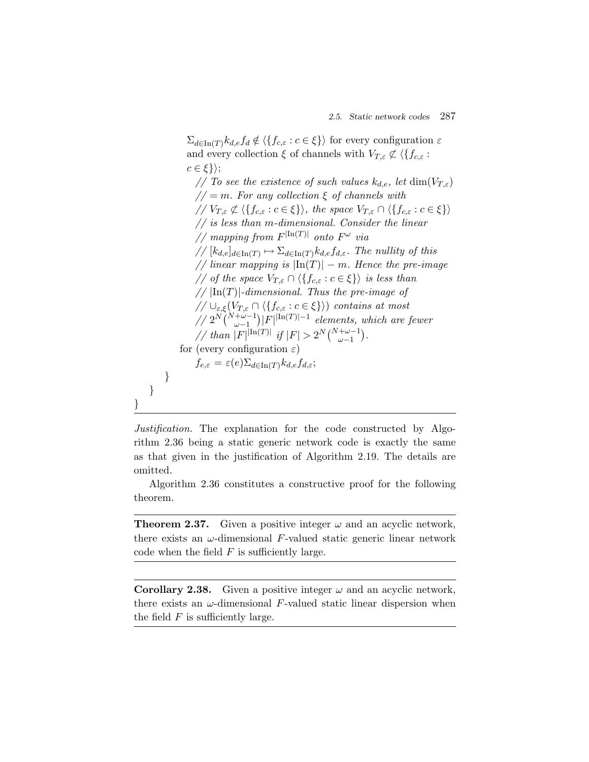```
            Σ_{d∈In(T)} k_{d,e} f_d ∉ ⟨{f_{c,ε} : c ∈ ξ}⟩ for every configuration ε
            and every collection ξ of channels with V_{T,ε} ⊄ ⟨{f_{c,ε} :
            c ∈ ξ}⟩;
              // To see the existence of such values k_{d,e}, let dim(V_{T,ε})
              // = m. For any collection ξ of channels with
              // V_{T,ε} ⊄ ⟨{f_{c,ε} : c ∈ ξ}⟩, the space V_{T,ε} ∩ ⟨{f_{c,ε} : c ∈ ξ}⟩
              // is less than m-dimensional. Consider the linear
              // mapping from F^{|In(T)|} onto F^ω via
              // [k_{d,e}]_{d∈In(T)} ↦ Σ_{d∈In(T)} k_{d,e} f_{d,ε}. The nullity of this
              // linear mapping is |In(T)| − m. Hence the pre-image
              // of the space V_{T,ε} ∩ ⟨{f_{c,ε} : c ∈ ξ}⟩ is less than
              // |In(T)|-dimensional. Thus the pre-image of
              // ∪_{ε,ξ}(V_{T,ε} ∩ ⟨{f_{c,ε} : c ∈ ξ}⟩) contains at most
              // 2^N C(N+ω−1, ω−1) |F|^{|In(T)|−1} elements, which are fewer
              // than |F|^{|In(T)|} if |F| > 2^N C(N+ω−1, ω−1).
          for (every configuration ε)
              f_{e,ε} = ε(e) Σ_{d∈In(T)} k_{d,e} f_{d,ε};
      }
   }
}
```

*Justification.* The explanation for the code constructed by Algorithm 2.36 being a static generic network code is exactly the same as that given in the justification of Algorithm 2.19. The details are omitted.

Algorithm 2.36 constitutes a constructive proof for the following theorem.

---

**Theorem 2.37.** Given a positive integer $\omega$ and an acyclic network, there exists an $\omega$-dimensional $F$-valued static generic linear network code when the field $F$ is sufficiently large.

---

**Corollary 2.38.** Given a positive integer $\omega$ and an acyclic network, there exists an $\omega$-dimensional $F$-valued static linear dispersion when the field $F$ is sufficiently large.

---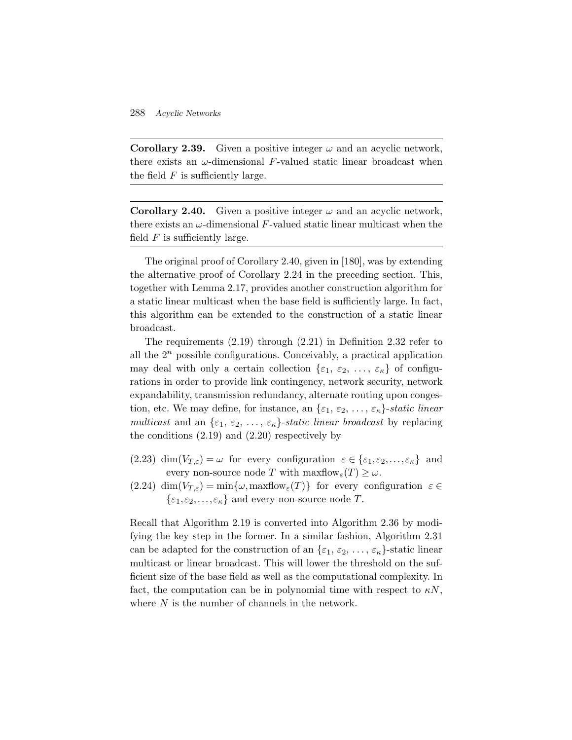**Corollary 2.39.** Given a positive integer $\omega$ and an acyclic network, there exists an $\omega$-dimensional $F$-valued static linear broadcast when the field $F$ is sufficiently large.

**Corollary 2.40.** Given a positive integer $\omega$ and an acyclic network, there exists an $\omega$-dimensional $F$-valued static linear multicast when the field $F$ is sufficiently large.

The original proof of Corollary 2.40, given in [180], was by extending the alternative proof of Corollary 2.24 in the preceding section. This, together with Lemma 2.17, provides another construction algorithm for a static linear multicast when the base field is sufficiently large. In fact, this algorithm can be extended to the construction of a static linear broadcast.

The requirements (2.19) through (2.21) in Definition 2.32 refer to all the $2^n$ possible configurations. Conceivably, a practical application may deal with only a certain collection $\{\varepsilon_1, \varepsilon_2, \ldots, \varepsilon_\kappa\}$ of configurations in order to provide link contingency, network security, network expandability, transmission redundancy, alternate routing upon congestion, etc. We may define, for instance, an $\{\varepsilon_1, \varepsilon_2, \ldots, \varepsilon_\kappa\}$-*static linear multicast* and an $\{\varepsilon_1, \varepsilon_2, \ldots, \varepsilon_\kappa\}$-*static linear broadcast* by replacing the conditions (2.19) and (2.20) respectively by

(2.23) $\dim(V_{T,\varepsilon}) = \omega$ for every configuration $\varepsilon \in \{\varepsilon_1, \varepsilon_2, \ldots, \varepsilon_\kappa\}$ and every non-source node $T$ with $\text{maxflow}_\varepsilon(T) \geq \omega$.

(2.24) $\dim(V_{T,\varepsilon}) = \min\{\omega, \text{maxflow}_\varepsilon(T)\}$ for every configuration $\varepsilon \in \{\varepsilon_1, \varepsilon_2, \ldots, \varepsilon_\kappa\}$ and every non-source node $T$.

Recall that Algorithm 2.19 is converted into Algorithm 2.36 by modifying the key step in the former. In a similar fashion, Algorithm 2.31 can be adapted for the construction of an $\{\varepsilon_1, \varepsilon_2, \ldots, \varepsilon_\kappa\}$-static linear multicast or linear broadcast. This will lower the threshold on the sufficient size of the base field as well as the computational complexity. In fact, the computation can be in polynomial time with respect to $\kappa N$, where $N$ is the number of channels in the network.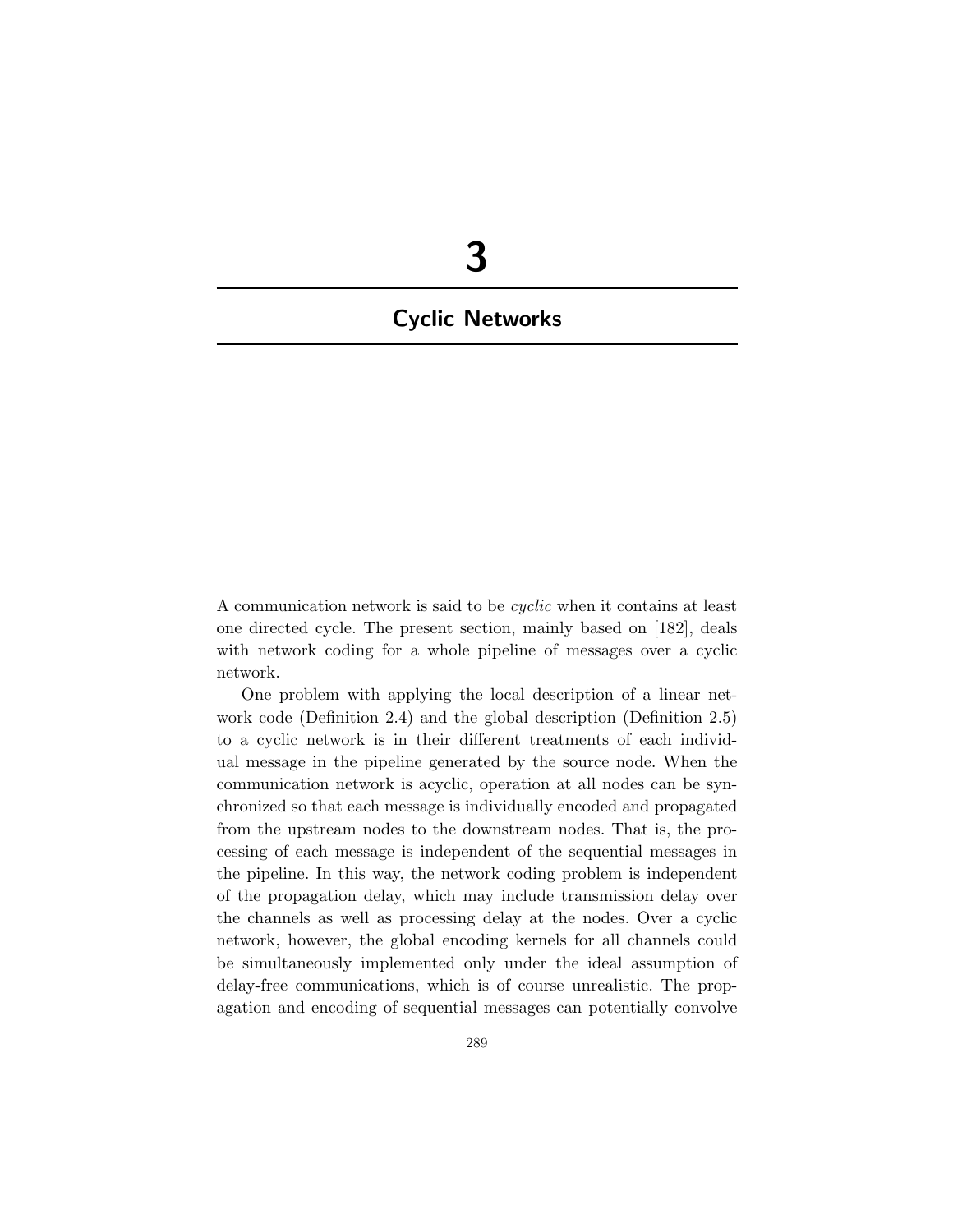# 3

# Cyclic Networks

A communication network is said to be *cyclic* when it contains at least one directed cycle. The present section, mainly based on [182], deals with network coding for a whole pipeline of messages over a cyclic network.

One problem with applying the local description of a linear network code (Definition 2.4) and the global description (Definition 2.5) to a cyclic network is in their different treatments of each individual message in the pipeline generated by the source node. When the communication network is acyclic, operation at all nodes can be synchronized so that each message is individually encoded and propagated from the upstream nodes to the downstream nodes. That is, the processing of each message is independent of the sequential messages in the pipeline. In this way, the network coding problem is independent of the propagation delay, which may include transmission delay over the channels as well as processing delay at the nodes. Over a cyclic network, however, the global encoding kernels for all channels could be simultaneously implemented only under the ideal assumption of delay-free communications, which is of course unrealistic. The propagation and encoding of sequential messages can potentially convolve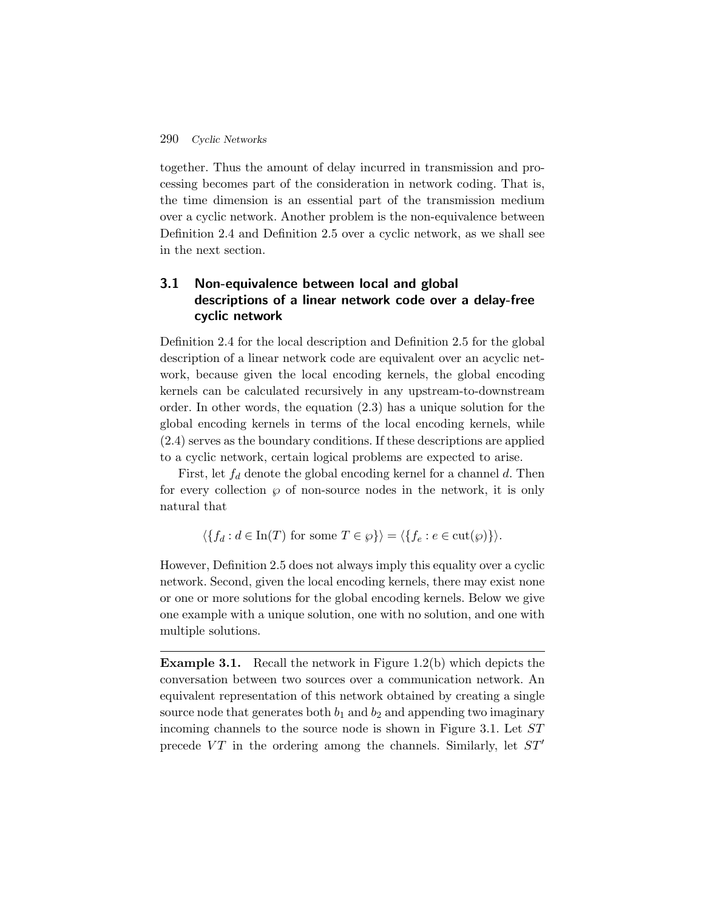together. Thus the amount of delay incurred in transmission and processing becomes part of the consideration in network coding. That is, the time dimension is an essential part of the transmission medium over a cyclic network. Another problem is the non-equivalence between Definition 2.4 and Definition 2.5 over a cyclic network, as we shall see in the next section.

## 3.1 Non-equivalence between local and global descriptions of a linear network code over a delay-free cyclic network

Definition 2.4 for the local description and Definition 2.5 for the global description of a linear network code are equivalent over an acyclic network, because given the local encoding kernels, the global encoding kernels can be calculated recursively in any upstream-to-downstream order. In other words, the equation (2.3) has a unique solution for the global encoding kernels in terms of the local encoding kernels, while (2.4) serves as the boundary conditions. If these descriptions are applied to a cyclic network, certain logical problems are expected to arise.

First, let $f_d$ denote the global encoding kernel for a channel $d$. Then for every collection $\wp$ of non-source nodes in the network, it is only natural that

$$\langle \{f_d : d \in \mathrm{In}(T) \text{ for some } T \in \wp\} \rangle = \langle \{f_e : e \in \mathrm{cut}(\wp)\} \rangle.$$

However, Definition 2.5 does not always imply this equality over a cyclic network. Second, given the local encoding kernels, there may exist none or one or more solutions for the global encoding kernels. Below we give one example with a unique solution, one with no solution, and one with multiple solutions.

---

**Example 3.1.** Recall the network in Figure 1.2(b) which depicts the conversation between two sources over a communication network. An equivalent representation of this network obtained by creating a single source node that generates both $b_1$ and $b_2$ and appending two imaginary incoming channels to the source node is shown in Figure 3.1. Let $ST$ precede $VT$ in the ordering among the channels. Similarly, let $ST'$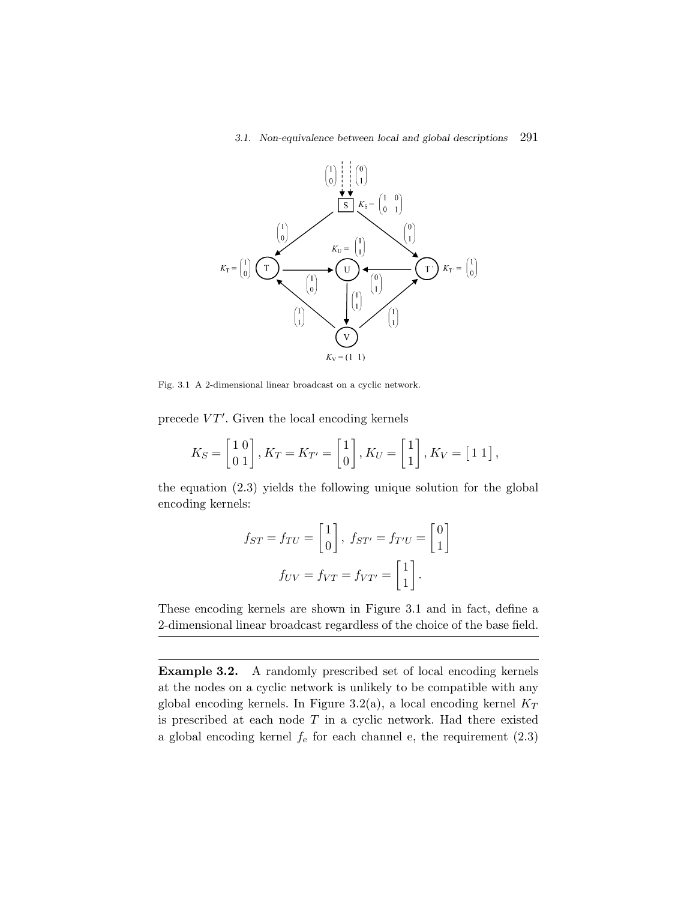Fig. 3.1 A 2-dimensional linear broadcast on a cyclic network.

precede $VT'$. Given the local encoding kernels

$$K_S = \begin{bmatrix} 1 & 0 \\ 0 & 1 \end{bmatrix}, K_T = K_{T'} = \begin{bmatrix} 1 \\ 0 \end{bmatrix}, K_U = \begin{bmatrix} 1 \\ 1 \end{bmatrix}, K_V = \begin{bmatrix} 1 & 1 \end{bmatrix},$$

the equation (2.3) yields the following unique solution for the global encoding kernels:

$$f_{ST} = f_{TU} = \begin{bmatrix} 1 \\ 0 \end{bmatrix}, \; f_{ST'} = f_{T'U} = \begin{bmatrix} 0 \\ 1 \end{bmatrix}$$

$$f_{UV} = f_{VT} = f_{VT'} = \begin{bmatrix} 1 \\ 1 \end{bmatrix}.$$

These encoding kernels are shown in Figure 3.1 and in fact, define a 2-dimensional linear broadcast regardless of the choice of the base field.

---

**Example 3.2.** A randomly prescribed set of local encoding kernels at the nodes on a cyclic network is unlikely to be compatible with any global encoding kernels. In Figure 3.2(a), a local encoding kernel $K_T$ is prescribed at each node $T$ in a cyclic network. Had there existed a global encoding kernel $f_e$ for each channel e, the requirement (2.3)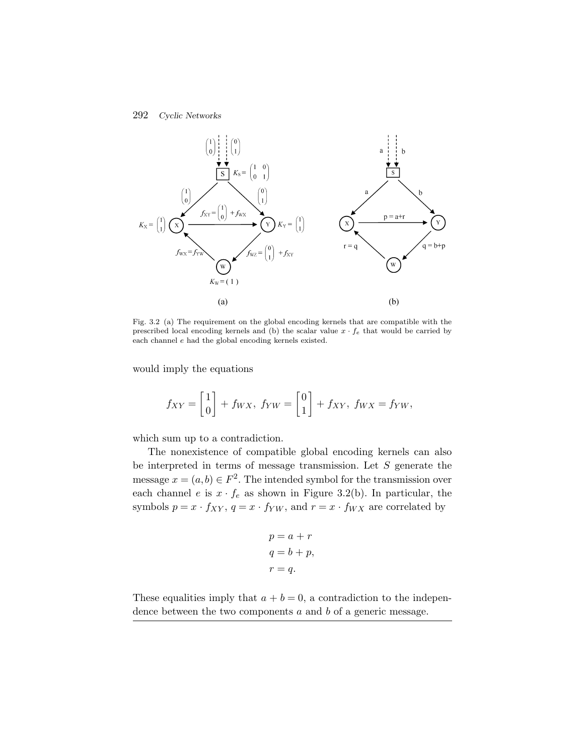Fig. 3.2 (a) The requirement on the global encoding kernels that are compatible with the prescribed local encoding kernels and (b) the scalar value $x \cdot f_e$ that would be carried by each channel $e$ had the global encoding kernels existed.

would imply the equations

$$f_{XY} = \begin{bmatrix} 1 \\ 0 \end{bmatrix} + f_{WX},\ f_{YW} = \begin{bmatrix} 0 \\ 1 \end{bmatrix} + f_{XY},\ f_{WX} = f_{YW},$$

which sum up to a contradiction.

The nonexistence of compatible global encoding kernels can also be interpreted in terms of message transmission. Let $S$ generate the message $x = (a, b) \in F^2$. The intended symbol for the transmission over each channel $e$ is $x \cdot f_e$ as shown in Figure 3.2(b). In particular, the symbols $p = x \cdot f_{XY}$, $q = x \cdot f_{YW}$, and $r = x \cdot f_{WX}$ are correlated by

$$\begin{aligned} p &= a + r \\ q &= b + p, \\ r &= q. \end{aligned}$$

These equalities imply that $a + b = 0$, a contradiction to the independence between the two components $a$ and $b$ of a generic message.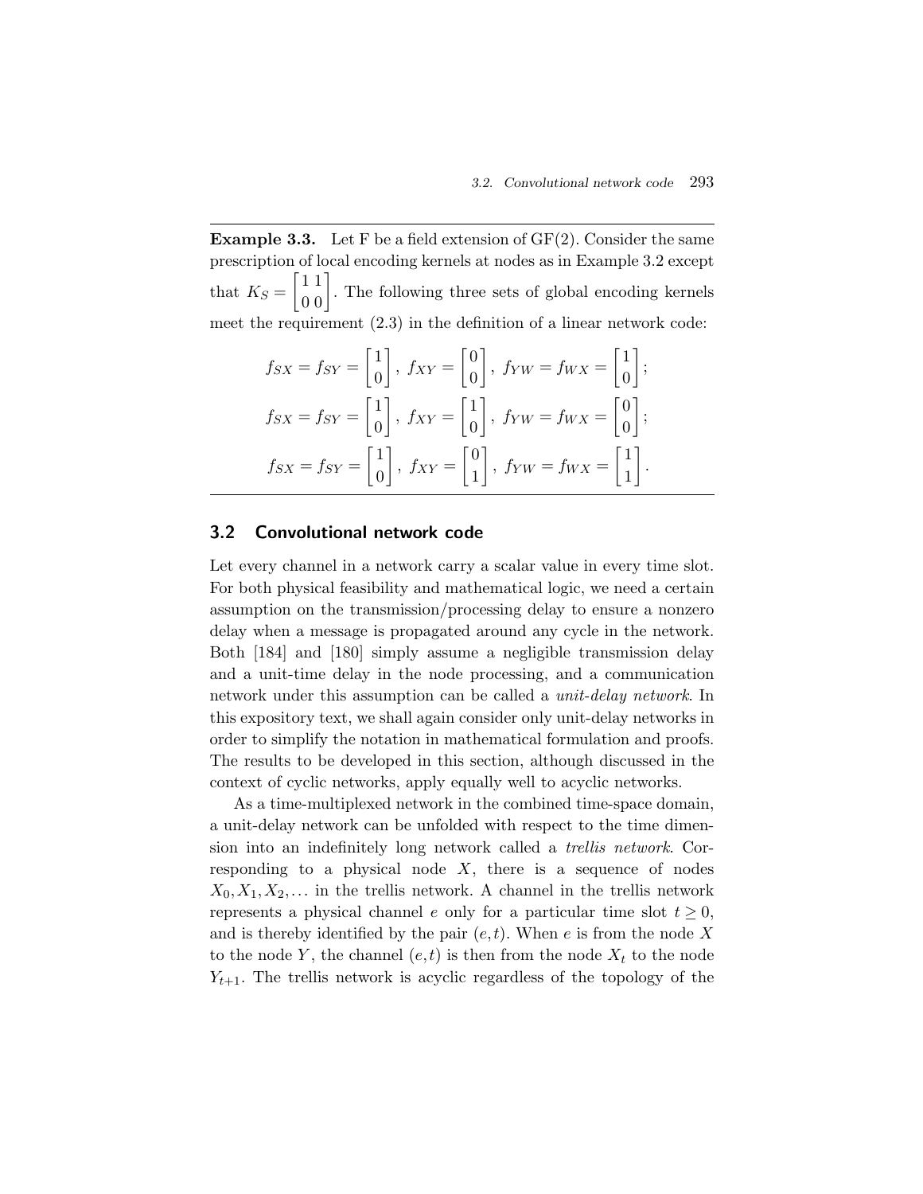**Example 3.3.** Let F be a field extension of GF(2). Consider the same prescription of local encoding kernels at nodes as in Example 3.2 except that $K_S = \begin{bmatrix} 1 & 1 \\ 0 & 0 \end{bmatrix}$. The following three sets of global encoding kernels meet the requirement (2.3) in the definition of a linear network code:

$$f_{SX} = f_{SY} = \begin{bmatrix} 1 \\ 0 \end{bmatrix},\ f_{XY} = \begin{bmatrix} 0 \\ 0 \end{bmatrix},\ f_{YW} = f_{WX} = \begin{bmatrix} 1 \\ 0 \end{bmatrix};$$

$$f_{SX} = f_{SY} = \begin{bmatrix} 1 \\ 0 \end{bmatrix},\ f_{XY} = \begin{bmatrix} 1 \\ 0 \end{bmatrix},\ f_{YW} = f_{WX} = \begin{bmatrix} 0 \\ 0 \end{bmatrix};$$

$$f_{SX} = f_{SY} = \begin{bmatrix} 1 \\ 0 \end{bmatrix},\ f_{XY} = \begin{bmatrix} 0 \\ 1 \end{bmatrix},\ f_{YW} = f_{WX} = \begin{bmatrix} 1 \\ 1 \end{bmatrix}.$$

## 3.2 Convolutional network code

Let every channel in a network carry a scalar value in every time slot. For both physical feasibility and mathematical logic, we need a certain assumption on the transmission/processing delay to ensure a nonzero delay when a message is propagated around any cycle in the network. Both [184] and [180] simply assume a negligible transmission delay and a unit-time delay in the node processing, and a communication network under this assumption can be called a *unit-delay network*. In this expository text, we shall again consider only unit-delay networks in order to simplify the notation in mathematical formulation and proofs. The results to be developed in this section, although discussed in the context of cyclic networks, apply equally well to acyclic networks.

As a time-multiplexed network in the combined time-space domain, a unit-delay network can be unfolded with respect to the time dimension into an indefinitely long network called a *trellis network*. Corresponding to a physical node $X$, there is a sequence of nodes $X_0, X_1, X_2, \ldots$ in the trellis network. A channel in the trellis network represents a physical channel $e$ only for a particular time slot $t \geq 0$, and is thereby identified by the pair $(e, t)$. When $e$ is from the node $X$ to the node $Y$, the channel $(e, t)$ is then from the node $X_t$ to the node $Y_{t+1}$. The trellis network is acyclic regardless of the topology of the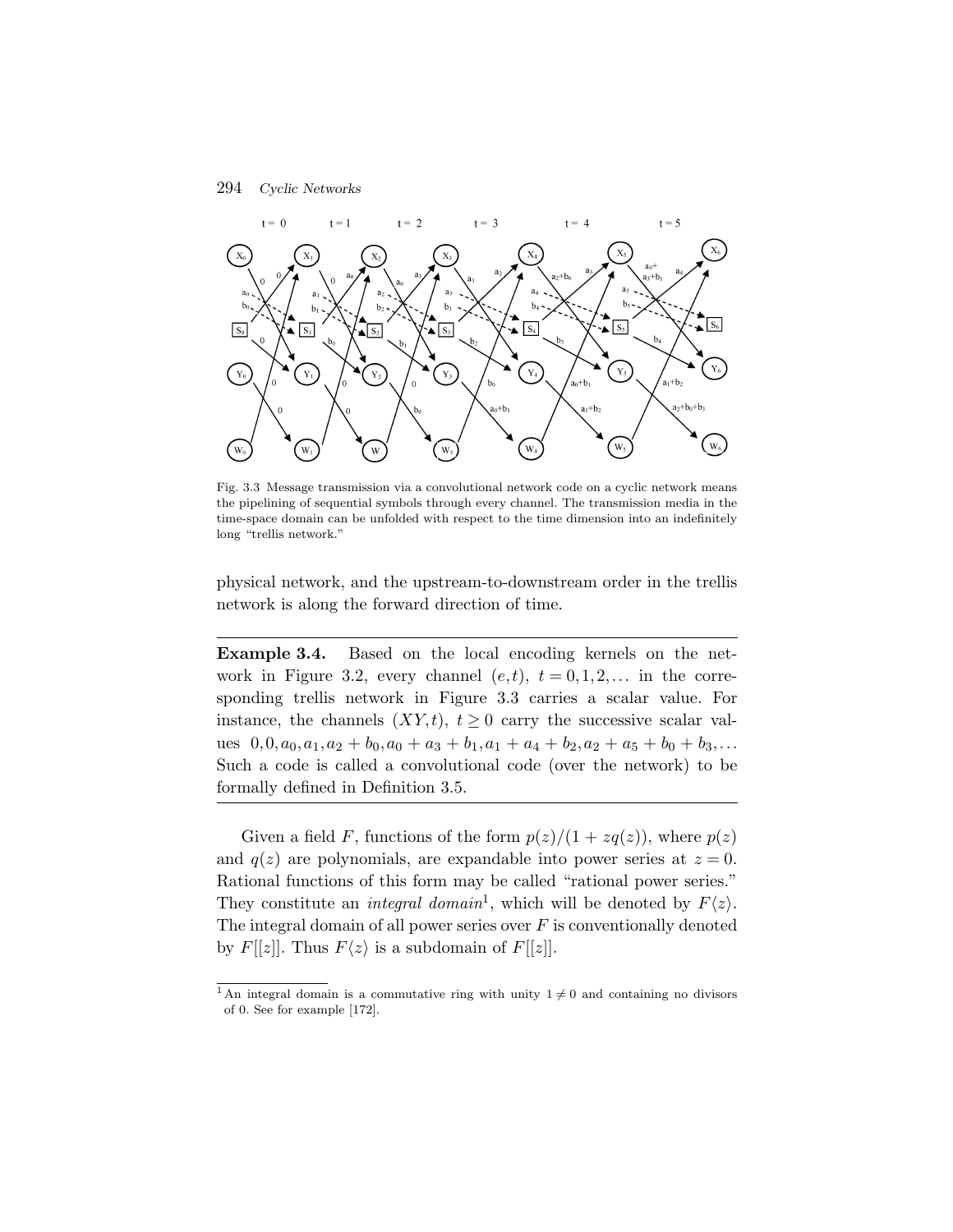Fig. 3.3 Message transmission via a convolutional network code on a cyclic network means the pipelining of sequential symbols through every channel. The transmission media in the time-space domain can be unfolded with respect to the time dimension into an indefinitely long "trellis network."

physical network, and the upstream-to-downstream order in the trellis network is along the forward direction of time.

---

**Example 3.4.** Based on the local encoding kernels on the network in Figure 3.2, every channel $(e,t)$, $t = 0,1,2,\ldots$ in the corresponding trellis network in Figure 3.3 carries a scalar value. For instance, the channels $(XY,t)$, $t \geq 0$ carry the successive scalar values $0, 0, a_0, a_1, a_2 + b_0, a_0 + a_3 + b_1, a_1 + a_4 + b_2, a_2 + a_5 + b_0 + b_3, \ldots$ Such a code is called a convolutional code (over the network) to be formally defined in Definition 3.5.

---

Given a field $F$, functions of the form $p(z)/(1 + zq(z))$, where $p(z)$ and $q(z)$ are polynomials, are expandable into power series at $z = 0$. Rational functions of this form may be called "rational power series." They constitute an *integral domain*[1], which will be denoted by $F\langle z\rangle$. The integral domain of all power series over $F$ is conventionally denoted by $F[[z]]$. Thus $F\langle z\rangle$ is a subdomain of $F[[z]]$.

[1] An integral domain is a commutative ring with unity $1 \neq 0$ and containing no divisors of 0. See for example [172].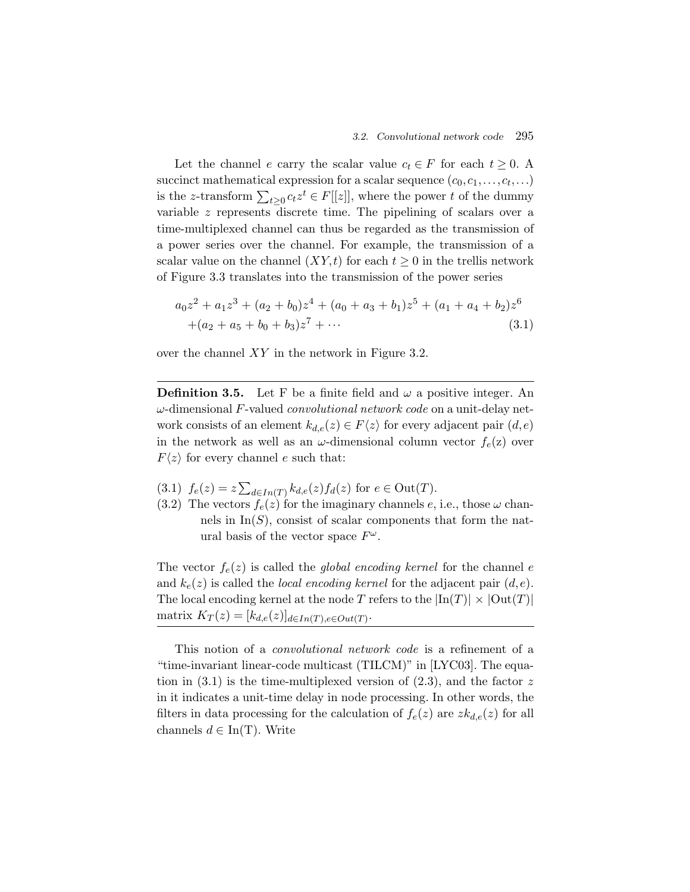Let the channel $e$ carry the scalar value $c_t \in F$ for each $t \geq 0$. A succinct mathematical expression for a scalar sequence $(c_0, c_1, \ldots, c_t, \ldots)$ is the $z$-transform $\sum_{t \geq 0} c_t z^t \in F[[z]]$, where the power $t$ of the dummy variable $z$ represents discrete time. The pipelining of scalars over a time-multiplexed channel can thus be regarded as the transmission of a power series over the channel. For example, the transmission of a scalar value on the channel $(XY, t)$ for each $t \geq 0$ in the trellis network of Figure 3.3 translates into the transmission of the power series

$$
\begin{aligned}
&a_0 z^2 + a_1 z^3 + (a_2 + b_0) z^4 + (a_0 + a_3 + b_1) z^5 + (a_1 + a_4 + b_2) z^6 \\
&\quad + (a_2 + a_5 + b_0 + b_3) z^7 + \cdots
\end{aligned}
\tag{3.1}
$$

over the channel $XY$ in the network in Figure 3.2.

---

**Definition 3.5.** Let F be a finite field and $\omega$ a positive integer. An $\omega$-dimensional $F$-valued *convolutional network code* on a unit-delay network consists of an element $k_{d,e}(z) \in F\langle z \rangle$ for every adjacent pair $(d, e)$ in the network as well as an $\omega$-dimensional column vector $f_e$(z) over $F\langle z \rangle$ for every channel $e$ such that:

(3.1) $f_e(z) = z \sum_{d \in In(T)} k_{d,e}(z) f_d(z)$ for $e \in \text{Out}(T)$.

(3.2) The vectors $f_e(z)$ for the imaginary channels $e$, i.e., those $\omega$ channels in $\text{In}(S)$, consist of scalar components that form the natural basis of the vector space $F^\omega$.

The vector $f_e(z)$ is called the *global encoding kernel* for the channel $e$ and $k_e(z)$ is called the *local encoding kernel* for the adjacent pair $(d, e)$. The local encoding kernel at the node $T$ refers to the $|\text{In}(T)| \times |\text{Out}(T)|$ matrix $K_T(z) = [k_{d,e}(z)]_{d \in In(T), e \in Out(T)}$.

---

This notion of a *convolutional network code* is a refinement of a "time-invariant linear-code multicast (TILCM)" in [LYC03]. The equation in (3.1) is the time-multiplexed version of (2.3), and the factor $z$ in it indicates a unit-time delay in node processing. In other words, the filters in data processing for the calculation of $f_e(z)$ are $z k_{d,e}(z)$ for all channels $d \in$ In(T). Write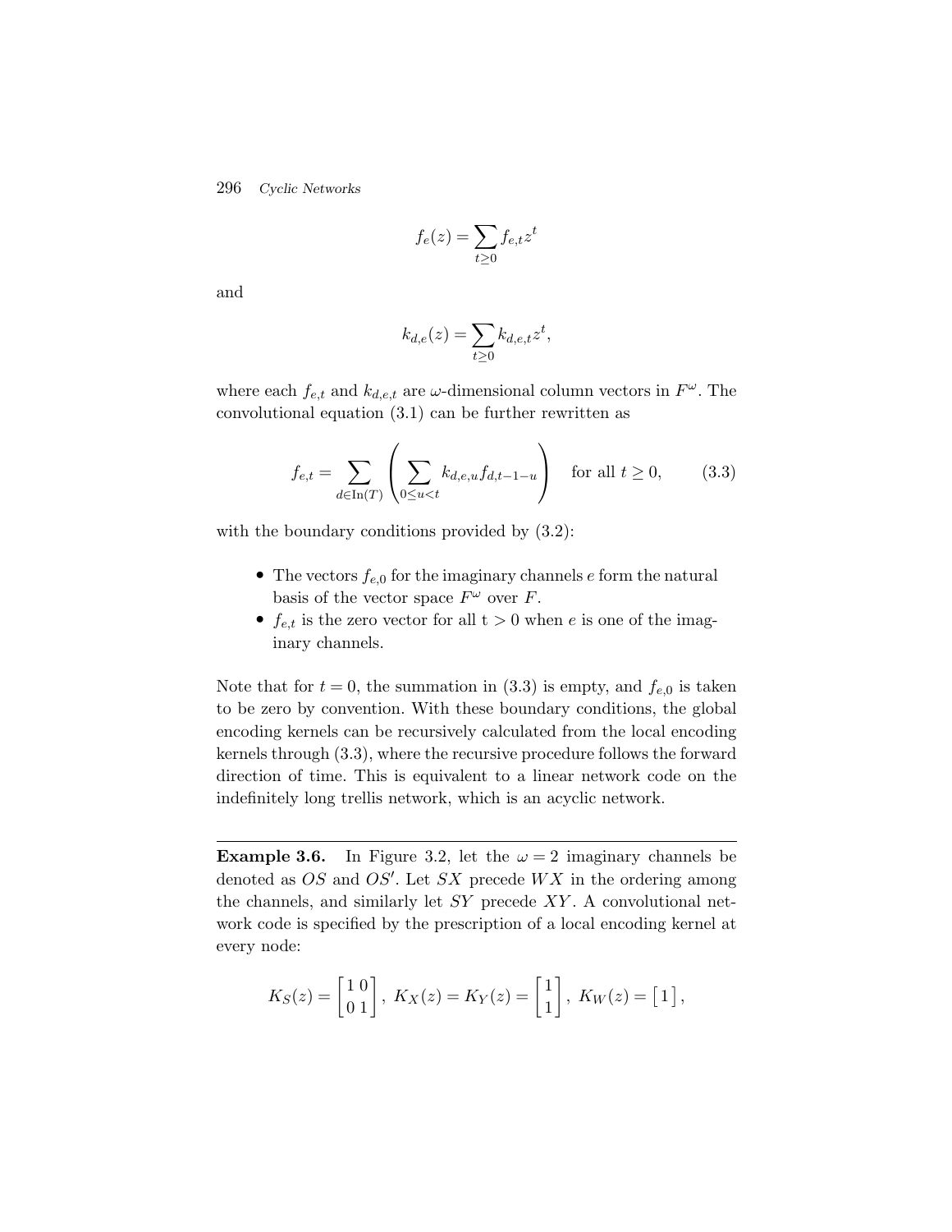$$f_e(z) = \sum_{t \geq 0} f_{e,t} z^t$$

and

$$k_{d,e}(z) = \sum_{t \geq 0} k_{d,e,t} z^t,$$

where each $f_{e,t}$ and $k_{d,e,t}$ are $\omega$-dimensional column vectors in $F^\omega$. The convolutional equation (3.1) can be further rewritten as

$$f_{e,t} = \sum_{d \in \mathrm{In}(T)} \left( \sum_{0 \leq u < t} k_{d,e,u} f_{d,t-1-u} \right) \quad \text{for all } t \geq 0, \tag{3.3}$$

with the boundary conditions provided by (3.2):

- The vectors $f_{e,0}$ for the imaginary channels $e$ form the natural basis of the vector space $F^\omega$ over $F$.
- $f_{e,t}$ is the zero vector for all t $> 0$ when $e$ is one of the imaginary channels.

Note that for $t = 0$, the summation in (3.3) is empty, and $f_{e,0}$ is taken to be zero by convention. With these boundary conditions, the global encoding kernels can be recursively calculated from the local encoding kernels through (3.3), where the recursive procedure follows the forward direction of time. This is equivalent to a linear network code on the indefinitely long trellis network, which is an acyclic network.

---

**Example 3.6.** In Figure 3.2, let the $\omega = 2$ imaginary channels be denoted as $OS$ and $OS'$. Let $SX$ precede $WX$ in the ordering among the channels, and similarly let $SY$ precede $XY$. A convolutional network code is specified by the prescription of a local encoding kernel at every node:

$$K_S(z) = \begin{bmatrix} 1 & 0 \\ 0 & 1 \end{bmatrix}, \; K_X(z) = K_Y(z) = \begin{bmatrix} 1 \\ 1 \end{bmatrix}, \; K_W(z) = \begin{bmatrix} 1 \end{bmatrix},$$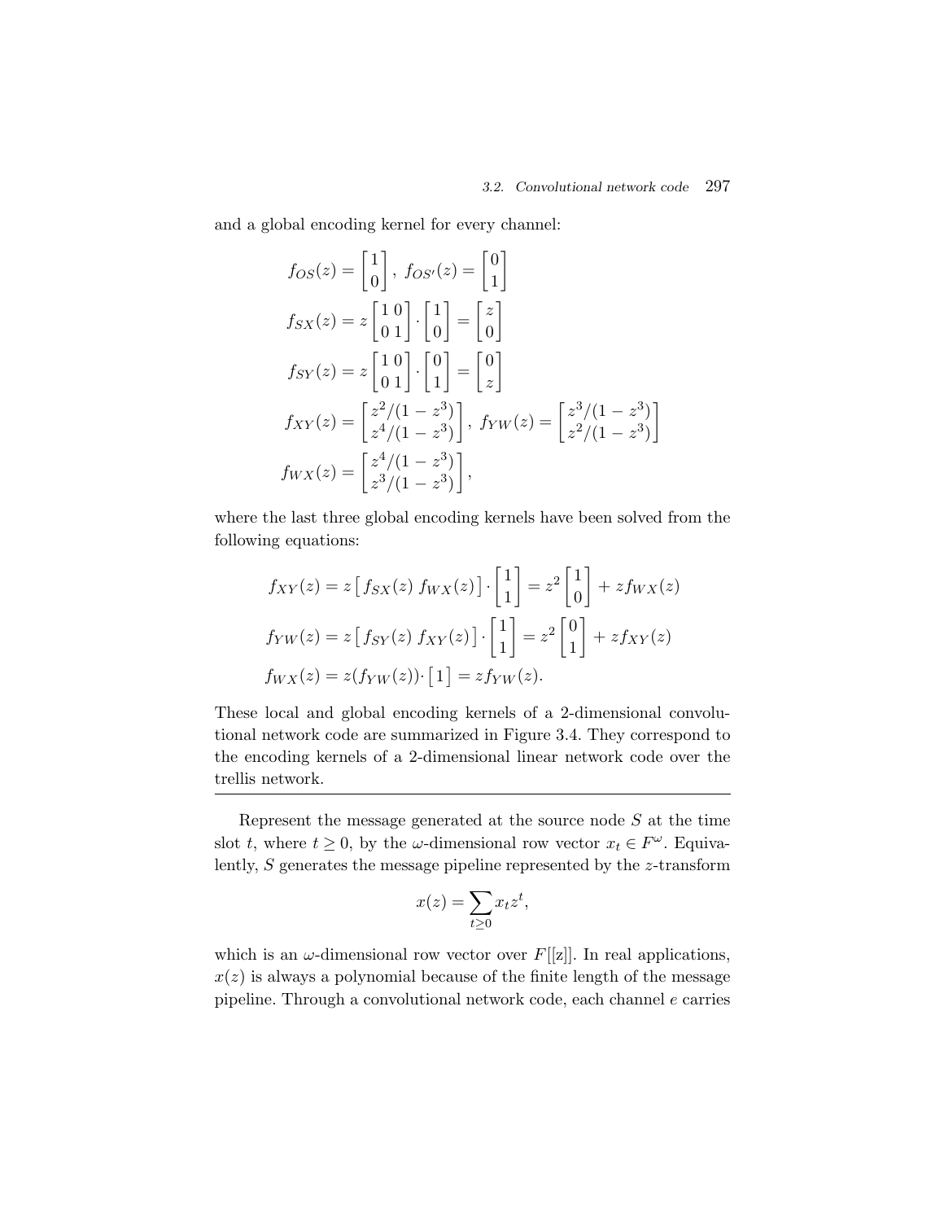and a global encoding kernel for every channel:

$$
\begin{aligned}
f_{OS}(z) &= \begin{bmatrix} 1 \\ 0 \end{bmatrix}, \; f_{OS'}(z) = \begin{bmatrix} 0 \\ 1 \end{bmatrix} \\
f_{SX}(z) &= z \begin{bmatrix} 1 & 0 \\ 0 & 1 \end{bmatrix} \cdot \begin{bmatrix} 1 \\ 0 \end{bmatrix} = \begin{bmatrix} z \\ 0 \end{bmatrix} \\
f_{SY}(z) &= z \begin{bmatrix} 1 & 0 \\ 0 & 1 \end{bmatrix} \cdot \begin{bmatrix} 0 \\ 1 \end{bmatrix} = \begin{bmatrix} 0 \\ z \end{bmatrix} \\
f_{XY}(z) &= \begin{bmatrix} z^2/(1-z^3) \\ z^4/(1-z^3) \end{bmatrix}, \; f_{YW}(z) = \begin{bmatrix} z^3/(1-z^3) \\ z^2/(1-z^3) \end{bmatrix} \\
f_{WX}(z) &= \begin{bmatrix} z^4/(1-z^3) \\ z^3/(1-z^3) \end{bmatrix},
\end{aligned}
$$

where the last three global encoding kernels have been solved from the following equations:

$$
\begin{aligned}
f_{XY}(z) &= z \begin{bmatrix} f_{SX}(z) & f_{WX}(z) \end{bmatrix} \cdot \begin{bmatrix} 1 \\ 1 \end{bmatrix} = z^2 \begin{bmatrix} 1 \\ 0 \end{bmatrix} + z f_{WX}(z) \\
f_{YW}(z) &= z \begin{bmatrix} f_{SY}(z) & f_{XY}(z) \end{bmatrix} \cdot \begin{bmatrix} 1 \\ 1 \end{bmatrix} = z^2 \begin{bmatrix} 0 \\ 1 \end{bmatrix} + z f_{XY}(z) \\
f_{WX}(z) &= z(f_{YW}(z)) \cdot \begin{bmatrix} 1 \end{bmatrix} = z f_{YW}(z).
\end{aligned}
$$

These local and global encoding kernels of a 2-dimensional convolutional network code are summarized in Figure 3.4. They correspond to the encoding kernels of a 2-dimensional linear network code over the trellis network.

---

Represent the message generated at the source node $S$ at the time slot $t$, where $t \geq 0$, by the $\omega$-dimensional row vector $x_t \in F^\omega$. Equivalently, $S$ generates the message pipeline represented by the $z$-transform

$$
x(z) = \sum_{t \geq 0} x_t z^t,
$$

which is an $\omega$-dimensional row vector over $F[[z]]$. In real applications, $x(z)$ is always a polynomial because of the finite length of the message pipeline. Through a convolutional network code, each channel $e$ carries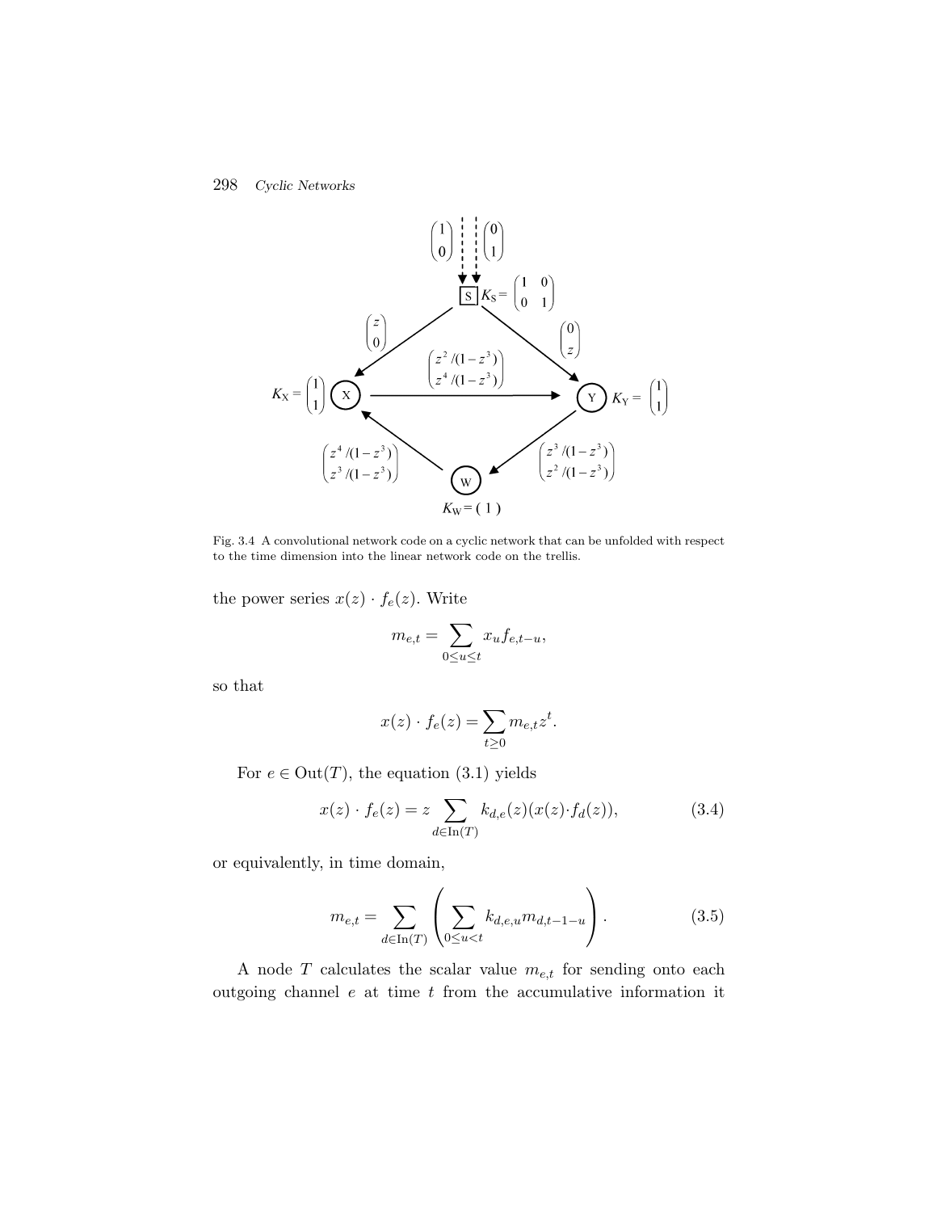Fig. 3.4 A convolutional network code on a cyclic network that can be unfolded with respect to the time dimension into the linear network code on the trellis.

the power series $x(z) \cdot f_e(z)$. Write

$$m_{e,t} = \sum_{0 \le u \le t} x_u f_{e,t-u},$$

so that

$$x(z) \cdot f_e(z) = \sum_{t \ge 0} m_{e,t} z^t.$$

For $e \in \mathrm{Out}(T)$, the equation (3.1) yields

$$x(z) \cdot f_e(z) = z \sum_{d \in \mathrm{In}(T)} k_{d,e}(z)(x(z) \cdot f_d(z)), \tag{3.4}$$

or equivalently, in time domain,

$$m_{e,t} = \sum_{d \in \mathrm{In}(T)} \left( \sum_{0 \le u < t} k_{d,e,u} m_{d,t-1-u} \right). \tag{3.5}$$

A node $T$ calculates the scalar value $m_{e,t}$ for sending onto each outgoing channel $e$ at time $t$ from the accumulative information it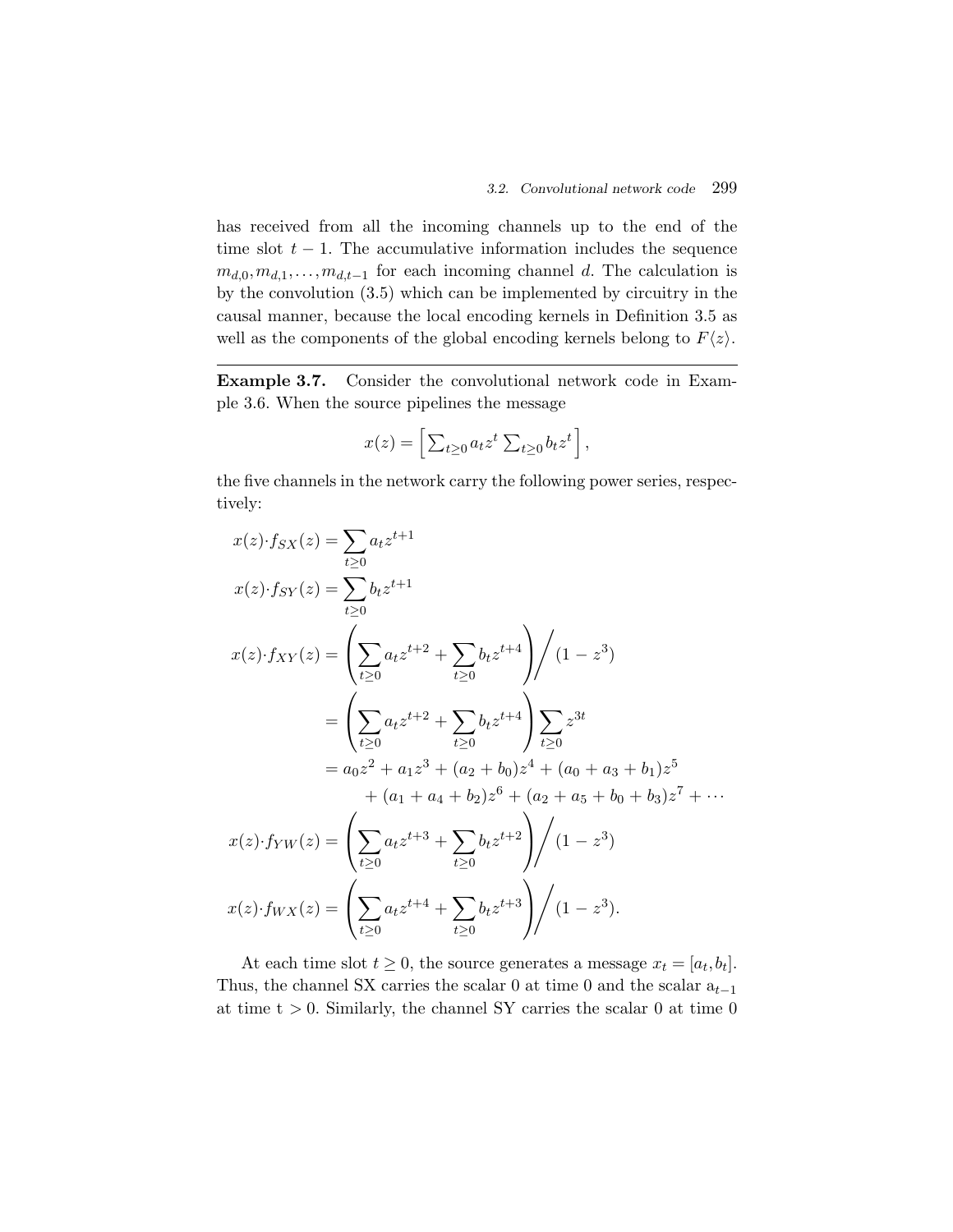has received from all the incoming channels up to the end of the time slot $t-1$. The accumulative information includes the sequence $m_{d,0}, m_{d,1}, \ldots, m_{d,t-1}$ for each incoming channel $d$. The calculation is by the convolution (3.5) which can be implemented by circuitry in the causal manner, because the local encoding kernels in Definition 3.5 as well as the components of the global encoding kernels belong to $F\langle z\rangle$.

---

**Example 3.7.** Consider the convolutional network code in Example 3.6. When the source pipelines the message

$$x(z) = \left[\, \textstyle\sum_{t\geq 0} a_t z^t \; \sum_{t\geq 0} b_t z^t \right],$$

the five channels in the network carry the following power series, respectively:

$$
\begin{aligned}
x(z)\cdot f_{SX}(z) &= \sum_{t\geq 0} a_t z^{t+1} \\
x(z)\cdot f_{SY}(z) &= \sum_{t\geq 0} b_t z^{t+1} \\
x(z)\cdot f_{XY}(z) &= \left(\sum_{t\geq 0} a_t z^{t+2} + \sum_{t\geq 0} b_t z^{t+4}\right) \Big/ (1-z^3) \\
&= \left(\sum_{t\geq 0} a_t z^{t+2} + \sum_{t\geq 0} b_t z^{t+4}\right) \sum_{t\geq 0} z^{3t} \\
&= a_0 z^2 + a_1 z^3 + (a_2 + b_0) z^4 + (a_0 + a_3 + b_1) z^5 \\
&\qquad + (a_1 + a_4 + b_2) z^6 + (a_2 + a_5 + b_0 + b_3) z^7 + \cdots \\
x(z)\cdot f_{YW}(z) &= \left(\sum_{t\geq 0} a_t z^{t+3} + \sum_{t\geq 0} b_t z^{t+2}\right) \Big/ (1-z^3) \\
x(z)\cdot f_{WX}(z) &= \left(\sum_{t\geq 0} a_t z^{t+4} + \sum_{t\geq 0} b_t z^{t+3}\right) \Big/ (1-z^3).
\end{aligned}
$$

At each time slot $t \geq 0$, the source generates a message $x_t = [a_t, b_t]$. Thus, the channel SX carries the scalar 0 at time 0 and the scalar $a_{t-1}$ at time $t > 0$. Similarly, the channel SY carries the scalar 0 at time 0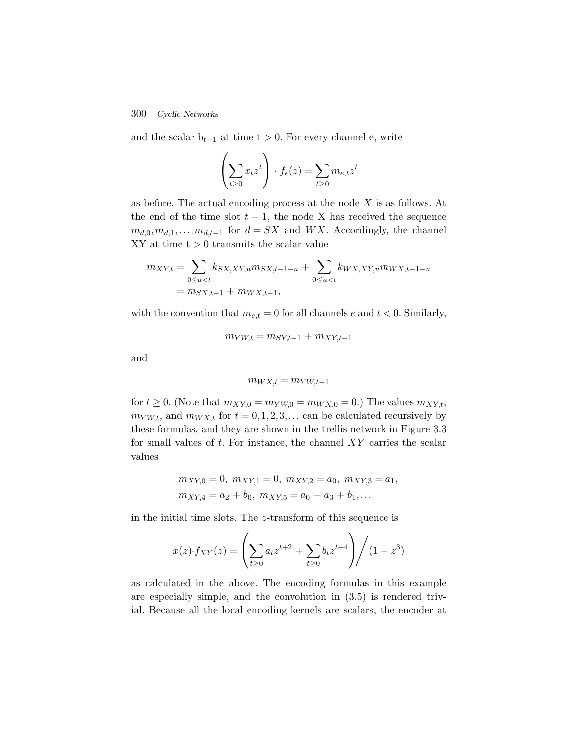and the scalar $b_{t-1}$ at time $t > 0$. For every channel e, write

$$\left(\sum_{t\geq 0} x_t z^t\right) \cdot f_e(z) = \sum_{t\geq 0} m_{e,t} z^t$$

as before. The actual encoding process at the node $X$ is as follows. At the end of the time slot $t-1$, the node X has received the sequence $m_{d,0}, m_{d,1}, \ldots, m_{d,t-1}$ for $d = SX$ and $WX$. Accordingly, the channel XY at time $t > 0$ transmits the scalar value

$$\begin{aligned} m_{XY,t} &= \sum_{0\leq u<t} k_{SX,XY,u} m_{SX,t-1-u} + \sum_{0\leq u<t} k_{WX,XY,u} m_{WX,t-1-u} \\ &= m_{SX,t-1} + m_{WX,t-1}, \end{aligned}$$

with the convention that $m_{e,t} = 0$ for all channels $e$ and $t < 0$. Similarly,

$$m_{YW,t} = m_{SY,t-1} + m_{XY,t-1}$$

and

$$m_{WX,t} = m_{YW,t-1}$$

for $t \geq 0$. (Note that $m_{XY,0} = m_{YW,0} = m_{WX,0} = 0$.) The values $m_{XY,t}$, $m_{YW,t}$, and $m_{WX,t}$ for $t = 0, 1, 2, 3, \ldots$ can be calculated recursively by these formulas, and they are shown in the trellis network in Figure 3.3 for small values of $t$. For instance, the channel $XY$ carries the scalar values

$$\begin{aligned} &m_{XY,0} = 0,\ m_{XY,1} = 0,\ m_{XY,2} = a_0,\ m_{XY,3} = a_1, \\ &m_{XY,4} = a_2 + b_0,\ m_{XY,5} = a_0 + a_3 + b_1, \ldots \end{aligned}$$

in the initial time slots. The $z$-transform of this sequence is

$$x(z) \cdot f_{XY}(z) = \left(\sum_{t\geq 0} a_t z^{t+2} + \sum_{t\geq 0} b_t z^{t+4}\right) \Bigg/ (1 - z^3)$$

as calculated in the above. The encoding formulas in this example are especially simple, and the convolution in (3.5) is rendered trivial. Because all the local encoding kernels are scalars, the encoder at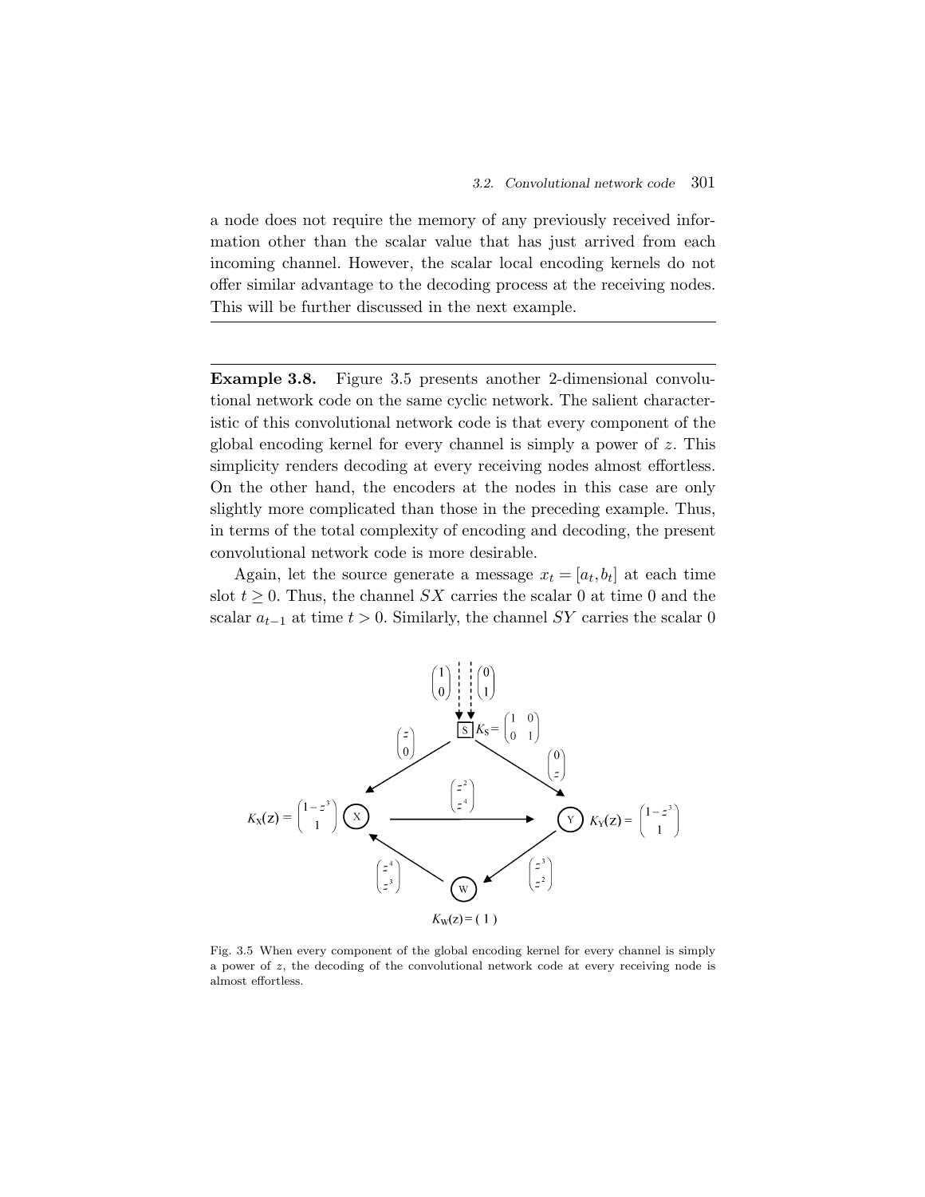a node does not require the memory of any previously received information other than the scalar value that has just arrived from each incoming channel. However, the scalar local encoding kernels do not offer similar advantage to the decoding process at the receiving nodes. This will be further discussed in the next example.

---

**Example 3.8.** Figure 3.5 presents another 2-dimensional convolutional network code on the same cyclic network. The salient characteristic of this convolutional network code is that every component of the global encoding kernel for every channel is simply a power of $z$. This simplicity renders decoding at every receiving nodes almost effortless. On the other hand, the encoders at the nodes in this case are only slightly more complicated than those in the preceding example. Thus, in terms of the total complexity of encoding and decoding, the present convolutional network code is more desirable.

Again, let the source generate a message $x_t = [a_t, b_t]$ at each time slot $t \geq 0$. Thus, the channel $SX$ carries the scalar 0 at time 0 and the scalar $a_{t-1}$ at time $t > 0$. Similarly, the channel $SY$ carries the scalar 0

Fig. 3.5 When every component of the global encoding kernel for every channel is simply a power of $z$, the decoding of the convolutional network code at every receiving node is almost effortless.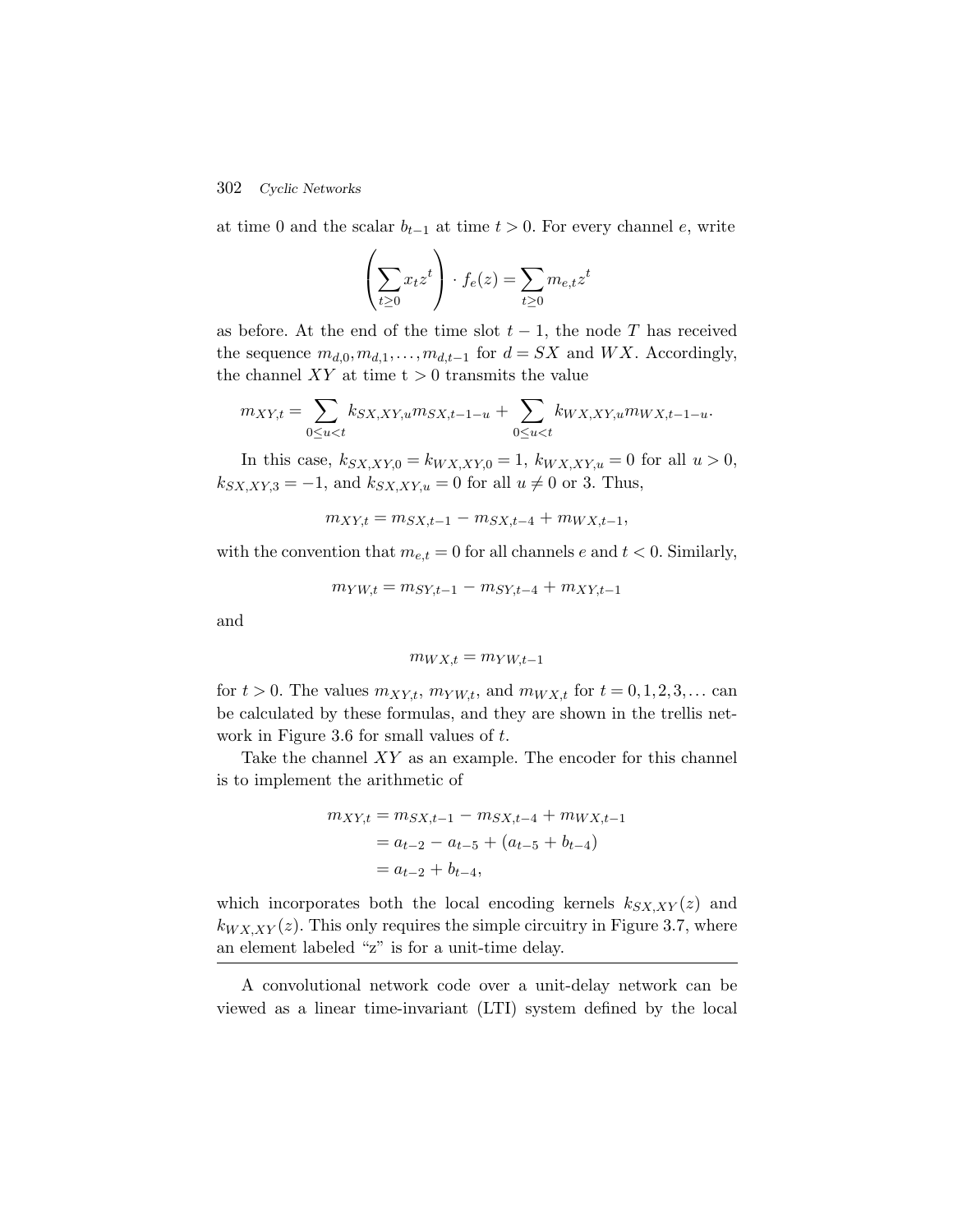at time 0 and the scalar $b_{t-1}$ at time $t > 0$. For every channel $e$, write

$$\left(\sum_{t \geq 0} x_t z^t\right) \cdot f_e(z) = \sum_{t \geq 0} m_{e,t} z^t$$

as before. At the end of the time slot $t - 1$, the node $T$ has received the sequence $m_{d,0}, m_{d,1}, \ldots, m_{d,t-1}$ for $d = SX$ and $WX$. Accordingly, the channel $XY$ at time t $> 0$ transmits the value

$$m_{XY,t} = \sum_{0 \leq u < t} k_{SX,XY,u} m_{SX,t-1-u} + \sum_{0 \leq u < t} k_{WX,XY,u} m_{WX,t-1-u}.$$

In this case, $k_{SX,XY,0} = k_{WX,XY,0} = 1$, $k_{WX,XY,u} = 0$ for all $u > 0$, $k_{SX,XY,3} = -1$, and $k_{SX,XY,u} = 0$ for all $u \neq 0$ or 3. Thus,

$$m_{XY,t} = m_{SX,t-1} - m_{SX,t-4} + m_{WX,t-1},$$

with the convention that $m_{e,t} = 0$ for all channels $e$ and $t < 0$. Similarly,

$$m_{YW,t} = m_{SY,t-1} - m_{SY,t-4} + m_{XY,t-1}$$

and

$$m_{WX,t} = m_{YW,t-1}$$

for $t > 0$. The values $m_{XY,t}$, $m_{YW,t}$, and $m_{WX,t}$ for $t = 0, 1, 2, 3, \ldots$ can be calculated by these formulas, and they are shown in the trellis network in Figure 3.6 for small values of $t$.

Take the channel $XY$ as an example. The encoder for this channel is to implement the arithmetic of

$$\begin{aligned} m_{XY,t} &= m_{SX,t-1} - m_{SX,t-4} + m_{WX,t-1} \\ &= a_{t-2} - a_{t-5} + (a_{t-5} + b_{t-4}) \\ &= a_{t-2} + b_{t-4}, \end{aligned}$$

which incorporates both the local encoding kernels $k_{SX,XY}(z)$ and $k_{WX,XY}(z)$. This only requires the simple circuitry in Figure 3.7, where an element labeled "z" is for a unit-time delay.

---

A convolutional network code over a unit-delay network can be viewed as a linear time-invariant (LTI) system defined by the local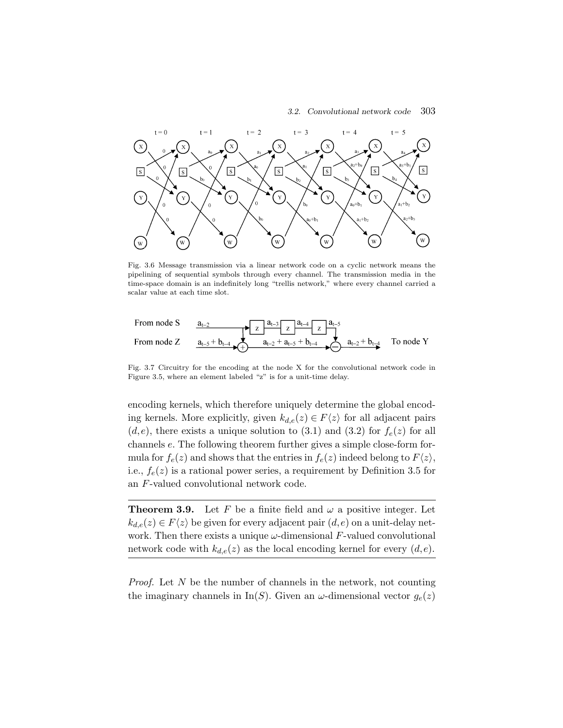Fig. 3.6 Message transmission via a linear network code on a cyclic network means the pipelining of sequential symbols through every channel. The transmission media in the time-space domain is an indefinitely long "trellis network," where every channel carried a scalar value at each time slot.

Fig. 3.7 Circuitry for the encoding at the node X for the convolutional network code in Figure 3.5, where an element labeled "z" is for a unit-time delay.

encoding kernels, which therefore uniquely determine the global encoding kernels. More explicitly, given $k_{d,e}(z) \in F\langle z\rangle$ for all adjacent pairs $(d,e)$, there exists a unique solution to (3.1) and (3.2) for $f_e(z)$ for all channels $e$. The following theorem further gives a simple close-form formula for $f_e(z)$ and shows that the entries in $f_e(z)$ indeed belong to $F\langle z\rangle$, i.e., $f_e(z)$ is a rational power series, a requirement by Definition 3.5 for an $F$-valued convolutional network code.

---

**Theorem 3.9.** Let $F$ be a finite field and $\omega$ a positive integer. Let $k_{d,e}(z) \in F\langle z\rangle$ be given for every adjacent pair $(d,e)$ on a unit-delay network. Then there exists a unique $\omega$-dimensional $F$-valued convolutional network code with $k_{d,e}(z)$ as the local encoding kernel for every $(d,e)$.

---

*Proof.* Let $N$ be the number of channels in the network, not counting the imaginary channels in $\mathrm{In}(S)$. Given an $\omega$-dimensional vector $g_e(z)$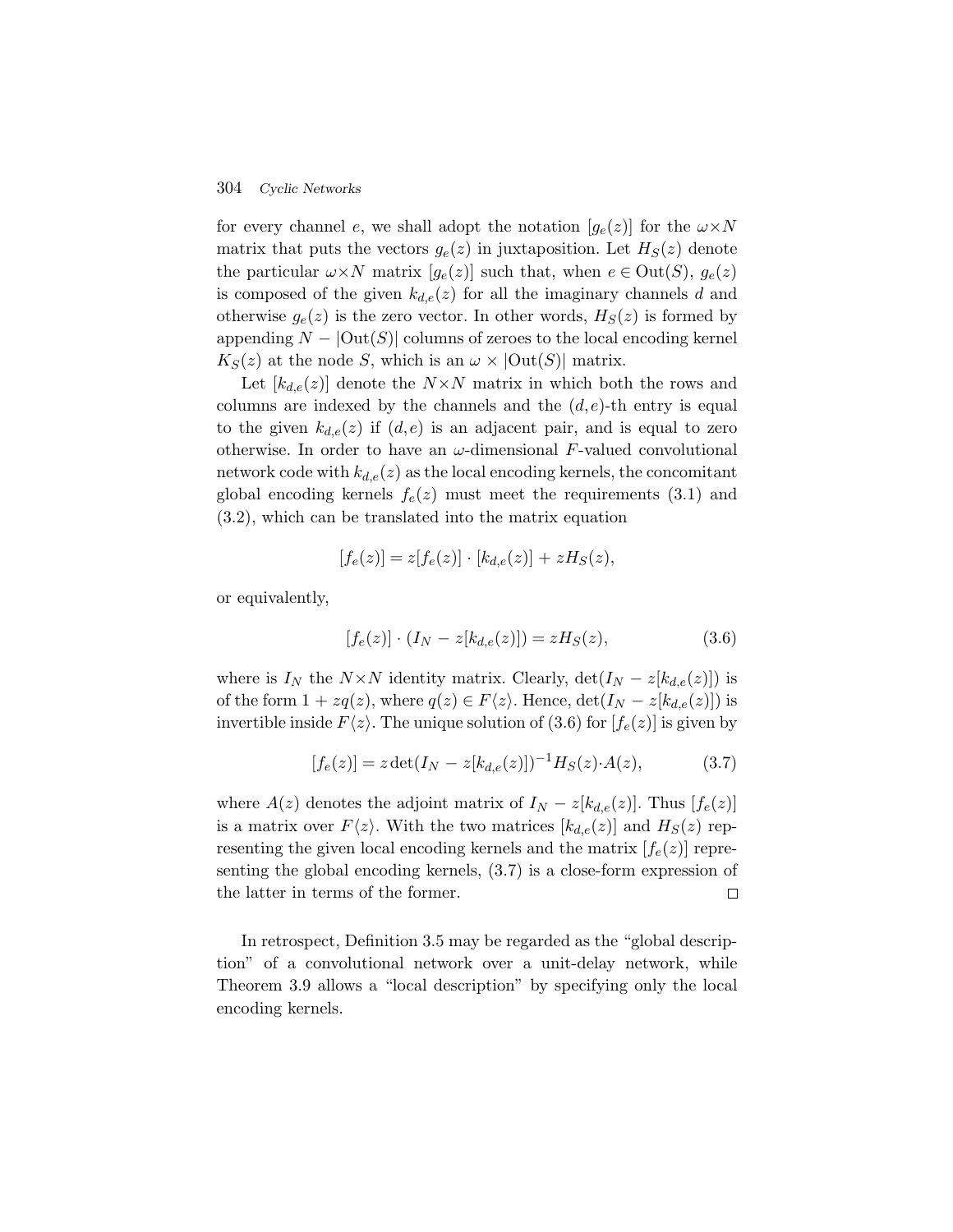for every channel $e$, we shall adopt the notation $[g_e(z)]$ for the $\omega \times N$ matrix that puts the vectors $g_e(z)$ in juxtaposition. Let $H_S(z)$ denote the particular $\omega \times N$ matrix $[g_e(z)]$ such that, when $e \in \text{Out}(S)$, $g_e(z)$ is composed of the given $k_{d,e}(z)$ for all the imaginary channels $d$ and otherwise $g_e(z)$ is the zero vector. In other words, $H_S(z)$ is formed by appending $N - |\text{Out}(S)|$ columns of zeroes to the local encoding kernel $K_S(z)$ at the node $S$, which is an $\omega \times |\text{Out}(S)|$ matrix.

Let $[k_{d,e}(z)]$ denote the $N \times N$ matrix in which both the rows and columns are indexed by the channels and the $(d,e)$-th entry is equal to the given $k_{d,e}(z)$ if $(d,e)$ is an adjacent pair, and is equal to zero otherwise. In order to have an $\omega$-dimensional $F$-valued convolutional network code with $k_{d,e}(z)$ as the local encoding kernels, the concomitant global encoding kernels $f_e(z)$ must meet the requirements (3.1) and (3.2), which can be translated into the matrix equation

$$[f_e(z)] = z[f_e(z)] \cdot [k_{d,e}(z)] + zH_S(z),$$

or equivalently,

$$[f_e(z)] \cdot (I_N - z[k_{d,e}(z)]) = zH_S(z), \tag{3.6}$$

where is $I_N$ the $N \times N$ identity matrix. Clearly, $\det(I_N - z[k_{d,e}(z)])$ is of the form $1 + zq(z)$, where $q(z) \in F\langle z \rangle$. Hence, $\det(I_N - z[k_{d,e}(z)])$ is invertible inside $F\langle z \rangle$. The unique solution of (3.6) for $[f_e(z)]$ is given by

$$[f_e(z)] = z \det(I_N - z[k_{d,e}(z)])^{-1} H_S(z) \cdot A(z), \tag{3.7}$$

where $A(z)$ denotes the adjoint matrix of $I_N - z[k_{d,e}(z)]$. Thus $[f_e(z)]$ is a matrix over $F\langle z \rangle$. With the two matrices $[k_{d,e}(z)]$ and $H_S(z)$ representing the given local encoding kernels and the matrix $[f_e(z)]$ representing the global encoding kernels, (3.7) is a close-form expression of the latter in terms of the former. $\square$

In retrospect, Definition 3.5 may be regarded as the "global description" of a convolutional network over a unit-delay network, while Theorem 3.9 allows a "local description" by specifying only the local encoding kernels.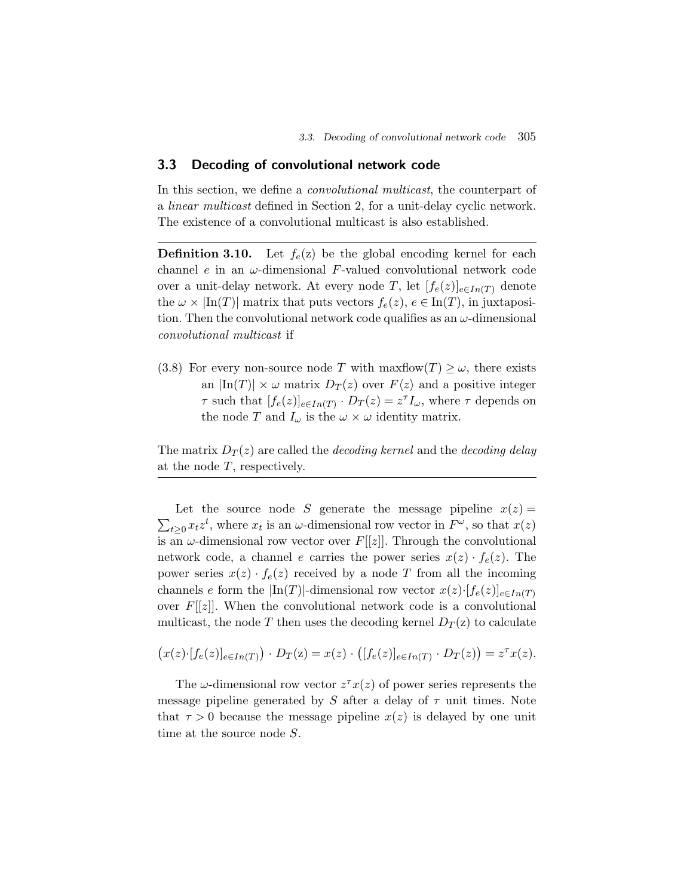## 3.3 Decoding of convolutional network code

In this section, we define a *convolutional multicast*, the counterpart of a *linear multicast* defined in Section 2, for a unit-delay cyclic network. The existence of a convolutional multicast is also established.

---

**Definition 3.10.** Let $f_e(\mathrm{z})$ be the global encoding kernel for each channel $e$ in an $\omega$-dimensional $F$-valued convolutional network code over a unit-delay network. At every node $T$, let $[f_e(z)]_{e \in In(T)}$ denote the $\omega \times |\mathrm{In}(T)|$ matrix that puts vectors $f_e(z)$, $e \in \mathrm{In}(T)$, in juxtaposition. Then the convolutional network code qualifies as an $\omega$-dimensional *convolutional multicast* if

(3.8) For every non-source node $T$ with $\mathrm{maxflow}(T) \geq \omega$, there exists an $|\mathrm{In}(T)| \times \omega$ matrix $D_T(z)$ over $F\langle z \rangle$ and a positive integer $\tau$ such that $[f_e(z)]_{e \in In(T)} \cdot D_T(z) = z^\tau I_\omega$, where $\tau$ depends on the node $T$ and $I_\omega$ is the $\omega \times \omega$ identity matrix.

The matrix $D_T(z)$ are called the *decoding kernel* and the *decoding delay* at the node $T$, respectively.

---

Let the source node $S$ generate the message pipeline $x(z) = \sum_{t \geq 0} x_t z^t$, where $x_t$ is an $\omega$-dimensional row vector in $F^\omega$, so that $x(z)$ is an $\omega$-dimensional row vector over $F[[z]]$. Through the convolutional network code, a channel $e$ carries the power series $x(z) \cdot f_e(z)$. The power series $x(z) \cdot f_e(z)$ received by a node $T$ from all the incoming channels $e$ form the $|\mathrm{In}(T)|$-dimensional row vector $x(z) \cdot [f_e(z)]_{e \in In(T)}$ over $F[[z]]$. When the convolutional network code is a convolutional multicast, the node $T$ then uses the decoding kernel $D_T(\mathrm{z})$ to calculate

$$\left(x(z) \cdot [f_e(z)]_{e \in In(T)}\right) \cdot D_T(\mathrm{z}) = x(z) \cdot \left([f_e(z)]_{e \in In(T)} \cdot D_T(z)\right) = z^\tau x(z).$$

The $\omega$-dimensional row vector $z^\tau x(z)$ of power series represents the message pipeline generated by $S$ after a delay of $\tau$ unit times. Note that $\tau > 0$ because the message pipeline $x(z)$ is delayed by one unit time at the source node $S$.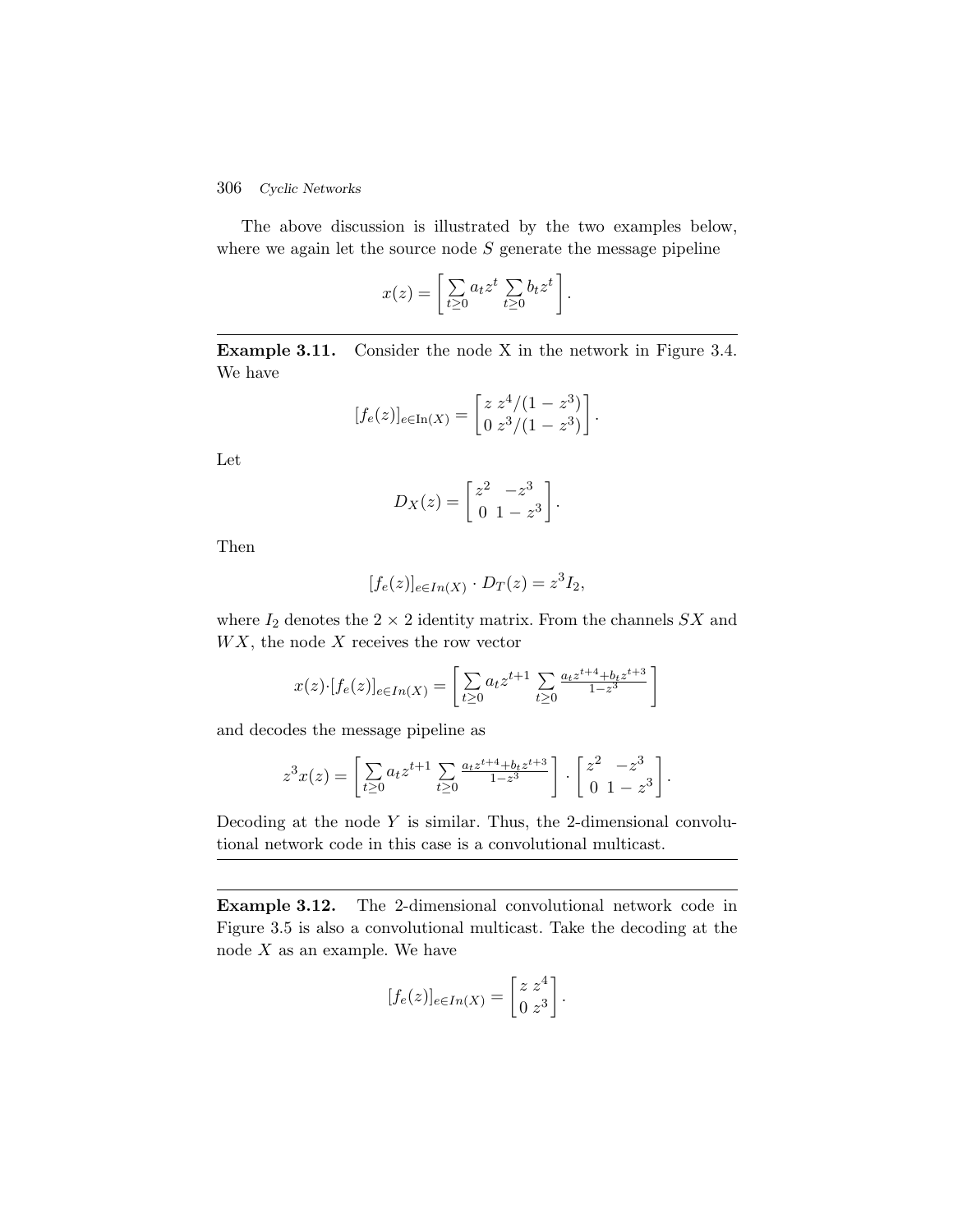The above discussion is illustrated by the two examples below, where we again let the source node $S$ generate the message pipeline

$$x(z) = \left[ \sum_{t \geq 0} a_t z^t \ \sum_{t \geq 0} b_t z^t \right].$$

---

**Example 3.11.** Consider the node X in the network in Figure 3.4. We have

$$[f_e(z)]_{e \in \mathrm{In}(X)} = \begin{bmatrix} z & z^4/(1-z^3) \\ 0 & z^3/(1-z^3) \end{bmatrix}.$$

Let

$$D_X(z) = \begin{bmatrix} z^2 & -z^3 \\ 0 & 1-z^3 \end{bmatrix}.$$

Then

$$[f_e(z)]_{e \in In(X)} \cdot D_T(z) = z^3 I_2,$$

where $I_2$ denotes the $2 \times 2$ identity matrix. From the channels $SX$ and $WX$, the node $X$ receives the row vector

$$x(z) \cdot [f_e(z)]_{e \in In(X)} = \left[ \sum_{t \geq 0} a_t z^{t+1} \ \sum_{t \geq 0} \frac{a_t z^{t+4} + b_t z^{t+3}}{1-z^3} \right]$$

and decodes the message pipeline as

$$z^3 x(z) = \left[ \sum_{t \geq 0} a_t z^{t+1} \ \sum_{t \geq 0} \frac{a_t z^{t+4} + b_t z^{t+3}}{1-z^3} \right] \cdot \begin{bmatrix} z^2 & -z^3 \\ 0 & 1-z^3 \end{bmatrix}.$$

Decoding at the node $Y$ is similar. Thus, the 2-dimensional convolutional network code in this case is a convolutional multicast.

---

---

**Example 3.12.** The 2-dimensional convolutional network code in Figure 3.5 is also a convolutional multicast. Take the decoding at the node $X$ as an example. We have

$$[f_e(z)]_{e \in In(X)} = \begin{bmatrix} z & z^4 \\ 0 & z^3 \end{bmatrix}.$$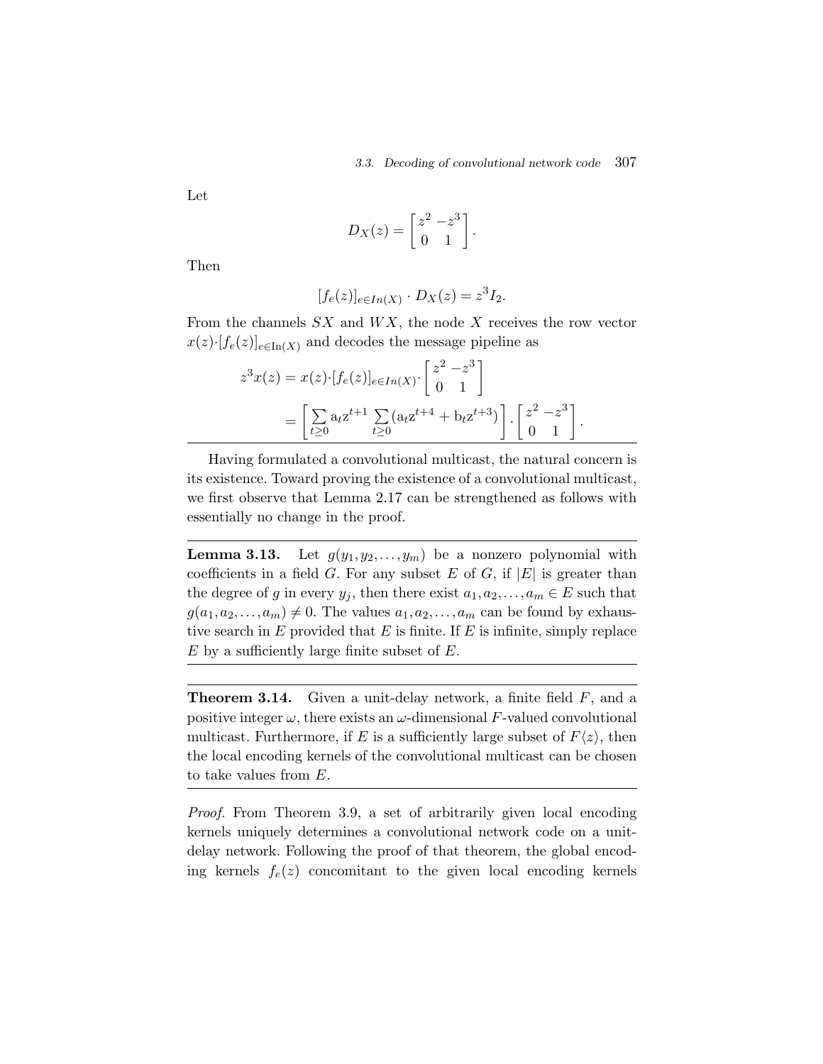Let

$$D_X(z) = \begin{bmatrix} z^2 & -z^3 \\ 0 & 1 \end{bmatrix}.$$

Then

$$[f_e(z)]_{e \in In(X)} \cdot D_X(z) = z^3 I_2.$$

From the channels $SX$ and $WX$, the node $X$ receives the row vector $x(z) \cdot [f_e(z)]_{e \in \mathrm{In}(X)}$ and decodes the message pipeline as

$$\begin{aligned} z^3 x(z) &= x(z) \cdot [f_e(z)]_{e \in In(X)} \cdot \begin{bmatrix} z^2 & -z^3 \\ 0 & 1 \end{bmatrix} \\ &= \left[ \sum_{t \geq 0} \mathrm{a}_t \mathrm{z}^{t+1} \;\; \sum_{t \geq 0} (\mathrm{a}_t \mathrm{z}^{t+4} + \mathrm{b}_t \mathrm{z}^{t+3}) \right] \cdot \begin{bmatrix} z^2 & -z^3 \\ 0 & 1 \end{bmatrix}. \end{aligned}$$

---

Having formulated a convolutional multicast, the natural concern is its existence. Toward proving the existence of a convolutional multicast, we first observe that Lemma 2.17 can be strengthened as follows with essentially no change in the proof.

---

**Lemma 3.13.** Let $g(y_1, y_2, \ldots, y_m)$ be a nonzero polynomial with coefficients in a field $G$. For any subset $E$ of $G$, if $|E|$ is greater than the degree of $g$ in every $y_j$, then there exist $a_1, a_2, \ldots, a_m \in E$ such that $g(a_1, a_2, \ldots, a_m) \neq 0$. The values $a_1, a_2, \ldots, a_m$ can be found by exhaustive search in $E$ provided that $E$ is finite. If $E$ is infinite, simply replace $E$ by a sufficiently large finite subset of $E$.

---

**Theorem 3.14.** Given a unit-delay network, a finite field $F$, and a positive integer $\omega$, there exists an $\omega$-dimensional $F$-valued convolutional multicast. Furthermore, if $E$ is a sufficiently large subset of $F\langle z \rangle$, then the local encoding kernels of the convolutional multicast can be chosen to take values from $E$.

---

*Proof.* From Theorem 3.9, a set of arbitrarily given local encoding kernels uniquely determines a convolutional network code on a unit-delay network. Following the proof of that theorem, the global encoding kernels $f_e(z)$ concomitant to the given local encoding kernels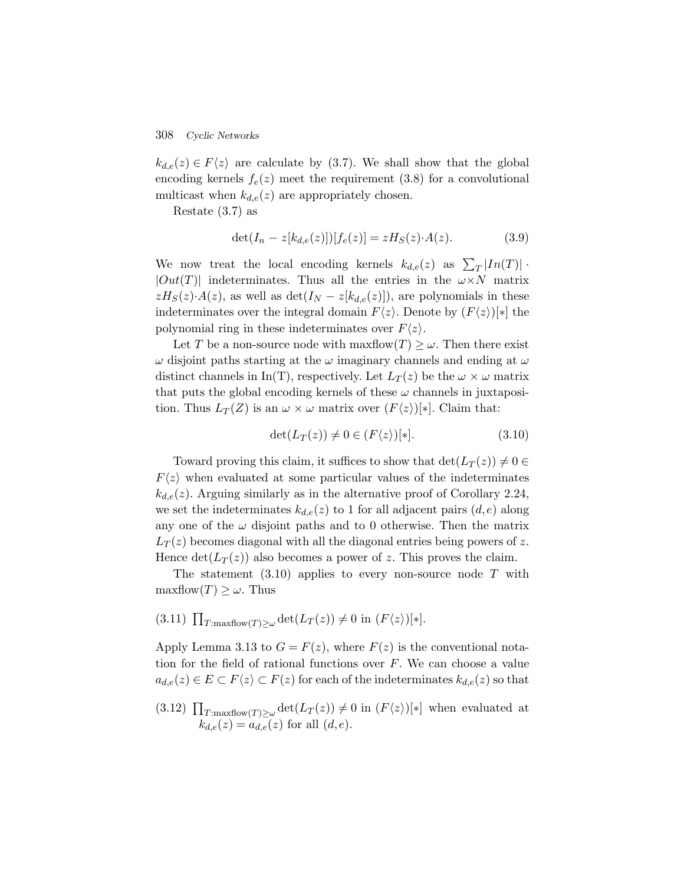$k_{d,e}(z) \in F\langle z\rangle$ are calculate by (3.7). We shall show that the global encoding kernels $f_e(z)$ meet the requirement (3.8) for a convolutional multicast when $k_{d,e}(z)$ are appropriately chosen.

Restate (3.7) as

$$\det(I_n - z[k_{d,e}(z)])[f_e(z)] = zH_S(z)\cdot A(z). \tag{3.9}$$

We now treat the local encoding kernels $k_{d,e}(z)$ as $\sum_T |In(T)| \cdot |Out(T)|$ indeterminates. Thus all the entries in the $\omega\times N$ matrix $zH_S(z)\cdot A(z)$, as well as $\det(I_N - z[k_{d,e}(z)])$, are polynomials in these indeterminates over the integral domain $F\langle z\rangle$. Denote by $(F\langle z\rangle)[*]$ the polynomial ring in these indeterminates over $F\langle z\rangle$.

Let $T$ be a non-source node with $\text{maxflow}(T) \geq \omega$. Then there exist $\omega$ disjoint paths starting at the $\omega$ imaginary channels and ending at $\omega$ distinct channels in In(T), respectively. Let $L_T(z)$ be the $\omega \times \omega$ matrix that puts the global encoding kernels of these $\omega$ channels in juxtaposition. Thus $L_T(Z)$ is an $\omega \times \omega$ matrix over $(F\langle z\rangle)[*]$. Claim that:

$$\det(L_T(z)) \neq 0 \in (F\langle z\rangle)[*]. \tag{3.10}$$

Toward proving this claim, it suffices to show that $\det(L_T(z)) \neq 0 \in F\langle z\rangle$ when evaluated at some particular values of the indeterminates $k_{d,e}(z)$. Arguing similarly as in the alternative proof of Corollary 2.24, we set the indeterminates $k_{d,e}(z)$ to 1 for all adjacent pairs $(d,e)$ along any one of the $\omega$ disjoint paths and to 0 otherwise. Then the matrix $L_T(z)$ becomes diagonal with all the diagonal entries being powers of $z$. Hence $\det(L_T(z))$ also becomes a power of $z$. This proves the claim.

The statement (3.10) applies to every non-source node $T$ with $\text{maxflow}(T) \geq \omega$. Thus

(3.11) $\prod_{T:\text{maxflow}(T)\geq\omega} \det(L_T(z)) \neq 0$ in $(F\langle z\rangle)[*]$.

Apply Lemma 3.13 to $G = F(z)$, where $F(z)$ is the conventional notation for the field of rational functions over $F$. We can choose a value $a_{d,e}(z) \in E \subset F\langle z\rangle \subset F(z)$ for each of the indeterminates $k_{d,e}(z)$ so that

(3.12) $\prod_{T:\text{maxflow}(T)\geq\omega} \det(L_T(z)) \neq 0$ in $(F\langle z\rangle)[*]$ when evaluated at $k_{d,e}(z) = a_{d,e}(z)$ for all $(d,e)$.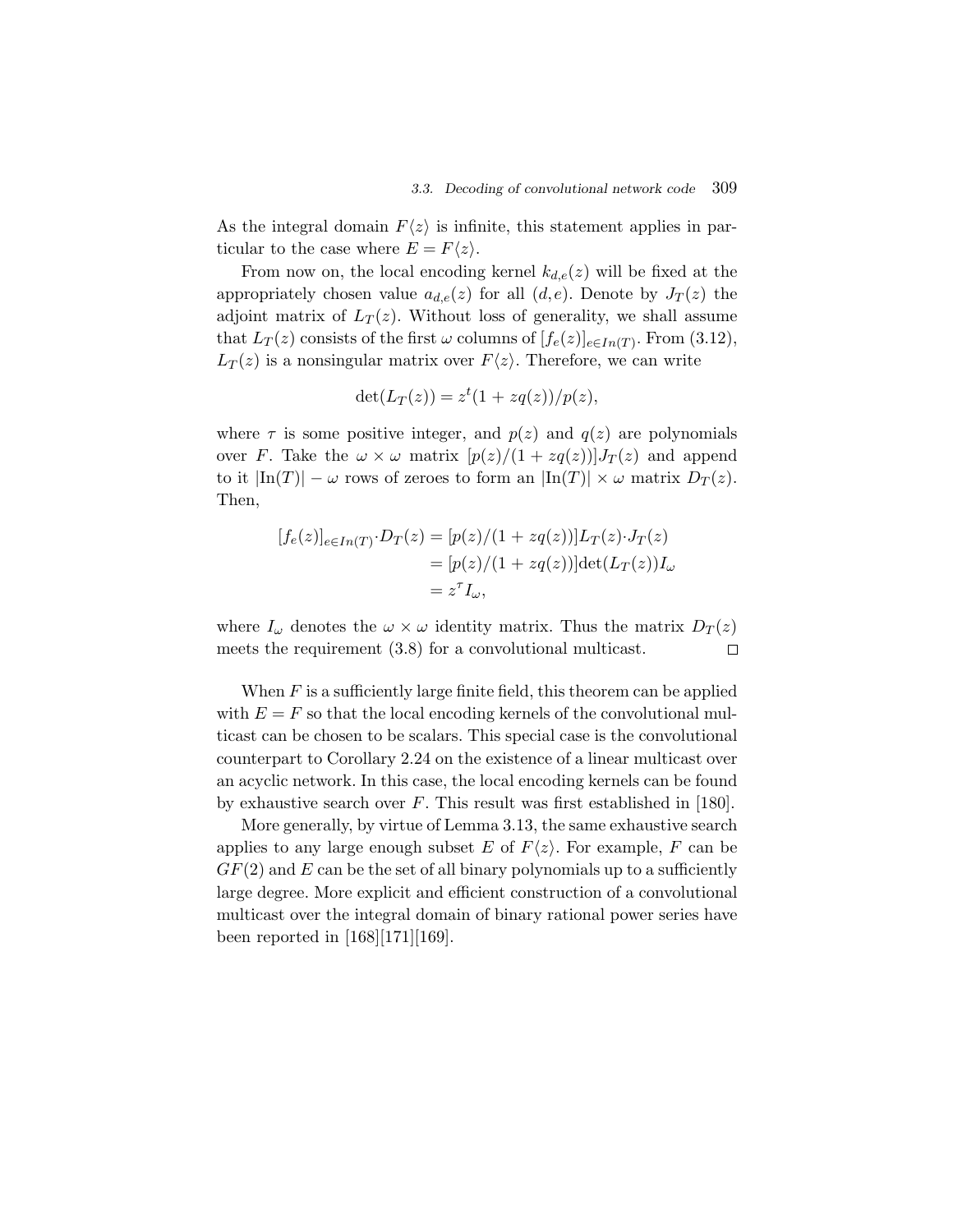As the integral domain $F\langle z \rangle$ is infinite, this statement applies in particular to the case where $E = F\langle z \rangle$.

From now on, the local encoding kernel $k_{d,e}(z)$ will be fixed at the appropriately chosen value $a_{d,e}(z)$ for all $(d,e)$. Denote by $J_T(z)$ the adjoint matrix of $L_T(z)$. Without loss of generality, we shall assume that $L_T(z)$ consists of the first $\omega$ columns of $[f_e(z)]_{e \in In(T)}$. From (3.12), $L_T(z)$ is a nonsingular matrix over $F\langle z \rangle$. Therefore, we can write

$$\det(L_T(z)) = z^t(1 + zq(z))/p(z),$$

where $\tau$ is some positive integer, and $p(z)$ and $q(z)$ are polynomials over $F$. Take the $\omega \times \omega$ matrix $[p(z)/(1 + zq(z))]J_T(z)$ and append to it $|\text{In}(T)| - \omega$ rows of zeroes to form an $|\text{In}(T)| \times \omega$ matrix $D_T(z)$. Then,

$$\begin{aligned}
[f_e(z)]_{e \in In(T)} \cdot D_T(z) &= [p(z)/(1 + zq(z))] L_T(z) \cdot J_T(z) \\
&= [p(z)/(1 + zq(z))] \det(L_T(z)) I_\omega \\
&= z^\tau I_\omega,
\end{aligned}$$

where $I_\omega$ denotes the $\omega \times \omega$ identity matrix. Thus the matrix $D_T(z)$ meets the requirement (3.8) for a convolutional multicast. $\square$

When $F$ is a sufficiently large finite field, this theorem can be applied with $E = F$ so that the local encoding kernels of the convolutional multicast can be chosen to be scalars. This special case is the convolutional counterpart to Corollary 2.24 on the existence of a linear multicast over an acyclic network. In this case, the local encoding kernels can be found by exhaustive search over $F$. This result was first established in [180].

More generally, by virtue of Lemma 3.13, the same exhaustive search applies to any large enough subset $E$ of $F\langle z \rangle$. For example, $F$ can be $GF(2)$ and $E$ can be the set of all binary polynomials up to a sufficiently large degree. More explicit and efficient construction of a convolutional multicast over the integral domain of binary rational power series have been reported in [168][171][169].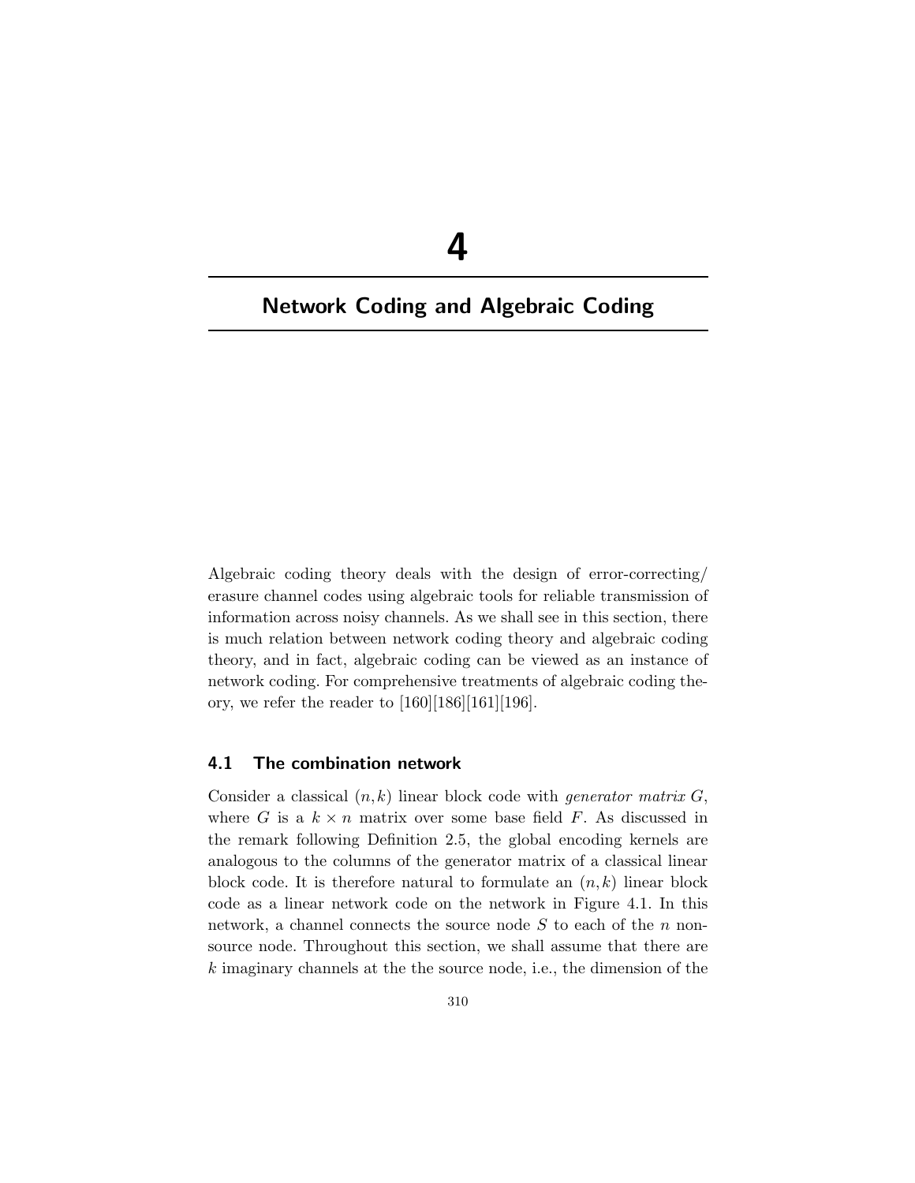# 4

# Network Coding and Algebraic Coding

Algebraic coding theory deals with the design of error-correcting/ erasure channel codes using algebraic tools for reliable transmission of information across noisy channels. As we shall see in this section, there is much relation between network coding theory and algebraic coding theory, and in fact, algebraic coding can be viewed as an instance of network coding. For comprehensive treatments of algebraic coding theory, we refer the reader to [160][186][161][196].

## 4.1 The combination network

Consider a classical $(n,k)$ linear block code with *generator matrix* $G$, where $G$ is a $k \times n$ matrix over some base field $F$. As discussed in the remark following Definition 2.5, the global encoding kernels are analogous to the columns of the generator matrix of a classical linear block code. It is therefore natural to formulate an $(n,k)$ linear block code as a linear network code on the network in Figure 4.1. In this network, a channel connects the source node $S$ to each of the $n$ non-source node. Throughout this section, we shall assume that there are $k$ imaginary channels at the the source node, i.e., the dimension of the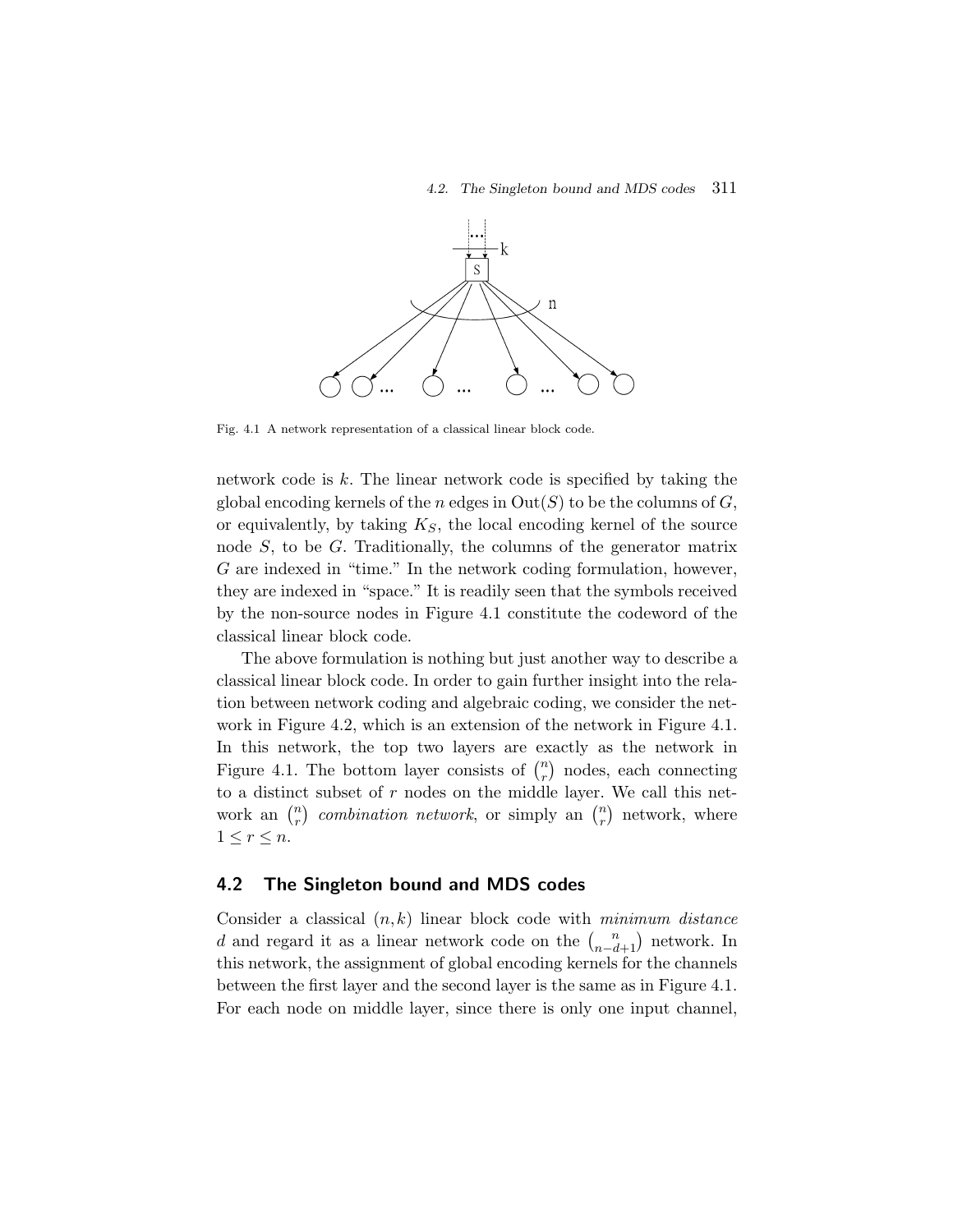Fig. 4.1 A network representation of a classical linear block code.

network code is $k$. The linear network code is specified by taking the global encoding kernels of the $n$ edges in $\mathrm{Out}(S)$ to be the columns of $G$, or equivalently, by taking $K_S$, the local encoding kernel of the source node $S$, to be $G$. Traditionally, the columns of the generator matrix $G$ are indexed in "time." In the network coding formulation, however, they are indexed in "space." It is readily seen that the symbols received by the non-source nodes in Figure 4.1 constitute the codeword of the classical linear block code.

The above formulation is nothing but just another way to describe a classical linear block code. In order to gain further insight into the relation between network coding and algebraic coding, we consider the network in Figure 4.2, which is an extension of the network in Figure 4.1. In this network, the top two layers are exactly as the network in Figure 4.1. The bottom layer consists of $\binom{n}{r}$ nodes, each connecting to a distinct subset of $r$ nodes on the middle layer. We call this network an $\binom{n}{r}$ *combination network*, or simply an $\binom{n}{r}$ network, where $1 \leq r \leq n$.

## 4.2 The Singleton bound and MDS codes

Consider a classical $(n,k)$ linear block code with *minimum distance* $d$ and regard it as a linear network code on the $\binom{n}{n-d+1}$ network. In this network, the assignment of global encoding kernels for the channels between the first layer and the second layer is the same as in Figure 4.1. For each node on middle layer, since there is only one input channel,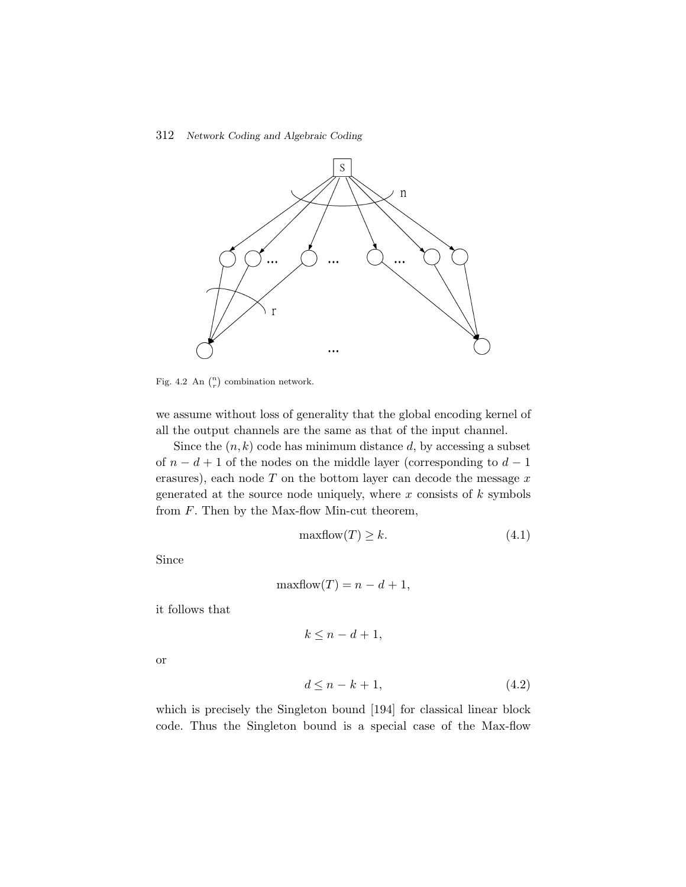Fig. 4.2 An $\binom{n}{r}$ combination network.

we assume without loss of generality that the global encoding kernel of all the output channels are the same as that of the input channel.

Since the $(n,k)$ code has minimum distance $d$, by accessing a subset of $n-d+1$ of the nodes on the middle layer (corresponding to $d-1$ erasures), each node $T$ on the bottom layer can decode the message $x$ generated at the source node uniquely, where $x$ consists of $k$ symbols from $F$. Then by the Max-flow Min-cut theorem,

$$\text{maxflow}(T) \geq k. \tag{4.1}$$

Since

$$\text{maxflow}(T) = n - d + 1,$$

it follows that

$$k \leq n - d + 1,$$

or

$$d \leq n - k + 1, \tag{4.2}$$

which is precisely the Singleton bound [194] for classical linear block code. Thus the Singleton bound is a special case of the Max-flow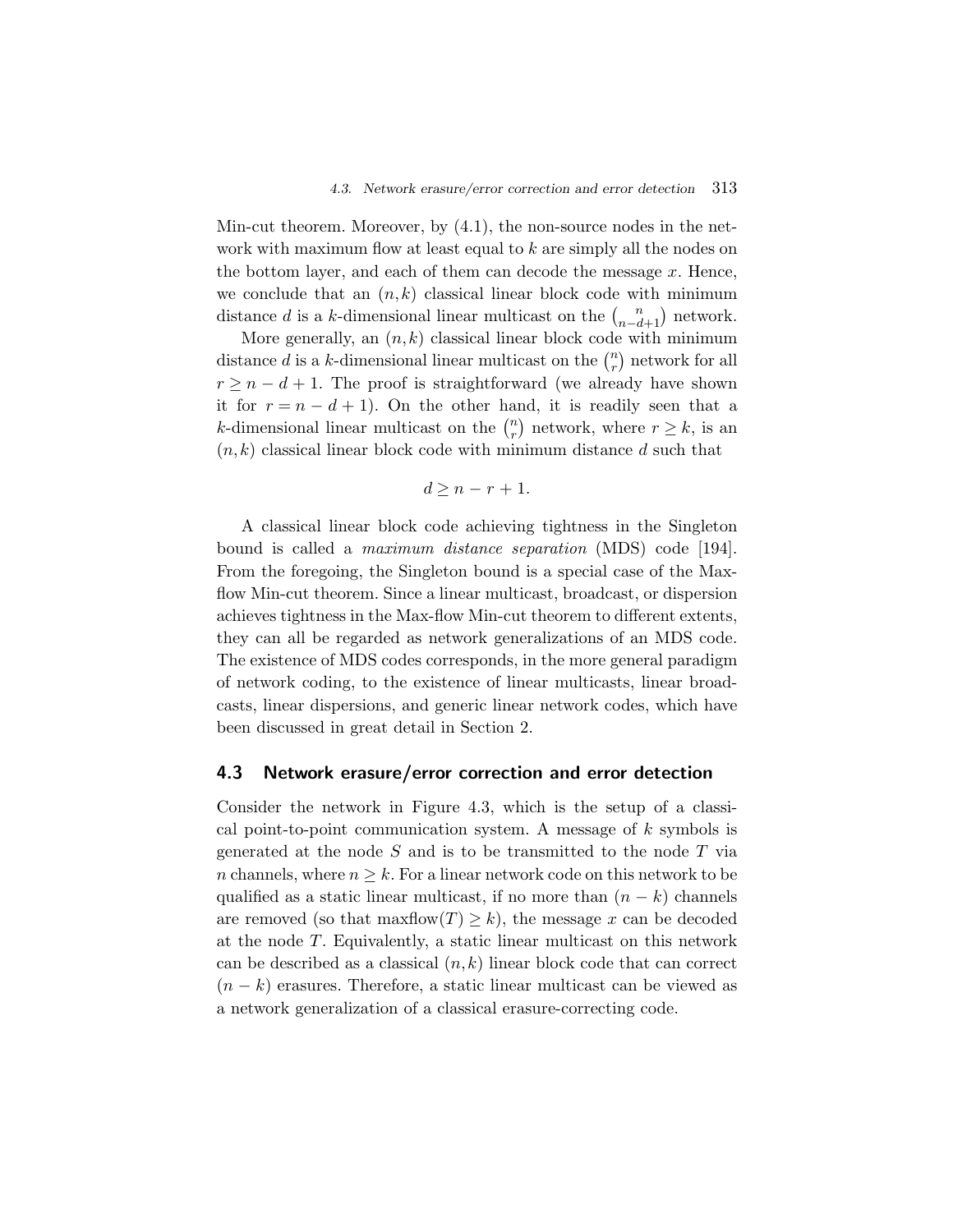Min-cut theorem. Moreover, by (4.1), the non-source nodes in the network with maximum flow at least equal to $k$ are simply all the nodes on the bottom layer, and each of them can decode the message $x$. Hence, we conclude that an $(n,k)$ classical linear block code with minimum distance $d$ is a $k$-dimensional linear multicast on the $\binom{n}{n-d+1}$ network.

More generally, an $(n,k)$ classical linear block code with minimum distance $d$ is a $k$-dimensional linear multicast on the $\binom{n}{r}$ network for all $r \geq n-d+1$. The proof is straightforward (we already have shown it for $r = n-d+1$). On the other hand, it is readily seen that a $k$-dimensional linear multicast on the $\binom{n}{r}$ network, where $r \geq k$, is an $(n,k)$ classical linear block code with minimum distance $d$ such that

$$d \geq n - r + 1.$$

A classical linear block code achieving tightness in the Singleton bound is called a *maximum distance separation* (MDS) code [194]. From the foregoing, the Singleton bound is a special case of the Max-flow Min-cut theorem. Since a linear multicast, broadcast, or dispersion achieves tightness in the Max-flow Min-cut theorem to different extents, they can all be regarded as network generalizations of an MDS code. The existence of MDS codes corresponds, in the more general paradigm of network coding, to the existence of linear multicasts, linear broadcasts, linear dispersions, and generic linear network codes, which have been discussed in great detail in Section 2.

## 4.3 Network erasure/error correction and error detection

Consider the network in Figure 4.3, which is the setup of a classical point-to-point communication system. A message of $k$ symbols is generated at the node $S$ and is to be transmitted to the node $T$ via $n$ channels, where $n \geq k$. For a linear network code on this network to be qualified as a static linear multicast, if no more than $(n-k)$ channels are removed (so that $\text{maxflow}(T) \geq k$), the message $x$ can be decoded at the node $T$. Equivalently, a static linear multicast on this network can be described as a classical $(n,k)$ linear block code that can correct $(n-k)$ erasures. Therefore, a static linear multicast can be viewed as a network generalization of a classical erasure-correcting code.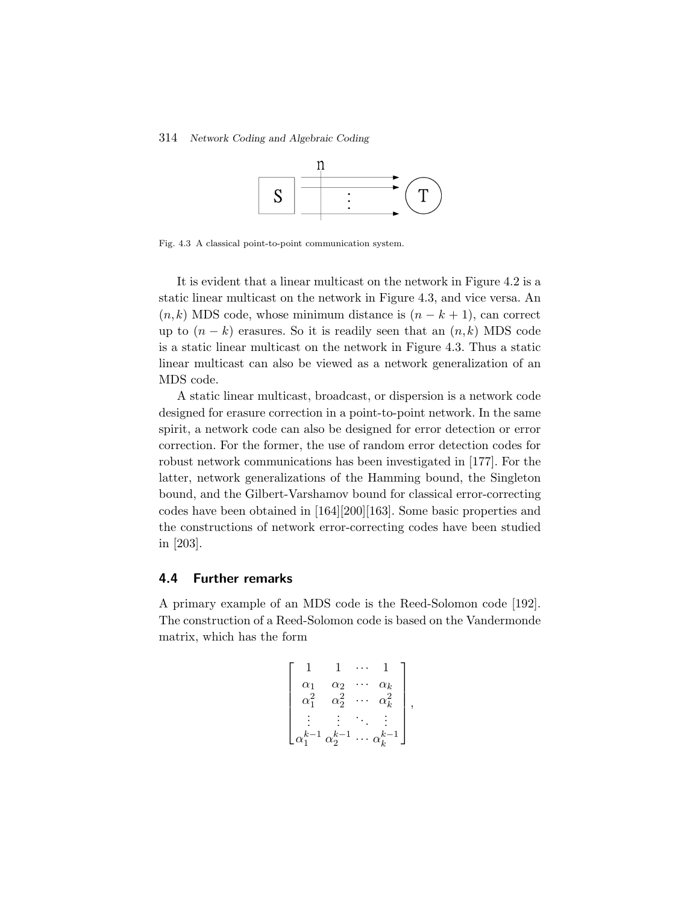Fig. 4.3 A classical point-to-point communication system.

It is evident that a linear multicast on the network in Figure 4.2 is a static linear multicast on the network in Figure 4.3, and vice versa. An $(n,k)$ MDS code, whose minimum distance is $(n-k+1)$, can correct up to $(n-k)$ erasures. So it is readily seen that an $(n,k)$ MDS code is a static linear multicast on the network in Figure 4.3. Thus a static linear multicast can also be viewed as a network generalization of an MDS code.

A static linear multicast, broadcast, or dispersion is a network code designed for erasure correction in a point-to-point network. In the same spirit, a network code can also be designed for error detection or error correction. For the former, the use of random error detection codes for robust network communications has been investigated in [177]. For the latter, network generalizations of the Hamming bound, the Singleton bound, and the Gilbert-Varshamov bound for classical error-correcting codes have been obtained in [164][200][163]. Some basic properties and the constructions of network error-correcting codes have been studied in [203].

## 4.4 Further remarks

A primary example of an MDS code is the Reed-Solomon code [192]. The construction of a Reed-Solomon code is based on the Vandermonde matrix, which has the form

$$
\begin{bmatrix}
1 & 1 & \cdots & 1 \\
\alpha_1 & \alpha_2 & \cdots & \alpha_k \\
\alpha_1^2 & \alpha_2^2 & \cdots & \alpha_k^2 \\
\vdots & \vdots & \ddots & \vdots \\
\alpha_1^{k-1} & \alpha_2^{k-1} & \cdots & \alpha_k^{k-1}
\end{bmatrix},
$$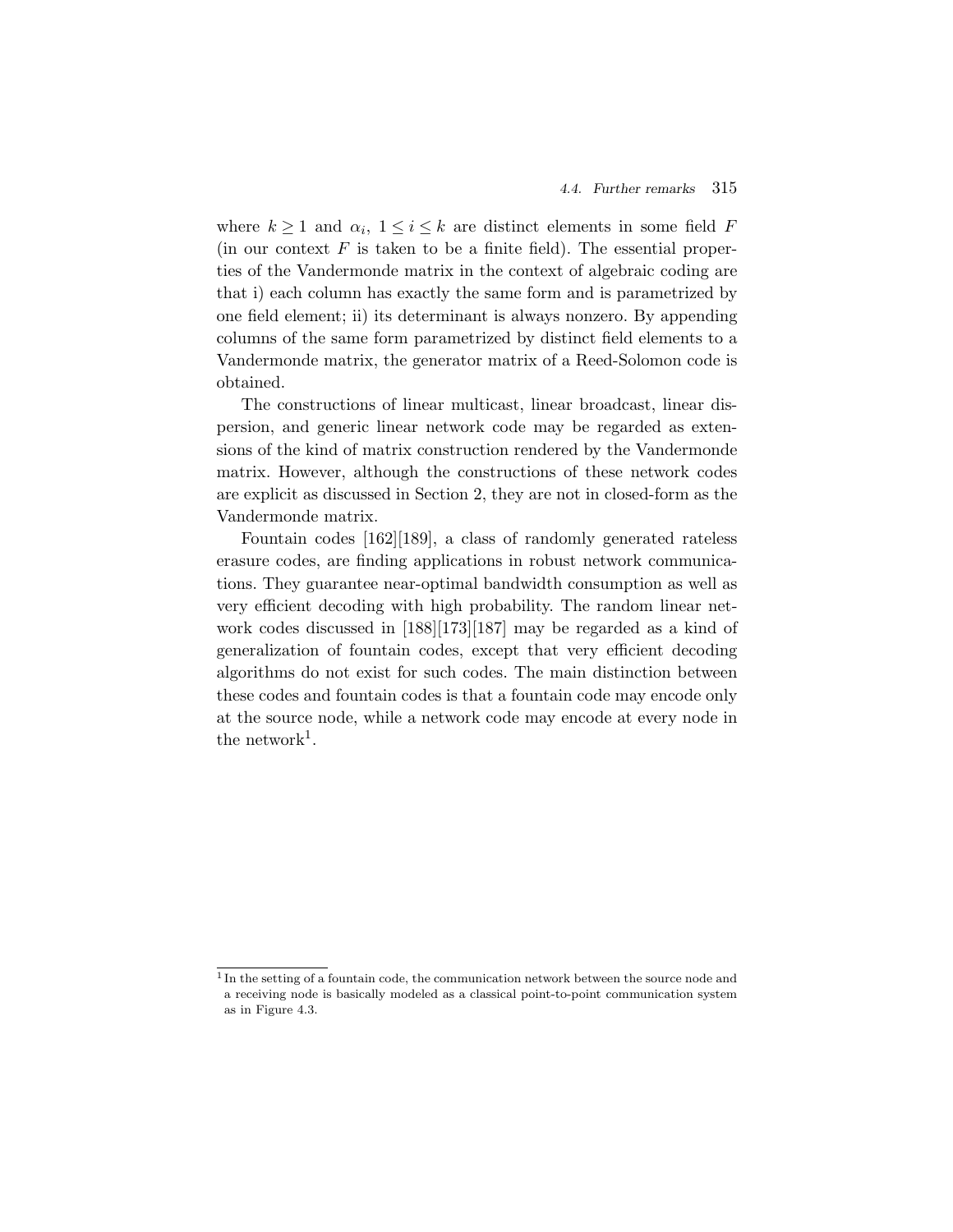where $k \geq 1$ and $\alpha_i$, $1 \leq i \leq k$ are distinct elements in some field $F$ (in our context $F$ is taken to be a finite field). The essential properties of the Vandermonde matrix in the context of algebraic coding are that i) each column has exactly the same form and is parametrized by one field element; ii) its determinant is always nonzero. By appending columns of the same form parametrized by distinct field elements to a Vandermonde matrix, the generator matrix of a Reed-Solomon code is obtained.

The constructions of linear multicast, linear broadcast, linear dispersion, and generic linear network code may be regarded as extensions of the kind of matrix construction rendered by the Vandermonde matrix. However, although the constructions of these network codes are explicit as discussed in Section 2, they are not in closed-form as the Vandermonde matrix.

Fountain codes [162][189], a class of randomly generated rateless erasure codes, are finding applications in robust network communications. They guarantee near-optimal bandwidth consumption as well as very efficient decoding with high probability. The random linear network codes discussed in [188][173][187] may be regarded as a kind of generalization of fountain codes, except that very efficient decoding algorithms do not exist for such codes. The main distinction between these codes and fountain codes is that a fountain code may encode only at the source node, while a network code may encode at every node in the network[1].

[1] In the setting of a fountain code, the communication network between the source node and a receiving node is basically modeled as a classical point-to-point communication system as in Figure 4.3.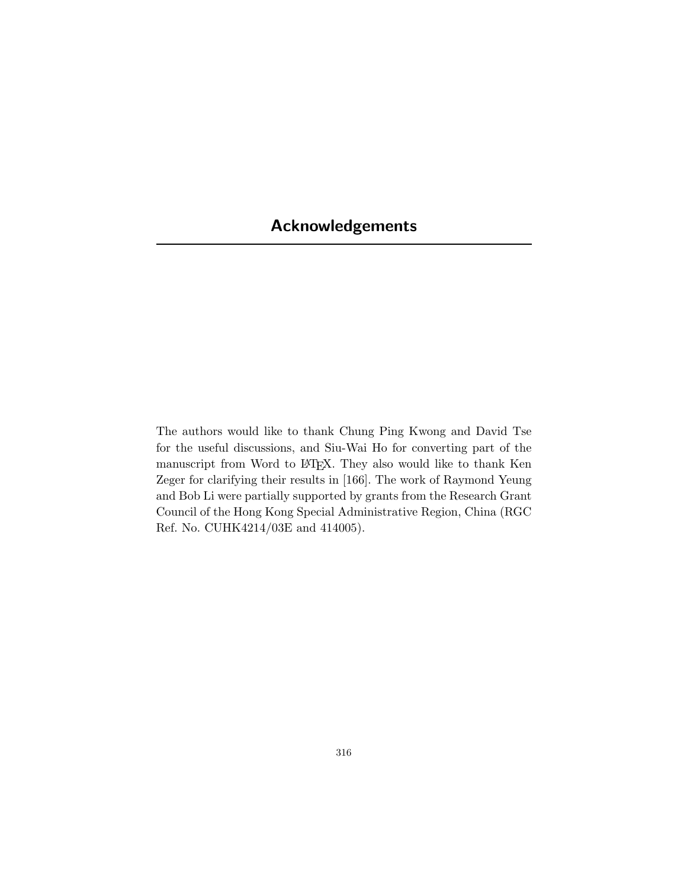# Acknowledgements

The authors would like to thank Chung Ping Kwong and David Tse for the useful discussions, and Siu-Wai Ho for converting part of the manuscript from Word to LaTeX. They also would like to thank Ken Zeger for clarifying their results in [166]. The work of Raymond Yeung and Bob Li were partially supported by grants from the Research Grant Council of the Hong Kong Special Administrative Region, China (RGC Ref. No. CUHK4214/03E and 414005).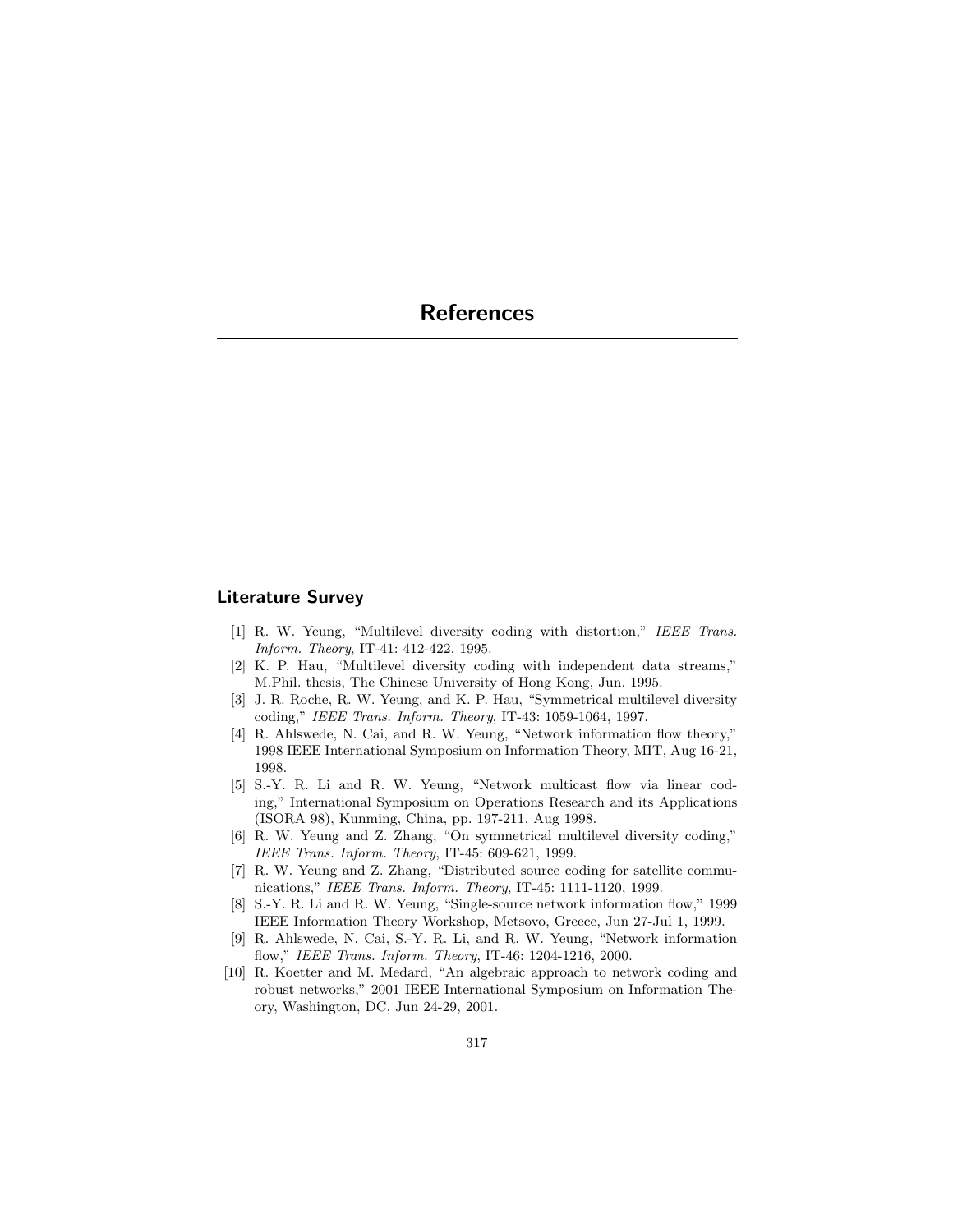# References

## Literature Survey

[1] R. W. Yeung, "Multilevel diversity coding with distortion," *IEEE Trans. Inform. Theory*, IT-41: 412-422, 1995.

[2] K. P. Hau, "Multilevel diversity coding with independent data streams," M.Phil. thesis, The Chinese University of Hong Kong, Jun. 1995.

[3] J. R. Roche, R. W. Yeung, and K. P. Hau, "Symmetrical multilevel diversity coding," *IEEE Trans. Inform. Theory*, IT-43: 1059-1064, 1997.

[4] R. Ahlswede, N. Cai, and R. W. Yeung, "Network information flow theory," 1998 IEEE International Symposium on Information Theory, MIT, Aug 16-21, 1998.

[5] S.-Y. R. Li and R. W. Yeung, "Network multicast flow via linear coding," International Symposium on Operations Research and its Applications (ISORA 98), Kunming, China, pp. 197-211, Aug 1998.

[6] R. W. Yeung and Z. Zhang, "On symmetrical multilevel diversity coding," *IEEE Trans. Inform. Theory*, IT-45: 609-621, 1999.

[7] R. W. Yeung and Z. Zhang, "Distributed source coding for satellite communications," *IEEE Trans. Inform. Theory*, IT-45: 1111-1120, 1999.

[8] S.-Y. R. Li and R. W. Yeung, "Single-source network information flow," 1999 IEEE Information Theory Workshop, Metsovo, Greece, Jun 27-Jul 1, 1999.

[9] R. Ahlswede, N. Cai, S.-Y. R. Li, and R. W. Yeung, "Network information flow," *IEEE Trans. Inform. Theory*, IT-46: 1204-1216, 2000.

[10] R. Koetter and M. Medard, "An algebraic approach to network coding and robust networks," 2001 IEEE International Symposium on Information Theory, Washington, DC, Jun 24-29, 2001.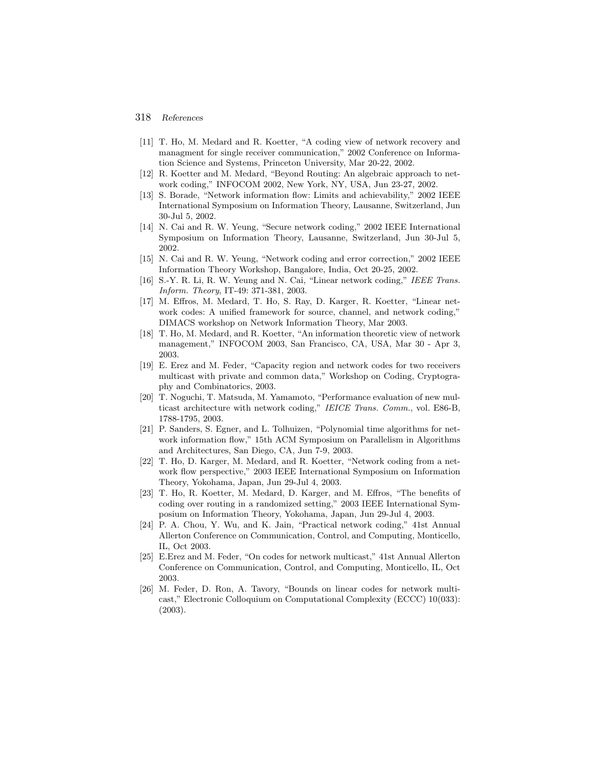[11] T. Ho, M. Medard and R. Koetter, "A coding view of network recovery and managment for single receiver communication," 2002 Conference on Information Science and Systems, Princeton University, Mar 20-22, 2002.

[12] R. Koetter and M. Medard, "Beyond Routing: An algebraic approach to network coding," INFOCOM 2002, New York, NY, USA, Jun 23-27, 2002.

[13] S. Borade, "Network information flow: Limits and achievability," 2002 IEEE International Symposium on Information Theory, Lausanne, Switzerland, Jun 30-Jul 5, 2002.

[14] N. Cai and R. W. Yeung, "Secure network coding," 2002 IEEE International Symposium on Information Theory, Lausanne, Switzerland, Jun 30-Jul 5, 2002.

[15] N. Cai and R. W. Yeung, "Network coding and error correction," 2002 IEEE Information Theory Workshop, Bangalore, India, Oct 20-25, 2002.

[16] S.-Y. R. Li, R. W. Yeung and N. Cai, "Linear network coding," *IEEE Trans. Inform. Theory*, IT-49: 371-381, 2003.

[17] M. Effros, M. Medard, T. Ho, S. Ray, D. Karger, R. Koetter, "Linear network codes: A unified framework for source, channel, and network coding," DIMACS workshop on Network Information Theory, Mar 2003.

[18] T. Ho, M. Medard, and R. Koetter, "An information theoretic view of network management," INFOCOM 2003, San Francisco, CA, USA, Mar 30 - Apr 3, 2003.

[19] E. Erez and M. Feder, "Capacity region and network codes for two receivers multicast with private and common data," Workshop on Coding, Cryptography and Combinatorics, 2003.

[20] T. Noguchi, T. Matsuda, M. Yamamoto, "Performance evaluation of new multicast architecture with network coding," *IEICE Trans. Comm.*, vol. E86-B, 1788-1795, 2003.

[21] P. Sanders, S. Egner, and L. Tolhuizen, "Polynomial time algorithms for network information flow," 15th ACM Symposium on Parallelism in Algorithms and Architectures, San Diego, CA, Jun 7-9, 2003.

[22] T. Ho, D. Karger, M. Medard, and R. Koetter, "Network coding from a network flow perspective," 2003 IEEE International Symposium on Information Theory, Yokohama, Japan, Jun 29-Jul 4, 2003.

[23] T. Ho, R. Koetter, M. Medard, D. Karger, and M. Effros, "The benefits of coding over routing in a randomized setting," 2003 IEEE International Symposium on Information Theory, Yokohama, Japan, Jun 29-Jul 4, 2003.

[24] P. A. Chou, Y. Wu, and K. Jain, "Practical network coding," 41st Annual Allerton Conference on Communication, Control, and Computing, Monticello, IL, Oct 2003.

[25] E.Erez and M. Feder, "On codes for network multicast," 41st Annual Allerton Conference on Communication, Control, and Computing, Monticello, IL, Oct 2003.

[26] M. Feder, D. Ron, A. Tavory, "Bounds on linear codes for network multicast," Electronic Colloquium on Computational Complexity (ECCC) 10(033): (2003).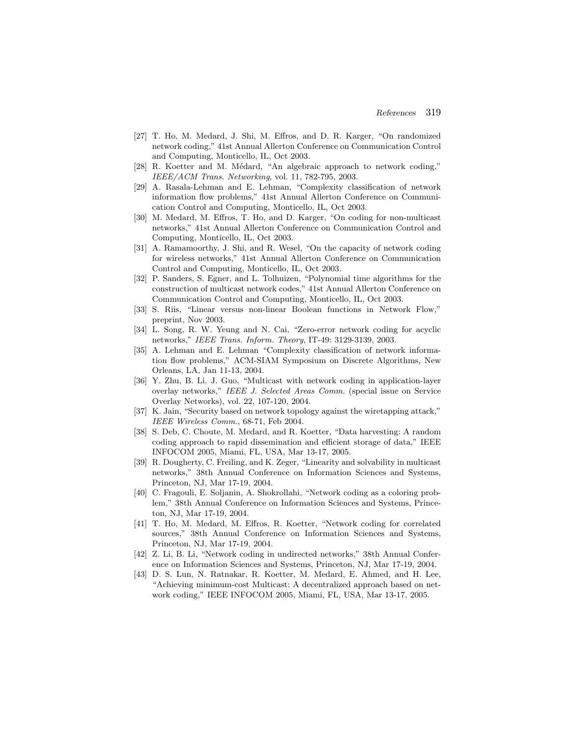[27] T. Ho, M. Medard, J. Shi, M. Effros, and D. R. Karger, “On randomized network coding,” 41st Annual Allerton Conference on Communication Control and Computing, Monticello, IL, Oct 2003.

[28] R. Koetter and M. Médard, “An algebraic approach to network coding,” *IEEE/ACM Trans. Networking*, vol. 11, 782-795, 2003.

[29] A. Rasala-Lehman and E. Lehman, “Complexity classification of network information flow problems,” 41st Annual Allerton Conference on Communication Control and Computing, Monticello, IL, Oct 2003.

[30] M. Medard, M. Effros, T. Ho, and D. Karger, “On coding for non-multicast networks,” 41st Annual Allerton Conference on Communication Control and Computing, Monticello, IL, Oct 2003.

[31] A. Ramamoorthy, J. Shi, and R. Wesel, “On the capacity of network coding for wireless networks,” 41st Annual Allerton Conference on Communication Control and Computing, Monticello, IL, Oct 2003.

[32] P. Sanders, S. Egner, and L. Tolhuizen, “Polynomial time algorithms for the construction of multicast network codes,” 41st Annual Allerton Conference on Communication Control and Computing, Monticello, IL, Oct 2003.

[33] S. Riis, “Linear versus non-linear Boolean functions in Network Flow,” preprint, Nov 2003.

[34] L. Song, R. W. Yeung and N. Cai, “Zero-error network coding for acyclic networks,” *IEEE Trans. Inform. Theory*, IT-49: 3129-3139, 2003.

[35] A. Lehman and E. Lehman “Complexity classification of network information flow problems,” ACM-SIAM Symposium on Discrete Algorithms, New Orleans, LA, Jan 11-13, 2004.

[36] Y. Zhu, B. Li, J. Guo, “Multicast with network coding in application-layer overlay networks,” *IEEE J. Selected Areas Comm.* (special issue on Service Overlay Networks), vol. 22, 107-120, 2004.

[37] K. Jain, “Security based on network topology against the wiretapping attack,” *IEEE Wireless Comm.*, 68-71, Feb 2004.

[38] S. Deb, C. Choute, M. Medard, and R. Koetter, “Data harvesting: A random coding approach to rapid dissemination and efficient storage of data,” IEEE INFOCOM 2005, Miami, FL, USA, Mar 13-17, 2005.

[39] R. Dougherty, C. Freiling, and K. Zeger, “Linearity and solvability in multicast networks,” 38th Annual Conference on Information Sciences and Systems, Princeton, NJ, Mar 17-19, 2004.

[40] C. Fragouli, E. Soljanin, A. Shokrollahi, “Network coding as a coloring problem,” 38th Annual Conference on Information Sciences and Systems, Princeton, NJ, Mar 17-19, 2004.

[41] T. Ho, M. Medard, M. Effros, R. Koetter, “Network coding for correlated sources,” 38th Annual Conference on Information Sciences and Systems, Princeton, NJ, Mar 17-19, 2004.

[42] Z. Li, B. Li, “Network coding in undirected networks,” 38th Annual Conference on Information Sciences and Systems, Princeton, NJ, Mar 17-19, 2004.

[43] D. S. Lun, N. Ratnakar, R. Koetter, M. Medard, E. Ahmed, and H. Lee, “Achieving minimum-cost Multicast: A decentralized approach based on network coding,” IEEE INFOCOM 2005, Miami, FL, USA, Mar 13-17, 2005.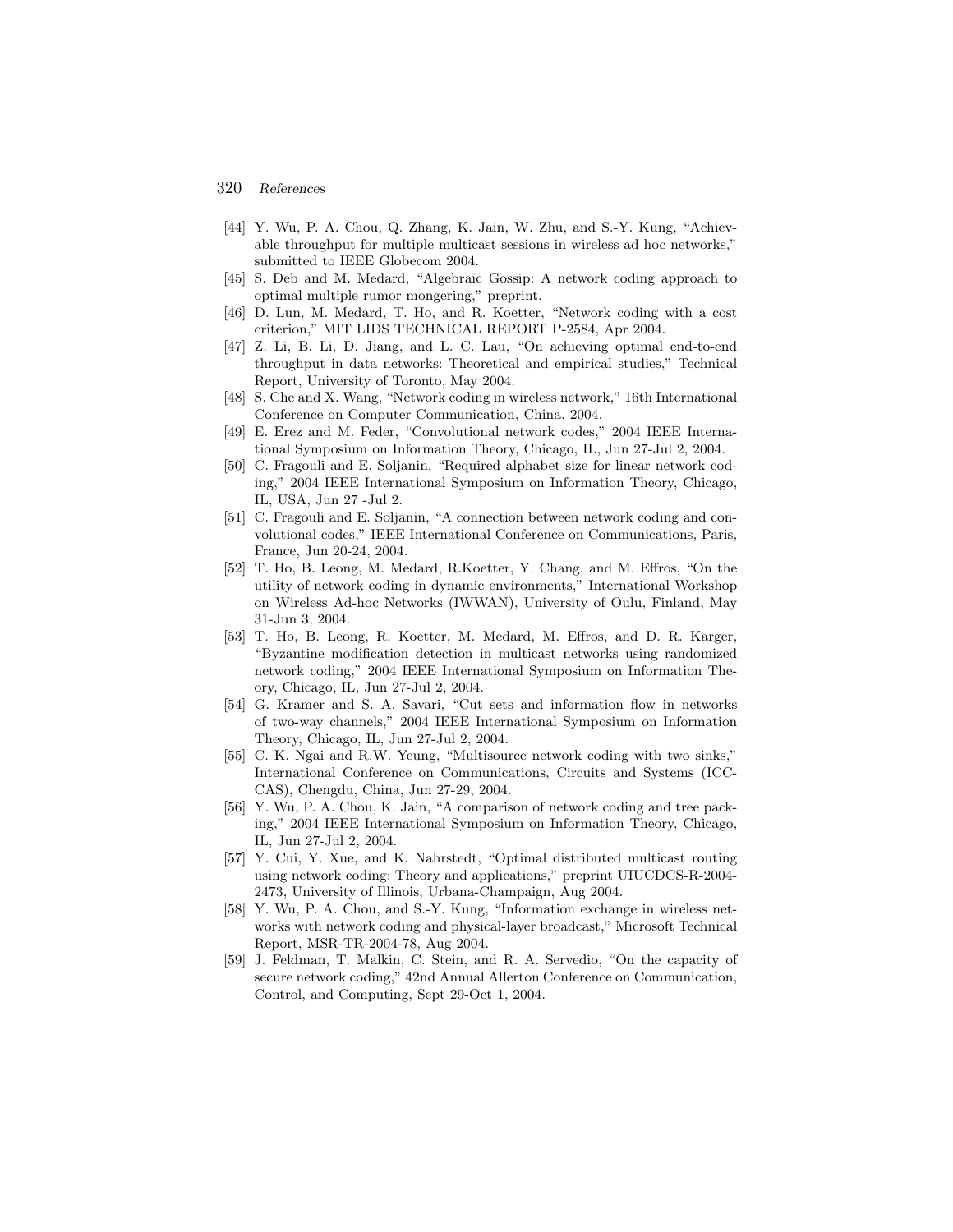[44] Y. Wu, P. A. Chou, Q. Zhang, K. Jain, W. Zhu, and S.-Y. Kung, "Achievable throughput for multiple multicast sessions in wireless ad hoc networks," submitted to IEEE Globecom 2004.

[45] S. Deb and M. Medard, "Algebraic Gossip: A network coding approach to optimal multiple rumor mongering," preprint.

[46] D. Lun, M. Medard, T. Ho, and R. Koetter, "Network coding with a cost criterion," MIT LIDS TECHNICAL REPORT P-2584, Apr 2004.

[47] Z. Li, B. Li, D. Jiang, and L. C. Lau, "On achieving optimal end-to-end throughput in data networks: Theoretical and empirical studies," Technical Report, University of Toronto, May 2004.

[48] S. Che and X. Wang, "Network coding in wireless network," 16th International Conference on Computer Communication, China, 2004.

[49] E. Erez and M. Feder, "Convolutional network codes," 2004 IEEE International Symposium on Information Theory, Chicago, IL, Jun 27-Jul 2, 2004.

[50] C. Fragouli and E. Soljanin, "Required alphabet size for linear network coding," 2004 IEEE International Symposium on Information Theory, Chicago, IL, USA, Jun 27 -Jul 2.

[51] C. Fragouli and E. Soljanin, "A connection between network coding and convolutional codes," IEEE International Conference on Communications, Paris, France, Jun 20-24, 2004.

[52] T. Ho, B. Leong, M. Medard, R.Koetter, Y. Chang, and M. Effros, "On the utility of network coding in dynamic environments," International Workshop on Wireless Ad-hoc Networks (IWWAN), University of Oulu, Finland, May 31-Jun 3, 2004.

[53] T. Ho, B. Leong, R. Koetter, M. Medard, M. Effros, and D. R. Karger, "Byzantine modification detection in multicast networks using randomized network coding," 2004 IEEE International Symposium on Information Theory, Chicago, IL, Jun 27-Jul 2, 2004.

[54] G. Kramer and S. A. Savari, "Cut sets and information flow in networks of two-way channels," 2004 IEEE International Symposium on Information Theory, Chicago, IL, Jun 27-Jul 2, 2004.

[55] C. K. Ngai and R.W. Yeung, "Multisource network coding with two sinks," International Conference on Communications, Circuits and Systems (ICCCAS), Chengdu, China, Jun 27-29, 2004.

[56] Y. Wu, P. A. Chou, K. Jain, "A comparison of network coding and tree packing," 2004 IEEE International Symposium on Information Theory, Chicago, IL, Jun 27-Jul 2, 2004.

[57] Y. Cui, Y. Xue, and K. Nahrstedt, "Optimal distributed multicast routing using network coding: Theory and applications," preprint UIUCDCS-R-2004-2473, University of Illinois, Urbana-Champaign, Aug 2004.

[58] Y. Wu, P. A. Chou, and S.-Y. Kung, "Information exchange in wireless networks with network coding and physical-layer broadcast," Microsoft Technical Report, MSR-TR-2004-78, Aug 2004.

[59] J. Feldman, T. Malkin, C. Stein, and R. A. Servedio, "On the capacity of secure network coding," 42nd Annual Allerton Conference on Communication, Control, and Computing, Sept 29-Oct 1, 2004.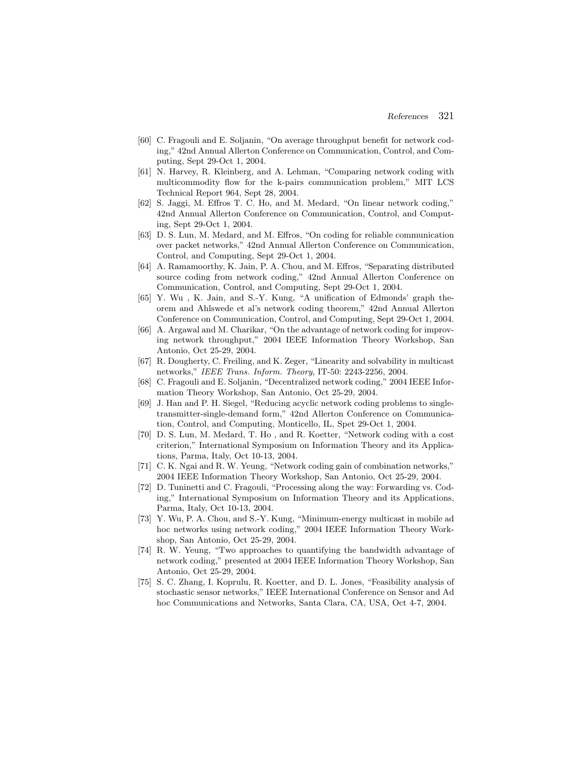[60] C. Fragouli and E. Soljanin, "On average throughput benefit for network coding," 42nd Annual Allerton Conference on Communication, Control, and Computing, Sept 29-Oct 1, 2004.

[61] N. Harvey, R. Kleinberg, and A. Lehman, "Comparing network coding with multicommodity flow for the k-pairs communication problem," MIT LCS Technical Report 964, Sept 28, 2004.

[62] S. Jaggi, M. Effros T. C. Ho, and M. Medard, "On linear network coding," 42nd Annual Allerton Conference on Communication, Control, and Computing, Sept 29-Oct 1, 2004.

[63] D. S. Lun, M. Medard, and M. Effros, "On coding for reliable communication over packet networks," 42nd Annual Allerton Conference on Communication, Control, and Computing, Sept 29-Oct 1, 2004.

[64] A. Ramamoorthy, K. Jain, P. A. Chou, and M. Effros, "Separating distributed source coding from network coding," 42nd Annual Allerton Conference on Communication, Control, and Computing, Sept 29-Oct 1, 2004.

[65] Y. Wu , K. Jain, and S.-Y. Kung, "A unification of Edmonds' graph theorem and Ahlswede et al's network coding theorem," 42nd Annual Allerton Conference on Communication, Control, and Computing, Sept 29-Oct 1, 2004.

[66] A. Argawal and M. Charikar, "On the advantage of network coding for improving network throughput," 2004 IEEE Information Theory Workshop, San Antonio, Oct 25-29, 2004.

[67] R. Dougherty, C. Freiling, and K. Zeger, "Linearity and solvability in multicast networks," *IEEE Trans. Inform. Theory*, IT-50: 2243-2256, 2004.

[68] C. Fragouli and E. Soljanin, "Decentralized network coding," 2004 IEEE Information Theory Workshop, San Antonio, Oct 25-29, 2004.

[69] J. Han and P. H. Siegel, "Reducing acyclic network coding problems to single-transmitter-single-demand form," 42nd Allerton Conference on Communication, Control, and Computing, Monticello, IL, Spet 29-Oct 1, 2004.

[70] D. S. Lun, M. Medard, T. Ho , and R. Koetter, "Network coding with a cost criterion," International Symposium on Information Theory and its Applications, Parma, Italy, Oct 10-13, 2004.

[71] C. K. Ngai and R. W. Yeung, "Network coding gain of combination networks," 2004 IEEE Information Theory Workshop, San Antonio, Oct 25-29, 2004.

[72] D. Tuninetti and C. Fragouli, "Processing along the way: Forwarding vs. Coding," International Symposium on Information Theory and its Applications, Parma, Italy, Oct 10-13, 2004.

[73] Y. Wu, P. A. Chou, and S.-Y. Kung, "Minimum-energy multicast in mobile ad hoc networks using network coding," 2004 IEEE Information Theory Workshop, San Antonio, Oct 25-29, 2004.

[74] R. W. Yeung, "Two approaches to quantifying the bandwidth advantage of network coding," presented at 2004 IEEE Information Theory Workshop, San Antonio, Oct 25-29, 2004.

[75] S. C. Zhang, I. Koprulu, R. Koetter, and D. L. Jones, "Feasibility analysis of stochastic sensor networks," IEEE International Conference on Sensor and Ad hoc Communications and Networks, Santa Clara, CA, USA, Oct 4-7, 2004.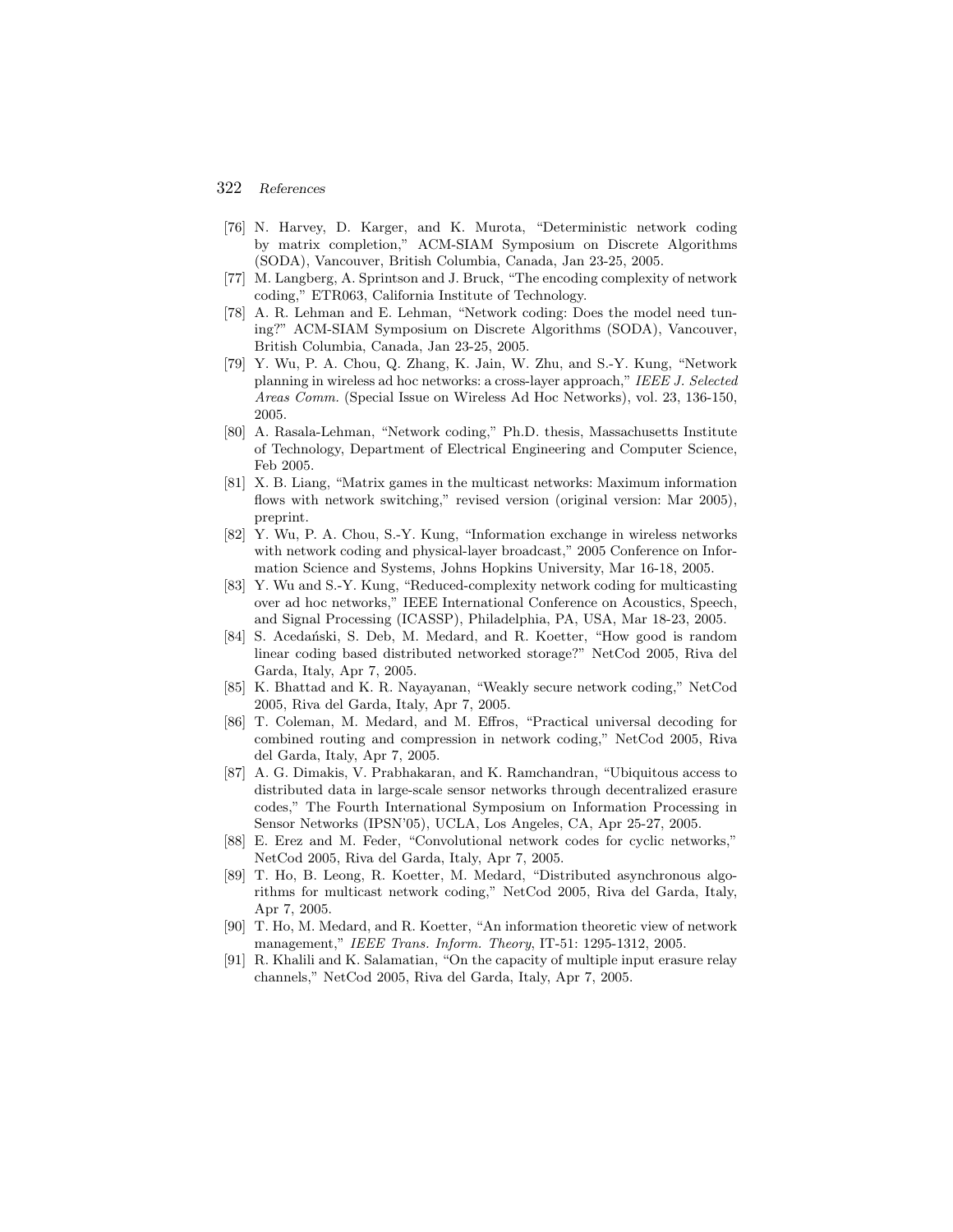[76] N. Harvey, D. Karger, and K. Murota, "Deterministic network coding by matrix completion," ACM-SIAM Symposium on Discrete Algorithms (SODA), Vancouver, British Columbia, Canada, Jan 23-25, 2005.

[77] M. Langberg, A. Sprintson and J. Bruck, "The encoding complexity of network coding," ETR063, California Institute of Technology.

[78] A. R. Lehman and E. Lehman, "Network coding: Does the model need tuning?" ACM-SIAM Symposium on Discrete Algorithms (SODA), Vancouver, British Columbia, Canada, Jan 23-25, 2005.

[79] Y. Wu, P. A. Chou, Q. Zhang, K. Jain, W. Zhu, and S.-Y. Kung, "Network planning in wireless ad hoc networks: a cross-layer approach," *IEEE J. Selected Areas Comm.* (Special Issue on Wireless Ad Hoc Networks), vol. 23, 136-150, 2005.

[80] A. Rasala-Lehman, "Network coding," Ph.D. thesis, Massachusetts Institute of Technology, Department of Electrical Engineering and Computer Science, Feb 2005.

[81] X. B. Liang, "Matrix games in the multicast networks: Maximum information flows with network switching," revised version (original version: Mar 2005), preprint.

[82] Y. Wu, P. A. Chou, S.-Y. Kung, "Information exchange in wireless networks with network coding and physical-layer broadcast," 2005 Conference on Information Science and Systems, Johns Hopkins University, Mar 16-18, 2005.

[83] Y. Wu and S.-Y. Kung, "Reduced-complexity network coding for multicasting over ad hoc networks," IEEE International Conference on Acoustics, Speech, and Signal Processing (ICASSP), Philadelphia, PA, USA, Mar 18-23, 2005.

[84] S. Acedański, S. Deb, M. Medard, and R. Koetter, "How good is random linear coding based distributed networked storage?" NetCod 2005, Riva del Garda, Italy, Apr 7, 2005.

[85] K. Bhattad and K. R. Nayayanan, "Weakly secure network coding," NetCod 2005, Riva del Garda, Italy, Apr 7, 2005.

[86] T. Coleman, M. Medard, and M. Effros, "Practical universal decoding for combined routing and compression in network coding," NetCod 2005, Riva del Garda, Italy, Apr 7, 2005.

[87] A. G. Dimakis, V. Prabhakaran, and K. Ramchandran, "Ubiquitous access to distributed data in large-scale sensor networks through decentralized erasure codes," The Fourth International Symposium on Information Processing in Sensor Networks (IPSN'05), UCLA, Los Angeles, CA, Apr 25-27, 2005.

[88] E. Erez and M. Feder, "Convolutional network codes for cyclic networks," NetCod 2005, Riva del Garda, Italy, Apr 7, 2005.

[89] T. Ho, B. Leong, R. Koetter, M. Medard, "Distributed asynchronous algorithms for multicast network coding," NetCod 2005, Riva del Garda, Italy, Apr 7, 2005.

[90] T. Ho, M. Medard, and R. Koetter, "An information theoretic view of network management," *IEEE Trans. Inform. Theory*, IT-51: 1295-1312, 2005.

[91] R. Khalili and K. Salamatian, "On the capacity of multiple input erasure relay channels," NetCod 2005, Riva del Garda, Italy, Apr 7, 2005.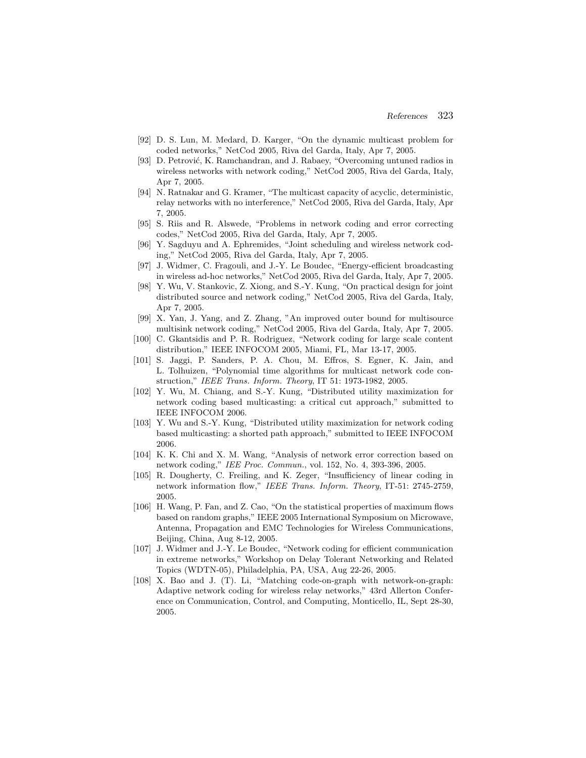[92] D. S. Lun, M. Medard, D. Karger, "On the dynamic multicast problem for coded networks," NetCod 2005, Riva del Garda, Italy, Apr 7, 2005.

[93] D. Petrović, K. Ramchandran, and J. Rabaey, "Overcoming untuned radios in wireless networks with network coding," NetCod 2005, Riva del Garda, Italy, Apr 7, 2005.

[94] N. Ratnakar and G. Kramer, "The multicast capacity of acyclic, deterministic, relay networks with no interference," NetCod 2005, Riva del Garda, Italy, Apr 7, 2005.

[95] S. Riis and R. Alswede, "Problems in network coding and error correcting codes," NetCod 2005, Riva del Garda, Italy, Apr 7, 2005.

[96] Y. Sagduyu and A. Ephremides, "Joint scheduling and wireless network coding," NetCod 2005, Riva del Garda, Italy, Apr 7, 2005.

[97] J. Widmer, C. Fragouli, and J.-Y. Le Boudec, "Energy-efficient broadcasting in wireless ad-hoc networks," NetCod 2005, Riva del Garda, Italy, Apr 7, 2005.

[98] Y. Wu, V. Stankovic, Z. Xiong, and S.-Y. Kung, "On practical design for joint distributed source and network coding," NetCod 2005, Riva del Garda, Italy, Apr 7, 2005.

[99] X. Yan, J. Yang, and Z. Zhang, "An improved outer bound for multisource multisink network coding," NetCod 2005, Riva del Garda, Italy, Apr 7, 2005.

[100] C. Gkantsidis and P. R. Rodriguez, "Network coding for large scale content distribution," IEEE INFOCOM 2005, Miami, FL, Mar 13-17, 2005.

[101] S. Jaggi, P. Sanders, P. A. Chou, M. Effros, S. Egner, K. Jain, and L. Tolhuizen, "Polynomial time algorithms for multicast network code construction," *IEEE Trans. Inform. Theory*, IT 51: 1973-1982, 2005.

[102] Y. Wu, M. Chiang, and S.-Y. Kung, "Distributed utility maximization for network coding based multicasting: a critical cut approach," submitted to IEEE INFOCOM 2006.

[103] Y. Wu and S.-Y. Kung, "Distributed utility maximization for network coding based multicasting: a shorted path approach," submitted to IEEE INFOCOM 2006.

[104] K. K. Chi and X. M. Wang, "Analysis of network error correction based on network coding," *IEE Proc. Commun.*, vol. 152, No. 4, 393-396, 2005.

[105] R. Dougherty, C. Freiling, and K. Zeger, "Insufficiency of linear coding in network information flow," *IEEE Trans. Inform. Theory*, IT-51: 2745-2759, 2005.

[106] H. Wang, P. Fan, and Z. Cao, "On the statistical properties of maximum flows based on random graphs," IEEE 2005 International Symposium on Microwave, Antenna, Propagation and EMC Technologies for Wireless Communications, Beijing, China, Aug 8-12, 2005.

[107] J. Widmer and J.-Y. Le Boudec, "Network coding for efficient communication in extreme networks," Workshop on Delay Tolerant Networking and Related Topics (WDTN-05), Philadelphia, PA, USA, Aug 22-26, 2005.

[108] X. Bao and J. (T). Li, "Matching code-on-graph with network-on-graph: Adaptive network coding for wireless relay networks," 43rd Allerton Conference on Communication, Control, and Computing, Monticello, IL, Sept 28-30, 2005.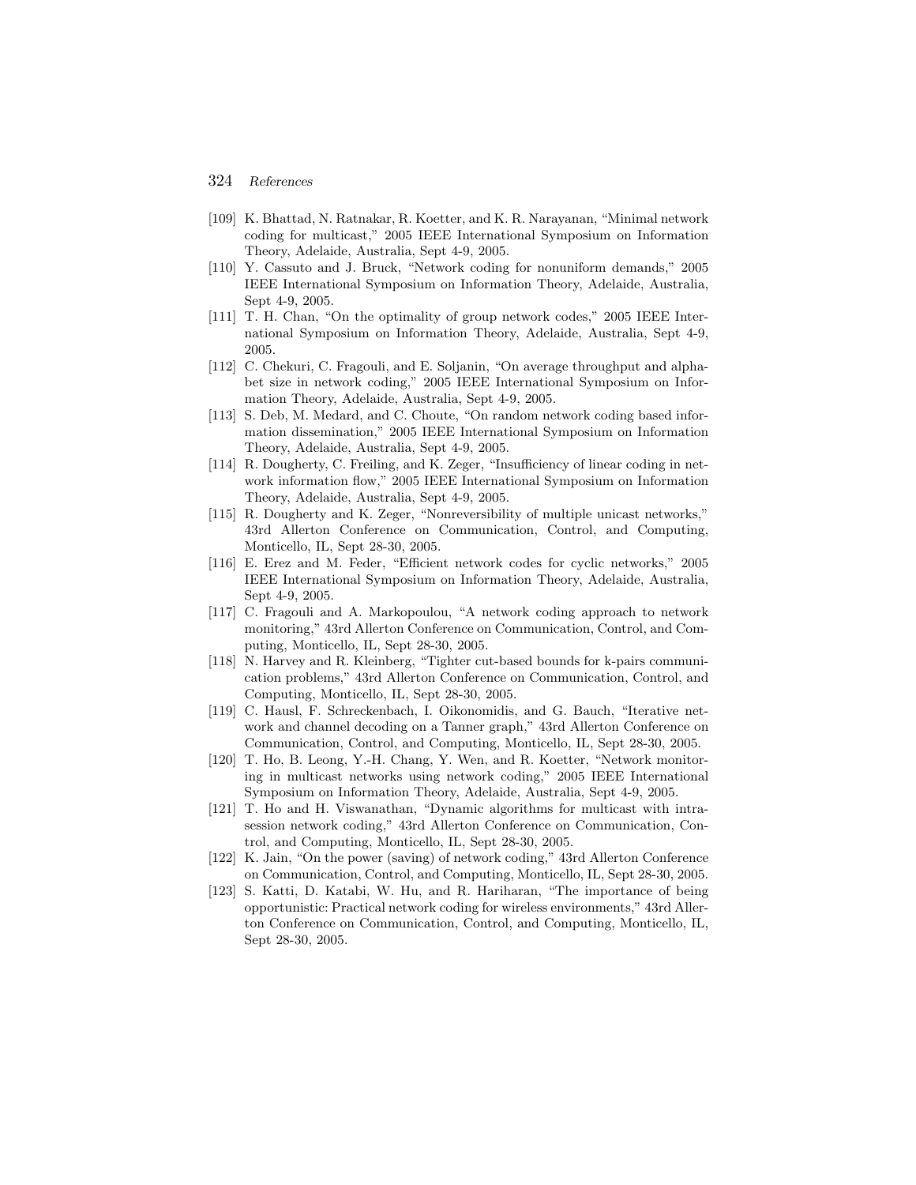[109] K. Bhattad, N. Ratnakar, R. Koetter, and K. R. Narayanan, "Minimal network coding for multicast," 2005 IEEE International Symposium on Information Theory, Adelaide, Australia, Sept 4-9, 2005.

[110] Y. Cassuto and J. Bruck, "Network coding for nonuniform demands," 2005 IEEE International Symposium on Information Theory, Adelaide, Australia, Sept 4-9, 2005.

[111] T. H. Chan, "On the optimality of group network codes," 2005 IEEE International Symposium on Information Theory, Adelaide, Australia, Sept 4-9, 2005.

[112] C. Chekuri, C. Fragouli, and E. Soljanin, "On average throughput and alphabet size in network coding," 2005 IEEE International Symposium on Information Theory, Adelaide, Australia, Sept 4-9, 2005.

[113] S. Deb, M. Medard, and C. Choute, "On random network coding based information dissemination," 2005 IEEE International Symposium on Information Theory, Adelaide, Australia, Sept 4-9, 2005.

[114] R. Dougherty, C. Freiling, and K. Zeger, "Insufficiency of linear coding in network information flow," 2005 IEEE International Symposium on Information Theory, Adelaide, Australia, Sept 4-9, 2005.

[115] R. Dougherty and K. Zeger, "Nonreversibility of multiple unicast networks," 43rd Allerton Conference on Communication, Control, and Computing, Monticello, IL, Sept 28-30, 2005.

[116] E. Erez and M. Feder, "Efficient network codes for cyclic networks," 2005 IEEE International Symposium on Information Theory, Adelaide, Australia, Sept 4-9, 2005.

[117] C. Fragouli and A. Markopoulou, "A network coding approach to network monitoring," 43rd Allerton Conference on Communication, Control, and Computing, Monticello, IL, Sept 28-30, 2005.

[118] N. Harvey and R. Kleinberg, "Tighter cut-based bounds for k-pairs communication problems," 43rd Allerton Conference on Communication, Control, and Computing, Monticello, IL, Sept 28-30, 2005.

[119] C. Hausl, F. Schreckenbach, I. Oikonomidis, and G. Bauch, "Iterative network and channel decoding on a Tanner graph," 43rd Allerton Conference on Communication, Control, and Computing, Monticello, IL, Sept 28-30, 2005.

[120] T. Ho, B. Leong, Y.-H. Chang, Y. Wen, and R. Koetter, "Network monitoring in multicast networks using network coding," 2005 IEEE International Symposium on Information Theory, Adelaide, Australia, Sept 4-9, 2005.

[121] T. Ho and H. Viswanathan, "Dynamic algorithms for multicast with intra-session network coding," 43rd Allerton Conference on Communication, Control, and Computing, Monticello, IL, Sept 28-30, 2005.

[122] K. Jain, "On the power (saving) of network coding," 43rd Allerton Conference on Communication, Control, and Computing, Monticello, IL, Sept 28-30, 2005.

[123] S. Katti, D. Katabi, W. Hu, and R. Hariharan, "The importance of being opportunistic: Practical network coding for wireless environments," 43rd Allerton Conference on Communication, Control, and Computing, Monticello, IL, Sept 28-30, 2005.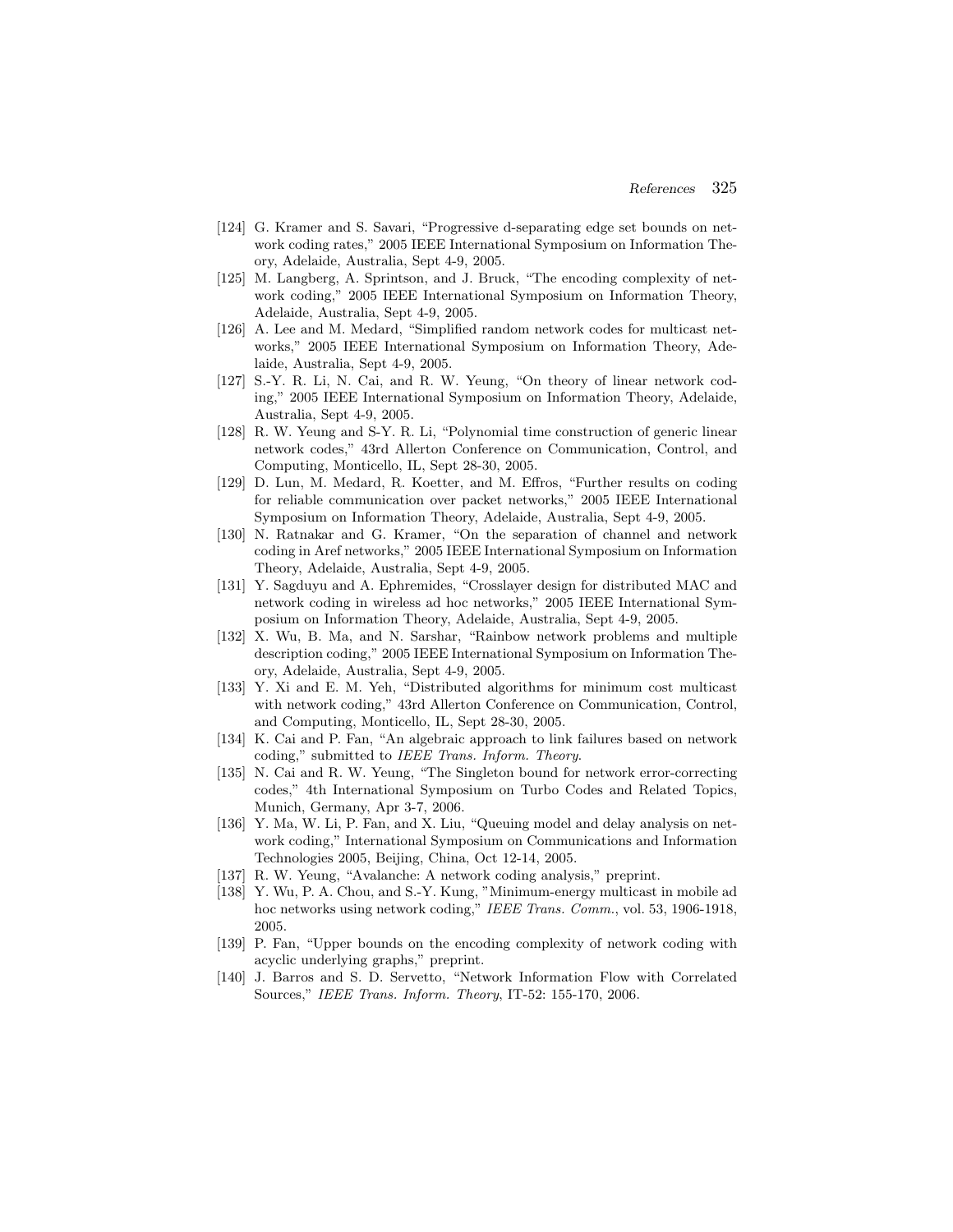[124] G. Kramer and S. Savari, "Progressive d-separating edge set bounds on network coding rates," 2005 IEEE International Symposium on Information Theory, Adelaide, Australia, Sept 4-9, 2005.

[125] M. Langberg, A. Sprintson, and J. Bruck, "The encoding complexity of network coding," 2005 IEEE International Symposium on Information Theory, Adelaide, Australia, Sept 4-9, 2005.

[126] A. Lee and M. Medard, "Simplified random network codes for multicast networks," 2005 IEEE International Symposium on Information Theory, Adelaide, Australia, Sept 4-9, 2005.

[127] S.-Y. R. Li, N. Cai, and R. W. Yeung, "On theory of linear network coding," 2005 IEEE International Symposium on Information Theory, Adelaide, Australia, Sept 4-9, 2005.

[128] R. W. Yeung and S-Y. R. Li, "Polynomial time construction of generic linear network codes," 43rd Allerton Conference on Communication, Control, and Computing, Monticello, IL, Sept 28-30, 2005.

[129] D. Lun, M. Medard, R. Koetter, and M. Effros, "Further results on coding for reliable communication over packet networks," 2005 IEEE International Symposium on Information Theory, Adelaide, Australia, Sept 4-9, 2005.

[130] N. Ratnakar and G. Kramer, "On the separation of channel and network coding in Aref networks," 2005 IEEE International Symposium on Information Theory, Adelaide, Australia, Sept 4-9, 2005.

[131] Y. Sagduyu and A. Ephremides, "Crosslayer design for distributed MAC and network coding in wireless ad hoc networks," 2005 IEEE International Symposium on Information Theory, Adelaide, Australia, Sept 4-9, 2005.

[132] X. Wu, B. Ma, and N. Sarshar, "Rainbow network problems and multiple description coding," 2005 IEEE International Symposium on Information Theory, Adelaide, Australia, Sept 4-9, 2005.

[133] Y. Xi and E. M. Yeh, "Distributed algorithms for minimum cost multicast with network coding," 43rd Allerton Conference on Communication, Control, and Computing, Monticello, IL, Sept 28-30, 2005.

[134] K. Cai and P. Fan, "An algebraic approach to link failures based on network coding," submitted to *IEEE Trans. Inform. Theory*.

[135] N. Cai and R. W. Yeung, "The Singleton bound for network error-correcting codes," 4th International Symposium on Turbo Codes and Related Topics, Munich, Germany, Apr 3-7, 2006.

[136] Y. Ma, W. Li, P. Fan, and X. Liu, "Queuing model and delay analysis on network coding," International Symposium on Communications and Information Technologies 2005, Beijing, China, Oct 12-14, 2005.

[137] R. W. Yeung, "Avalanche: A network coding analysis," preprint.

[138] Y. Wu, P. A. Chou, and S.-Y. Kung, "Minimum-energy multicast in mobile ad hoc networks using network coding," *IEEE Trans. Comm.*, vol. 53, 1906-1918, 2005.

[139] P. Fan, "Upper bounds on the encoding complexity of network coding with acyclic underlying graphs," preprint.

[140] J. Barros and S. D. Servetto, "Network Information Flow with Correlated Sources," *IEEE Trans. Inform. Theory*, IT-52: 155-170, 2006.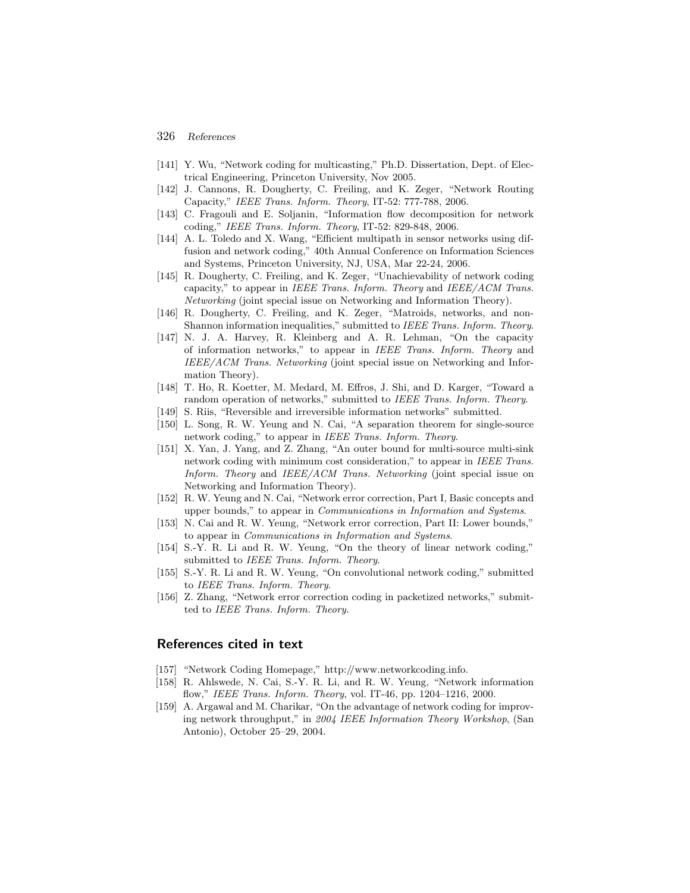[141] Y. Wu, "Network coding for multicasting," Ph.D. Dissertation, Dept. of Electrical Engineering, Princeton University, Nov 2005.

[142] J. Cannons, R. Dougherty, C. Freiling, and K. Zeger, "Network Routing Capacity," *IEEE Trans. Inform. Theory*, IT-52: 777-788, 2006.

[143] C. Fragouli and E. Soljanin, "Information flow decomposition for network coding," *IEEE Trans. Inform. Theory*, IT-52: 829-848, 2006.

[144] A. L. Toledo and X. Wang, "Efficient multipath in sensor networks using diffusion and network coding," 40th Annual Conference on Information Sciences and Systems, Princeton University, NJ, USA, Mar 22-24, 2006.

[145] R. Dougherty, C. Freiling, and K. Zeger, "Unachievability of network coding capacity," to appear in *IEEE Trans. Inform. Theory* and *IEEE/ACM Trans. Networking* (joint special issue on Networking and Information Theory).

[146] R. Dougherty, C. Freiling, and K. Zeger, "Matroids, networks, and non-Shannon information inequalities," submitted to *IEEE Trans. Inform. Theory*.

[147] N. J. A. Harvey, R. Kleinberg and A. R. Lehman, "On the capacity of information networks," to appear in *IEEE Trans. Inform. Theory* and *IEEE/ACM Trans. Networking* (joint special issue on Networking and Information Theory).

[148] T. Ho, R. Koetter, M. Medard, M. Effros, J. Shi, and D. Karger, "Toward a random operation of networks," submitted to *IEEE Trans. Inform. Theory*.

[149] S. Riis, "Reversible and irreversible information networks" submitted.

[150] L. Song, R. W. Yeung and N. Cai, "A separation theorem for single-source network coding," to appear in *IEEE Trans. Inform. Theory*.

[151] X. Yan, J. Yang, and Z. Zhang, "An outer bound for multi-source multi-sink network coding with minimum cost consideration," to appear in *IEEE Trans. Inform. Theory* and *IEEE/ACM Trans. Networking* (joint special issue on Networking and Information Theory).

[152] R. W. Yeung and N. Cai, "Network error correction, Part I, Basic concepts and upper bounds," to appear in *Communications in Information and Systems*.

[153] N. Cai and R. W. Yeung, "Network error correction, Part II: Lower bounds," to appear in *Communications in Information and Systems*.

[154] S.-Y. R. Li and R. W. Yeung, "On the theory of linear network coding," submitted to *IEEE Trans. Inform. Theory*.

[155] S.-Y. R. Li and R. W. Yeung, "On convolutional network coding," submitted to *IEEE Trans. Inform. Theory*.

[156] Z. Zhang, "Network error correction coding in packetized networks," submitted to *IEEE Trans. Inform. Theory*.

## References cited in text

[157] "Network Coding Homepage," http://www.networkcoding.info.

[158] R. Ahlswede, N. Cai, S.-Y. R. Li, and R. W. Yeung, "Network information flow," *IEEE Trans. Inform. Theory*, vol. IT-46, pp. 1204–1216, 2000.

[159] A. Argawal and M. Charikar, "On the advantage of network coding for improving network throughput," in *2004 IEEE Information Theory Workshop*, (San Antonio), October 25–29, 2004.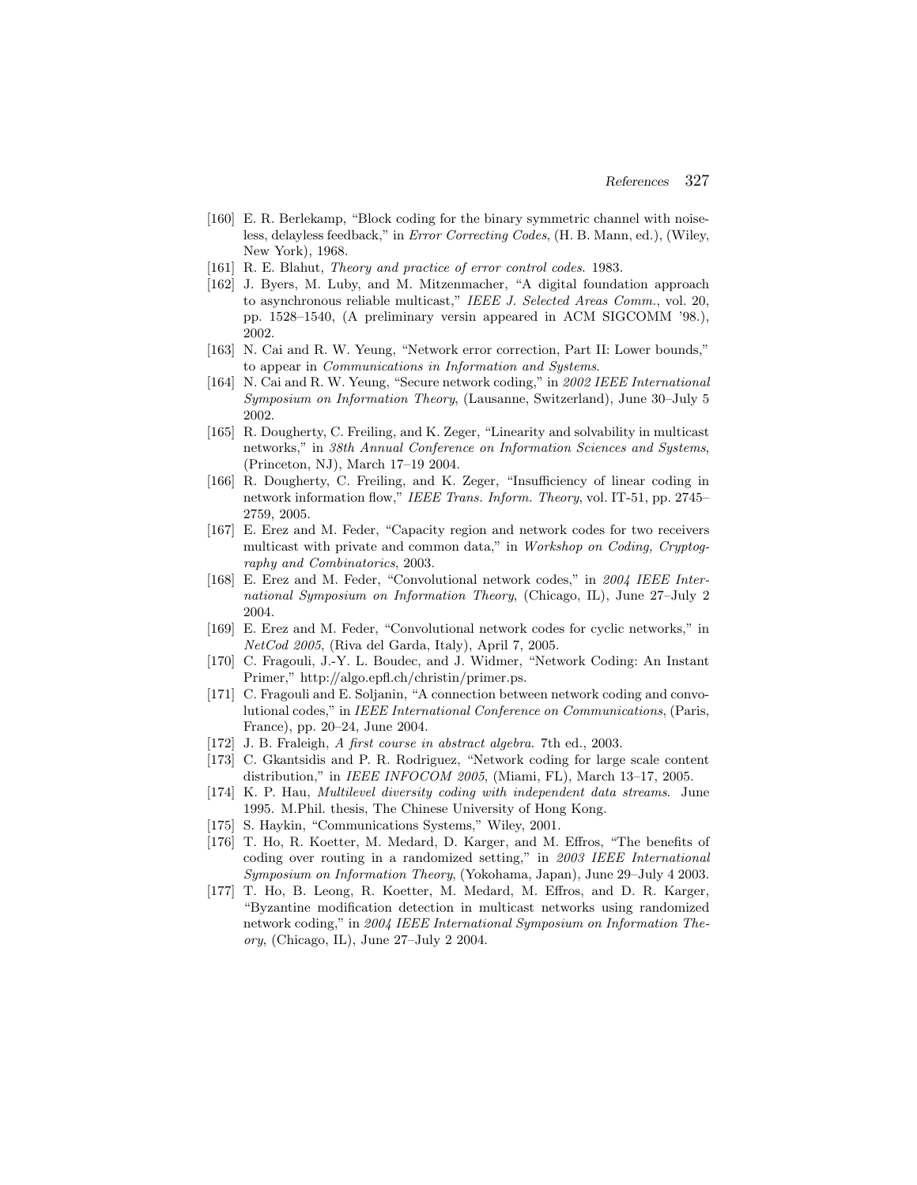[160] E. R. Berlekamp, "Block coding for the binary symmetric channel with noiseless, delayless feedback," in *Error Correcting Codes*, (H. B. Mann, ed.), (Wiley, New York), 1968.

[161] R. E. Blahut, *Theory and practice of error control codes.* 1983.

[162] J. Byers, M. Luby, and M. Mitzenmacher, "A digital foundation approach to asynchronous reliable multicast," *IEEE J. Selected Areas Comm.*, vol. 20, pp. 1528–1540, (A preliminary versin appeared in ACM SIGCOMM '98.), 2002.

[163] N. Cai and R. W. Yeung, "Network error correction, Part II: Lower bounds," to appear in *Communications in Information and Systems*.

[164] N. Cai and R. W. Yeung, "Secure network coding," in *2002 IEEE International Symposium on Information Theory*, (Lausanne, Switzerland), June 30–July 5 2002.

[165] R. Dougherty, C. Freiling, and K. Zeger, "Linearity and solvability in multicast networks," in *38th Annual Conference on Information Sciences and Systems*, (Princeton, NJ), March 17–19 2004.

[166] R. Dougherty, C. Freiling, and K. Zeger, "Insufficiency of linear coding in network information flow," *IEEE Trans. Inform. Theory*, vol. IT-51, pp. 2745–2759, 2005.

[167] E. Erez and M. Feder, "Capacity region and network codes for two receivers multicast with private and common data," in *Workshop on Coding, Cryptography and Combinatorics*, 2003.

[168] E. Erez and M. Feder, "Convolutional network codes," in *2004 IEEE International Symposium on Information Theory*, (Chicago, IL), June 27–July 2 2004.

[169] E. Erez and M. Feder, "Convolutional network codes for cyclic networks," in *NetCod 2005*, (Riva del Garda, Italy), April 7, 2005.

[170] C. Fragouli, J.-Y. L. Boudec, and J. Widmer, "Network Coding: An Instant Primer," http://algo.epfl.ch/christin/primer.ps.

[171] C. Fragouli and E. Soljanin, "A connection between network coding and convolutional codes," in *IEEE International Conference on Communications*, (Paris, France), pp. 20–24, June 2004.

[172] J. B. Fraleigh, *A first course in abstract algebra*. 7th ed., 2003.

[173] C. Gkantsidis and P. R. Rodriguez, "Network coding for large scale content distribution," in *IEEE INFOCOM 2005*, (Miami, FL), March 13–17, 2005.

[174] K. P. Hau, *Multilevel diversity coding with independent data streams*. June 1995. M.Phil. thesis, The Chinese University of Hong Kong.

[175] S. Haykin, "Communications Systems," Wiley, 2001.

[176] T. Ho, R. Koetter, M. Medard, D. Karger, and M. Effros, "The benefits of coding over routing in a randomized setting," in *2003 IEEE International Symposium on Information Theory*, (Yokohama, Japan), June 29–July 4 2003.

[177] T. Ho, B. Leong, R. Koetter, M. Medard, M. Effros, and D. R. Karger, "Byzantine modification detection in multicast networks using randomized network coding," in *2004 IEEE International Symposium on Information Theory*, (Chicago, IL), June 27–July 2 2004.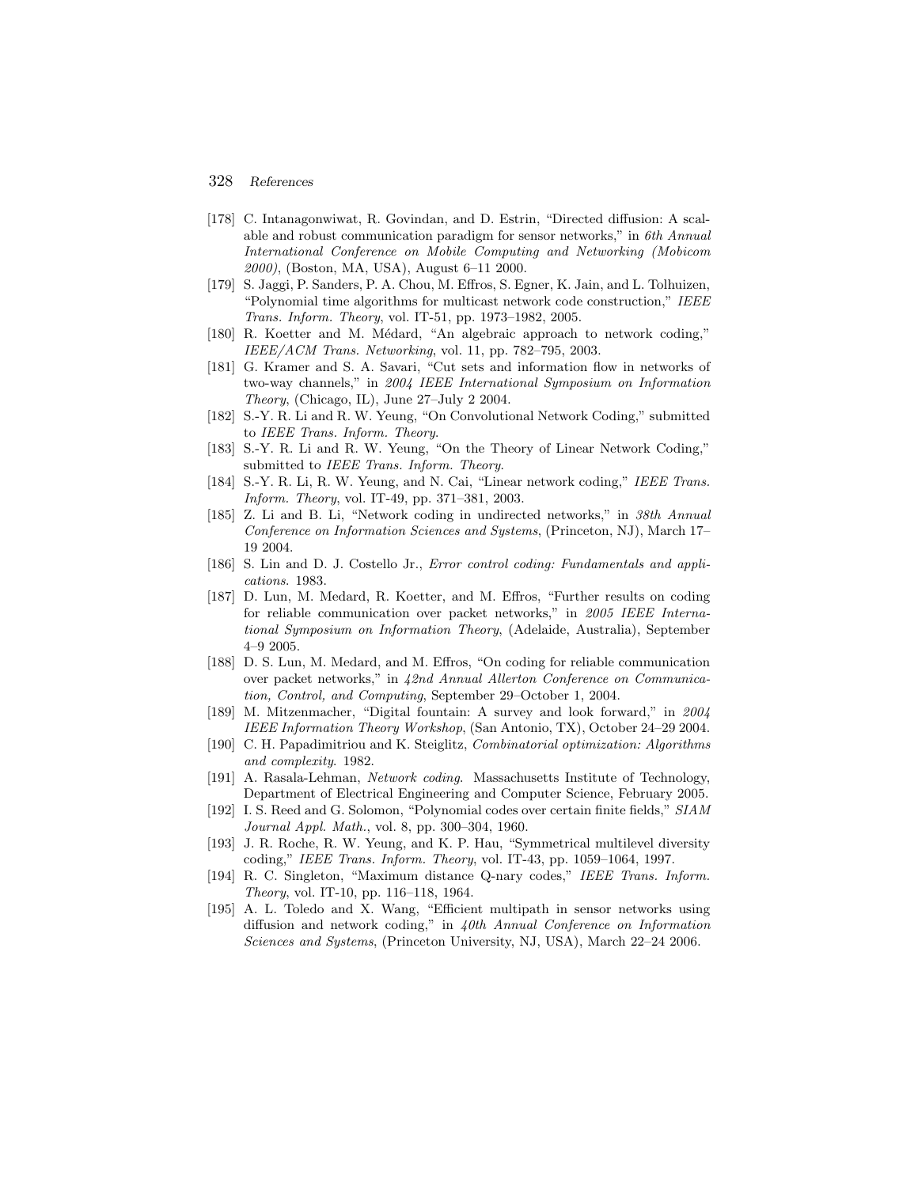[178] C. Intanagonwiwat, R. Govindan, and D. Estrin, "Directed diffusion: A scalable and robust communication paradigm for sensor networks," in *6th Annual International Conference on Mobile Computing and Networking (Mobicom 2000)*, (Boston, MA, USA), August 6–11 2000.

[179] S. Jaggi, P. Sanders, P. A. Chou, M. Effros, S. Egner, K. Jain, and L. Tolhuizen, "Polynomial time algorithms for multicast network code construction," *IEEE Trans. Inform. Theory*, vol. IT-51, pp. 1973–1982, 2005.

[180] R. Koetter and M. Médard, "An algebraic approach to network coding," *IEEE/ACM Trans. Networking*, vol. 11, pp. 782–795, 2003.

[181] G. Kramer and S. A. Savari, "Cut sets and information flow in networks of two-way channels," in *2004 IEEE International Symposium on Information Theory*, (Chicago, IL), June 27–July 2 2004.

[182] S.-Y. R. Li and R. W. Yeung, "On Convolutional Network Coding," submitted to *IEEE Trans. Inform. Theory*.

[183] S.-Y. R. Li and R. W. Yeung, "On the Theory of Linear Network Coding," submitted to *IEEE Trans. Inform. Theory*.

[184] S.-Y. R. Li, R. W. Yeung, and N. Cai, "Linear network coding," *IEEE Trans. Inform. Theory*, vol. IT-49, pp. 371–381, 2003.

[185] Z. Li and B. Li, "Network coding in undirected networks," in *38th Annual Conference on Information Sciences and Systems*, (Princeton, NJ), March 17–19 2004.

[186] S. Lin and D. J. Costello Jr., *Error control coding: Fundamentals and applications*. 1983.

[187] D. Lun, M. Medard, R. Koetter, and M. Effros, "Further results on coding for reliable communication over packet networks," in *2005 IEEE International Symposium on Information Theory*, (Adelaide, Australia), September 4–9 2005.

[188] D. S. Lun, M. Medard, and M. Effros, "On coding for reliable communication over packet networks," in *42nd Annual Allerton Conference on Communication, Control, and Computing*, September 29–October 1, 2004.

[189] M. Mitzenmacher, "Digital fountain: A survey and look forward," in *2004 IEEE Information Theory Workshop*, (San Antonio, TX), October 24–29 2004.

[190] C. H. Papadimitriou and K. Steiglitz, *Combinatorial optimization: Algorithms and complexity*. 1982.

[191] A. Rasala-Lehman, *Network coding*. Massachusetts Institute of Technology, Department of Electrical Engineering and Computer Science, February 2005.

[192] I. S. Reed and G. Solomon, "Polynomial codes over certain finite fields," *SIAM Journal Appl. Math.*, vol. 8, pp. 300–304, 1960.

[193] J. R. Roche, R. W. Yeung, and K. P. Hau, "Symmetrical multilevel diversity coding," *IEEE Trans. Inform. Theory*, vol. IT-43, pp. 1059–1064, 1997.

[194] R. C. Singleton, "Maximum distance Q-nary codes," *IEEE Trans. Inform. Theory*, vol. IT-10, pp. 116–118, 1964.

[195] A. L. Toledo and X. Wang, "Efficient multipath in sensor networks using diffusion and network coding," in *40th Annual Conference on Information Sciences and Systems*, (Princeton University, NJ, USA), March 22–24 2006.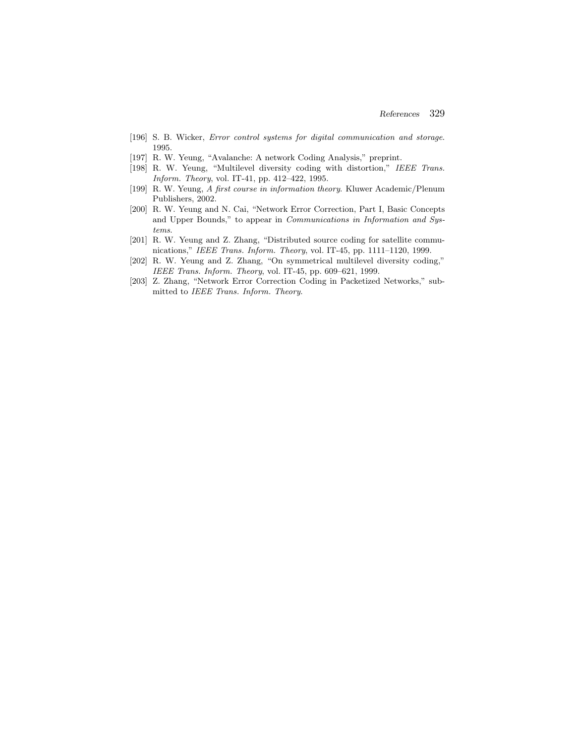[196] S. B. Wicker, *Error control systems for digital communication and storage*. 1995.

[197] R. W. Yeung, "Avalanche: A network Coding Analysis," preprint.

[198] R. W. Yeung, "Multilevel diversity coding with distortion," *IEEE Trans. Inform. Theory*, vol. IT-41, pp. 412–422, 1995.

[199] R. W. Yeung, *A first course in information theory*. Kluwer Academic/Plenum Publishers, 2002.

[200] R. W. Yeung and N. Cai, "Network Error Correction, Part I, Basic Concepts and Upper Bounds," to appear in *Communications in Information and Systems*.

[201] R. W. Yeung and Z. Zhang, "Distributed source coding for satellite communications," *IEEE Trans. Inform. Theory*, vol. IT-45, pp. 1111–1120, 1999.

[202] R. W. Yeung and Z. Zhang, "On symmetrical multilevel diversity coding," *IEEE Trans. Inform. Theory*, vol. IT-45, pp. 609–621, 1999.

[203] Z. Zhang, "Network Error Correction Coding in Packetized Networks," submitted to *IEEE Trans. Inform. Theory*.